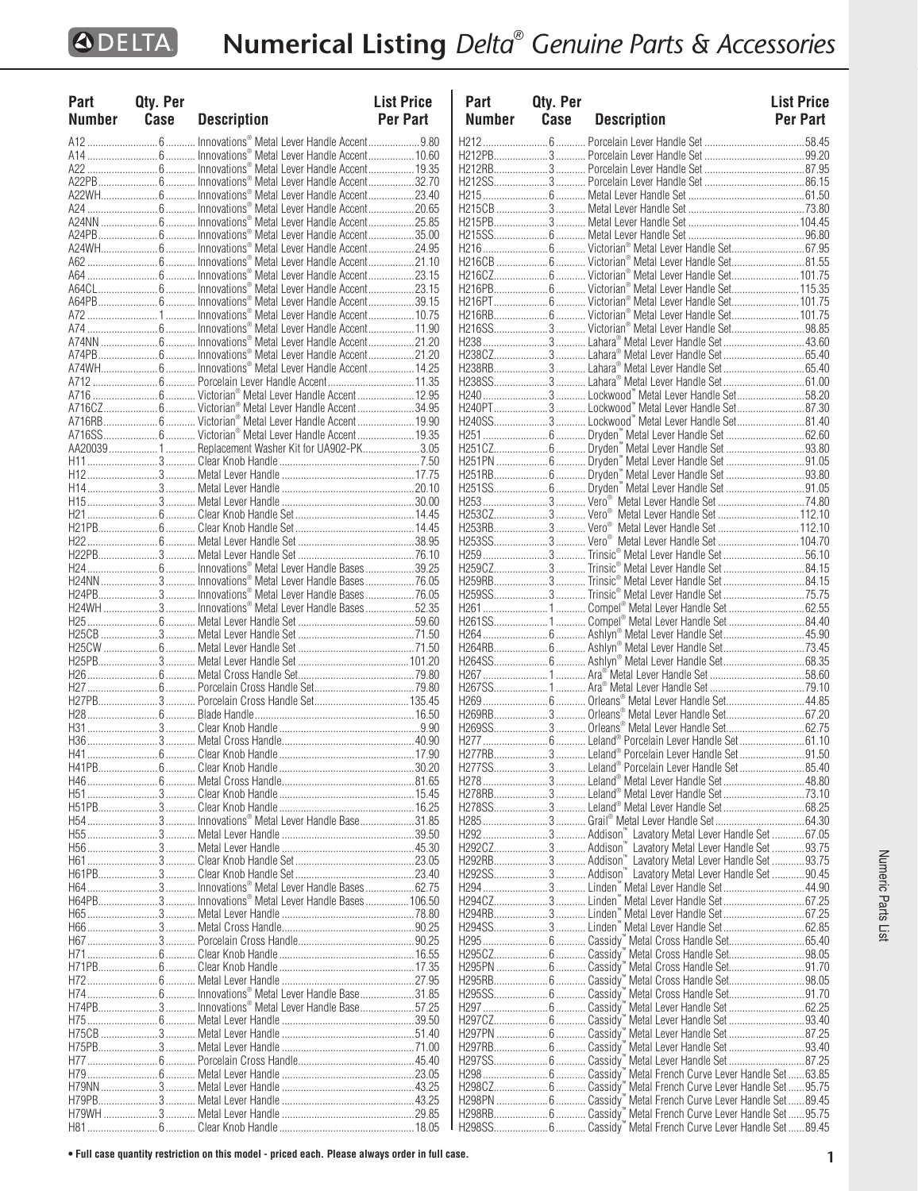# Numerical Listing *Delta® Genuine Parts & Accessories*

| Part Number | Qty. Per Case | Description | List Price Per Part |
|---|---|---|---|
| A12 | 6 | Innovations® Metal Lever Handle Accent | 9.80 |
| A14 | 6 | Innovations® Metal Lever Handle Accent | 10.60 |
| A22 | 6 | Innovations® Metal Lever Handle Accent | 19.35 |
| A22PB | 6 | Innovations® Metal Lever Handle Accent | 32.70 |
| A22WH | 6 | Innovations® Metal Lever Handle Accent | 23.40 |
| A24 | 6 | Innovations® Metal Lever Handle Accent | 20.65 |
| A24NN | 6 | Innovations® Metal Lever Handle Accent | 25.85 |
| A24PB | 6 | Innovations® Metal Lever Handle Accent | 35.00 |
| A24WH | 6 | Innovations® Metal Lever Handle Accent | 24.95 |
| A62 | 6 | Innovations® Metal Lever Handle Accent | 21.10 |
| A64 | 6 | Innovations® Metal Lever Handle Accent | 23.15 |
| A64CL | 6 | Innovations® Metal Lever Handle Accent | 23.15 |
| A64PB | 6 | Innovations® Metal Lever Handle Accent | 39.15 |
| A72 | 1 | Innovations® Metal Lever Handle Accent | 10.75 |
| A74 | 6 | Innovations® Metal Lever Handle Accent | 11.90 |
| A74NN | 6 | Innovations® Metal Lever Handle Accent | 21.20 |
| A74PB | 6 | Innovations® Metal Lever Handle Accent | 21.20 |
| A74WH | 6 | Innovations® Metal Lever Handle Accent | 14.25 |
| A712 | 6 | Porcelain Lever Handle Accent | 11.35 |
| A716 | 6 | Victorian® Metal Lever Handle Accent | 12.95 |
| A716CZ | 6 | Victorian® Metal Lever Handle Accent | 34.95 |
| A716RB | 6 | Victorian® Metal Lever Handle Accent | 19.90 |
| A716SS | 6 | Victorian® Metal Lever Handle Accent | 19.35 |
| AA20039 | 1 | Replacement Washer Kit for UA902-PK | 3.05 |
| H11 | 3 | Clear Knob Handle | 7.50 |
| H12 | 3 | Metal Lever Handle | 17.75 |
| H14 | 3 | Metal Lever Handle | 20.10 |
| H15 | 3 | Metal Lever Handle | 30.00 |
| H21 | 6 | Clear Knob Handle Set | 14.45 |
| H21PB | 6 | Clear Knob Handle Set | 14.45 |
| H22 | 6 | Metal Lever Handle Set | 38.95 |
| H22PB | 3 | Metal Lever Handle Set | 76.10 |
| H24 | 6 | Innovations® Metal Lever Handle Bases | 39.25 |
| H24NN | 3 | Innovations® Metal Lever Handle Bases | 76.05 |
| H24PB | 3 | Innovations® Metal Lever Handle Bases | 76.05 |
| H24WH | 3 | Innovations® Metal Lever Handle Bases | 52.35 |
| H25 | 6 | Metal Lever Handle Set | 59.60 |
| H25CB | 3 | Metal Lever Handle Set | 71.50 |
| H25CW | 6 | Metal Lever Handle Set | 71.50 |
| H25PB | 3 | Metal Lever Handle Set | 101.20 |
| H26 | 6 | Metal Cross Handle Set | 79.80 |
| H27 | 6 | Porcelain Cross Handle Set | 79.80 |
| H27PB | 3 | Porcelain Cross Handle Set | 135.45 |
| H28 | 6 | Blade Handle | 16.50 |
| H31 | 3 | Clear Knob Handle | 9.90 |
| H36 | 3 | Metal Cross Handle | 40.90 |
| H41 | 6 | Clear Knob Handle | 17.90 |
| H41PB | 6 | Clear Knob Handle | 30.20 |
| H46 | 6 | Metal Cross Handle | 81.65 |
| H51 | 3 | Clear Knob Handle | 15.45 |
| H51PB | 3 | Clear Knob Handle | 16.25 |
| H54 | 3 | Innovations® Metal Lever Handle Base | 31.85 |
| H55 | 3 | Metal Lever Handle | 39.50 |
| H56 | 3 | Metal Lever Handle | 45.30 |
| H61 | 3 | Clear Knob Handle Set | 23.05 |
| H61PB | 3 | Clear Knob Handle Set | 23.40 |
| H64 | 3 | Innovations® Metal Lever Handle Bases | 62.75 |
| H64PB | 3 | Innovations® Metal Lever Handle Bases | 106.50 |
| H65 | 3 | Metal Lever Handle | 78.80 |
| H66 | 3 | Metal Cross Handle | 90.25 |
| H67 | 3 | Porcelain Cross Handle | 90.25 |
| H71 | 6 | Clear Knob Handle | 16.55 |
| H71PB | 6 | Clear Knob Handle | 17.35 |
| H72 | 6 | Metal Lever Handle | 27.95 |
| H74 | 6 | Innovations® Metal Lever Handle Base | 31.85 |
| H74PB | 3 | Innovations® Metal Lever Handle Base | 57.25 |
| H75 | 6 | Metal Lever Handle | 39.50 |
| H75CB | 3 | Metal Lever Handle | 51.40 |
| H75PB | 3 | Metal Lever Handle | 71.00 |
| H77 | 6 | Porcelain Cross Handle | 45.40 |
| H79 | 6 | Metal Lever Handle | 23.05 |
| H79NN | 3 | Metal Lever Handle | 43.25 |
| H79PB | 3 | Metal Lever Handle | 43.25 |
| H79WH | 3 | Metal Lever Handle | 29.85 |
| H81 | 6 | Clear Knob Handle | 18.05 |
| H212 | 6 | Porcelain Lever Handle Set | 58.45 |
| H212PB | 3 | Porcelain Lever Handle Set | 99.20 |
| H212RB | 3 | Porcelain Lever Handle Set | 87.95 |
| H212SS | 3 | Porcelain Lever Handle Set | 86.15 |
| H215 | 6 | Metal Lever Handle Set | 61.50 |
| H215CB | 3 | Metal Lever Handle Set | 73.80 |
| H215PB | 3 | Metal Lever Handle Set | 104.45 |
| H215SS | 6 | Metal Lever Handle Set | 96.80 |
| H216 | 6 | Victorian® Metal Lever Handle Set | 67.95 |
| H216CB | 6 | Victorian® Metal Lever Handle Set | 81.55 |
| H216CZ | 6 | Victorian® Metal Lever Handle Set | 101.75 |
| H216PB | 6 | Victorian® Metal Lever Handle Set | 115.35 |
| H216PT | 6 | Victorian® Metal Lever Handle Set | 101.75 |
| H216RB | 6 | Victorian® Metal Lever Handle Set | 101.75 |
| H216SS | 3 | Victorian® Metal Lever Handle Set | 98.85 |
| H238 | 3 | Lahara® Metal Lever Handle Set | 43.60 |
| H238CZ | 3 | Lahara® Metal Lever Handle Set | 65.40 |
| H238RB | 3 | Lahara® Metal Lever Handle Set | 65.40 |
| H238SS | 3 | Lahara® Metal Lever Handle Set | 61.00 |
| H240 | 3 | Lockwood™ Metal Lever Handle Set | 58.20 |
| H240PT | 3 | Lockwood™ Metal Lever Handle Set | 87.30 |
| H240SS | 3 | Lockwood™ Metal Lever Handle Set | 81.40 |
| H251 | 6 | Dryden™ Metal Lever Handle Set | 62.60 |
| H251CZ | 6 | Dryden™ Metal Lever Handle Set | 93.80 |
| H251PN | 6 | Dryden™ Metal Lever Handle Set | 91.05 |
| H251RB | 6 | Dryden™ Metal Lever Handle Set | 93.80 |
| H251SS | 6 | Dryden™ Metal Lever Handle Set | 91.05 |
| H253 | 3 | Vero® Metal Lever Handle Set | 74.80 |
| H253CZ | 3 | Vero® Metal Lever Handle Set | 112.10 |
| H253RB | 3 | Vero® Metal Lever Handle Set | 112.10 |
| H253SS | 3 | Vero® Metal Lever Handle Set | 104.70 |
| H259 | 3 | Trinsic® Metal Lever Handle Set | 56.10 |
| H259CZ | 3 | Trinsic® Metal Lever Handle Set | 84.15 |
| H259RB | 3 | Trinsic® Metal Lever Handle Set | 84.15 |
| H259SS | 3 | Trinsic® Metal Lever Handle Set | 75.75 |
| H261 | 1 | Compel® Metal Lever Handle Set | 62.55 |
| H261SS | 1 | Compel® Metal Lever Handle Set | 84.40 |
| H264 | 6 | Ashlyn® Metal Lever Handle Set | 45.90 |
| H264RB | 6 | Ashlyn® Metal Lever Handle Set | 73.45 |
| H264SS | 6 | Ashlyn® Metal Lever Handle Set | 68.35 |
| H267 | 1 | Ara® Metal Lever Handle Set | 58.60 |
| H267SS | 1 | Ara® Metal Lever Handle Set | 79.10 |
| H269 | 6 | Orleans® Metal Lever Handle Set | 44.85 |
| H269RB | 3 | Orleans® Metal Lever Handle Set | 67.20 |
| H269SS | 3 | Orleans® Metal Lever Handle Set | 62.75 |
| H277 | 6 | Leland® Porcelain Lever Handle Set | 61.10 |
| H277RB | 3 | Leland® Porcelain Lever Handle Set | 91.50 |
| H277SS | 3 | Leland® Porcelain Lever Handle Set | 85.40 |
| H278 | 3 | Leland® Metal Lever Handle Set | 48.80 |
| H278RB | 3 | Leland® Metal Lever Handle Set | 73.10 |
| H278SS | 3 | Leland® Metal Lever Handle Set | 68.25 |
| H285 | 3 | Grail® Metal Lever Handle Set | 64.30 |
| H292 | 3 | Addison™ Lavatory Metal Lever Handle Set | 67.05 |
| H292CZ | 3 | Addison™ Lavatory Metal Lever Handle Set | 93.75 |
| H292RB | 3 | Addison™ Lavatory Metal Lever Handle Set | 93.75 |
| H292SS | 3 | Addison™ Lavatory Metal Lever Handle Set | 90.45 |
| H294 | 3 | Linden™ Metal Lever Handle Set | 44.90 |
| H294CZ | 3 | Linden™ Metal Lever Handle Set | 67.25 |
| H294RB | 3 | Linden™ Metal Lever Handle Set | 67.25 |
| H294SS | 3 | Linden™ Metal Lever Handle Set | 62.85 |
| H295 | 6 | Cassidy™ Metal Cross Handle Set | 65.40 |
| H295CZ | 6 | Cassidy™ Metal Cross Handle Set | 98.05 |
| H295PN | 6 | Cassidy™ Metal Cross Handle Set | 91.70 |
| H295RB | 6 | Cassidy™ Metal Cross Handle Set | 98.05 |
| H295SS | 6 | Cassidy™ Metal Cross Handle Set | 91.70 |
| H297 | 6 | Cassidy™ Metal Lever Handle Set | 62.25 |
| H297CZ | 6 | Cassidy™ Metal Lever Handle Set | 93.40 |
| H297PN | 6 | Cassidy™ Metal Lever Handle Set | 87.25 |
| H297RB | 6 | Cassidy™ Metal Lever Handle Set | 93.40 |
| H297SS | 6 | Cassidy™ Metal Lever Handle Set | 87.25 |
| H298 | 6 | Cassidy™ Metal French Curve Lever Handle Set | 63.85 |
| H298CZ | 6 | Cassidy™ Metal French Curve Lever Handle Set | 95.75 |
| H298PN | 6 | Cassidy™ Metal French Curve Lever Handle Set | 89.45 |
| H298RB | 6 | Cassidy™ Metal French Curve Lever Handle Set | 95.75 |
| H298SS | 6 | Cassidy™ Metal French Curve Lever Handle Set | 89.45 |

**• Full case quantity restriction on this model - priced each. Please always order in full case.**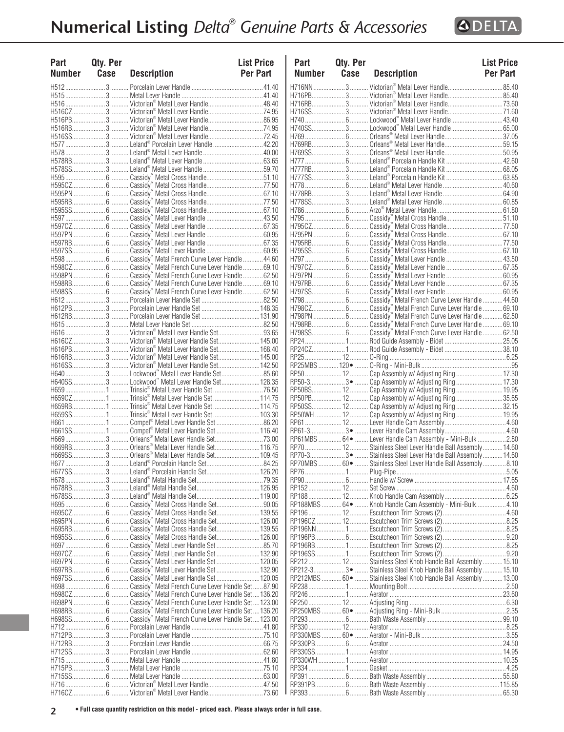# Numerical Listing *Delta® Genuine Parts & Accessories*

| Part Number | Qty. Per Case | Description | List Price Per Part |
|---|---|---|---|
| H512 | 3 | Porcelain Lever Handle | 41.40 |
| H515 | 3 | Metal Lever Handle | 41.40 |
| H516 | 3 | Victorian® Metal Lever Handle | 48.40 |
| H516CZ | 3 | Victorian® Metal Lever Handle | 74.95 |
| H516PB | 3 | Victorian® Metal Lever Handle | 86.95 |
| H516RB | 3 | Victorian® Metal Lever Handle | 74.95 |
| H516SS | 3 | Victorian® Metal Lever Handle | 72.45 |
| H577 | 3 | Leland® Porcelain Lever Handle | 42.20 |
| H578 | 3 | Leland® Metal Lever Handle | 40.00 |
| H578RB | 3 | Leland® Metal Lever Handle | 63.65 |
| H578SS | 3 | Leland® Metal Lever Handle | 59.70 |
| H595 | 6 | Cassidy™ Metal Cross Handle | 51.10 |
| H595CZ | 6 | Cassidy™ Metal Cross Handle | 77.50 |
| H595PN | 6 | Cassidy™ Metal Cross Handle | 67.10 |
| H595RB | 6 | Cassidy™ Metal Cross Handle | 77.50 |
| H595SS | 6 | Cassidy™ Metal Cross Handle | 67.10 |
| H597 | 6 | Cassidy™ Metal Lever Handle | 43.50 |
| H597CZ | 6 | Cassidy™ Metal Lever Handle | 67.35 |
| H597PN | 6 | Cassidy™ Metal Lever Handle | 60.95 |
| H597RB | 6 | Cassidy™ Metal Lever Handle | 67.35 |
| H597SS | 6 | Cassidy™ Metal Lever Handle | 60.95 |
| H598 | 6 | Cassidy™ Metal French Curve Lever Handle | 44.60 |
| H598CZ | 6 | Cassidy™ Metal French Curve Lever Handle | 69.10 |
| H598PN | 6 | Cassidy™ Metal French Curve Lever Handle | 62.50 |
| H598RB | 6 | Cassidy™ Metal French Curve Lever Handle | 69.10 |
| H598SS | 6 | Cassidy™ Metal French Curve Lever Handle | 62.50 |
| H612 | 3 | Porcelain Lever Handle Set | 82.50 |
| H612PB | 3 | Porcelain Lever Handle Set | 148.35 |
| H612RB | 3 | Porcelain Lever Handle Set | 131.90 |
| H615 | 3 | Metal Lever Handle Set | 82.50 |
| H616 | 3 | Victorian® Metal Lever Handle Set | 93.65 |
| H616CZ | 3 | Victorian® Metal Lever Handle Set | 145.00 |
| H616PB | 3 | Victorian® Metal Lever Handle Set | 168.40 |
| H616RB | 3 | Victorian® Metal Lever Handle Set | 145.00 |
| H616SS | 3 | Victorian® Metal Lever Handle Set | 142.50 |
| H640 | 3 | Lockwood™ Metal Lever Handle Set | 85.60 |
| H640SS | 3 | Lockwood™ Metal Lever Handle Set | 128.35 |
| H659 | 1 | Trinsic® Metal Lever Handle Set | 76.50 |
| H659CZ | 1 | Trinsic® Metal Lever Handle Set | 114.75 |
| H659RB | 1 | Trinsic® Metal Lever Handle Set | 114.75 |
| H659SS | 1 | Trinsic® Metal Lever Handle Set | 103.30 |
| H661 | 1 | Compel® Metal Lever Handle Set | 86.20 |
| H661SS | 1 | Compel® Metal Lever Handle Set | 116.40 |
| H669 | 3 | Orleans® Metal Lever Handle Set | 73.00 |
| H669RB | 3 | Orleans® Metal Lever Handle Set | 116.75 |
| H669SS | 3 | Orleans® Metal Lever Handle Set | 109.45 |
| H677 | 3 | Leland® Porcelain Handle Set | 84.25 |
| H677SS | 3 | Leland® Porcelain Handle Set | 126.20 |
| H678 | 3 | Leland® Metal Handle Set | 79.35 |
| H678RB | 3 | Leland® Metal Handle Set | 126.95 |
| H678SS | 3 | Leland® Metal Handle Set | 119.00 |
| H695 | 6 | Cassidy™ Metal Cross Handle Set | 90.05 |
| H695CZ | 6 | Cassidy™ Metal Cross Handle Set | 139.55 |
| H695PN | 6 | Cassidy™ Metal Cross Handle Set | 126.00 |
| H695RB | 6 | Cassidy™ Metal Cross Handle Set | 139.55 |
| H695SS | 6 | Cassidy™ Metal Cross Handle Set | 126.00 |
| H697 | 6 | Cassidy™ Metal Lever Handle Set | 85.70 |
| H697CZ | 6 | Cassidy™ Metal Lever Handle Set | 132.90 |
| H697PN | 6 | Cassidy™ Metal Lever Handle Set | 120.05 |
| H697RB | 6 | Cassidy™ Metal Lever Handle Set | 132.90 |
| H697SS | 6 | Cassidy™ Metal Lever Handle Set | 120.05 |
| H698 | 6 | Cassidy™ Metal French Curve Lever Handle Set | 87.90 |
| H698CZ | 6 | Cassidy™ Metal French Curve Lever Handle Set | 136.20 |
| H698PN | 6 | Cassidy™ Metal French Curve Lever Handle Set | 123.00 |
| H698RB | 6 | Cassidy™ Metal French Curve Lever Handle Set | 136.20 |
| H698SS | 6 | Cassidy™ Metal French Curve Lever Handle Set | 123.00 |
| H712 | 6 | Porcelain Lever Handle | 41.80 |
| H712PB | 3 | Porcelain Lever Handle | 75.10 |
| H712RB | 3 | Porcelain Lever Handle | 66.75 |
| H712SS | 3 | Porcelain Lever Handle | 62.60 |
| H715 | 6 | Metal Lever Handle | 41.80 |
| H715PB | 3 | Metal Lever Handle | 75.10 |
| H715SS | 6 | Metal Lever Handle | 63.00 |
| H716 | 6 | Victorian® Metal Lever Handle | 47.50 |
| H716CZ | 6 | Victorian® Metal Lever Handle | 73.60 |
| H716NN | 3 | Victorian® Metal Lever Handle | 85.40 |
| H716PB | 3 | Victorian® Metal Lever Handle | 85.40 |
| H716RB | 3 | Victorian® Metal Lever Handle | 73.60 |
| H716SS | 3 | Victorian® Metal Lever Handle | 71.60 |
| H740 | 6 | Lockwood™ Metal Lever Handle | 43.40 |
| H740SS | 3 | Lockwood™ Metal Lever Handle | 65.00 |
| H769 | 6 | Orleans® Metal Lever Handle | 37.05 |
| H769RB | 3 | Orleans® Metal Lever Handle | 59.15 |
| H769SS | 3 | Orleans® Metal Lever Handle | 50.95 |
| H777 | 6 | Leland® Porcelain Handle Kit | 42.60 |
| H777RB | 3 | Leland® Porcelain Handle Kit | 68.05 |
| H777SS | 3 | Leland® Porcelain Handle Kit | 63.85 |
| H778 | 6 | Leland® Metal Lever Handle | 40.60 |
| H778RB | 3 | Leland® Metal Lever Handle | 64.90 |
| H778SS | 3 | Leland® Metal Lever Handle | 60.85 |
| H786 | 6 | Arzo® Metal Lever Handle | 61.80 |
| H795 | 6 | Cassidy™ Metal Cross Handle | 51.10 |
| H795CZ | 6 | Cassidy™ Metal Cross Handle | 77.50 |
| H795PN | 6 | Cassidy™ Metal Cross Handle | 67.10 |
| H795RB | 6 | Cassidy™ Metal Cross Handle | 77.50 |
| H795SS | 6 | Cassidy™ Metal Cross Handle | 67.10 |
| H797 | 6 | Cassidy™ Metal Lever Handle | 43.50 |
| H797CZ | 6 | Cassidy™ Metal Lever Handle | 67.35 |
| H797PN | 6 | Cassidy™ Metal Lever Handle | 60.95 |
| H797RB | 6 | Cassidy™ Metal Lever Handle | 67.35 |
| H797SS | 6 | Cassidy™ Metal Lever Handle | 60.95 |
| H798 | 6 | Cassidy™ Metal French Curve Lever Handle | 44.60 |
| H798CZ | 6 | Cassidy™ Metal French Curve Lever Handle | 69.10 |
| H798PN | 6 | Cassidy™ Metal French Curve Lever Handle | 62.50 |
| H798RB | 6 | Cassidy™ Metal French Curve Lever Handle | 69.10 |
| H798SS | 6 | Cassidy™ Metal French Curve Lever Handle | 62.50 |
| RP24 | 1 | Rod Guide Assembly - Bidet | 25.05 |
| RP24CZ | 1 | Rod Guide Assembly - Bidet | 38.10 |
| RP25 | 12 | O-Ring | 6.25 |
| RP25MBS | 120• | O-Ring - Mini-Bulk | .95 |
| RP50 | 12 | Cap Assembly w/ Adjusting Ring | 17.30 |
| RP50-3 | 3• | Cap Assembly w/ Adjusting Ring | 17.30 |
| RP50BS | 12 | Cap Assembly w/ Adjusting Ring | 19.95 |
| RP50PB | 12 | Cap Assembly w/ Adjusting Ring | 35.65 |
| RP50SS | 12 | Cap Assembly w/ Adjusting Ring | 32.15 |
| RP50WH | 12 | Cap Assembly w/ Adjusting Ring | 19.95 |
| RP61 | 12 | Lever Handle Cam Assembly | 4.60 |
| RP61-3 | 3• | Lever Handle Cam Assembly | 4.60 |
| RP61MBS | 64• | Lever Handle Cam Assembly - Mini-Bulk | 2.80 |
| RP70 | 12 | Stainless Steel Lever Handle Ball Assembly | 14.60 |
| RP70-3 | 3• | Stainless Steel Lever Handle Ball Assembly | 14.60 |
| RP70MBS | 60• | Stainless Steel Lever Handle Ball Assembly | 8.10 |
| RP76 | 1 | Plug-Pipe | 5.05 |
| RP90 | 6 | Handle w/ Screw | 17.65 |
| RP152 | 12 | Set Screw | 4.60 |
| RP188 | 12 | Knob Handle Cam Assembly | 6.25 |
| RP188MBS | 64• | Knob Handle Cam Assembly - Mini-Bulk | 4.10 |
| RP196 | 12 | Escutcheon Trim Screws (2) | 4.60 |
| RP196CZ | 12 | Escutcheon Trim Screws (2) | 8.25 |
| RP196NN | 1 | Escutcheon Trim Screws (2) | 8.25 |
| RP196PB | 6 | Escutcheon Trim Screws (2) | 9.20 |
| RP196RB | 1 | Escutcheon Trim Screws (2) | 8.25 |
| RP196SS | 1 | Escutcheon Trim Screws (2) | 9.20 |
| RP212 | 12 | Stainless Steel Knob Handle Ball Assembly | 15.10 |
| RP212-3 | 3• | Stainless Steel Knob Handle Ball Assembly | 15.10 |
| RP212MBS | 60• | Stainless Steel Knob Handle Ball Assembly | 13.00 |
| RP238 | 1 | Mounting Bolt | 2.50 |
| RP246 | 1 | Aerator | 23.60 |
| RP250 | 12 | Adjusting Ring | 6.30 |
| RP250MBS | 60• | Adjusting Ring - Mini-Bulk | 2.35 |
| RP293 | 6 | Bath Waste Assembly | 99.10 |
| RP330 | 12 | Aerator | 8.25 |
| RP330MBS | 60• | Aerator - Mini-Bulk | 3.55 |
| RP330PB | 6 | Aerator | 24.50 |
| RP330SS | 1 | Aerator | 14.95 |
| RP330WH | 1 | Aerator | 10.35 |
| RP334 | 1 | Gasket | 4.25 |
| RP391 | 6 | Bath Waste Assembly | 55.80 |
| RP391PB | 6 | Bath Waste Assembly | 115.85 |
| RP393 | 6 | Bath Waste Assembly | 65.30 |

**• Full case quantity restriction on this model - priced each. Please always order in full case.**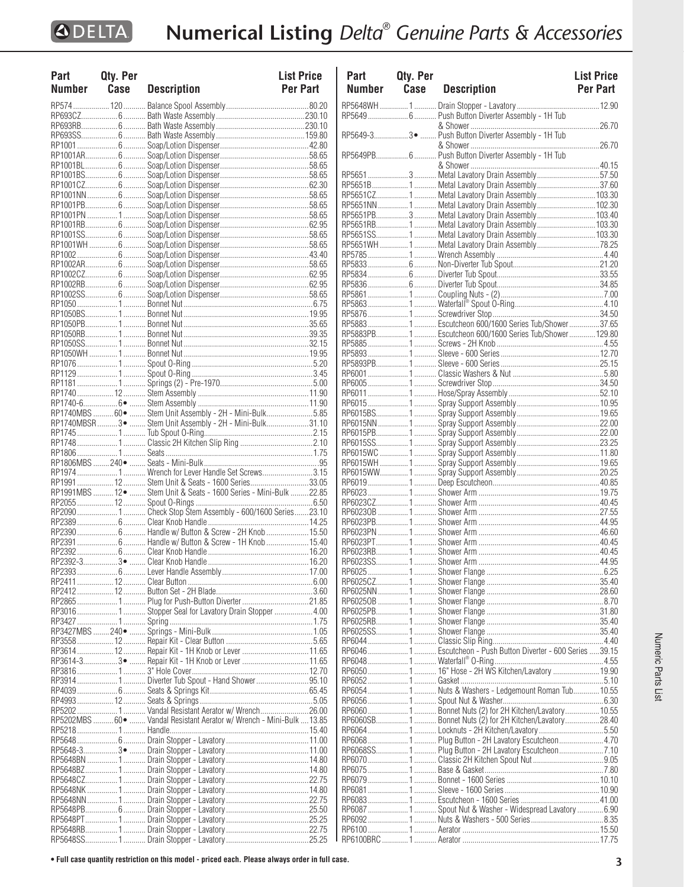# Numerical Listing *Delta® Genuine Parts & Accessories*

| Part Number | Qty. Per Case | Description | List Price Per Part |
|---|---|---|---|
| RP574 | 120 | Balance Spool Assembly | 80.20 |
| RP693CZ | 6 | Bath Waste Assembly | 230.10 |
| RP693RB | 6 | Bath Waste Assembly | 230.10 |
| RP693SS | 6 | Bath Waste Assembly | 159.80 |
| RP1001 | 6 | Soap/Lotion Dispenser | 42.80 |
| RP1001AR | 6 | Soap/Lotion Dispenser | 58.65 |
| RP1001BL | 6 | Soap/Lotion Dispenser | 58.65 |
| RP1001BS | 6 | Soap/Lotion Dispenser | 58.65 |
| RP1001CZ | 6 | Soap/Lotion Dispenser | 62.30 |
| RP1001NN | 6 | Soap/Lotion Dispenser | 58.65 |
| RP1001PB | 6 | Soap/Lotion Dispenser | 58.65 |
| RP1001PN | 1 | Soap/Lotion Dispenser | 58.65 |
| RP1001RB | 6 | Soap/Lotion Dispenser | 62.95 |
| RP1001SS | 6 | Soap/Lotion Dispenser | 58.65 |
| RP1001WH | 6 | Soap/Lotion Dispenser | 58.65 |
| RP1002 | 6 | Soap/Lotion Dispenser | 43.40 |
| RP1002AR | 6 | Soap/Lotion Dispenser | 58.65 |
| RP1002CZ | 6 | Soap/Lotion Dispenser | 62.95 |
| RP1002RB | 6 | Soap/Lotion Dispenser | 62.95 |
| RP1002SS | 6 | Soap/Lotion Dispenser | 58.65 |
| RP1050 | 1 | Bonnet Nut | 6.75 |
| RP1050BS | 1 | Bonnet Nut | 19.95 |
| RP1050PB | 1 | Bonnet Nut | 35.65 |
| RP1050RB | 1 | Bonnet Nut | 39.35 |
| RP1050SS | 1 | Bonnet Nut | 32.15 |
| RP1050WH | 1 | Bonnet Nut | 19.95 |
| RP1076 | 1 | Spout O-Ring | 5.20 |
| RP1129 | 1 | Spout O-Ring | 3.45 |
| RP1181 | 1 | Springs (2) - Pre-1970 | 5.00 |
| RP1740 | 12 | Stem Assembly | 11.90 |
| RP1740-6 | 6• | Stem Assembly | 11.90 |
| RP1740MBS | 60• | Stem Unit Assembly - 2H - Mini-Bulk | 5.85 |
| RP1740MBSR | 3• | Stem Unit Assembly - 2H - Mini-Bulk | 31.10 |
| RP1745 | 1 | Tub Spout O-Ring | 2.15 |
| RP1748 | 1 | Classic 2H Kitchen Slip Ring | 2.10 |
| RP1806 | 1 | Seats | 1.75 |
| RP1806MBS | 240• | Seats - Mini-Bulk | .95 |
| RP1974 | 1 | Wrench for Lever Handle Set Screws | 3.15 |
| RP1991 | 12 | Stem Unit & Seats - 1600 Series | 33.05 |
| RP1991MBS | 12• | Stem Unit & Seats - 1600 Series - Mini-Bulk | 22.85 |
| RP2055 | 12 | Spout O-Rings | 6.50 |
| RP2090 | 1 | Check Stop Stem Assembly - 600/1600 Series | 23.10 |
| RP2389 | 6 | Clear Knob Handle | 14.25 |
| RP2390 | 6 | Handle w/ Button & Screw - 2H Knob | 15.50 |
| RP2391 | 6 | Handle w/ Button & Screw - 1H Knob | 15.40 |
| RP2392 | 6 | Clear Knob Handle | 16.20 |
| RP2392-3 | 3• | Clear Knob Handle | 16.20 |
| RP2393 | 6 | Lever Handle Assembly | 17.00 |
| RP2411 | 12 | Clear Button | 6.00 |
| RP2412 | 12 | Button Set - 2H Blade | 3.60 |
| RP2865 | 1 | Plug for Push-Button Diverter | 21.85 |
| RP3016 | 1 | Stopper Seal for Lavatory Drain Stopper | 4.00 |
| RP3427 | 1 | Spring | 1.75 |
| RP3427MBS | 240• | Springs - Mini-Bulk | 1.05 |
| RP3558 | 12 | Repair Kit - Clear Button | 5.65 |
| RP3614 | 12 | Repair Kit - 1H Knob or Lever | 11.65 |
| RP3614-3 | 3• | Repair Kit - 1H Knob or Lever | 11.65 |
| RP3816 | 1 | 3" Hole Cover | 12.70 |
| RP3914 | 1 | Diverter Tub Spout - Hand Shower | 95.10 |
| RP4039 | 6 | Seats & Springs Kit | 65.45 |
| RP4993 | 12 | Seats & Springs | 5.05 |
| RP5202 | 1 | Vandal Resistant Aerator w/ Wrench | 26.00 |
| RP5202MBS | 60• | Vandal Resistant Aerator w/ Wrench - Mini-Bulk | 13.85 |
| RP5218 | 1 | Handle | 15.40 |
| RP5648 | 6 | Drain Stopper - Lavatory | 11.00 |
| RP5648-3 | 3• | Drain Stopper - Lavatory | 11.00 |
| RP5648BN | 1 | Drain Stopper - Lavatory | 14.80 |
| RP5648BZ | 1 | Drain Stopper - Lavatory | 14.80 |
| RP5648CZ | 1 | Drain Stopper - Lavatory | 22.75 |
| RP5648NK | 1 | Drain Stopper - Lavatory | 14.80 |
| RP5648NN | 1 | Drain Stopper - Lavatory | 22.75 |
| RP5648PB | 6 | Drain Stopper - Lavatory | 25.50 |
| RP5648PT | 1 | Drain Stopper - Lavatory | 25.25 |
| RP5648RB | 1 | Drain Stopper - Lavatory | 22.75 |
| RP5648SS | 1 | Drain Stopper - Lavatory | 25.25 |
| RP5648WH | 1 | Drain Stopper - Lavatory | 12.90 |
| RP5649 | 6 | Push Button Diverter Assembly - 1H Tub & Shower | 26.70 |
| RP5649-3 | 3• | Push Button Diverter Assembly - 1H Tub & Shower | 26.70 |
| RP5649PB | 6 | Push Button Diverter Assembly - 1H Tub & Shower | 40.15 |
| RP5651 | 3 | Metal Lavatory Drain Assembly | 57.50 |
| RP5651B | 1 | Metal Lavatory Drain Assembly | 37.60 |
| RP5651CZ | 1 | Metal Lavatory Drain Assembly | 103.30 |
| RP5651NN | 1 | Metal Lavatory Drain Assembly | 102.30 |
| RP5651PB | 3 | Metal Lavatory Drain Assembly | 103.40 |
| RP5651RB | 1 | Metal Lavatory Drain Assembly | 103.30 |
| RP5651SS | 1 | Metal Lavatory Drain Assembly | 103.30 |
| RP5651WH | 1 | Metal Lavatory Drain Assembly | 78.25 |
| RP5785 | 1 | Wrench Assembly | 4.40 |
| RP5833 | 6 | Non-Diverter Tub Spout | 21.20 |
| RP5834 | 6 | Diverter Tub Spout | 33.55 |
| RP5836 | 6 | Diverter Tub Spout | 34.85 |
| RP5861 | 1 | Coupling Nuts - (2) | 7.00 |
| RP5863 | 1 | Waterfall® Spout O-Ring | 4.10 |
| RP5876 | 1 | Screwdriver Stop | 34.50 |
| RP5883 | 1 | Escutcheon 600/1600 Series Tub/Shower | 37.65 |
| RP5883PB | 1 | Escutcheon 600/1600 Series Tub/Shower | 129.80 |
| RP5885 | 1 | Screws - 2H Knob | 4.55 |
| RP5893 | 1 | Sleeve - 600 Series | 12.70 |
| RP5893PB | 1 | Sleeve - 600 Series | 25.15 |
| RP6001 | 1 | Classic Washers & Nut | 5.80 |
| RP6005 | 1 | Screwdriver Stop | 34.50 |
| RP6011 | 1 | Hose/Spray Assembly | 52.10 |
| RP6015 | 1 | Spray Support Assembly | 10.95 |
| RP6015BS | 1 | Spray Support Assembly | 19.65 |
| RP6015NN | 1 | Spray Support Assembly | 22.00 |
| RP6015PB | 1 | Spray Support Assembly | 22.00 |
| RP6015SS | 1 | Spray Support Assembly | 23.25 |
| RP6015WC | 1 | Spray Support Assembly | 11.80 |
| RP6015WH | 1 | Spray Support Assembly | 19.65 |
| RP6015WW | 1 | Spray Support Assembly | 20.25 |
| RP6019 | 1 | Deep Escutcheon | 40.85 |
| RP6023 | 1 | Shower Arm | 19.75 |
| RP6023CZ | 1 | Shower Arm | 40.45 |
| RP6023OB | 1 | Shower Arm | 27.55 |
| RP6023PB | 1 | Shower Arm | 44.95 |
| RP6023PN | 1 | Shower Arm | 46.60 |
| RP6023PT | 1 | Shower Arm | 40.45 |
| RP6023RB | 1 | Shower Arm | 40.45 |
| RP6023SS | 1 | Shower Arm | 44.95 |
| RP6025 | 1 | Shower Flange | 6.25 |
| RP6025CZ | 1 | Shower Flange | 35.40 |
| RP6025NN | 1 | Shower Flange | 28.60 |
| RP6025OB | 1 | Shower Flange | 8.70 |
| RP6025PB | 1 | Shower Flange | 31.80 |
| RP6025RB | 1 | Shower Flange | 35.40 |
| RP6025SS | 1 | Shower Flange | 35.40 |
| RP6044 | 1 | Classic Slip Ring | 4.40 |
| RP6046 | 1 | Escutcheon - Push Button Diverter - 600 Series | 39.15 |
| RP6048 | 1 | Waterfall® O-Ring | 4.55 |
| RP6050 | 1 | 16" Hose - 2H WS Kitchen/Lavatory | 19.90 |
| RP6052 | 1 | Gasket | 5.10 |
| RP6054 | 1 | Nuts & Washers - Ledgemount Roman Tub | 10.55 |
| RP6056 | 1 | Spout Nut & Washer | 6.30 |
| RP6060 | 1 | Bonnet Nuts (2) for 2H Kitchen/Lavatory | 10.55 |
| RP6060SB | 1 | Bonnet Nuts (2) for 2H Kitchen/Lavatory | 28.40 |
| RP6064 | 1 | Locknuts - 2H Kitchen/Lavatory | 5.50 |
| RP6068 | 1 | Plug Button - 2H Lavatory Escutcheon | 4.70 |
| RP6068SS | 1 | Plug Button - 2H Lavatory Escutcheon | 7.10 |
| RP6070 | 1 | Classic 2H Kitchen Spout Nut | 9.05 |
| RP6075 | 1 | Base & Gasket | 7.80 |
| RP6079 | 1 | Bonnet - 1600 Series | 10.10 |
| RP6081 | 1 | Sleeve - 1600 Series | 10.90 |
| RP6083 | 1 | Escutcheon - 1600 Series | 41.00 |
| RP6087 | 1 | Spout Nut & Washer - Widespread Lavatory | 6.90 |
| RP6092 | 1 | Nuts & Washers - 500 Series | 8.35 |
| RP6100 | 1 | Aerator | 15.50 |
| RP6100BRC | 1 | Aerator | 17.75 |

**• Full case quantity restriction on this model - priced each. Please always order in full case.**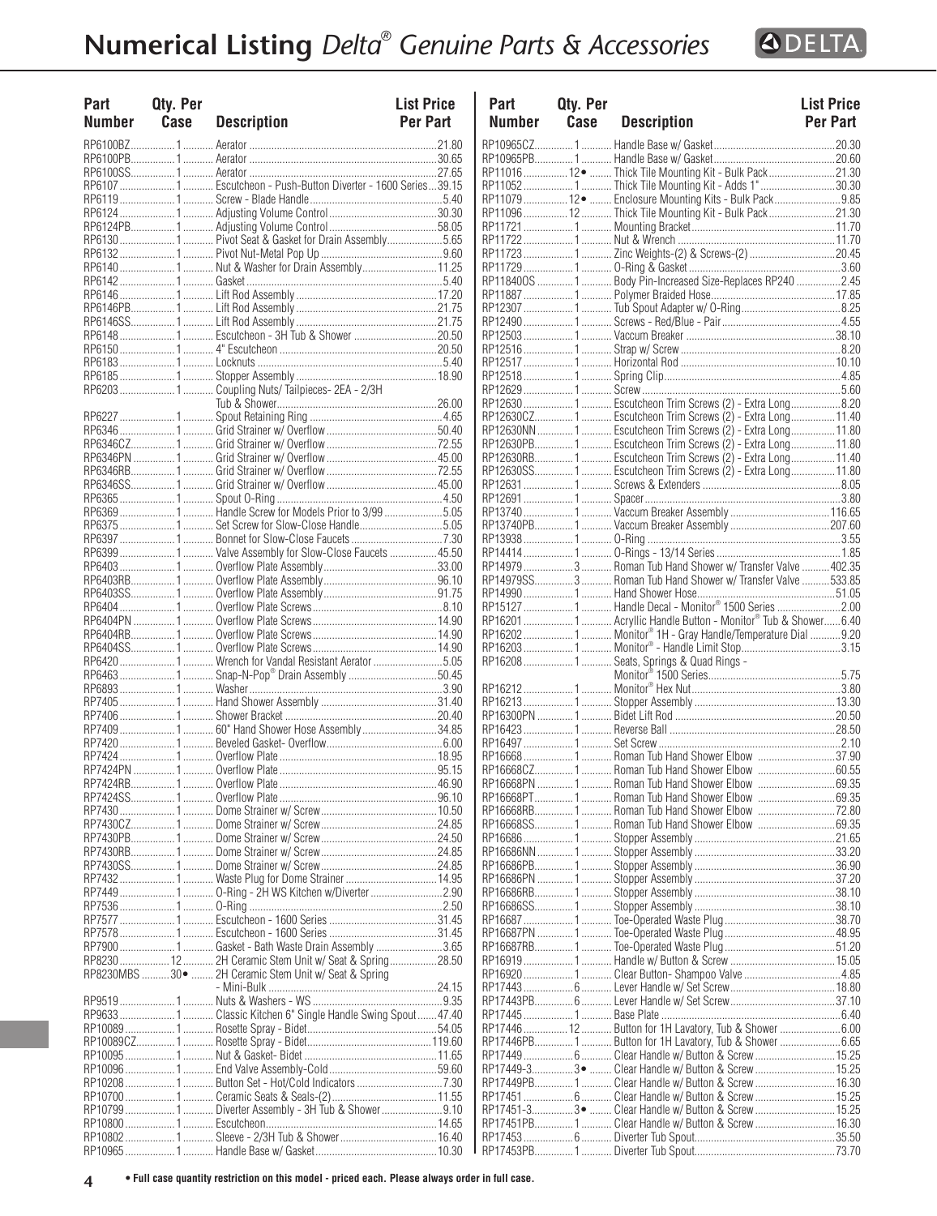# Numerical Listing *Delta® Genuine Parts & Accessories*

| Part Number | Qty. Per Case | Description | List Price Per Part |
|---|---|---|---|
| RP6100BZ | 1 | Aerator | 21.80 |
| RP6100PB | 1 | Aerator | 30.65 |
| RP6100SS | 1 | Aerator | 27.65 |
| RP6107 | 1 | Escutcheon - Push-Button Diverter - 1600 Series | 39.15 |
| RP6119 | 1 | Screw - Blade Handle | 5.40 |
| RP6124 | 1 | Adjusting Volume Control | 30.30 |
| RP6124PB | 1 | Adjusting Volume Control | 58.05 |
| RP6130 | 1 | Pivot Seat & Gasket for Drain Assembly | 5.65 |
| RP6132 | 1 | Pivot Nut-Metal Pop Up | 9.60 |
| RP6140 | 1 | Nut & Washer for Drain Assembly | 11.25 |
| RP6142 | 1 | Gasket | 5.40 |
| RP6146 | 1 | Lift Rod Assembly | 17.20 |
| RP6146PB | 1 | Lift Rod Assembly | 21.75 |
| RP6146SS | 1 | Lift Rod Assembly | 21.75 |
| RP6148 | 1 | Escutcheon - 3H Tub & Shower | 20.50 |
| RP6150 | 1 | 4" Escutcheon | 20.50 |
| RP6183 | 1 | Locknuts | 5.40 |
| RP6185 | 1 | Stopper Assembly | 18.90 |
| RP6203 | 1 | Coupling Nuts/ Tailpieces- 2EA - 2/3H Tub & Shower | 26.00 |
| RP6227 | 1 | Spout Retaining Ring | 4.65 |
| RP6346 | 1 | Grid Strainer w/ Overflow | 50.40 |
| RP6346CZ | 1 | Grid Strainer w/ Overflow | 72.55 |
| RP6346PN | 1 | Grid Strainer w/ Overflow | 45.00 |
| RP6346RB | 1 | Grid Strainer w/ Overflow | 72.55 |
| RP6346SS | 1 | Grid Strainer w/ Overflow | 45.00 |
| RP6365 | 1 | Spout O-Ring | 4.50 |
| RP6369 | 1 | Handle Screw for Models Prior to 3/99 | 5.05 |
| RP6375 | 1 | Set Screw for Slow-Close Handle | 5.05 |
| RP6397 | 1 | Bonnet for Slow-Close Faucets | 7.30 |
| RP6399 | 1 | Valve Assembly for Slow-Close Faucets | 45.50 |
| RP6403 | 1 | Overflow Plate Assembly | 33.00 |
| RP6403RB | 1 | Overflow Plate Assembly | 96.10 |
| RP6403SS | 1 | Overflow Plate Assembly | 91.75 |
| RP6404 | 1 | Overflow Plate Screws | 8.10 |
| RP6404PN | 1 | Overflow Plate Screws | 14.90 |
| RP6404RB | 1 | Overflow Plate Screws | 14.90 |
| RP6404SS | 1 | Overflow Plate Screws | 14.90 |
| RP6420 | 1 | Wrench for Vandal Resistant Aerator | 5.05 |
| RP6463 | 1 | Snap-N-Pop® Drain Assembly | 50.45 |
| RP6893 | 1 | Washer | 3.90 |
| RP7405 | 1 | Hand Shower Assembly | 31.40 |
| RP7406 | 1 | Shower Bracket | 20.40 |
| RP7409 | 1 | 60" Hand Shower Hose Assembly | 34.85 |
| RP7420 | 1 | Beveled Gasket- Overflow | 6.00 |
| RP7424 | 1 | Overflow Plate | 18.95 |
| RP7424PN | 1 | Overflow Plate | 95.15 |
| RP7424RB | 1 | Overflow Plate | 46.90 |
| RP7424SS | 1 | Overflow Plate | 96.10 |
| RP7430 | 1 | Dome Strainer w/ Screw | 10.50 |
| RP7430CZ | 1 | Dome Strainer w/ Screw | 24.85 |
| RP7430PB | 1 | Dome Strainer w/ Screw | 24.50 |
| RP7430RB | 1 | Dome Strainer w/ Screw | 24.85 |
| RP7430SS | 1 | Dome Strainer w/ Screw | 24.85 |
| RP7432 | 1 | Waste Plug for Dome Strainer | 14.95 |
| RP7449 | 1 | O-Ring - 2H WS Kitchen w/Diverter | 2.90 |
| RP7536 | 1 | O-Ring | 2.50 |
| RP7577 | 1 | Escutcheon - 1600 Series | 31.45 |
| RP7578 | 1 | Escutcheon - 1600 Series | 31.45 |
| RP7900 | 1 | Gasket - Bath Waste Drain Assembly | 3.65 |
| RP8230 | 12 | 2H Ceramic Stem Unit w/ Seat & Spring | 28.50 |
| RP8230MBS | 30• | 2H Ceramic Stem Unit w/ Seat & Spring - Mini-Bulk | 24.15 |
| RP9519 | 1 | Nuts & Washers - WS | 9.35 |
| RP9633 | 1 | Classic Kitchen 6" Single Handle Swing Spout | 47.40 |
| RP10089 | 1 | Rosette Spray - Bidet | 54.05 |
| RP10089CZ | 1 | Rosette Spray - Bidet | 119.60 |
| RP10095 | 1 | Nut & Gasket- Bidet | 11.65 |
| RP10096 | 1 | End Valve Assembly-Cold | 59.60 |
| RP10208 | 1 | Button Set - Hot/Cold Indicators | 7.30 |
| RP10700 | 1 | Ceramic Seats & Seals-(2) | 11.55 |
| RP10799 | 1 | Diverter Assembly - 3H Tub & Shower | 9.10 |
| RP10800 | 1 | Escutcheon | 14.65 |
| RP10802 | 1 | Sleeve - 2/3H Tub & Shower | 16.40 |
| RP10965 | 1 | Handle Base w/ Gasket | 10.30 |
| RP10965CZ | 1 | Handle Base w/ Gasket | 20.30 |
| RP10965PB | 1 | Handle Base w/ Gasket | 20.60 |
| RP11016 | 12• | Thick Tile Mounting Kit - Bulk Pack | 21.30 |
| RP11052 | 1 | Thick Tile Mounting Kit - Adds 1" | 30.30 |
| RP11079 | 12• | Enclosure Mounting Kits - Bulk Pack | 9.85 |
| RP11096 | 12 | Thick Tile Mounting Kit - Bulk Pack | 21.30 |
| RP11721 | 1 | Mounting Bracket | 11.70 |
| RP11722 | 1 | Nut & Wrench | 11.70 |
| RP11723 | 1 | Zinc Weights-(2) & Screws-(2) | 20.45 |
| RP11729 | 1 | O-Ring & Gasket | 3.60 |
| RP11840OS | 1 | Body Pin-Increased Size-Replaces RP240 | 2.45 |
| RP11887 | 1 | Polymer Braided Hose | 17.85 |
| RP12307 | 1 | Tub Spout Adapter w/ O-Ring | 8.25 |
| RP12490 | 1 | Screws - Red/Blue - Pair | 4.55 |
| RP12503 | 1 | Vaccum Breaker | 38.10 |
| RP12516 | 1 | Strap w/ Screw | 8.20 |
| RP12517 | 1 | Horizontal Rod | 10.10 |
| RP12518 | 1 | Spring Clip | 4.85 |
| RP12629 | 1 | Screw | 5.60 |
| RP12630 | 1 | Escutcheon Trim Screws (2) - Extra Long | 8.20 |
| RP12630CZ | 1 | Escutcheon Trim Screws (2) - Extra Long | 11.40 |
| RP12630NN | 1 | Escutcheon Trim Screws (2) - Extra Long | 11.80 |
| RP12630PB | 1 | Escutcheon Trim Screws (2) - Extra Long | 11.80 |
| RP12630RB | 1 | Escutcheon Trim Screws (2) - Extra Long | 11.40 |
| RP12630SS | 1 | Escutcheon Trim Screws (2) - Extra Long | 11.80 |
| RP12631 | 1 | Screws & Extenders | 8.05 |
| RP12691 | 1 | Spacer | 3.80 |
| RP13740 | 1 | Vaccum Breaker Assembly | 116.65 |
| RP13740PB | 1 | Vaccum Breaker Assembly | 207.60 |
| RP13938 | 1 | O-Ring | 3.55 |
| RP14414 | 1 | O-Rings - 13/14 Series | 1.85 |
| RP14979 | 3 | Roman Tub Hand Shower w/ Transfer Valve | 402.35 |
| RP14979SS | 3 | Roman Tub Hand Shower w/ Transfer Valve | 533.85 |
| RP14990 | 1 | Hand Shower Hose | 51.05 |
| RP15127 | 1 | Handle Decal - Monitor® 1500 Series | 2.00 |
| RP16201 | 1 | Acryllic Handle Button - Monitor® Tub & Shower | 6.40 |
| RP16202 | 1 | Monitor® 1H - Gray Handle/Temperature Dial | 9.20 |
| RP16203 | 1 | Monitor® - Handle Limit Stop | 3.15 |
| RP16208 | 1 | Seats, Springs & Quad Rings - Monitor® 1500 Series | 5.75 |
| RP16212 | 1 | Monitor® Hex Nut | 3.80 |
| RP16213 | 1 | Stopper Assembly | 13.30 |
| RP16300PN | 1 | Bidet Lift Rod | 20.50 |
| RP16423 | 1 | Reverse Ball | 28.50 |
| RP16497 | 1 | Set Screw | 2.10 |
| RP16668 | 1 | Roman Tub Hand Shower Elbow | 37.90 |
| RP16668CZ | 1 | Roman Tub Hand Shower Elbow | 60.55 |
| RP16668PN | 1 | Roman Tub Hand Shower Elbow | 69.35 |
| RP16668PT | 1 | Roman Tub Hand Shower Elbow | 69.35 |
| RP16668RB | 1 | Roman Tub Hand Shower Elbow | 72.80 |
| RP16668SS | 1 | Roman Tub Hand Shower Elbow | 69.35 |
| RP16686 | 1 | Stopper Assembly | 21.65 |
| RP16686NN | 1 | Stopper Assembly | 33.20 |
| RP16686PB | 1 | Stopper Assembly | 36.90 |
| RP16686PN | 1 | Stopper Assembly | 37.20 |
| RP16686RB | 1 | Stopper Assembly | 38.10 |
| RP16686SS | 1 | Stopper Assembly | 38.10 |
| RP16687 | 1 | Toe-Operated Waste Plug | 38.70 |
| RP16687PN | 1 | Toe-Operated Waste Plug | 48.95 |
| RP16687RB | 1 | Toe-Operated Waste Plug | 51.20 |
| RP16919 | 1 | Handle w/ Button & Screw | 15.05 |
| RP16920 | 1 | Clear Button- Shampoo Valve | 4.85 |
| RP17443 | 6 | Lever Handle w/ Set Screw | 18.80 |
| RP17443PB | 6 | Lever Handle w/ Set Screw | 37.10 |
| RP17445 | 1 | Base Plate | 6.40 |
| RP17446 | 12 | Button for 1H Lavatory, Tub & Shower | 6.00 |
| RP17446PB | 1 | Button for 1H Lavatory, Tub & Shower | 6.65 |
| RP17449 | 6 | Clear Handle w/ Button & Screw | 15.25 |
| RP17449-3 | 3• | Clear Handle w/ Button & Screw | 15.25 |
| RP17449PB | 1 | Clear Handle w/ Button & Screw | 16.30 |
| RP17451 | 6 | Clear Handle w/ Button & Screw | 15.25 |
| RP17451-3 | 3• | Clear Handle w/ Button & Screw | 15.25 |
| RP17451PB | 1 | Clear Handle w/ Button & Screw | 16.30 |
| RP17453 | 6 | Diverter Tub Spout | 35.50 |
| RP17453PB | 1 | Diverter Tub Spout | 73.70 |

• Full case quantity restriction on this model - priced each. Please always order in full case.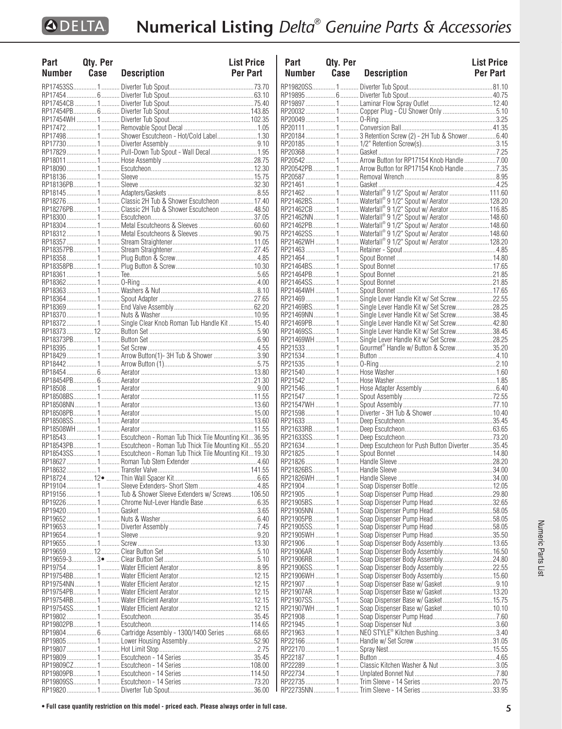# Numerical Listing *Delta® Genuine Parts & Accessories*

| Part Number | Qty. Per Case | Description | List Price Per Part |
|---|---|---|---|
| RP17453SS | 1 | Diverter Tub Spout | 73.70 |
| RP17454 | 6 | Diverter Tub Spout | 63.10 |
| RP17454CB | 1 | Diverter Tub Spout | 75.40 |
| RP17454PB | 6 | Diverter Tub Spout | 143.85 |
| RP17454WH | 1 | Diverter Tub Spout | 102.35 |
| RP17472 | 1 | Removable Spout Decal | 1.05 |
| RP17498 | 1 | Shower Escutcheon - Hot/Cold Label | 1.30 |
| RP17730 | 1 | Diverter Assembly | 9.10 |
| RP17829 | 1 | Pull-Down Tub Spout - Wall Decal | 1.95 |
| RP18011 | 1 | Hose Assembly | 28.75 |
| RP18090 | 1 | Escutcheon | 12.30 |
| RP18136 | 1 | Sleeve | 15.75 |
| RP18136PB | 1 | Sleeve | 32.30 |
| RP18145 | 1 | Adapters/Gaskets | 8.55 |
| RP18276 | 1 | Classic 2H Tub & Shower Escutcheon | 17.40 |
| RP18276PB | 1 | Classic 2H Tub & Shower Escutcheon | 48.50 |
| RP18300 | 1 | Escutcheon | 37.05 |
| RP18304 | 1 | Metal Escutcheons & Sleeves | 60.60 |
| RP18312 | 1 | Metal Escutcheons & Sleeves | 90.75 |
| RP18357 | 1 | Stream Straightener | 11.05 |
| RP18357PB | 1 | Stream Straightener | 27.45 |
| RP18358 | 1 | Plug Button & Screw | 4.85 |
| RP18358PB | 1 | Plug Button & Screw | 10.30 |
| RP18361 | 1 | Tee | 5.65 |
| RP18362 | 1 | O-Ring | 4.00 |
| RP18363 | 1 | Washers & Nut | 8.10 |
| RP18364 | 1 | Spout Adapter | 27.65 |
| RP18369 | 1 | End Valve Assembly | 62.20 |
| RP18370 | 1 | Nuts & Washer | 10.95 |
| RP18372 | 1 | Single Clear Knob Roman Tub Handle Kit | 15.40 |
| RP18373 | 12 | Button Set | 5.90 |
| RP18373PB | 1 | Button Set | 6.90 |
| RP18395 | 1 | Set Screw | 4.55 |
| RP18429 | 1 | Arrow Button(1)- 3H Tub & Shower | 3.90 |
| RP18442 | 1 | Arrow Button (1) | 5.75 |
| RP18454 | 6 | Aerator | 13.80 |
| RP18454PB | 6 | Aerator | 21.30 |
| RP18508 | 1 | Aerator | 9.00 |
| RP18508BS | 1 | Aerator | 11.55 |
| RP18508NN | 1 | Aerator | 13.60 |
| RP18508PB | 1 | Aerator | 15.00 |
| RP18508SS | 1 | Aerator | 13.60 |
| RP18508WH | 1 | Aerator | 11.55 |
| RP18543 | 1 | Escutcheon - Roman Tub Thick Tile Mounting Kit | 36.95 |
| RP18543PB | 1 | Escutcheon - Roman Tub Thick Tile Mounting Kit | 55.20 |
| RP18543SS | 1 | Escutcheon - Roman Tub Thick Tile Mounting Kit | 19.30 |
| RP18627 | 1 | Roman Tub Stem Extender | 4.60 |
| RP18632 | 1 | Transfer Valve | 141.55 |
| RP18724 | 12• | Thin Wall Spacer Kit | 6.65 |
| RP19104 | 1 | Sleeve Extenders- Short Stem | 4.85 |
| RP19156 | 1 | Tub & Shower Sleeve Extenders w/ Screws | 106.50 |
| RP19226 | 1 | Chrome Nut-Lever Handle Base | 6.35 |
| RP19420 | 1 | Gasket | 3.65 |
| RP19652 | 1 | Nuts & Washer | 6.40 |
| RP19653 | 1 | Diverter Assembly | 7.45 |
| RP19654 | 1 | Sleeve | 9.20 |
| RP19655 | 1 | Screw | 13.30 |
| RP19659 | 12 | Clear Button Set | 5.10 |
| RP19659-3 | 3• | Clear Button Set | 5.10 |
| RP19754 | 1 | Water Efficient Aerator | 8.95 |
| RP19754BB | 1 | Water Efficient Aerator | 12.15 |
| RP19754NN | 1 | Water Efficient Aerator | 12.15 |
| RP19754PB | 1 | Water Efficient Aerator | 12.15 |
| RP19754RB | 1 | Water Efficient Aerator | 12.15 |
| RP19754SS | 1 | Water Efficient Aerator | 12.15 |
| RP19802 | 1 | Escutcheon | 35.45 |
| RP19802PB | 1 | Escutcheon | 114.65 |
| RP19804 | 6 | Cartridge Assembly - 1300/1400 Series | 68.65 |
| RP19805 | 1 | Lower Housing Assembly | 52.90 |
| RP19807 | 1 | Hot Limit Stop | 2.75 |
| RP19809 | 1 | Escutcheon - 14 Series | 35.45 |
| RP19809CZ | 1 | Escutcheon - 14 Series | 108.00 |
| RP19809PB | 1 | Escutcheon - 14 Series | 114.50 |
| RP19809SS | 1 | Escutcheon - 14 Series | 73.20 |
| RP19820 | 1 | Diverter Tub Spout | 36.00 |
| RP19820SS | 1 | Diverter Tub Spout | 81.10 |
| RP19895 | 6 | Diverter Tub Spout | 40.75 |
| RP19897 | 1 | Laminar Flow Spray Outlet | 12.40 |
| RP20032 | 1 | Copper Plug - CP Shower Only | 5.10 |
| RP20049 | 1 | O-Ring | 3.25 |
| RP20111 | 1 | Conversion Ball | 41.35 |
| RP20184 | 1 | 3 Retention Screw (2) - 2H Tub & Shower | 6.40 |
| RP20185 | 1 | 1/2" Retention Screw(s) | 3.15 |
| RP20368 | 1 | Gasket | 7.25 |
| RP20542 | 1 | Arrow Button for RP17154 Knob Handle | 7.00 |
| RP20542PB | 1 | Arrow Button for RP17154 Knob Handle | 7.35 |
| RP20587 | 1 | Removal Wrench | 8.95 |
| RP21461 | 1 | Gasket | 4.25 |
| RP21462 | 1 | Waterfall® 9 1/2" Spout w/ Aerator | 111.60 |
| RP21462BS | 1 | Waterfall® 9 1/2" Spout w/ Aerator | 128.20 |
| RP21462CB | 1 | Waterfall® 9 1/2" Spout w/ Aerator | 116.85 |
| RP21462NN | 1 | Waterfall® 9 1/2" Spout w/ Aerator | 148.60 |
| RP21462PB | 1 | Waterfall® 9 1/2" Spout w/ Aerator | 148.60 |
| RP21462SS | 1 | Waterfall® 9 1/2" Spout w/ Aerator | 148.60 |
| RP21462WH | 1 | Waterfall® 9 1/2" Spout w/ Aerator | 128.20 |
| RP21463 | 1 | Retainer - Spout | 4.85 |
| RP21464 | 1 | Spout Bonnet | 14.80 |
| RP21464BS | 1 | Spout Bonnet | 17.65 |
| RP21464PB | 1 | Spout Bonnet | 21.85 |
| RP21464SS | 1 | Spout Bonnet | 21.85 |
| RP21464WH | 1 | Spout Bonnet | 17.65 |
| RP21469 | 1 | Single Lever Handle Kit w/ Set Screw | 22.55 |
| RP21469BS | 1 | Single Lever Handle Kit w/ Set Screw | 28.25 |
| RP21469NN | 1 | Single Lever Handle Kit w/ Set Screw | 38.45 |
| RP21469PB | 1 | Single Lever Handle Kit w/ Set Screw | 42.80 |
| RP21469SS | 1 | Single Lever Handle Kit w/ Set Screw | 38.45 |
| RP21469WH | 1 | Single Lever Handle Kit w/ Set Screw | 28.25 |
| RP21533 | 1 | Gourmet® Handle w/ Button & Screw | 35.20 |
| RP21534 | 1 | Button | 4.10 |
| RP21535 | 1 | O-Ring | 2.10 |
| RP21540 | 1 | Hose Washer | 1.60 |
| RP21542 | 1 | Hose Washer | 1.85 |
| RP21546 | 1 | Hose Adapter Assembly | 6.40 |
| RP21547 | 1 | Spout Assembly | 72.55 |
| RP21547WH | 1 | Spout Assembly | 77.10 |
| RP21598 | 1 | Diverter - 3H Tub & Shower | 10.40 |
| RP21633 | 1 | Deep Escutcheon | 35.45 |
| RP21633RB | 1 | Deep Escutcheon | 63.65 |
| RP21633SS | 1 | Deep Escutcheon | 73.20 |
| RP21634 | 1 | Deep Escutcheon for Push Button Diverter | 35.45 |
| RP21825 | 1 | Spout Bonnet | 14.80 |
| RP21826 | 1 | Handle Sleeve | 28.20 |
| RP21826BS | 1 | Handle Sleeve | 34.00 |
| RP21826WH | 1 | Handle Sleeve | 34.00 |
| RP21904 | 1 | Soap Dispenser Bottle | 12.05 |
| RP21905 | 1 | Soap Dispenser Pump Head | 29.80 |
| RP21905BS | 1 | Soap Dispenser Pump Head | 32.65 |
| RP21905NN | 1 | Soap Dispenser Pump Head | 58.05 |
| RP21905PB | 1 | Soap Dispenser Pump Head | 58.05 |
| RP21905SS | 1 | Soap Dispenser Pump Head | 58.05 |
| RP21905WH | 1 | Soap Dispenser Pump Head | 35.50 |
| RP21906 | 1 | Soap Dispenser Body Assembly | 13.65 |
| RP21906AR | 1 | Soap Dispenser Body Assembly | 16.50 |
| RP21906RB | 1 | Soap Dispenser Body Assembly | 24.80 |
| RP21906SS | 1 | Soap Dispenser Body Assembly | 22.55 |
| RP21906WH | 1 | Soap Dispenser Body Assembly | 15.60 |
| RP21907 | 1 | Soap Dispenser Base w/ Gasket | 9.10 |
| RP21907AR | 1 | Soap Dispenser Base w/ Gasket | 13.20 |
| RP21907SS | 1 | Soap Dispenser Base w/ Gasket | 15.75 |
| RP21907WH | 1 | Soap Dispenser Base w/ Gasket | 10.10 |
| RP21908 | 1 | Soap Dispenser Pump Head | 7.60 |
| RP21945 | 1 | Soap Dispenser Nut | 3.60 |
| RP21963 | 1 | NEO STYLE® Kitchen Bushing | 3.40 |
| RP22166 | 1 | Handle w/ Set Screw | 31.05 |
| RP22170 | 1 | Spray Nest | 15.55 |
| RP22187 | 1 | Button | 4.65 |
| RP22289 | 1 | Classic Kitchen Washer & Nut | 3.05 |
| RP22734 | 1 | Unplated Bonnet Nut | 7.80 |
| RP22735 | 1 | Trim Sleeve - 14 Series | 20.75 |
| RP22735NN | 1 | Trim Sleeve - 14 Series | 33.95 |

**• Full case quantity restriction on this model - priced each. Please always order in full case.**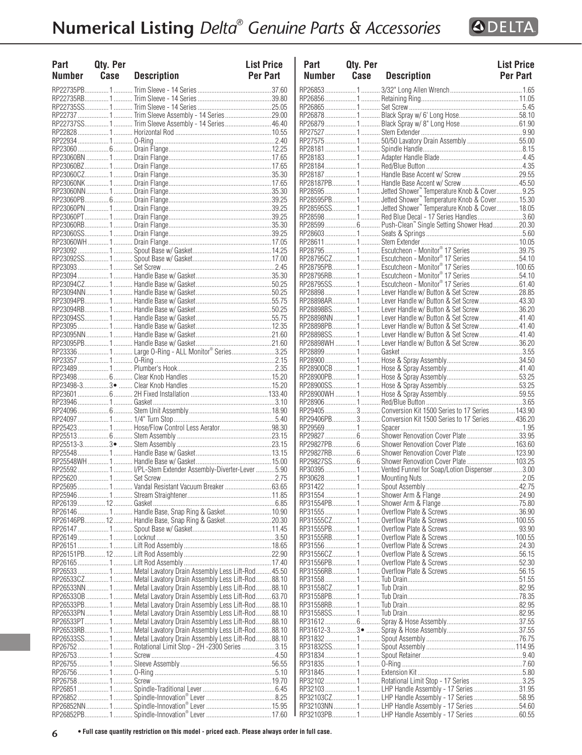# Numerical Listing *Delta® Genuine Parts & Accessories*

| Part Number | Qty. Per Case | Description | List Price Per Part |
|---|---|---|---|
| RP22735PB | 1 | Trim Sleeve - 14 Series | 37.60 |
| RP22735RB | 1 | Trim Sleeve - 14 Series | 39.80 |
| RP22735SS | 1 | Trim Sleeve - 14 Series | 25.05 |
| RP22737 | 1 | Trim Sleeve Assembly - 14 Series | 29.00 |
| RP22737SS | 1 | Trim Sleeve Assembly - 14 Series | 46.40 |
| RP22828 | 1 | Horizontal Rod | 10.55 |
| RP22934 | 1 | O-Ring | 2.40 |
| RP23060 | 6 | Drain Flange | 12.25 |
| RP23060BN | 1 | Drain Flange | 17.65 |
| RP23060BZ | 1 | Drain Flange | 17.65 |
| RP23060CZ | 1 | Drain Flange | 35.30 |
| RP23060NK | 1 | Drain Flange | 17.65 |
| RP23060NN | 1 | Drain Flange | 35.30 |
| RP23060PB | 6 | Drain Flange | 39.25 |
| RP23060PN | 1 | Drain Flange | 39.25 |
| RP23060PT | 1 | Drain Flange | 39.25 |
| RP23060RB | 1 | Drain Flange | 35.30 |
| RP23060SS | 1 | Drain Flange | 39.25 |
| RP23060WH | 1 | Drain Flange | 17.05 |
| RP23092 | 1 | Spout Base w/ Gasket | 14.25 |
| RP23092SS | 1 | Spout Base w/ Gasket | 17.00 |
| RP23093 | 1 | Set Screw | 2.45 |
| RP23094 | 1 | Handle Base w/ Gasket | 35.30 |
| RP23094CZ | 1 | Handle Base w/ Gasket | 50.25 |
| RP23094NN | 1 | Handle Base w/ Gasket | 50.25 |
| RP23094PB | 1 | Handle Base w/ Gasket | 55.75 |
| RP23094RB | 1 | Handle Base w/ Gasket | 50.25 |
| RP23094SS | 1 | Handle Base w/ Gasket | 55.75 |
| RP23095 | 1 | Handle Base w/ Gasket | 12.35 |
| RP23095NN | 1 | Handle Base w/ Gasket | 21.60 |
| RP23095PB | 1 | Handle Base w/ Gasket | 21.60 |
| RP23336 | 1 | Large O-Ring - ALL Monitor® Series | 3.25 |
| RP23357 | 1 | O-Ring | 2.15 |
| RP23489 | 1 | Plumber's Hook | 2.35 |
| RP23498 | 6 | Clear Knob Handles | 15.20 |
| RP23498-3 | 3• | Clear Knob Handles | 15.20 |
| RP23601 | 6 | 2H Fixed Installation | 133.40 |
| RP23946 | 1 | Gasket | 3.10 |
| RP24096 | 6 | Stem Unit Assembly | 18.90 |
| RP24097 | 1 | 1/4" Turn Stop | 5.40 |
| RP25423 | 1 | Hose/Flow Control Less Aerator | 98.30 |
| RP25513 | 6 | Stem Assembly | 23.15 |
| RP25513-3 | 3• | Stem Assembly | 23.15 |
| RP25548 | 1 | Handle Base w/ Gasket | 13.15 |
| RP25548WH | 1 | Handle Base w/ Gasket | 15.00 |
| RP25592 | 1 | I/PL-Stem Extender Assembly-Diverter-Lever | 5.90 |
| RP25620 | 1 | Set Screw | 2.75 |
| RP25695 | 1 | Vandal Resistant Vacuum Breaker | 63.65 |
| RP25946 | 1 | Stream Straightener | 11.85 |
| RP26139 | 12 | Gasket | 6.85 |
| RP26146 | 1 | Handle Base, Snap Ring & Gasket | 10.90 |
| RP26146PB | 12 | Handle Base, Snap Ring & Gasket | 20.30 |
| RP26147 | 1 | Spout Base w/ Gasket | 11.45 |
| RP26149 | 1 | Locknut | 3.50 |
| RP26151 | 1 | Lift Rod Assembly | 18.65 |
| RP26151PB | 12 | Lift Rod Assembly | 22.90 |
| RP26165 | 1 | Lift Rod Assembly | 17.40 |
| RP26533 | 1 | Metal Lavatory Drain Assembly Less Lift-Rod | 45.50 |
| RP26533CZ | 1 | Metal Lavatory Drain Assembly Less Lift-Rod | 88.10 |
| RP26533NN | 1 | Metal Lavatory Drain Assembly Less Lift-Rod | 88.10 |
| RP26533OB | 1 | Metal Lavatory Drain Assembly Less Lift-Rod | 63.70 |
| RP26533PB | 1 | Metal Lavatory Drain Assembly Less Lift-Rod | 88.10 |
| RP26533PN | 1 | Metal Lavatory Drain Assembly Less Lift-Rod | 88.10 |
| RP26533PT | 1 | Metal Lavatory Drain Assembly Less Lift-Rod | 88.10 |
| RP26533RB | 1 | Metal Lavatory Drain Assembly Less Lift-Rod | 88.10 |
| RP26533SS | 1 | Metal Lavatory Drain Assembly Less Lift-Rod | 88.10 |
| RP26752 | 1 | Rotational Limit Stop - 2H -2300 Series | 3.15 |
| RP26753 | 1 | Screw | 4.50 |
| RP26755 | 1 | Sleeve Assembly | 56.55 |
| RP26756 | 1 | O-Ring | 5.10 |
| RP26758 | 1 | Screw | 19.70 |
| RP26851 | 1 | Spindle-Traditional Lever | 6.45 |
| RP26852 | 1 | Spindle-Innovation® Lever | 8.25 |
| RP26852NN | 1 | Spindle-Innovation® Lever | 15.95 |
| RP26852PB | 1 | Spindle-Innovation® Lever | 17.60 |
| RP26853 | 1 | 3/32" Long Allen Wrench | 1.65 |
| RP26856 | 1 | Retaining Ring | 11.05 |
| RP26865 | 1 | Set Screw | 5.45 |
| RP26878 | 1 | Black Spray w/ 6' Long Hose | 58.10 |
| RP26879 | 1 | Black Spray w/ 8" Long Hose | 61.90 |
| RP27527 | 1 | Stem Extender | 9.90 |
| RP27575 | 1 | 50/50 Lavatory Drain Assembly | 55.00 |
| RP28181 | 1 | Spindle Handle | 8.15 |
| RP28183 | 1 | Adapter Handle Blade | 4.45 |
| RP28184 | 1 | Red/Blue Button | 4.35 |
| RP28187 | 1 | Handle Base Accent w/ Screw | 29.55 |
| RP28187PB | 1 | Handle Base Accent w/ Screw | 45.50 |
| RP28595 | 1 | Jetted Shower™ Temperature Knob & Cover | 9.25 |
| RP28595PB | 1 | Jetted Shower™ Temperature Knob & Cover | 15.30 |
| RP28595SS | 1 | Jetted Shower™ Temperature Knob & Cover | 18.05 |
| RP28598 | 1 | Red Blue Decal - 17 Series Handles | 3.60 |
| RP28599 | 6 | Push-Clean™ Single Setting Shower Head | 20.30 |
| RP28603 | 1 | Seats & Springs | 5.60 |
| RP28611 | 1 | Stem Extender | 10.05 |
| RP28795 | 1 | Escutcheon - Monitor® 17 Series | 39.75 |
| RP28795CZ | 1 | Escutcheon - Monitor® 17 Series | 54.10 |
| RP28795PB | 1 | Escutcheon - Monitor® 17 Series | 100.65 |
| RP28795RB | 1 | Escutcheon - Monitor® 17 Series | 54.10 |
| RP28795SS | 1 | Escutcheon - Monitor® 17 Series | 61.40 |
| RP28898 | 1 | Lever Handle w/ Button & Set Screw | 28.85 |
| RP28898AR | 1 | Lever Handle w/ Button & Set Screw | 43.30 |
| RP28898BS | 1 | Lever Handle w/ Button & Set Screw | 36.20 |
| RP28898NN | 1 | Lever Handle w/ Button & Set Screw | 41.40 |
| RP28898PB | 1 | Lever Handle w/ Button & Set Screw | 41.40 |
| RP28898SS | 1 | Lever Handle w/ Button & Set Screw | 41.40 |
| RP28898WH | 1 | Lever Handle w/ Button & Set Screw | 36.20 |
| RP28899 | 1 | Gasket | 3.55 |
| RP28900 | 1 | Hose & Spray Assembly | 34.50 |
| RP28900CB | 1 | Hose & Spray Assembly | 41.40 |
| RP28900PB | 1 | Hose & Spray Assembly | 53.25 |
| RP28900SS | 1 | Hose & Spray Assembly | 53.25 |
| RP28900WH | 1 | Hose & Spray Assembly | 59.55 |
| RP28906 | 1 | Red/Blue Button | 3.65 |
| RP29405 | 3 | Conversion Kit 1500 Series to 17 Series | 143.90 |
| RP29406PB | 3 | Conversion Kit 1500 Series to 17 Series | 436.20 |
| RP29569 | 1 | Spacer | 1.95 |
| RP29827 | 6 | Shower Renovation Cover Plate | 33.95 |
| RP29827PB | 6 | Shower Renovation Cover Plate | 163.60 |
| RP29827RB | 6 | Shower Renovation Cover Plate | 123.90 |
| RP29827SS | 6 | Shower Renovation Cover Plate | 103.25 |
| RP30395 | 1 | Vented Funnel for Soap/Lotion Dispenser | 3.00 |
| RP30628 | 1 | Mounting Nuts | 2.05 |
| RP31422 | 1 | Spout Assembly | 42.75 |
| RP31554 | 1 | Shower Arm & Flange | 24.90 |
| RP31554PB | 1 | Shower Arm & Flange | 75.80 |
| RP31555 | 1 | Overflow Plate & Screws | 36.90 |
| RP31555CZ | 1 | Overflow Plate & Screws | 100.55 |
| RP31555PB | 1 | Overflow Plate & Screws | 93.90 |
| RP31555RB | 1 | Overflow Plate & Screws | 100.55 |
| RP31556 | 1 | Overflow Plate & Screws | 24.30 |
| RP31556CZ | 1 | Overflow Plate & Screws | 56.15 |
| RP31556PB | 1 | Overflow Plate & Screws | 52.30 |
| RP31556RB | 1 | Overflow Plate & Screws | 56.15 |
| RP31558 | 1 | Tub Drain | 51.55 |
| RP31558CZ | 1 | Tub Drain | 82.95 |
| RP31558PB | 1 | Tub Drain | 78.35 |
| RP31558RB | 1 | Tub Drain | 82.95 |
| RP31558SS | 1 | Tub Drain | 82.95 |
| RP31612 | 6 | Spray & Hose Assembly | 37.55 |
| RP31612-3 | 3• | Spray & Hose Assembly | 37.55 |
| RP31832 | 1 | Spout Assembly | 76.75 |
| RP31832SS | 1 | Spout Assembly | 114.95 |
| RP31834 | 1 | Spout Retainer | 9.40 |
| RP31835 | 1 | O-Ring | 7.60 |
| RP31845 | 1 | Extension Kit | 5.80 |
| RP32102 | 1 | Rotational Limit Stop - 17 Series | 3.25 |
| RP32103 | 1 | LHP Handle Assembly - 17 Series | 31.95 |
| RP32103CZ | 1 | LHP Handle Assembly - 17 Series | 58.95 |
| RP32103NN | 1 | LHP Handle Assembly - 17 Series | 54.60 |
| RP32103PB | 1 | LHP Handle Assembly - 17 Series | 60.55 |

• Full case quantity restriction on this model - priced each. Please always order in full case.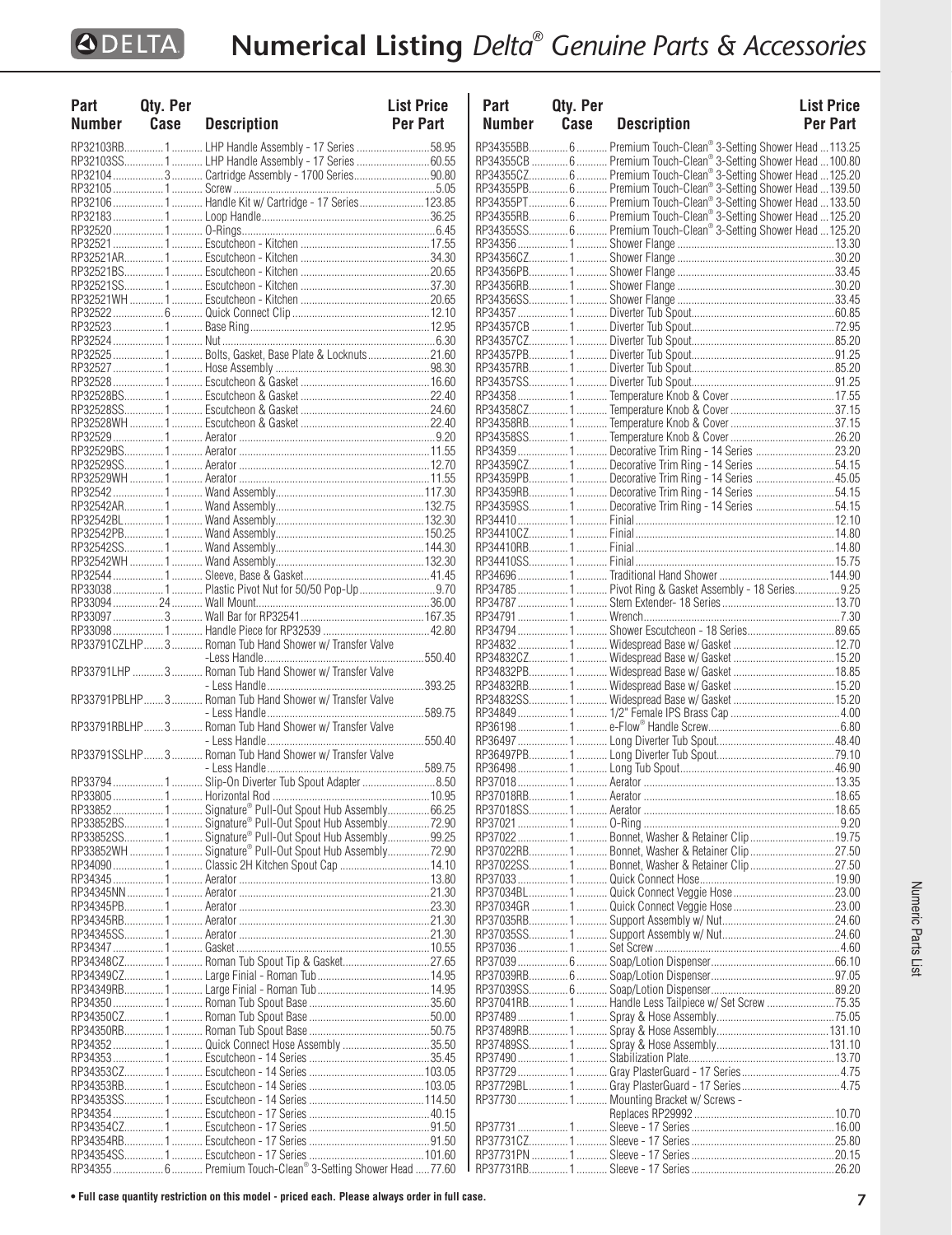# Numerical Listing *Delta® Genuine Parts & Accessories*

| Part Number | Qty. Per Case | Description | List Price Per Part |
|---|---|---|---|
| RP32103RB | 1 | LHP Handle Assembly - 17 Series | 58.95 |
| RP32103SS | 1 | LHP Handle Assembly - 17 Series | 60.55 |
| RP32104 | 3 | Cartridge Assembly - 1700 Series | 90.80 |
| RP32105 | 1 | Screw | 5.05 |
| RP32106 | 1 | Handle Kit w/ Cartridge - 17 Series | 123.85 |
| RP32183 | 1 | Loop Handle | 36.25 |
| RP32520 | 1 | O-Rings | 6.45 |
| RP32521 | 1 | Escutcheon - Kitchen | 17.55 |
| RP32521AR | 1 | Escutcheon - Kitchen | 34.30 |
| RP32521BS | 1 | Escutcheon - Kitchen | 20.65 |
| RP32521SS | 1 | Escutcheon - Kitchen | 37.30 |
| RP32521WH | 1 | Escutcheon - Kitchen | 20.65 |
| RP32522 | 6 | Quick Connect Clip | 12.10 |
| RP32523 | 1 | Base Ring | 12.95 |
| RP32524 | 1 | Nut | 6.30 |
| RP32525 | 1 | Bolts, Gasket, Base Plate & Locknuts | 21.60 |
| RP32527 | 1 | Hose Assembly | 98.30 |
| RP32528 | 1 | Escutcheon & Gasket | 16.60 |
| RP32528BS | 1 | Escutcheon & Gasket | 22.40 |
| RP32528SS | 1 | Escutcheon & Gasket | 24.60 |
| RP32528WH | 1 | Escutcheon & Gasket | 22.40 |
| RP32529 | 1 | Aerator | 9.20 |
| RP32529BS | 1 | Aerator | 11.55 |
| RP32529SS | 1 | Aerator | 12.70 |
| RP32529WH | 1 | Aerator | 11.55 |
| RP32542 | 1 | Wand Assembly | 117.30 |
| RP32542AR | 1 | Wand Assembly | 132.75 |
| RP32542BL | 1 | Wand Assembly | 132.30 |
| RP32542PB | 1 | Wand Assembly | 150.25 |
| RP32542SS | 1 | Wand Assembly | 144.30 |
| RP32542WH | 1 | Wand Assembly | 132.30 |
| RP32544 | 1 | Sleeve, Base & Gasket | 41.45 |
| RP33038 | 1 | Plastic Pivot Nut for 50/50 Pop-Up | 9.70 |
| RP33094 | 24 | Wall Mount | 36.00 |
| RP33097 | 3 | Wall Bar for RP32541 | 167.35 |
| RP33098 | 1 | Handle Piece for RP32539 | 42.80 |
| RP33791CZLHP | 3 | Roman Tub Hand Shower w/ Transfer Valve -Less Handle | 550.40 |
| RP33791LHP | 3 | Roman Tub Hand Shower w/ Transfer Valve - Less Handle | 393.25 |
| RP33791PBLHP | 3 | Roman Tub Hand Shower w/ Transfer Valve - Less Handle | 589.75 |
| RP33791RBLHP | 3 | Roman Tub Hand Shower w/ Transfer Valve - Less Handle | 550.40 |
| RP33791SSLHP | 3 | Roman Tub Hand Shower w/ Transfer Valve - Less Handle | 589.75 |
| RP33794 | 1 | Slip-On Diverter Tub Spout Adapter | 8.50 |
| RP33805 | 1 | Horizontal Rod | 10.95 |
| RP33852 | 1 | Signature® Pull-Out Spout Hub Assembly | 66.25 |
| RP33852BS | 1 | Signature® Pull-Out Spout Hub Assembly | 72.90 |
| RP33852SS | 1 | Signature® Pull-Out Spout Hub Assembly | 99.25 |
| RP33852WH | 1 | Signature® Pull-Out Spout Hub Assembly | 72.90 |
| RP34090 | 1 | Classic 2H Kitchen Spout Cap | 14.10 |
| RP34345 | 1 | Aerator | 13.80 |
| RP34345NN | 1 | Aerator | 21.30 |
| RP34345PB | 1 | Aerator | 23.30 |
| RP34345RB | 1 | Aerator | 21.30 |
| RP34345SS | 1 | Aerator | 21.30 |
| RP34347 | 1 | Gasket | 10.55 |
| RP34348CZ | 1 | Roman Tub Spout Tip & Gasket | 27.65 |
| RP34349CZ | 1 | Large Finial - Roman Tub | 14.95 |
| RP34349RB | 1 | Large Finial - Roman Tub | 14.95 |
| RP34350 | 1 | Roman Tub Spout Base | 35.60 |
| RP34350CZ | 1 | Roman Tub Spout Base | 50.00 |
| RP34350RB | 1 | Roman Tub Spout Base | 50.75 |
| RP34352 | 1 | Quick Connect Hose Assembly | 35.50 |
| RP34353 | 1 | Escutcheon - 14 Series | 35.45 |
| RP34353CZ | 1 | Escutcheon - 14 Series | 103.05 |
| RP34353RB | 1 | Escutcheon - 14 Series | 103.05 |
| RP34353SS | 1 | Escutcheon - 14 Series | 114.50 |
| RP34354 | 1 | Escutcheon - 17 Series | 40.15 |
| RP34354CZ | 1 | Escutcheon - 17 Series | 91.50 |
| RP34354RB | 1 | Escutcheon - 17 Series | 91.50 |
| RP34354SS | 1 | Escutcheon - 17 Series | 101.60 |
| RP34355 | 6 | Premium Touch-Clean® 3-Setting Shower Head | 77.60 |
| RP34355BB | 6 | Premium Touch-Clean® 3-Setting Shower Head | 113.25 |
| RP34355CB | 6 | Premium Touch-Clean® 3-Setting Shower Head | 100.80 |
| RP34355CZ | 6 | Premium Touch-Clean® 3-Setting Shower Head | 125.20 |
| RP34355PB | 6 | Premium Touch-Clean® 3-Setting Shower Head | 139.50 |
| RP34355PT | 6 | Premium Touch-Clean® 3-Setting Shower Head | 133.50 |
| RP34355RB | 6 | Premium Touch-Clean® 3-Setting Shower Head | 125.20 |
| RP34355SS | 6 | Premium Touch-Clean® 3-Setting Shower Head | 125.20 |
| RP34356 | 1 | Shower Flange | 13.30 |
| RP34356CZ | 1 | Shower Flange | 30.20 |
| RP34356PB | 1 | Shower Flange | 33.45 |
| RP34356RB | 1 | Shower Flange | 30.20 |
| RP34356SS | 1 | Shower Flange | 33.45 |
| RP34357 | 1 | Diverter Tub Spout | 60.85 |
| RP34357CB | 1 | Diverter Tub Spout | 72.95 |
| RP34357CZ | 1 | Diverter Tub Spout | 85.20 |
| RP34357PB | 1 | Diverter Tub Spout | 91.25 |
| RP34357RB | 1 | Diverter Tub Spout | 85.20 |
| RP34357SS | 1 | Diverter Tub Spout | 91.25 |
| RP34358 | 1 | Temperature Knob & Cover | 17.55 |
| RP34358CZ | 1 | Temperature Knob & Cover | 37.15 |
| RP34358RB | 1 | Temperature Knob & Cover | 37.15 |
| RP34358SS | 1 | Temperature Knob & Cover | 26.20 |
| RP34359 | 1 | Decorative Trim Ring - 14 Series | 23.20 |
| RP34359CZ | 1 | Decorative Trim Ring - 14 Series | 54.15 |
| RP34359PB | 1 | Decorative Trim Ring - 14 Series | 45.05 |
| RP34359RB | 1 | Decorative Trim Ring - 14 Series | 54.15 |
| RP34359SS | 1 | Decorative Trim Ring - 14 Series | 54.15 |
| RP34410 | 1 | Finial | 12.10 |
| RP34410CZ | 1 | Finial | 14.80 |
| RP34410RB | 1 | Finial | 14.80 |
| RP34410SS | 1 | Finial | 15.75 |
| RP34696 | 1 | Traditional Hand Shower | 144.90 |
| RP34785 | 1 | Pivot Ring & Gasket Assembly - 18 Series | 9.25 |
| RP34787 | 1 | Stem Extender- 18 Series | 13.70 |
| RP34791 | 1 | Wrench | 7.30 |
| RP34794 | 1 | Shower Escutcheon - 18 Series | 89.65 |
| RP34832 | 1 | Widespread Base w/ Gasket | 12.70 |
| RP34832CZ | 1 | Widespread Base w/ Gasket | 15.20 |
| RP34832PB | 1 | Widespread Base w/ Gasket | 18.85 |
| RP34832RB | 1 | Widespread Base w/ Gasket | 15.20 |
| RP34832SS | 1 | Widespread Base w/ Gasket | 15.20 |
| RP34849 | 1 | 1/2" Female IPS Brass Cap | 4.00 |
| RP36198 | 1 | e-Flow® Handle Screw | 6.80 |
| RP36497 | 1 | Long Diverter Tub Spout | 48.40 |
| RP36497PB | 1 | Long Diverter Tub Spout | 79.10 |
| RP36498 | 1 | Long Tub Spout | 46.90 |
| RP37018 | 1 | Aerator | 13.35 |
| RP37018RB | 1 | Aerator | 18.65 |
| RP37018SS | 1 | Aerator | 18.65 |
| RP37021 | 1 | O-Ring | 9.20 |
| RP37022 | 1 | Bonnet, Washer & Retainer Clip | 19.75 |
| RP37022RB | 1 | Bonnet, Washer & Retainer Clip | 27.50 |
| RP37022SS | 1 | Bonnet, Washer & Retainer Clip | 27.50 |
| RP37033 | 1 | Quick Connect Hose | 19.90 |
| RP37034BL | 1 | Quick Connect Veggie Hose | 23.00 |
| RP37034GR | 1 | Quick Connect Veggie Hose | 23.00 |
| RP37035RB | 1 | Support Assembly w/ Nut | 24.60 |
| RP37035SS | 1 | Support Assembly w/ Nut | 24.60 |
| RP37036 | 1 | Set Screw | 4.60 |
| RP37039 | 6 | Soap/Lotion Dispenser | 66.10 |
| RP37039RB | 6 | Soap/Lotion Dispenser | 97.05 |
| RP37039SS | 6 | Soap/Lotion Dispenser | 89.20 |
| RP37041RB | 1 | Handle Less Tailpiece w/ Set Screw | 75.35 |
| RP37489 | 1 | Spray & Hose Assembly | 75.05 |
| RP37489RB | 1 | Spray & Hose Assembly | 131.10 |
| RP37489SS | 1 | Spray & Hose Assembly | 131.10 |
| RP37490 | 1 | Stabilization Plate | 13.70 |
| RP37729 | 1 | Gray PlasterGuard - 17 Series | 4.75 |
| RP37729BL | 1 | Gray PlasterGuard - 17 Series | 4.75 |
| RP37730 | 1 | Mounting Bracket w/ Screws - Replaces RP29992 | 10.70 |
| RP37731 | 1 | Sleeve - 17 Series | 16.00 |
| RP37731CZ | 1 | Sleeve - 17 Series | 25.80 |
| RP37731PN | 1 | Sleeve - 17 Series | 20.15 |
| RP37731RB | 1 | Sleeve - 17 Series | 26.20 |

**• Full case quantity restriction on this model - priced each. Please always order in full case.**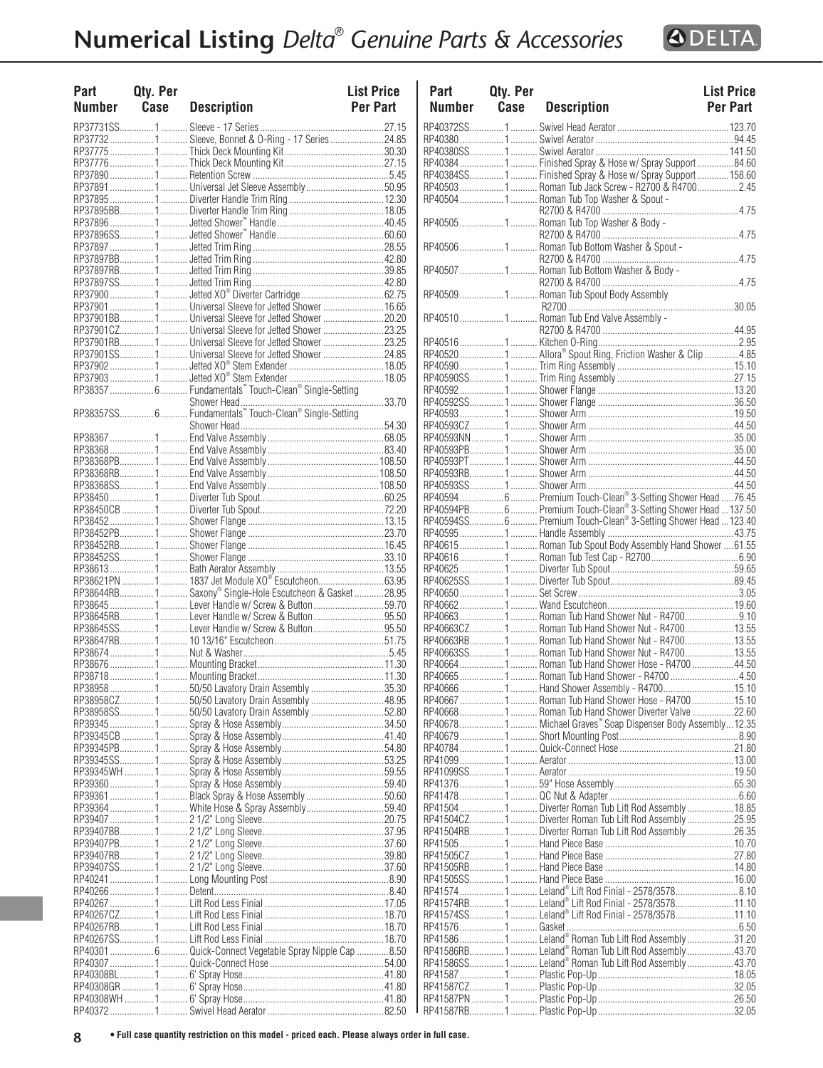# Numerical Listing *Delta® Genuine Parts & Accessories*

| Part Number | Qty. Per Case | Description | List Price Per Part |
|---|---|---|---|
| RP37731SS | 1 | Sleeve - 17 Series | 27.15 |
| RP37732 | 1 | Sleeve, Bonnet & O-Ring - 17 Series | 24.85 |
| RP37775 | 1 | Thick Deck Mounting Kit | 30.30 |
| RP37776 | 1 | Thick Deck Mounting Kit | 27.15 |
| RP37890 | 1 | Retention Screw | 5.45 |
| RP37891 | 1 | Universal Jet Sleeve Assembly | 50.95 |
| RP37895 | 1 | Diverter Handle Trim Ring | 12.30 |
| RP37895BB | 1 | Diverter Handle Trim Ring | 18.05 |
| RP37896 | 1 | Jetted Shower™ Handle | 40.45 |
| RP37896SS | 1 | Jetted Shower™ Handle | 60.60 |
| RP37897 | 1 | Jetted Trim Ring | 28.55 |
| RP37897BB | 1 | Jetted Trim Ring | 42.80 |
| RP37897RB | 1 | Jetted Trim Ring | 39.85 |
| RP37897SS | 1 | Jetted Trim Ring | 42.80 |
| RP37900 | 1 | Jetted XO® Diverter Cartridge | 62.75 |
| RP37901 | 1 | Universal Sleeve for Jetted Shower | 16.65 |
| RP37901BB | 1 | Universal Sleeve for Jetted Shower | 20.20 |
| RP37901CZ | 1 | Universal Sleeve for Jetted Shower | 23.25 |
| RP37901RB | 1 | Universal Sleeve for Jetted Shower | 23.25 |
| RP37901SS | 1 | Universal Sleeve for Jetted Shower | 24.85 |
| RP37902 | 1 | Jetted XO® Stem Extender | 18.05 |
| RP37903 | 1 | Jetted XO® Stem Extender | 18.05 |
| RP38357 | 6 | Fundamentals™ Touch-Clean® Single-Setting Shower Head | 33.70 |
| RP38357SS | 6 | Fundamentals™ Touch-Clean® Single-Setting Shower Head | 54.30 |
| RP38367 | 1 | End Valve Assembly | 68.05 |
| RP38368 | 1 | End Valve Assembly | 83.40 |
| RP38368PB | 1 | End Valve Assembly | 108.50 |
| RP38368RB | 1 | End Valve Assembly | 108.50 |
| RP38368SS | 1 | End Valve Assembly | 108.50 |
| RP38450 | 1 | Diverter Tub Spout | 60.25 |
| RP38450CB | 1 | Diverter Tub Spout | 72.20 |
| RP38452 | 1 | Shower Flange | 13.15 |
| RP38452PB | 1 | Shower Flange | 23.70 |
| RP38452RB | 1 | Shower Flange | 16.45 |
| RP38452SS | 1 | Shower Flange | 33.10 |
| RP38613 | 1 | Bath Aerator Assembly | 13.55 |
| RP38621PN | 1 | 1837 Jet Module XO® Escutcheon | 63.95 |
| RP38644RB | 1 | Saxony® Single-Hole Escutcheon & Gasket | 28.95 |
| RP38645 | 1 | Lever Handle w/ Screw & Button | 59.70 |
| RP38645RB | 1 | Lever Handle w/ Screw & Button | 95.50 |
| RP38645SS | 1 | Lever Handle w/ Screw & Button | 95.50 |
| RP38647RB | 1 | 10 13/16" Escutcheon | 51.75 |
| RP38674 | 1 | Nut & Washer | 5.45 |
| RP38676 | 1 | Mounting Bracket | 11.30 |
| RP38718 | 1 | Mounting Bracket | 11.30 |
| RP38958 | 1 | 50/50 Lavatory Drain Assembly | 35.30 |
| RP38958CZ | 1 | 50/50 Lavatory Drain Assembly | 48.95 |
| RP38958SS | 1 | 50/50 Lavatory Drain Assembly | 52.80 |
| RP39345 | 1 | Spray & Hose Assembly | 34.50 |
| RP39345CB | 1 | Spray & Hose Assembly | 41.40 |
| RP39345PB | 1 | Spray & Hose Assembly | 54.80 |
| RP39345SS | 1 | Spray & Hose Assembly | 53.25 |
| RP39345WH | 1 | Spray & Hose Assembly | 59.55 |
| RP39360 | 1 | Spray & Hose Assembly | 59.40 |
| RP39361 | 1 | Black Spray & Hose Assembly | 50.60 |
| RP39364 | 1 | White Hose & Spray Assembly | 59.40 |
| RP39407 | 1 | 2 1/2" Long Sleeve | 20.75 |
| RP39407BB | 1 | 2 1/2" Long Sleeve | 37.95 |
| RP39407PB | 1 | 2 1/2" Long Sleeve | 37.60 |
| RP39407RB | 1 | 2 1/2" Long Sleeve | 39.80 |
| RP39407SS | 1 | 2 1/2" Long Sleeve | 37.60 |
| RP40241 | 1 | Long Mounting Post | 8.90 |
| RP40266 | 1 | Detent | 8.40 |
| RP40267 | 1 | Lift Rod Less Finial | 17.05 |
| RP40267CZ | 1 | Lift Rod Less Finial | 18.70 |
| RP40267RB | 1 | Lift Rod Less Finial | 18.70 |
| RP40267SS | 1 | Lift Rod Less Finial | 18.70 |
| RP40301 | 6 | Quick-Connect Vegetable Spray Nipple Cap | 8.50 |
| RP40307 | 1 | Quick-Connect Hose | 54.00 |
| RP40308BL | 1 | 6' Spray Hose | 41.80 |
| RP40308GR | 1 | 6' Spray Hose | 41.80 |
| RP40308WH | 1 | 6' Spray Hose | 41.80 |
| RP40372 | 1 | Swivel Head Aerator | 82.50 |
| RP40372SS | 1 | Swivel Head Aerator | 123.70 |
| RP40380 | 1 | Swivel Aerator | 94.45 |
| RP40380SS | 1 | Swivel Aerator | 141.50 |
| RP40384 | 1 | Finished Spray & Hose w/ Spray Support | 84.60 |
| RP40384SS | 1 | Finished Spray & Hose w/ Spray Support | 158.60 |
| RP40503 | 1 | Roman Tub Jack Screw - R2700 & R4700 | 2.45 |
| RP40504 | 1 | Roman Tub Top Washer & Spout - R2700 & R4700 | 4.75 |
| RP40505 | 1 | Roman Tub Top Washer & Body - R2700 & R4700 | 4.75 |
| RP40506 | 1 | Roman Tub Bottom Washer & Spout - R2700 & R4700 | 4.75 |
| RP40507 | 1 | Roman Tub Bottom Washer & Body - R2700 & R4700 | 4.75 |
| RP40509 | 1 | Roman Tub Spout Body Assembly R2700 | 30.05 |
| RP40510 | 1 | Roman Tub End Valve Assembly - R2700 & R4700 | 44.95 |
| RP40516 | 1 | Kitchen O-Ring | 2.95 |
| RP40520 | 1 | Allora® Spout Ring, Friction Washer & Clip | 4.85 |
| RP40590 | 1 | Trim Ring Assembly | 15.10 |
| RP40590SS | 1 | Trim Ring Assembly | 27.15 |
| RP40592 | 1 | Shower Flange | 13.20 |
| RP40592SS | 1 | Shower Flange | 36.50 |
| RP40593 | 1 | Shower Arm | 19.50 |
| RP40593CZ | 1 | Shower Arm | 44.50 |
| RP40593NN | 1 | Shower Arm | 35.00 |
| RP40593PB | 1 | Shower Arm | 35.00 |
| RP40593PT | 1 | Shower Arm | 44.50 |
| RP40593RB | 1 | Shower Arm | 44.50 |
| RP40593SS | 1 | Shower Arm | 44.50 |
| RP40594 | 6 | Premium Touch-Clean® 3-Setting Shower Head | 76.45 |
| RP40594PB | 6 | Premium Touch-Clean® 3-Setting Shower Head | 137.50 |
| RP40594SS | 6 | Premium Touch-Clean® 3-Setting Shower Head | 123.40 |
| RP40595 | 1 | Handle Assembly | 43.75 |
| RP40615 | 1 | Roman Tub Spout Body Assembly Hand Shower | 61.55 |
| RP40616 | 1 | Roman Tub Test Cap - R2700 | 6.90 |
| RP40625 | 1 | Diverter Tub Spout | 59.65 |
| RP40625SS | 1 | Diverter Tub Spout | 89.45 |
| RP40650 | 1 | Set Screw | 3.05 |
| RP40662 | 1 | Wand Escutcheon | 19.60 |
| RP40663 | 1 | Roman Tub Hand Shower Nut - R4700 | 9.10 |
| RP40663CZ | 1 | Roman Tub Hand Shower Nut - R4700 | 13.55 |
| RP40663RB | 1 | Roman Tub Hand Shower Nut - R4700 | 13.55 |
| RP40663SS | 1 | Roman Tub Hand Shower Nut - R4700 | 13.55 |
| RP40664 | 1 | Roman Tub Hand Shower Hose - R4700 | 44.50 |
| RP40665 | 1 | Roman Tub Hand Shower - R4700 | 4.50 |
| RP40666 | 1 | Hand Shower Assembly - R4700 | 15.10 |
| RP40667 | 1 | Roman Tub Hand Shower Hose - R4700 | 15.10 |
| RP40668 | 1 | Roman Tub Hand Shower Diverter Valve | 22.60 |
| RP40678 | 1 | Michael Graves™ Soap Dispenser Body Assembly | 12.35 |
| RP40679 | 1 | Short Mounting Post | 8.90 |
| RP40784 | 1 | Quick-Connect Hose | 21.80 |
| RP41099 | 1 | Aerator | 13.00 |
| RP41099SS | 1 | Aerator | 19.50 |
| RP41376 | 1 | 59" Hose Assembly | 65.30 |
| RP41478 | 1 | QC Nut & Adapter | 6.60 |
| RP41504 | 1 | Diverter Roman Tub Lift Rod Assembly | 18.85 |
| RP41504CZ | 1 | Diverter Roman Tub Lift Rod Assembly | 25.95 |
| RP41504RB | 1 | Diverter Roman Tub Lift Rod Assembly | 26.35 |
| RP41505 | 1 | Hand Piece Base | 10.70 |
| RP41505CZ | 1 | Hand Piece Base | 27.80 |
| RP41505RB | 1 | Hand Piece Base | 14.80 |
| RP41505SS | 1 | Hand Piece Base | 16.00 |
| RP41574 | 1 | Leland® Lift Rod Finial - 2578/3578 | 8.10 |
| RP41574RB | 1 | Leland® Lift Rod Finial - 2578/3578 | 11.10 |
| RP41574SS | 1 | Leland® Lift Rod Finial - 2578/3578 | 11.10 |
| RP41576 | 1 | Gasket | 6.50 |
| RP41586 | 1 | Leland® Roman Tub Lift Rod Assembly | 31.20 |
| RP41586RB | 1 | Leland® Roman Tub Lift Rod Assembly | 43.70 |
| RP41586SS | 1 | Leland® Roman Tub Lift Rod Assembly | 43.70 |
| RP41587 | 1 | Plastic Pop-Up | 18.05 |
| RP41587CZ | 1 | Plastic Pop-Up | 32.05 |
| RP41587PN | 1 | Plastic Pop-Up | 26.50 |
| RP41587RB | 1 | Plastic Pop-Up | 32.05 |

**• Full case quantity restriction on this model - priced each. Please always order in full case.**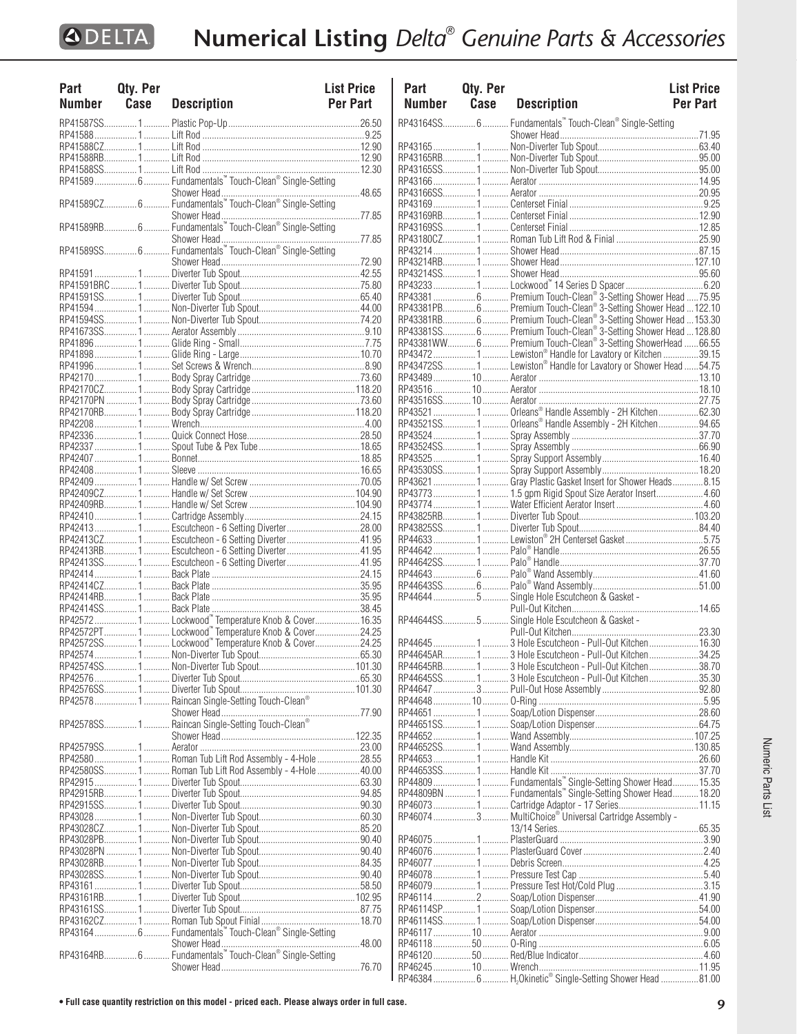# Numerical Listing *Delta® Genuine Parts & Accessories*

| Part Number | Qty. Per Case | Description | List Price Per Part |
|---|---|---|---|
| RP41587SS | 1 | Plastic Pop-Up | 26.50 |
| RP41588 | 1 | Lift Rod | 9.25 |
| RP41588CZ | 1 | Lift Rod | 12.90 |
| RP41588RB | 1 | Lift Rod | 12.90 |
| RP41588SS | 1 | Lift Rod | 12.30 |
| RP41589 | 6 | Fundamentals™ Touch-Clean® Single-Setting Shower Head | 48.65 |
| RP41589CZ | 6 | Fundamentals™ Touch-Clean® Single-Setting Shower Head | 77.85 |
| RP41589RB | 6 | Fundamentals™ Touch-Clean® Single-Setting Shower Head | 77.85 |
| RP41589SS | 6 | Fundamentals™ Touch-Clean® Single-Setting Shower Head | 72.90 |
| RP41591 | 1 | Diverter Tub Spout | 42.55 |
| RP41591BRC | 1 | Diverter Tub Spout | 75.80 |
| RP41591SS | 1 | Diverter Tub Spout | 65.40 |
| RP41594 | 1 | Non-Diverter Tub Spout | 44.00 |
| RP41594SS | 1 | Non-Diverter Tub Spout | 74.20 |
| RP41673SS | 1 | Aerator Assembly | 9.10 |
| RP41896 | 1 | Glide Ring - Small | 7.75 |
| RP41898 | 1 | Glide Ring - Large | 10.70 |
| RP41996 | 1 | Set Screws & Wrench | 8.90 |
| RP42170 | 1 | Body Spray Cartridge | 73.60 |
| RP42170CZ | 1 | Body Spray Cartridge | 118.20 |
| RP42170PN | 1 | Body Spray Cartridge | 73.60 |
| RP42170RB | 1 | Body Spray Cartridge | 118.20 |
| RP42208 | 1 | Wrench | 4.00 |
| RP42336 | 1 | Quick Connect Hose | 28.50 |
| RP42337 | 1 | Spout Tube & Pex Tube | 18.65 |
| RP42407 | 1 | Bonnet | 18.85 |
| RP42408 | 1 | Sleeve | 16.65 |
| RP42409 | 1 | Handle w/ Set Screw | 70.05 |
| RP42409CZ | 1 | Handle w/ Set Screw | 104.90 |
| RP42409RB | 1 | Handle w/ Set Screw | 104.90 |
| RP42410 | 1 | Cartridge Assembly | 24.15 |
| RP42413 | 1 | Escutcheon - 6 Setting Diverter | 28.00 |
| RP42413CZ | 1 | Escutcheon - 6 Setting Diverter | 41.95 |
| RP42413RB | 1 | Escutcheon - 6 Setting Diverter | 41.95 |
| RP42413SS | 1 | Escutcheon - 6 Setting Diverter | 41.95 |
| RP42414 | 1 | Back Plate | 24.15 |
| RP42414CZ | 1 | Back Plate | 35.95 |
| RP42414RB | 1 | Back Plate | 35.95 |
| RP42414SS | 1 | Back Plate | 38.45 |
| RP42572 | 1 | Lockwood™ Temperature Knob & Cover | 16.35 |
| RP42572PT | 1 | Lockwood™ Temperature Knob & Cover | 24.25 |
| RP42572SS | 1 | Lockwood™ Temperature Knob & Cover | 24.25 |
| RP42574 | 1 | Non-Diverter Tub Spout | 65.30 |
| RP42574SS | 1 | Non-Diverter Tub Spout | 101.30 |
| RP42576 | 1 | Diverter Tub Spout | 65.30 |
| RP42576SS | 1 | Diverter Tub Spout | 101.30 |
| RP42578 | 1 | Raincan Single-Setting Touch-Clean® Shower Head | 77.90 |
| RP42578SS | 1 | Raincan Single-Setting Touch-Clean® Shower Head | 122.35 |
| RP42579SS | 1 | Aerator | 23.00 |
| RP42580 | 1 | Roman Tub Lift Rod Assembly - 4-Hole | 28.55 |
| RP42580SS | 1 | Roman Tub Lift Rod Assembly - 4-Hole | 40.00 |
| RP42915 | 1 | Diverter Tub Spout | 63.30 |
| RP42915RB | 1 | Diverter Tub Spout | 94.85 |
| RP42915SS | 1 | Diverter Tub Spout | 90.30 |
| RP43028 | 1 | Non-Diverter Tub Spout | 60.30 |
| RP43028CZ | 1 | Non-Diverter Tub Spout | 85.20 |
| RP43028PB | 1 | Non-Diverter Tub Spout | 90.40 |
| RP43028PN | 1 | Non-Diverter Tub Spout | 90.40 |
| RP43028RB | 1 | Non-Diverter Tub Spout | 84.35 |
| RP43028SS | 1 | Non-Diverter Tub Spout | 90.40 |
| RP43161 | 1 | Diverter Tub Spout | 58.50 |
| RP43161RB | 1 | Diverter Tub Spout | 102.95 |
| RP43161SS | 1 | Diverter Tub Spout | 87.75 |
| RP43162CZ | 1 | Roman Tub Spout Finial | 18.70 |
| RP43164 | 6 | Fundamentals™ Touch-Clean® Single-Setting Shower Head | 48.00 |
| RP43164RB | 6 | Fundamentals™ Touch-Clean® Single-Setting Shower Head | 76.70 |
| RP43164SS | 6 | Fundamentals™ Touch-Clean® Single-Setting Shower Head | 71.95 |
| RP43165 | 1 | Non-Diverter Tub Spout | 63.40 |
| RP43165RB | 1 | Non-Diverter Tub Spout | 95.00 |
| RP43165SS | 1 | Non-Diverter Tub Spout | 95.00 |
| RP43166 | 1 | Aerator | 14.95 |
| RP43166SS | 1 | Aerator | 20.95 |
| RP43169 | 1 | Centerset Finial | 9.25 |
| RP43169RB | 1 | Centerset Finial | 12.90 |
| RP43169SS | 1 | Centerset Finial | 12.85 |
| RP43180CZ | 1 | Roman Tub Lift Rod & Finial | 25.90 |
| RP43214 | 1 | Shower Head | 87.15 |
| RP43214RB | 1 | Shower Head | 127.10 |
| RP43214SS | 1 | Shower Head | 95.60 |
| RP43233 | 1 | Lockwood™ 14 Series D Spacer | 6.20 |
| RP43381 | 6 | Premium Touch-Clean® 3-Setting Shower Head | 75.95 |
| RP43381PB | 6 | Premium Touch-Clean® 3-Setting Shower Head | 122.10 |
| RP43381RB | 6 | Premium Touch-Clean® 3-Setting Shower Head | 153.30 |
| RP43381SS | 6 | Premium Touch-Clean® 3-Setting Shower Head | 128.80 |
| RP43381WW | 6 | Premium Touch-Clean® 3-Setting ShowerHead | 66.55 |
| RP43472 | 1 | Lewiston® Handle for Lavatory or Kitchen | 39.15 |
| RP43472SS | 1 | Lewiston® Handle for Lavatory or Shower Head | 54.75 |
| RP43489 | 10 | Aerator | 13.10 |
| RP43516 | 10 | Aerator | 18.10 |
| RP43516SS | 10 | Aerator | 27.75 |
| RP43521 | 1 | Orleans® Handle Assembly - 2H Kitchen | 62.30 |
| RP43521SS | 1 | Orleans® Handle Assembly - 2H Kitchen | 94.65 |
| RP43524 | 1 | Spray Assembly | 37.70 |
| RP43524SS | 1 | Spray Assembly | 66.90 |
| RP43525 | 1 | Spray Support Assembly | 16.40 |
| RP43530SS | 1 | Spray Support Assembly | 18.20 |
| RP43621 | 1 | Gray Plastic Gasket Insert for Shower Heads | 8.15 |
| RP43773 | 1 | 1.5 gpm Rigid Spout Size Aerator Insert | 4.60 |
| RP43774 | 1 | Water Efficient Aerator Insert | 4.60 |
| RP43825RB | 1 | Diverter Tub Spout | 103.20 |
| RP43825SS | 1 | Diverter Tub Spout | 84.40 |
| RP44633 | 1 | Lewiston® 2H Centerset Gasket | 5.75 |
| RP44642 | 1 | Palo® Handle | 26.55 |
| RP44642SS | 1 | Palo® Handle | 37.70 |
| RP44643 | 6 | Palo® Wand Assembly | 41.60 |
| RP44643SS | 6 | Palo® Wand Assembly | 51.00 |
| RP44644 | 5 | Single Hole Escutcheon & Gasket - Pull-Out Kitchen | 14.65 |
| RP44644SS | 5 | Single Hole Escutcheon & Gasket - Pull-Out Kitchen | 23.30 |
| RP44645 | 1 | 3 Hole Escutcheon - Pull-Out Kitchen | 16.30 |
| RP44645AR | 1 | 3 Hole Escutcheon - Pull-Out Kitchen | 34.25 |
| RP44645RB | 1 | 3 Hole Escutcheon - Pull-Out Kitchen | 38.70 |
| RP44645SS | 1 | 3 Hole Escutcheon - Pull-Out Kitchen | 35.30 |
| RP44647 | 3 | Pull-Out Hose Assembly | 92.80 |
| RP44648 | 10 | O-Ring | 5.95 |
| RP44651 | 1 | Soap/Lotion Dispenser | 28.60 |
| RP44651SS | 1 | Soap/Lotion Dispenser | 64.75 |
| RP44652 | 1 | Wand Assembly | 107.25 |
| RP44652SS | 1 | Wand Assembly | 130.85 |
| RP44653 | 1 | Handle Kit | 26.60 |
| RP44653SS | 1 | Handle Kit | 37.70 |
| RP44809 | 1 | Fundamentals™ Single-Setting Shower Head | 15.35 |
| RP44809BN | 1 | Fundamentals™ Single-Setting Shower Head | 18.20 |
| RP46073 | 1 | Cartridge Adaptor - 17 Series | 11.15 |
| RP46074 | 3 | MultiChoice® Universal Cartridge Assembly - 13/14 Series | 65.35 |
| RP46075 | 1 | PlasterGuard | 3.90 |
| RP46076 | 1 | PlasterGuard Cover | 2.40 |
| RP46077 | 1 | Debris Screen | 4.25 |
| RP46078 | 1 | Pressure Test Cap | 5.40 |
| RP46079 | 1 | Pressure Test Hot/Cold Plug | 3.15 |
| RP46114 | 2 | Soap/Lotion Dispenser | 41.90 |
| RP46114SP | 1 | Soap/Lotion Dispenser | 54.00 |
| RP46114SS | 1 | Soap/Lotion Dispenser | 54.00 |
| RP46117 | 10 | Aerator | 9.00 |
| RP46118 | 50 | O-Ring | 6.05 |
| RP46120 | 50 | Red/Blue Indicator | 4.60 |
| RP46245 | 10 | Wrench | 11.95 |
| RP46384 | 6 | $H_2$Okinetic® Single-Setting Shower Head | 81.00 |

• Full case quantity restriction on this model - priced each. Please always order in full case.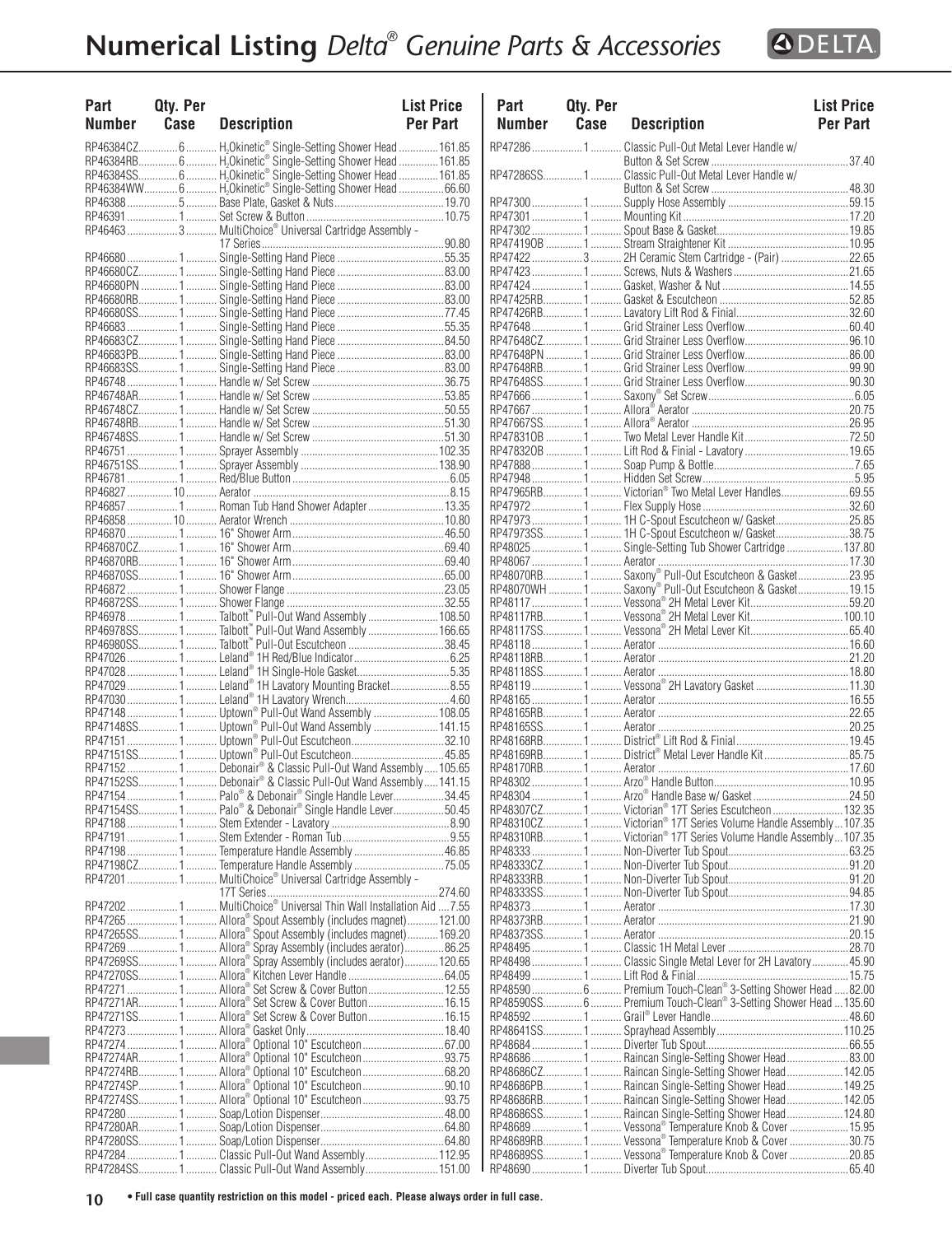# Numerical Listing *Delta® Genuine Parts & Accessories*

| Part Number | Qty. Per Case | Description | List Price Per Part |
|---|---|---|---|
| RP46384CZ | 6 | $H_2$Okinetic® Single-Setting Shower Head | 161.85 |
| RP46384RB | 6 | $H_2$Okinetic® Single-Setting Shower Head | 161.85 |
| RP46384SS | 6 | $H_2$Okinetic® Single-Setting Shower Head | 161.85 |
| RP46384WW | 6 | $H_2$Okinetic® Single-Setting Shower Head | 66.60 |
| RP46388 | 5 | Base Plate, Gasket & Nuts | 19.70 |
| RP46391 | 1 | Set Screw & Button | 10.75 |
| RP46463 | 3 | MultiChoice® Universal Cartridge Assembly - 17 Series | 90.80 |
| RP46680 | 1 | Single-Setting Hand Piece | 55.35 |
| RP46680CZ | 1 | Single-Setting Hand Piece | 83.00 |
| RP46680PN | 1 | Single-Setting Hand Piece | 83.00 |
| RP46680RB | 1 | Single-Setting Hand Piece | 83.00 |
| RP46680SS | 1 | Single-Setting Hand Piece | 77.45 |
| RP46683 | 1 | Single-Setting Hand Piece | 55.35 |
| RP46683CZ | 1 | Single-Setting Hand Piece | 84.50 |
| RP46683PB | 1 | Single-Setting Hand Piece | 83.00 |
| RP46683SS | 1 | Single-Setting Hand Piece | 83.00 |
| RP46748 | 1 | Handle w/ Set Screw | 36.75 |
| RP46748AR | 1 | Handle w/ Set Screw | 53.85 |
| RP46748CZ | 1 | Handle w/ Set Screw | 50.55 |
| RP46748RB | 1 | Handle w/ Set Screw | 51.30 |
| RP46748SS | 1 | Handle w/ Set Screw | 51.30 |
| RP46751 | 1 | Sprayer Assembly | 102.35 |
| RP46751SS | 1 | Sprayer Assembly | 138.90 |
| RP46781 | 1 | Red/Blue Button | 6.05 |
| RP46827 | 10 | Aerator | 8.15 |
| RP46857 | 1 | Roman Tub Hand Shower Adapter | 13.35 |
| RP46858 | 10 | Aerator Wrench | 10.80 |
| RP46870 | 1 | 16" Shower Arm | 46.50 |
| RP46870CZ | 1 | 16" Shower Arm | 69.40 |
| RP46870RB | 1 | 16" Shower Arm | 69.40 |
| RP46870SS | 1 | 16" Shower Arm | 65.00 |
| RP46872 | 1 | Shower Flange | 23.05 |
| RP46872SS | 1 | Shower Flange | 32.55 |
| RP46978 | 1 | Talbott™ Pull-Out Wand Assembly | 108.50 |
| RP46978SS | 1 | Talbott™ Pull-Out Wand Assembly | 166.65 |
| RP46980SS | 1 | Talbott™ Pull-Out Escutcheon | 38.45 |
| RP47026 | 1 | Leland® 1H Red/Blue Indicator | 6.25 |
| RP47028 | 1 | Leland® 1H Single-Hole Gasket | 5.35 |
| RP47029 | 1 | Leland® 1H Lavatory Mounting Bracket | 8.55 |
| RP47030 | 1 | Leland® 1H Lavatory Wrench | 4.60 |
| RP47148 | 1 | Uptown® Pull-Out Wand Assembly | 108.05 |
| RP47148SS | 1 | Uptown® Pull-Out Wand Assembly | 141.15 |
| RP47151 | 1 | Uptown® Pull-Out Escutcheon | 32.10 |
| RP47151SS | 1 | Uptown® Pull-Out Escutcheon | 45.85 |
| RP47152 | 1 | Debonair® & Classic Pull-Out Wand Assembly | 105.65 |
| RP47152SS | 1 | Debonair® & Classic Pull-Out Wand Assembly | 141.15 |
| RP47154 | 1 | Palo® & Debonair® Single Handle Lever | 34.45 |
| RP47154SS | 1 | Palo® & Debonair® Single Handle Lever | 50.45 |
| RP47188 | 1 | Stem Extender - Lavatory | 8.90 |
| RP47191 | 1 | Stem Extender - Roman Tub | 9.55 |
| RP47198 | 1 | Temperature Handle Assembly | 46.85 |
| RP47198CZ | 1 | Temperature Handle Assembly | 75.05 |
| RP47201 | 1 | MultiChoice® Universal Cartridge Assembly - 17T Series | 274.60 |
| RP47202 | 1 | MultiChoice® Universal Thin Wall Installation Aid | 7.55 |
| RP47265 | 1 | Allora® Spout Assembly (includes magnet) | 121.00 |
| RP47265SS | 1 | Allora® Spout Assembly (includes magnet) | 169.20 |
| RP47269 | 1 | Allora® Spray Assembly (includes aerator) | 86.25 |
| RP47269SS | 1 | Allora® Spray Assembly (includes aerator) | 120.65 |
| RP47270SS | 1 | Allora® Kitchen Lever Handle | 64.05 |
| RP47271 | 1 | Allora® Set Screw & Cover Button | 12.55 |
| RP47271AR | 1 | Allora® Set Screw & Cover Button | 16.15 |
| RP47271SS | 1 | Allora® Set Screw & Cover Button | 16.15 |
| RP47273 | 1 | Allora® Gasket Only | 18.40 |
| RP47274 | 1 | Allora® Optional 10" Escutcheon | 67.00 |
| RP47274AR | 1 | Allora® Optional 10" Escutcheon | 93.75 |
| RP47274RB | 1 | Allora® Optional 10" Escutcheon | 68.20 |
| RP47274SP | 1 | Allora® Optional 10" Escutcheon | 90.10 |
| RP47274SS | 1 | Allora® Optional 10" Escutcheon | 93.75 |
| RP47280 | 1 | Soap/Lotion Dispenser | 48.00 |
| RP47280AR | 1 | Soap/Lotion Dispenser | 64.80 |
| RP47280SS | 1 | Soap/Lotion Dispenser | 64.80 |
| RP47284 | 1 | Classic Pull-Out Wand Assembly | 112.95 |
| RP47284SS | 1 | Classic Pull-Out Wand Assembly | 151.00 |
| RP47286 | 1 | Classic Pull-Out Metal Lever Handle w/ Button & Set Screw | 37.40 |
| RP47286SS | 1 | Classic Pull-Out Metal Lever Handle w/ Button & Set Screw | 48.30 |
| RP47300 | 1 | Supply Hose Assembly | 59.15 |
| RP47301 | 1 | Mounting Kit | 17.20 |
| RP47302 | 1 | Spout Base & Gasket | 19.85 |
| RP47419OB | 1 | Stream Straightener Kit | 10.95 |
| RP47422 | 3 | 2H Ceramic Stem Cartridge - (Pair) | 22.65 |
| RP47423 | 1 | Screws, Nuts & Washers | 21.65 |
| RP47424 | 1 | Gasket, Washer & Nut | 14.55 |
| RP47425RB | 1 | Gasket & Escutcheon | 52.85 |
| RP47426RB | 1 | Lavatory Lift Rod & Finial | 32.60 |
| RP47648 | 1 | Grid Strainer Less Overflow | 60.40 |
| RP47648CZ | 1 | Grid Strainer Less Overflow | 96.10 |
| RP47648PN | 1 | Grid Strainer Less Overflow | 86.00 |
| RP47648RB | 1 | Grid Strainer Less Overflow | 99.90 |
| RP47648SS | 1 | Grid Strainer Less Overflow | 90.30 |
| RP47666 | 1 | Saxony® Set Screw | 6.05 |
| RP47667 | 1 | Allora® Aerator | 20.75 |
| RP47667SS | 1 | Allora® Aerator | 26.95 |
| RP47831OB | 1 | Two Metal Lever Handle Kit | 72.50 |
| RP47832OB | 1 | Lift Rod & Finial - Lavatory | 19.65 |
| RP47888 | 1 | Soap Pump & Bottle | 7.65 |
| RP47948 | 1 | Hidden Set Screw | 5.95 |
| RP47965RB | 1 | Victorian® Two Metal Lever Handles | 69.55 |
| RP47972 | 1 | Flex Supply Hose | 32.60 |
| RP47973 | 1 | 1H C-Spout Escutcheon w/ Gasket | 25.85 |
| RP47973SS | 1 | 1H C-Spout Escutcheon w/ Gasket | 38.75 |
| RP48025 | 1 | Single-Setting Tub Shower Cartridge | 137.80 |
| RP48067 | 1 | Aerator | 17.30 |
| RP48070RB | 1 | Saxony® Pull-Out Escutcheon & Gasket | 23.95 |
| RP48070WH | 1 | Saxony® Pull-Out Escutcheon & Gasket | 19.15 |
| RP48117 | 1 | Vessona® 2H Metal Lever Kit | 59.20 |
| RP48117RB | 1 | Vessona® 2H Metal Lever Kit | 100.10 |
| RP48117SS | 1 | Vessona® 2H Metal Lever Kit | 65.40 |
| RP48118 | 1 | Aerator | 16.60 |
| RP48118RB | 1 | Aerator | 21.20 |
| RP48118SS | 1 | Aerator | 18.80 |
| RP48119 | 1 | Vessona® 2H Lavatory Gasket | 11.30 |
| RP48165 | 1 | Aerator | 16.55 |
| RP48165RB | 1 | Aerator | 22.65 |
| RP48165SS | 1 | Aerator | 20.25 |
| RP48168RB | 1 | District® Lift Rod & Finial | 19.45 |
| RP48169RB | 1 | District® Metal Lever Handle Kit | 85.75 |
| RP48170RB | 1 | Aerator | 17.60 |
| RP48302 | 1 | Arzo® Handle Button | 10.95 |
| RP48304 | 1 | Arzo® Handle Base w/ Gasket | 24.50 |
| RP48307CZ | 1 | Victorian® 17T Series Escutcheon | 132.35 |
| RP48310CZ | 1 | Victorian® 17T Series Volume Handle Assembly | 107.35 |
| RP48310RB | 1 | Victorian® 17T Series Volume Handle Assembly | 107.35 |
| RP48333 | 1 | Non-Diverter Tub Spout | 63.25 |
| RP48333CZ | 1 | Non-Diverter Tub Spout | 91.20 |
| RP48333RB | 1 | Non-Diverter Tub Spout | 91.20 |
| RP48333SS | 1 | Non-Diverter Tub Spout | 94.85 |
| RP48373 | 1 | Aerator | 17.30 |
| RP48373RB | 1 | Aerator | 21.90 |
| RP48373SS | 1 | Aerator | 20.15 |
| RP48495 | 1 | Classic 1H Metal Lever | 28.70 |
| RP48498 | 1 | Classic Single Metal Lever for 2H Lavatory | 45.90 |
| RP48499 | 1 | Lift Rod & Finial | 15.75 |
| RP48590 | 6 | Premium Touch-Clean® 3-Setting Shower Head | 82.00 |
| RP48590SS | 6 | Premium Touch-Clean® 3-Setting Shower Head | 135.60 |
| RP48592 | 1 | Grail® Lever Handle | 48.60 |
| RP48641SS | 1 | Sprayhead Assembly | 110.25 |
| RP48684 | 1 | Diverter Tub Spout | 66.55 |
| RP48686 | 1 | Raincan Single-Setting Shower Head | 83.00 |
| RP48686CZ | 1 | Raincan Single-Setting Shower Head | 142.05 |
| RP48686PB | 1 | Raincan Single-Setting Shower Head | 149.25 |
| RP48686RB | 1 | Raincan Single-Setting Shower Head | 142.05 |
| RP48686SS | 1 | Raincan Single-Setting Shower Head | 124.80 |
| RP48689 | 1 | Vessona® Temperature Knob & Cover | 15.95 |
| RP48689RB | 1 | Vessona® Temperature Knob & Cover | 30.75 |
| RP48689SS | 1 | Vessona® Temperature Knob & Cover | 20.85 |
| RP48690 | 1 | Diverter Tub Spout | 65.40 |

**• Full case quantity restriction on this model - priced each. Please always order in full case.**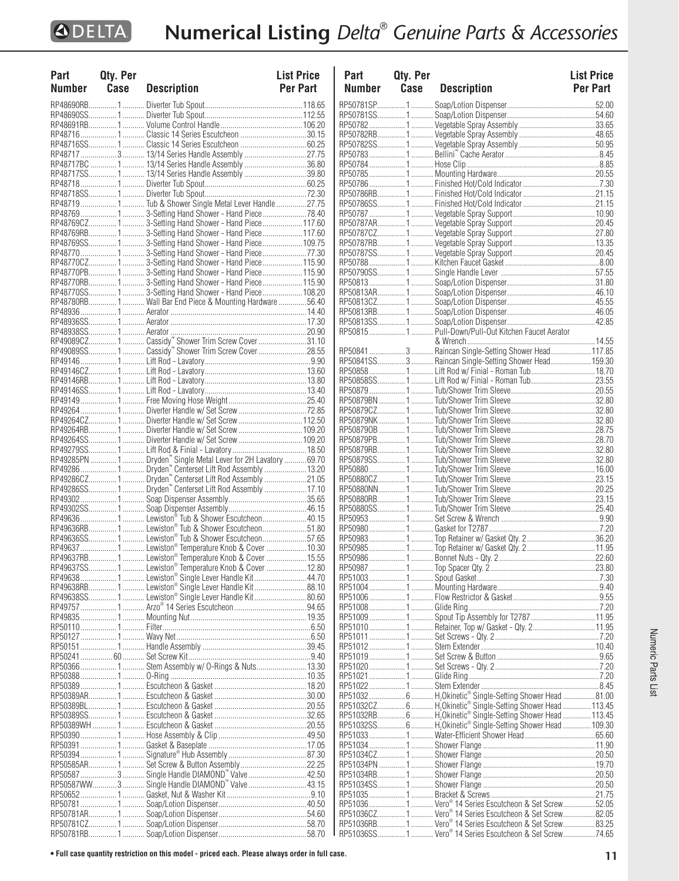# Numerical Listing *Delta® Genuine Parts & Accessories*

| Part Number | Qty. Per Case | Description | List Price Per Part |
|---|---|---|---|
| RP48690RB | 1 | Diverter Tub Spout | 118.65 |
| RP48690SS | 1 | Diverter Tub Spout | 112.55 |
| RP48691RB | 1 | Volume Control Handle | 106.20 |
| RP48716 | 1 | Classic 14 Series Escutcheon | 30.15 |
| RP48716SS | 1 | Classic 14 Series Escutcheon | 60.25 |
| RP48717 | 3 | 13/14 Series Handle Assembly | 27.75 |
| RP48717BC | 1 | 13/14 Series Handle Assembly | 36.80 |
| RP48717SS | 1 | 13/14 Series Handle Assembly | 39.80 |
| RP48718 | 1 | Diverter Tub Spout | 60.25 |
| RP48718SS | 1 | Diverter Tub Spout | 72.30 |
| RP48719 | 1 | Tub & Shower Single Metal Lever Handle | 27.75 |
| RP48769 | 1 | 3-Setting Hand Shower - Hand Piece | 78.40 |
| RP48769CZ | 1 | 3-Setting Hand Shower - Hand Piece | 117.60 |
| RP48769RB | 1 | 3-Setting Hand Shower - Hand Piece | 117.60 |
| RP48769SS | 1 | 3-Setting Hand Shower - Hand Piece | 109.75 |
| RP48770 | 1 | 3-Setting Hand Shower - Hand Piece | 77.30 |
| RP48770CZ | 1 | 3-Setting Hand Shower - Hand Piece | 115.90 |
| RP48770PB | 1 | 3-Setting Hand Shower - Hand Piece | 115.90 |
| RP48770RB | 1 | 3-Setting Hand Shower - Hand Piece | 115.90 |
| RP48770SS | 1 | 3-Setting Hand Shower - Hand Piece | 108.20 |
| RP48780RB | 1 | Wall Bar End Piece & Mounting Hardware | 56.40 |
| RP48936 | 1 | Aerator | 14.40 |
| RP48936SS | 1 | Aerator | 17.30 |
| RP48938SS | 1 | Aerator | 20.90 |
| RP49089CZ | 1 | Cassidy™ Shower Trim Screw Cover | 31.10 |
| RP49089SS | 1 | Cassidy™ Shower Trim Screw Cover | 28.55 |
| RP49146 | 1 | Lift Rod - Lavatory | 9.90 |
| RP49146CZ | 1 | Lift Rod - Lavatory | 13.60 |
| RP49146RB | 1 | Lift Rod - Lavatory | 13.80 |
| RP49146SS | 1 | Lift Rod - Lavatory | 13.40 |
| RP49149 | 1 | Free Moving Hose Weight | 25.40 |
| RP49264 | 1 | Diverter Handle w/ Set Screw | 72.85 |
| RP49264CZ | 1 | Diverter Handle w/ Set Screw | 112.50 |
| RP49264RB | 1 | Diverter Handle w/ Set Screw | 109.20 |
| RP49264SS | 1 | Diverter Handle w/ Set Screw | 109.20 |
| RP49279SS | 1 | Lift Rod & Finial - Lavatory | 18.50 |
| RP49285PN | 1 | Dryden™ Single Metal Lever for 2H Lavatory | 69.70 |
| RP49286 | 1 | Dryden™ Centerset Lift Rod Assembly | 13.20 |
| RP49286CZ | 1 | Dryden™ Centerset Lift Rod Assembly | 21.05 |
| RP49286SS | 1 | Dryden™ Centerset Lift Rod Assembly | 17.10 |
| RP49302 | 1 | Soap Dispenser Assembly | 35.65 |
| RP49302SS | 1 | Soap Dispenser Assembly | 46.15 |
| RP49636 | 1 | Lewiston® Tub & Shower Escutcheon | 40.15 |
| RP49636RB | 1 | Lewiston® Tub & Shower Escutcheon | 51.80 |
| RP49636SS | 1 | Lewiston® Tub & Shower Escutcheon | 57.65 |
| RP49637 | 1 | Lewiston® Temperature Knob & Cover | 10.30 |
| RP49637RB | 1 | Lewiston® Temperature Knob & Cover | 15.55 |
| RP49637SS | 1 | Lewiston® Temperature Knob & Cover | 12.80 |
| RP49638 | 1 | Lewiston® Single Lever Handle Kit | 44.70 |
| RP49638RB | 1 | Lewiston® Single Lever Handle Kit | 88.10 |
| RP49638SS | 1 | Lewiston® Single Lever Handle Kit | 80.60 |
| RP49757 | 1 | Arzo® 14 Series Escutcheon | 94.65 |
| RP49835 | 1 | Mounting Nut | 19.35 |
| RP50110 | 1 | Filter | 6.50 |
| RP50127 | 1 | Wavy Net | 6.50 |
| RP50151 | 1 | Handle Assembly | 39.45 |
| RP50241 | 60 | Set Screw Kit | 9.40 |
| RP50366 | 1 | Stem Assembly w/ O-Rings & Nuts | 13.30 |
| RP50388 | 1 | O-Ring | 10.35 |
| RP50389 | 1 | Escutcheon & Gasket | 18.20 |
| RP50389AR | 1 | Escutcheon & Gasket | 30.00 |
| RP50389BL | 1 | Escutcheon & Gasket | 20.55 |
| RP50389SS | 1 | Escutcheon & Gasket | 32.65 |
| RP50389WH | 1 | Escutcheon & Gasket | 20.55 |
| RP50390 | 1 | Hose Assembly & Clip | 49.50 |
| RP50391 | 1 | Gasket & Baseplate | 17.05 |
| RP50394 | 1 | Signature® Hub Assembly | 87.30 |
| RP50585AR | 1 | Set Screw & Button Assembly | 22.25 |
| RP50587 | 3 | Single Handle DIAMOND™ Valve | 42.50 |
| RP50587WW | 3 | Single Handle DIAMOND™ Valve | 43.15 |
| RP50652 | 1 | Gasket, Nut & Washer Kit | 9.10 |
| RP50781 | 1 | Soap/Lotion Dispenser | 40.50 |
| RP50781AR | 1 | Soap/Lotion Dispenser | 54.60 |
| RP50781CZ | 1 | Soap/Lotion Dispenser | 58.70 |
| RP50781RB | 1 | Soap/Lotion Dispenser | 58.70 |
| RP50781SP | 1 | Soap/Lotion Dispenser | 52.00 |
| RP50781SS | 1 | Soap/Lotion Dispenser | 54.60 |
| RP50782 | 1 | Vegetable Spray Assembly | 33.65 |
| RP50782RB | 1 | Vegetable Spray Assembly | 48.65 |
| RP50782SS | 1 | Vegetable Spray Assembly | 50.95 |
| RP50783 | 1 | Bellini™ Cache Aerator | 8.45 |
| RP50784 | 1 | Hose Clip | 8.85 |
| RP50785 | 1 | Mounting Hardware | 20.55 |
| RP50786 | 1 | Finished Hot/Cold Indicator | 7.30 |
| RP50786RB | 1 | Finished Hot/Cold Indicator | 21.15 |
| RP50786SS | 1 | Finished Hot/Cold Indicator | 21.15 |
| RP50787 | 1 | Vegetable Spray Support | 10.90 |
| RP50787AR | 1 | Vegetable Spray Support | 20.45 |
| RP50787CZ | 1 | Vegetable Spray Support | 27.80 |
| RP50787RB | 1 | Vegetable Spray Support | 13.35 |
| RP50787SS | 1 | Vegetable Spray Support | 20.45 |
| RP50788 | 1 | Kitchen Faucet Gasket | 8.00 |
| RP50790SS | 1 | Single Handle Lever | 57.55 |
| RP50813 | 1 | Soap/Lotion Dispenser | 31.80 |
| RP50813AR | 1 | Soap/Lotion Dispenser | 46.10 |
| RP50813CZ | 1 | Soap/Lotion Dispenser | 45.55 |
| RP50813RB | 1 | Soap/Lotion Dispenser | 46.05 |
| RP50813SS | 1 | Soap/Lotion Dispenser | 42.85 |
| RP50815 | 1 | Pull-Down/Pull-Out Kitchen Faucet Aerator & Wrench | 14.55 |
| RP50841 | 3 | Raincan Single-Setting Shower Head | 117.85 |
| RP50841SS | 3 | Raincan Single-Setting Shower Head | 159.30 |
| RP50858 | 1 | Lift Rod w/ Finial - Roman Tub | 18.70 |
| RP50858SS | 1 | Lift Rod w/ Finial - Roman Tub | 23.55 |
| RP50879 | 1 | Tub/Shower Trim Sleeve | 20.55 |
| RP50879BN | 1 | Tub/Shower Trim Sleeve | 32.80 |
| RP50879CZ | 1 | Tub/Shower Trim Sleeve | 32.80 |
| RP50879NK | 1 | Tub/Shower Trim Sleeve | 32.80 |
| RP50879OB | 1 | Tub/Shower Trim Sleeve | 28.75 |
| RP50879PB | 1 | Tub/Shower Trim Sleeve | 28.70 |
| RP50879RB | 1 | Tub/Shower Trim Sleeve | 32.80 |
| RP50879SS | 1 | Tub/Shower Trim Sleeve | 32.80 |
| RP50880 | 1 | Tub/Shower Trim Sleeve | 16.00 |
| RP50880CZ | 1 | Tub/Shower Trim Sleeve | 23.15 |
| RP50880NN | 1 | Tub/Shower Trim Sleeve | 20.25 |
| RP50880RB | 1 | Tub/Shower Trim Sleeve | 23.15 |
| RP50880SS | 1 | Tub/Shower Trim Sleeve | 25.40 |
| RP50953 | 1 | Set Screw & Wrench | 9.90 |
| RP50980 | 1 | Gasket for T2787 | 7.20 |
| RP50983 | 1 | Top Retainer w/ Gasket Qty. 2 | 36.20 |
| RP50985 | 1 | Top Retainer w/ Gasket Qty. 2 | 11.95 |
| RP50986 | 1 | Bonnet Nuts - Qty. 2 | 22.60 |
| RP50987 | 1 | Top Spacer Qty. 2 | 23.80 |
| RP51003 | 1 | Spout Gasket | 7.30 |
| RP51004 | 1 | Mounting Hardware | 9.40 |
| RP51006 | 1 | Flow Restrictor & Gasket | 9.55 |
| RP51008 | 1 | Glide Ring | 7.20 |
| RP51009 | 1 | Spout Tip Assembly for T2787 | 11.95 |
| RP51010 | 1 | Retainer, Top w/ Gasket - Qty. 2 | 11.95 |
| RP51011 | 1 | Set Screws - Qty. 2 | 7.20 |
| RP51012 | 1 | Stem Extender | 10.40 |
| RP51019 | 1 | Set Screw & Button | 9.65 |
| RP51020 | 1 | Set Screws - Qty. 2 | 7.20 |
| RP51021 | 1 | Glide Ring | 7.20 |
| RP51022 | 1 | Stem Extender | 8.45 |
| RP51032 | 6 | $H_2$Okinetic® Single-Setting Shower Head | 81.00 |
| RP51032CZ | 6 | $H_2$Okinetic® Single-Setting Shower Head | 113.45 |
| RP51032RB | 6 | $H_2$Okinetic® Single-Setting Shower Head | 113.45 |
| RP51032SS | 6 | $H_2$Okinetic® Single-Setting Shower Head | 109.30 |
| RP51033 | 1 | Water-Efficient Shower Head | 65.60 |
| RP51034 | 1 | Shower Flange | 11.90 |
| RP51034CZ | 1 | Shower Flange | 20.50 |
| RP51034PN | 1 | Shower Flange | 19.70 |
| RP51034RB | 1 | Shower Flange | 20.50 |
| RP51034SS | 1 | Shower Flange | 20.50 |
| RP51035 | 1 | Bracket & Screws | 21.75 |
| RP51036 | 1 | Vero® 14 Series Escutcheon & Set Screw | 52.05 |
| RP51036CZ | 1 | Vero® 14 Series Escutcheon & Set Screw | 82.05 |
| RP51036RB | 1 | Vero® 14 Series Escutcheon & Set Screw | 83.25 |
| RP51036SS | 1 | Vero® 14 Series Escutcheon & Set Screw | 74.65 |

**• Full case quantity restriction on this model - priced each. Please always order in full case.**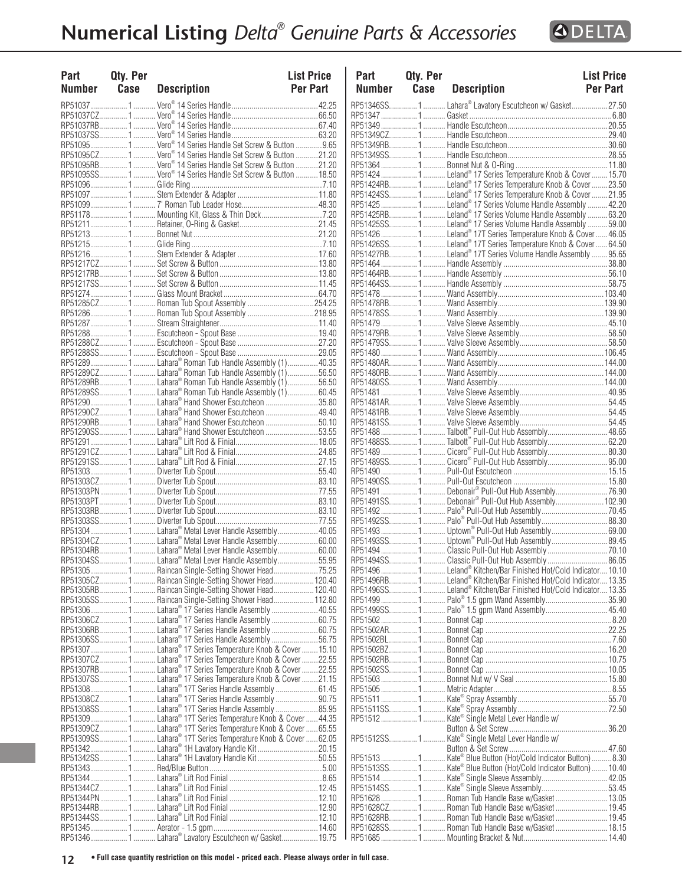# Numerical Listing *Delta® Genuine Parts & Accessories*

| Part Number | Qty. Per Case | Description | List Price Per Part |
|---|---|---|---|
| RP51037 | 1 | Vero® 14 Series Handle | 42.25 |
| RP51037CZ | 1 | Vero® 14 Series Handle | 66.50 |
| RP51037RB | 1 | Vero® 14 Series Handle | 67.40 |
| RP51037SS | 1 | Vero® 14 Series Handle | 63.20 |
| RP51095 | 1 | Vero® 14 Series Handle Set Screw & Button | 9.65 |
| RP51095CZ | 1 | Vero® 14 Series Handle Set Screw & Button | 21.20 |
| RP51095RB | 1 | Vero® 14 Series Handle Set Screw & Button | 21.20 |
| RP51095SS | 1 | Vero® 14 Series Handle Set Screw & Button | 18.50 |
| RP51096 | 1 | Glide Ring | 7.10 |
| RP51097 | 1 | Stem Extender & Adapter | 11.80 |
| RP51099 | 1 | 7' Roman Tub Leader Hose | 48.30 |
| RP51178 | 1 | Mounting Kit, Glass & Thin Deck | 7.20 |
| RP51211 | 1 | Retainer, O-Ring & Gasket | 21.45 |
| RP51213 | 1 | Bonnet Nut | 21.20 |
| RP51215 | 1 | Glide Ring | 7.10 |
| RP51216 | 1 | Stem Extender & Adapter | 17.60 |
| RP51217CZ | 1 | Set Screw & Button | 13.80 |
| RP51217RB | 1 | Set Screw & Button | 13.80 |
| RP51217SS | 1 | Set Screw & Button | 11.45 |
| RP51274 | 1 | Glass Mount Bracket | 64.70 |
| RP51285CZ | 1 | Roman Tub Spout Assembly | 254.25 |
| RP51286 | 1 | Roman Tub Spout Assembly | 218.95 |
| RP51287 | 1 | Stream Straightener | 11.40 |
| RP51288 | 1 | Escutcheon - Spout Base | 19.40 |
| RP51288CZ | 1 | Escutcheon - Spout Base | 27.20 |
| RP51288SS | 1 | Escutcheon - Spout Base | 29.05 |
| RP51289 | 1 | Lahara® Roman Tub Handle Assembly (1) | 40.35 |
| RP51289CZ | 1 | Lahara® Roman Tub Handle Assembly (1) | 56.50 |
| RP51289RB | 1 | Lahara® Roman Tub Handle Assembly (1) | 56.50 |
| RP51289SS | 1 | Lahara® Roman Tub Handle Assembly (1) | 60.45 |
| RP51290 | 1 | Lahara® Hand Shower Escutcheon | 35.80 |
| RP51290CZ | 1 | Lahara® Hand Shower Escutcheon | 49.40 |
| RP51290RB | 1 | Lahara® Hand Shower Escutcheon | 50.10 |
| RP51290SS | 1 | Lahara® Hand Shower Escutcheon | 53.55 |
| RP51291 | 1 | Lahara® Lift Rod & Finial | 18.05 |
| RP51291CZ | 1 | Lahara® Lift Rod & Finial | 24.85 |
| RP51291SS | 1 | Lahara® Lift Rod & Finial | 27.15 |
| RP51303 | 1 | Diverter Tub Spout | 55.40 |
| RP51303CZ | 1 | Diverter Tub Spout | 83.10 |
| RP51303PN | 1 | Diverter Tub Spout | 77.55 |
| RP51303PT | 1 | Diverter Tub Spout | 83.10 |
| RP51303RB | 1 | Diverter Tub Spout | 83.10 |
| RP51303SS | 1 | Diverter Tub Spout | 77.55 |
| RP51304 | 1 | Lahara® Metal Lever Handle Assembly | 40.05 |
| RP51304CZ | 1 | Lahara® Metal Lever Handle Assembly | 60.00 |
| RP51304RB | 1 | Lahara® Metal Lever Handle Assembly | 60.00 |
| RP51304SS | 1 | Lahara® Metal Lever Handle Assembly | 55.95 |
| RP51305 | 1 | Raincan Single-Setting Shower Head | 75.25 |
| RP51305CZ | 1 | Raincan Single-Setting Shower Head | 120.40 |
| RP51305RB | 1 | Raincan Single-Setting Shower Head | 120.40 |
| RP51305SS | 1 | Raincan Single-Setting Shower Head | 112.80 |
| RP51306 | 1 | Lahara® 17 Series Handle Assembly | 40.55 |
| RP51306CZ | 1 | Lahara® 17 Series Handle Assembly | 60.75 |
| RP51306RB | 1 | Lahara® 17 Series Handle Assembly | 60.75 |
| RP51306SS | 1 | Lahara® 17 Series Handle Assembly | 56.75 |
| RP51307 | 1 | Lahara® 17 Series Temperature Knob & Cover | 15.10 |
| RP51307CZ | 1 | Lahara® 17 Series Temperature Knob & Cover | 22.55 |
| RP51307RB | 1 | Lahara® 17 Series Temperature Knob & Cover | 22.55 |
| RP51307SS | 1 | Lahara® 17 Series Temperature Knob & Cover | 21.15 |
| RP51308 | 1 | Lahara® 17T Series Handle Assembly | 61.45 |
| RP51308CZ | 1 | Lahara® 17T Series Handle Assembly | 90.75 |
| RP51308SS | 1 | Lahara® 17T Series Handle Assembly | 85.95 |
| RP51309 | 1 | Lahara® 17T Series Temperature Knob & Cover | 44.35 |
| RP51309CZ | 1 | Lahara® 17T Series Temperature Knob & Cover | 65.55 |
| RP51309SS | 1 | Lahara® 17T Series Temperature Knob & Cover | 62.05 |
| RP51342 | 1 | Lahara® 1H Lavatory Handle Kit | 20.15 |
| RP51342SS | 1 | Lahara® 1H Lavatory Handle Kit | 50.55 |
| RP51343 | 1 | Red/Blue Button | 5.00 |
| RP51344 | 1 | Lahara® Lift Rod Finial | 8.65 |
| RP51344CZ | 1 | Lahara® Lift Rod Finial | 12.45 |
| RP51344PN | 1 | Lahara® Lift Rod Finial | 12.10 |
| RP51344RB | 1 | Lahara® Lift Rod Finial | 12.90 |
| RP51344SS | 1 | Lahara® Lift Rod Finial | 12.10 |
| RP51345 | 1 | Aerator - 1.5 gpm | 14.60 |
| RP51346 | 1 | Lahara® Lavatory Escutcheon w/ Gasket | 19.75 |
| RP51346SS | 1 | Lahara® Lavatory Escutcheon w/ Gasket | 27.50 |
| RP51347 | 1 | Gasket | 6.80 |
| RP51349 | 1 | Handle Escutcheon | 20.55 |
| RP51349CZ | 1 | Handle Escutcheon | 29.40 |
| RP51349RB | 1 | Handle Escutcheon | 30.60 |
| RP51349SS | 1 | Handle Escutcheon | 28.55 |
| RP51364 | 1 | Bonnet Nut & O-Ring | 11.80 |
| RP51424 | 1 | Leland® 17 Series Temperature Knob & Cover | 15.70 |
| RP51424RB | 1 | Leland® 17 Series Temperature Knob & Cover | 23.50 |
| RP51424SS | 1 | Leland® 17 Series Temperature Knob & Cover | 21.95 |
| RP51425 | 1 | Leland® 17 Series Volume Handle Assembly | 42.20 |
| RP51425RB | 1 | Leland® 17 Series Volume Handle Assembly | 63.20 |
| RP51425SS | 1 | Leland® 17 Series Volume Handle Assembly | 59.00 |
| RP51426 | 1 | Leland® 17T Series Temperature Knob & Cover | 46.05 |
| RP51426SS | 1 | Leland® 17T Series Temperature Knob & Cover | 64.50 |
| RP51427RB | 1 | Leland® 17T Series Volume Handle Assembly | 95.65 |
| RP51464 | 1 | Handle Assembly | 38.80 |
| RP51464RB | 1 | Handle Assembly | 56.10 |
| RP51464SS | 1 | Handle Assembly | 58.75 |
| RP51478 | 1 | Wand Assembly | 103.40 |
| RP51478RB | 1 | Wand Assembly | 139.90 |
| RP51478SS | 1 | Wand Assembly | 139.90 |
| RP51479 | 1 | Valve Sleeve Assembly | 45.10 |
| RP51479RB | 1 | Valve Sleeve Assembly | 58.50 |
| RP51479SS | 1 | Valve Sleeve Assembly | 58.50 |
| RP51480 | 1 | Wand Assembly | 106.45 |
| RP51480AR | 1 | Wand Assembly | 144.00 |
| RP51480RB | 1 | Wand Assembly | 144.00 |
| RP51480SS | 1 | Wand Assembly | 144.00 |
| RP51481 | 1 | Valve Sleeve Assembly | 40.95 |
| RP51481AR | 1 | Valve Sleeve Assembly | 54.45 |
| RP51481RB | 1 | Valve Sleeve Assembly | 54.45 |
| RP51481SS | 1 | Valve Sleeve Assembly | 54.45 |
| RP51488 | 1 | Talbott® Pull-Out Hub Assembly | 48.65 |
| RP51488SS | 1 | Talbott® Pull-Out Hub Assembly | 62.20 |
| RP51489 | 1 | Cicero® Pull-Out Hub Assembly | 80.30 |
| RP51489SS | 1 | Cicero® Pull-Out Hub Assembly | 95.00 |
| RP51490 | 1 | Pull-Out Escutcheon | 15.15 |
| RP51490SS | 1 | Pull-Out Escutcheon | 15.80 |
| RP51491 | 1 | Debonair® Pull-Out Hub Assembly | 76.90 |
| RP51491SS | 1 | Debonair® Pull-Out Hub Assembly | 102.90 |
| RP51492 | 1 | Palo® Pull-Out Hub Assembly | 70.45 |
| RP51492SS | 1 | Palo® Pull-Out Hub Assembly | 88.30 |
| RP51493 | 1 | Uptown® Pull-Out Hub Assembly | 69.00 |
| RP51493SS | 1 | Uptown® Pull-Out Hub Assembly | 89.45 |
| RP51494 | 1 | Classic Pull-Out Hub Assembly | 70.10 |
| RP51494SS | 1 | Classic Pull-Out Hub Assembly | 86.05 |
| RP51496 | 1 | Leland® Kitchen/Bar Finished Hot/Cold Indicator | 10.10 |
| RP51496RB | 1 | Leland® Kitchen/Bar Finished Hot/Cold Indicator | 13.35 |
| RP51496SS | 1 | Leland® Kitchen/Bar Finished Hot/Cold Indicator | 13.35 |
| RP51499 | 1 | Palo® 1.5 gpm Wand Assembly | 35.90 |
| RP51499SS | 1 | Palo® 1.5 gpm Wand Assembly | 45.40 |
| RP51502 | 1 | Bonnet Cap | 8.20 |
| RP51502AR | 1 | Bonnet Cap | 22.25 |
| RP51502BL | 1 | Bonnet Cap | 7.60 |
| RP51502BZ | 1 | Bonnet Cap | 16.20 |
| RP51502RB | 1 | Bonnet Cap | 10.75 |
| RP51502SS | 1 | Bonnet Cap | 10.05 |
| RP51503 | 1 | Bonnet Nut w/ V Seal | 15.80 |
| RP51505 | 1 | Metric Adapter | 8.55 |
| RP51511 | 1 | Kate® Spray Assembly | 55.70 |
| RP51511SS | 1 | Kate® Spray Assembly | 72.50 |
| RP51512 | 1 | Kate® Single Metal Lever Handle w/ Button & Set Screw | 36.20 |
| RP51512SS | 1 | Kate® Single Metal Lever Handle w/ Button & Set Screw | 47.60 |
| RP51513 | 1 | Kate® Blue Button (Hot/Cold Indicator Button) | 8.30 |
| RP51513SS | 1 | Kate® Blue Button (Hot/Cold Indicator Button) | 10.40 |
| RP51514 | 1 | Kate® Single Sleeve Assembly | 42.05 |
| RP51514SS | 1 | Kate® Single Sleeve Assembly | 53.45 |
| RP51628 | 1 | Roman Tub Handle Base w/Gasket | 13.05 |
| RP51628CZ | 1 | Roman Tub Handle Base w/Gasket | 19.45 |
| RP51628RB | 1 | Roman Tub Handle Base w/Gasket | 19.45 |
| RP51628SS | 1 | Roman Tub Handle Base w/Gasket | 18.15 |
| RP51685 | 1 | Mounting Bracket & Nut | 14.40 |

• Full case quantity restriction on this model - priced each. Please always order in full case.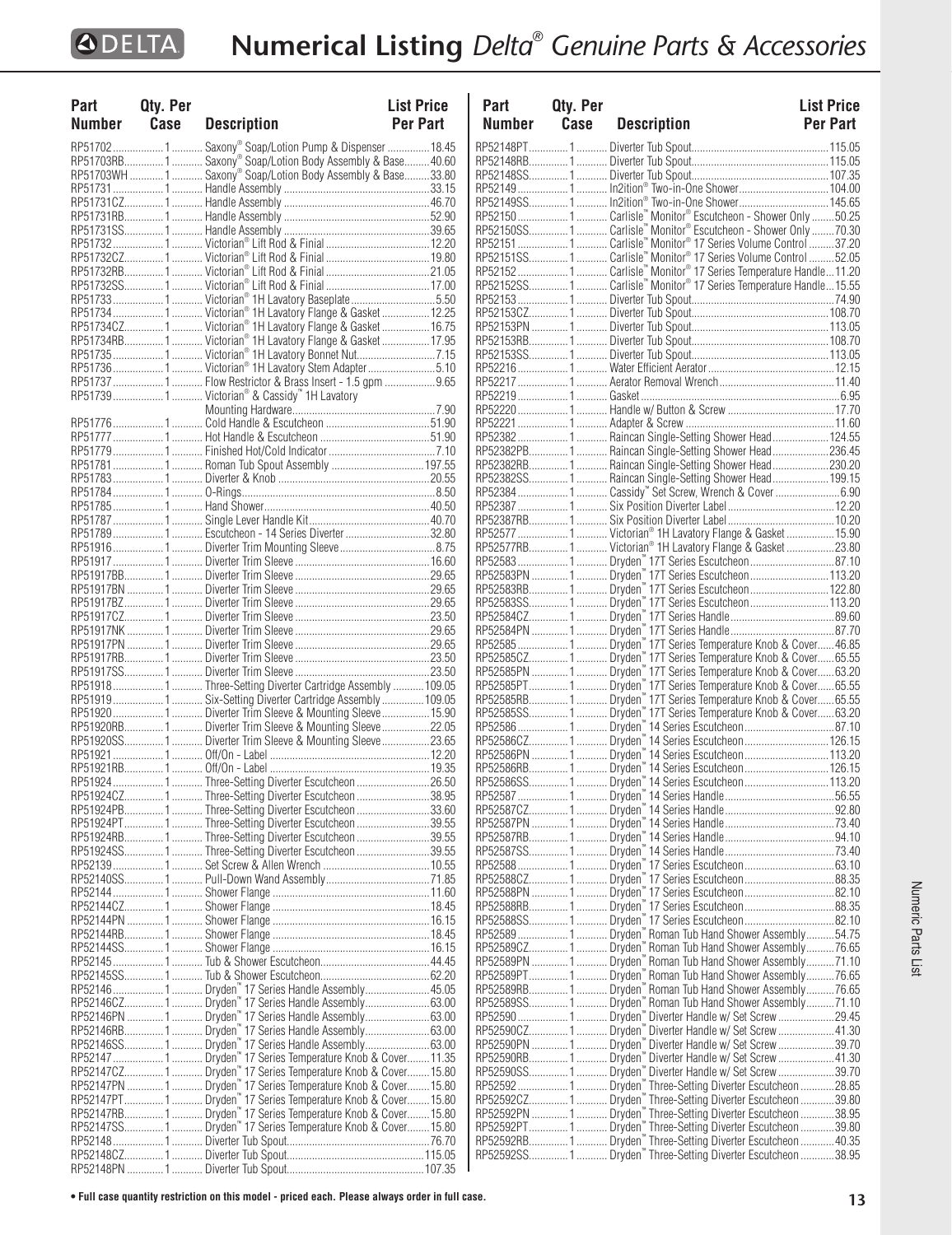# Numerical Listing *Delta® Genuine Parts & Accessories*

| Part Number | Qty. Per Case | Description | List Price Per Part |
|---|---|---|---|
| RP51702 | 1 | Saxony® Soap/Lotion Pump & Dispenser | 18.45 |
| RP51703RB | 1 | Saxony® Soap/Lotion Body Assembly & Base | 40.60 |
| RP51703WH | 1 | Saxony® Soap/Lotion Body Assembly & Base | 33.80 |
| RP51731 | 1 | Handle Assembly | 33.15 |
| RP51731CZ | 1 | Handle Assembly | 46.70 |
| RP51731RB | 1 | Handle Assembly | 52.90 |
| RP51731SS | 1 | Handle Assembly | 39.65 |
| RP51732 | 1 | Victorian® Lift Rod & Finial | 12.20 |
| RP51732CZ | 1 | Victorian® Lift Rod & Finial | 19.80 |
| RP51732RB | 1 | Victorian® Lift Rod & Finial | 21.05 |
| RP51732SS | 1 | Victorian® Lift Rod & Finial | 17.00 |
| RP51733 | 1 | Victorian® 1H Lavatory Baseplate | 5.50 |
| RP51734 | 1 | Victorian® 1H Lavatory Flange & Gasket | 12.25 |
| RP51734CZ | 1 | Victorian® 1H Lavatory Flange & Gasket | 16.75 |
| RP51734RB | 1 | Victorian® 1H Lavatory Flange & Gasket | 17.95 |
| RP51735 | 1 | Victorian® 1H Lavatory Bonnet Nut | 7.15 |
| RP51736 | 1 | Victorian® 1H Lavatory Stem Adapter | 5.10 |
| RP51737 | 1 | Flow Restrictor & Brass Insert - 1.5 gpm | 9.65 |
| RP51739 | 1 | Victorian® & Cassidy™ 1H Lavatory Mounting Hardware | 7.90 |
| RP51776 | 1 | Cold Handle & Escutcheon | 51.90 |
| RP51777 | 1 | Hot Handle & Escutcheon | 51.90 |
| RP51779 | 1 | Finished Hot/Cold Indicator | 7.10 |
| RP51781 | 1 | Roman Tub Spout Assembly | 197.55 |
| RP51783 | 1 | Diverter & Knob | 20.55 |
| RP51784 | 1 | O-Rings | 8.50 |
| RP51785 | 1 | Hand Shower | 40.50 |
| RP51787 | 1 | Single Lever Handle Kit | 40.70 |
| RP51789 | 1 | Escutcheon - 14 Series Diverter | 32.80 |
| RP51916 | 1 | Diverter Trim Mounting Sleeve | 8.75 |
| RP51917 | 1 | Diverter Trim Sleeve | 16.60 |
| RP51917BB | 1 | Diverter Trim Sleeve | 29.65 |
| RP51917BN | 1 | Diverter Trim Sleeve | 29.65 |
| RP51917BZ | 1 | Diverter Trim Sleeve | 29.65 |
| RP51917CZ | 1 | Diverter Trim Sleeve | 23.50 |
| RP51917NK | 1 | Diverter Trim Sleeve | 29.65 |
| RP51917PN | 1 | Diverter Trim Sleeve | 29.65 |
| RP51917RB | 1 | Diverter Trim Sleeve | 23.50 |
| RP51917SS | 1 | Diverter Trim Sleeve | 23.50 |
| RP51918 | 1 | Three-Setting Diverter Cartridge Assembly | 109.05 |
| RP51919 | 1 | Six-Setting Diverter Cartridge Assembly | 109.05 |
| RP51920 | 1 | Diverter Trim Sleeve & Mounting Sleeve | 15.90 |
| RP51920RB | 1 | Diverter Trim Sleeve & Mounting Sleeve | 22.05 |
| RP51920SS | 1 | Diverter Trim Sleeve & Mounting Sleeve | 23.65 |
| RP51921 | 1 | Off/On - Label | 12.20 |
| RP51921RB | 1 | Off/On - Label | 19.35 |
| RP51924 | 1 | Three-Setting Diverter Escutcheon | 26.50 |
| RP51924CZ | 1 | Three-Setting Diverter Escutcheon | 38.95 |
| RP51924PB | 1 | Three-Setting Diverter Escutcheon | 33.60 |
| RP51924PT | 1 | Three-Setting Diverter Escutcheon | 39.55 |
| RP51924RB | 1 | Three-Setting Diverter Escutcheon | 39.55 |
| RP51924SS | 1 | Three-Setting Diverter Escutcheon | 39.55 |
| RP52139 | 1 | Set Screw & Allen Wrench | 10.55 |
| RP52140SS | 1 | Pull-Down Wand Assembly | 71.85 |
| RP52144 | 1 | Shower Flange | 11.60 |
| RP52144CZ | 1 | Shower Flange | 18.45 |
| RP52144PN | 1 | Shower Flange | 16.15 |
| RP52144RB | 1 | Shower Flange | 18.45 |
| RP52144SS | 1 | Shower Flange | 16.15 |
| RP52145 | 1 | Tub & Shower Escutcheon | 44.45 |
| RP52145SS | 1 | Tub & Shower Escutcheon | 62.20 |
| RP52146 | 1 | Dryden™ 17 Series Handle Assembly | 45.05 |
| RP52146CZ | 1 | Dryden™ 17 Series Handle Assembly | 63.00 |
| RP52146PN | 1 | Dryden™ 17 Series Handle Assembly | 63.00 |
| RP52146RB | 1 | Dryden™ 17 Series Handle Assembly | 63.00 |
| RP52146SS | 1 | Dryden™ 17 Series Handle Assembly | 63.00 |
| RP52147 | 1 | Dryden™ 17 Series Temperature Knob & Cover | 11.35 |
| RP52147CZ | 1 | Dryden™ 17 Series Temperature Knob & Cover | 15.80 |
| RP52147PN | 1 | Dryden™ 17 Series Temperature Knob & Cover | 15.80 |
| RP52147PT | 1 | Dryden™ 17 Series Temperature Knob & Cover | 15.80 |
| RP52147RB | 1 | Dryden™ 17 Series Temperature Knob & Cover | 15.80 |
| RP52147SS | 1 | Dryden™ 17 Series Temperature Knob & Cover | 15.80 |
| RP52148 | 1 | Diverter Tub Spout | 76.70 |
| RP52148CZ | 1 | Diverter Tub Spout | 115.05 |
| RP52148PN | 1 | Diverter Tub Spout | 107.35 |
| RP52148PT | 1 | Diverter Tub Spout | 115.05 |
| RP52148RB | 1 | Diverter Tub Spout | 115.05 |
| RP52148SS | 1 | Diverter Tub Spout | 107.35 |
| RP52149 | 1 | In2ition® Two-in-One Shower | 104.00 |
| RP52149SS | 1 | In2ition® Two-in-One Shower | 145.65 |
| RP52150 | 1 | Carlisle™ Monitor® Escutcheon - Shower Only | 50.25 |
| RP52150SS | 1 | Carlisle™ Monitor® Escutcheon - Shower Only | 70.30 |
| RP52151 | 1 | Carlisle™ Monitor® 17 Series Volume Control | 37.20 |
| RP52151SS | 1 | Carlisle™ Monitor® 17 Series Volume Control | 52.05 |
| RP52152 | 1 | Carlisle™ Monitor® 17 Series Temperature Handle | 11.20 |
| RP52152SS | 1 | Carlisle™ Monitor® 17 Series Temperature Handle | 15.55 |
| RP52153 | 1 | Diverter Tub Spout | 74.90 |
| RP52153CZ | 1 | Diverter Tub Spout | 108.70 |
| RP52153PN | 1 | Diverter Tub Spout | 113.05 |
| RP52153RB | 1 | Diverter Tub Spout | 108.70 |
| RP52153SS | 1 | Diverter Tub Spout | 113.05 |
| RP52216 | 1 | Water Efficient Aerator | 12.15 |
| RP52217 | 1 | Aerator Removal Wrench | 11.40 |
| RP52219 | 1 | Gasket | 6.95 |
| RP52220 | 1 | Handle w/ Button & Screw | 17.70 |
| RP52221 | 1 | Adapter & Screw | 11.60 |
| RP52382 | 1 | Raincan Single-Setting Shower Head | 124.55 |
| RP52382PB | 1 | Raincan Single-Setting Shower Head | 236.45 |
| RP52382RB | 1 | Raincan Single-Setting Shower Head | 230.20 |
| RP52382SS | 1 | Raincan Single-Setting Shower Head | 199.15 |
| RP52384 | 1 | Cassidy™ Set Screw, Wrench & Cover | 6.90 |
| RP52387 | 1 | Six Position Diverter Label | 12.20 |
| RP52387RB | 1 | Six Position Diverter Label | 10.20 |
| RP52577 | 1 | Victorian® 1H Lavatory Flange & Gasket | 15.90 |
| RP52577RB | 1 | Victorian® 1H Lavatory Flange & Gasket | 23.80 |
| RP52583 | 1 | Dryden™ 17T Series Escutcheon | 87.10 |
| RP52583PN | 1 | Dryden™ 17T Series Escutcheon | 113.20 |
| RP52583RB | 1 | Dryden™ 17T Series Escutcheon | 122.80 |
| RP52583SS | 1 | Dryden™ 17T Series Escutcheon | 113.20 |
| RP52584CZ | 1 | Dryden™ 17T Series Handle | 89.60 |
| RP52584PN | 1 | Dryden™ 17T Series Handle | 87.70 |
| RP52585 | 1 | Dryden™ 17T Series Temperature Knob & Cover | 46.85 |
| RP52585CZ | 1 | Dryden™ 17T Series Temperature Knob & Cover | 65.55 |
| RP52585PN | 1 | Dryden™ 17T Series Temperature Knob & Cover | 63.20 |
| RP52585PT | 1 | Dryden™ 17T Series Temperature Knob & Cover | 65.55 |
| RP52585RB | 1 | Dryden™ 17T Series Temperature Knob & Cover | 65.55 |
| RP52585SS | 1 | Dryden™ 17T Series Temperature Knob & Cover | 63.20 |
| RP52586 | 1 | Dryden™ 14 Series Escutcheon | 87.10 |
| RP52586CZ | 1 | Dryden™ 14 Series Escutcheon | 126.15 |
| RP52586PN | 1 | Dryden™ 14 Series Escutcheon | 113.20 |
| RP52586RB | 1 | Dryden™ 14 Series Escutcheon | 126.15 |
| RP52586SS | 1 | Dryden™ 14 Series Escutcheon | 113.20 |
| RP52587 | 1 | Dryden™ 14 Series Handle | 56.55 |
| RP52587CZ | 1 | Dryden™ 14 Series Handle | 92.80 |
| RP52587PN | 1 | Dryden™ 14 Series Handle | 73.40 |
| RP52587RB | 1 | Dryden™ 14 Series Handle | 94.10 |
| RP52587SS | 1 | Dryden™ 14 Series Handle | 73.40 |
| RP52588 | 1 | Dryden™ 17 Series Escutcheon | 63.10 |
| RP52588CZ | 1 | Dryden™ 17 Series Escutcheon | 88.35 |
| RP52588PN | 1 | Dryden™ 17 Series Escutcheon | 82.10 |
| RP52588RB | 1 | Dryden™ 17 Series Escutcheon | 88.35 |
| RP52588SS | 1 | Dryden™ 17 Series Escutcheon | 82.10 |
| RP52589 | 1 | Dryden™ Roman Tub Hand Shower Assembly | 54.75 |
| RP52589CZ | 1 | Dryden™ Roman Tub Hand Shower Assembly | 76.65 |
| RP52589PN | 1 | Dryden™ Roman Tub Hand Shower Assembly | 71.10 |
| RP52589PT | 1 | Dryden™ Roman Tub Hand Shower Assembly | 76.65 |
| RP52589RB | 1 | Dryden™ Roman Tub Hand Shower Assembly | 76.65 |
| RP52589SS | 1 | Dryden™ Roman Tub Hand Shower Assembly | 71.10 |
| RP52590 | 1 | Dryden™ Diverter Handle w/ Set Screw | 29.45 |
| RP52590CZ | 1 | Dryden™ Diverter Handle w/ Set Screw | 41.30 |
| RP52590PN | 1 | Dryden™ Diverter Handle w/ Set Screw | 39.70 |
| RP52590RB | 1 | Dryden™ Diverter Handle w/ Set Screw | 41.30 |
| RP52590SS | 1 | Dryden™ Diverter Handle w/ Set Screw | 39.70 |
| RP52592 | 1 | Dryden™ Three-Setting Diverter Escutcheon | 28.85 |
| RP52592CZ | 1 | Dryden™ Three-Setting Diverter Escutcheon | 39.80 |
| RP52592PN | 1 | Dryden™ Three-Setting Diverter Escutcheon | 38.95 |
| RP52592PT | 1 | Dryden™ Three-Setting Diverter Escutcheon | 39.80 |
| RP52592RB | 1 | Dryden™ Three-Setting Diverter Escutcheon | 40.35 |
| RP52592SS | 1 | Dryden™ Three-Setting Diverter Escutcheon | 38.95 |

• Full case quantity restriction on this model - priced each. Please always order in full case.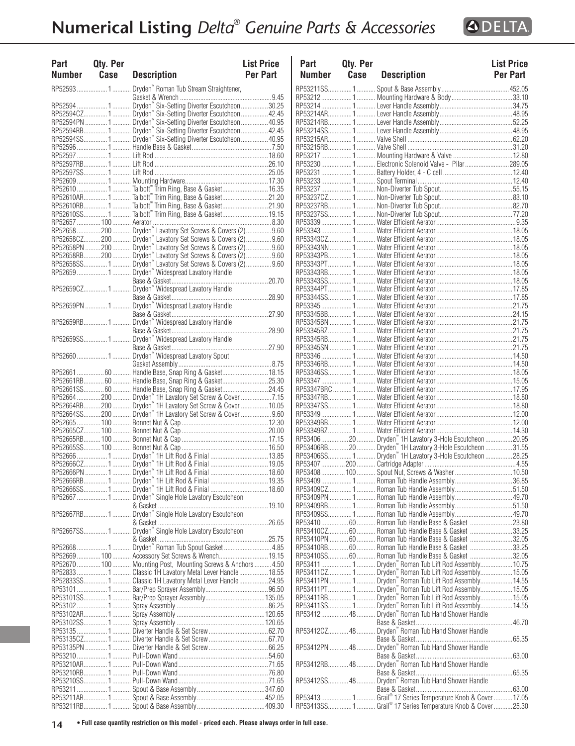# Numerical Listing *Delta® Genuine Parts & Accessories*

| Part Number | Qty. Per Case | Description | List Price Per Part |
|---|---|---|---|
| RP52593 | 1 | Dryden™ Roman Tub Stream Straightener, Gasket & Wrench | 9.45 |
| RP52594 | 1 | Dryden™ Six-Setting Diverter Escutcheon | 30.25 |
| RP52594CZ | 1 | Dryden™ Six-Setting Diverter Escutcheon | 42.45 |
| RP52594PN | 1 | Dryden™ Six-Setting Diverter Escutcheon | 40.95 |
| RP52594RB | 1 | Dryden™ Six-Setting Diverter Escutcheon | 42.45 |
| RP52594SS | 1 | Dryden™ Six-Setting Diverter Escutcheon | 40.95 |
| RP52596 | 1 | Handle Base & Gasket | 7.50 |
| RP52597 | 1 | Lift Rod | 18.60 |
| RP52597RB | 1 | Lift Rod | 26.10 |
| RP52597SS | 1 | Lift Rod | 25.05 |
| RP52609 | 1 | Mounting Hardware | 17.30 |
| RP52610 | 1 | Talbott™ Trim Ring, Base & Gasket | 16.35 |
| RP52610AR | 1 | Talbott™ Trim Ring, Base & Gasket | 21.20 |
| RP52610RB | 1 | Talbott™ Trim Ring, Base & Gasket | 21.90 |
| RP52610SS | 1 | Talbott™ Trim Ring, Base & Gasket | 19.15 |
| RP52657 | 100 | Aerator | 8.30 |
| RP52658 | 200 | Dryden™ Lavatory Set Screws & Covers (2) | 9.60 |
| RP52658CZ | 200 | Dryden™ Lavatory Set Screws & Covers (2) | 9.60 |
| RP52658PN | 200 | Dryden™ Lavatory Set Screws & Covers (2) | 9.60 |
| RP52658RB | 200 | Dryden™ Lavatory Set Screws & Covers (2) | 9.60 |
| RP52658SS | 1 | Dryden™ Lavatory Set Screws & Covers (2) | 9.60 |
| RP52659 | 1 | Dryden™ Widespread Lavatory Handle Base & Gasket | 20.70 |
| RP52659CZ | 1 | Dryden™ Widespread Lavatory Handle Base & Gasket | 28.90 |
| RP52659PN | 1 | Dryden™ Widespread Lavatory Handle Base & Gasket | 27.90 |
| RP52659RB | 1 | Dryden™ Widespread Lavatory Handle Base & Gasket | 28.90 |
| RP52659SS | 1 | Dryden™ Widespread Lavatory Handle Base & Gasket | 27.90 |
| RP52660 | 1 | Dryden™ Widespread Lavatory Spout Gasket Assembly | 8.75 |
| RP52661 | 60 | Handle Base, Snap Ring & Gasket | 18.15 |
| RP52661RB | 60 | Handle Base, Snap Ring & Gasket | 25.30 |
| RP52661SS | 60 | Handle Base, Snap Ring & Gasket | 24.45 |
| RP52664 | 200 | Dryden™ 1H Lavatory Set Screw & Cover | 7.15 |
| RP52664RB | 200 | Dryden™ 1H Lavatory Set Screw & Cover | 10.05 |
| RP52664SS | 200 | Dryden™ 1H Lavatory Set Screw & Cover | 9.60 |
| RP52665 | 100 | Bonnet Nut & Cap | 12.30 |
| RP52665CZ | 100 | Bonnet Nut & Cap | 20.00 |
| RP52665RB | 100 | Bonnet Nut & Cap | 17.15 |
| RP52665SS | 100 | Bonnet Nut & Cap | 16.50 |
| RP52666 | 1 | Dryden™ 1H Lift Rod & Finial | 13.85 |
| RP52666CZ | 1 | Dryden™ 1H Lift Rod & Finial | 19.05 |
| RP52666PN | 1 | Dryden™ 1H Lift Rod & Finial | 18.60 |
| RP52666RB | 1 | Dryden™ 1H Lift Rod & Finial | 19.35 |
| RP52666SS | 1 | Dryden™ 1H Lift Rod & Finial | 18.60 |
| RP52667 | 1 | Dryden™ Single Hole Lavatory Escutcheon & Gasket | 19.10 |
| RP52667RB | 1 | Dryden™ Single Hole Lavatory Escutcheon & Gasket | 26.65 |
| RP52667SS | 1 | Dryden™ Single Hole Lavatory Escutcheon & Gasket | 25.75 |
| RP52668 | 1 | Dryden™ Roman Tub Spout Gasket | 4.85 |
| RP52669 | 100 | Accessory Set Screws & Wrench | 19.15 |
| RP52670 | 100 | Mounting Post, Mounting Screws & Anchors | 4.50 |
| RP52833 | 1 | Classic 1H Lavatory Metal Lever Handle | 18.55 |
| RP52833SS | 1 | Classic 1H Lavatory Metal Lever Handle | 24.95 |
| RP53101 | 1 | Bar/Prep Sprayer Assembly | 96.50 |
| RP53101SS | 1 | Bar/Prep Sprayer Assembly | 135.05 |
| RP53102 | 1 | Spray Assembly | 86.25 |
| RP53102AR | 1 | Spray Assembly | 120.65 |
| RP53102SS | 1 | Spray Assembly | 120.65 |
| RP53135 | 1 | Diverter Handle & Set Screw | 62.70 |
| RP53135CZ | 1 | Diverter Handle & Set Screw | 67.70 |
| RP53135PN | 1 | Diverter Handle & Set Screw | 66.25 |
| RP53210 | 1 | Pull-Down Wand | 54.60 |
| RP53210AR | 1 | Pull-Down Wand | 71.65 |
| RP53210RB | 1 | Pull-Down Wand | 76.80 |
| RP53210SS | 1 | Pull-Down Wand | 71.65 |
| RP53211 | 1 | Spout & Base Assembly | 347.60 |
| RP53211AR | 1 | Spout & Base Assembly | 452.05 |
| RP53211RB | 1 | Spout & Base Assembly | 409.30 |
| RP53211SS | 1 | Spout & Base Assembly | 452.05 |
| RP53212 | 1 | Mounting Hardware & Body | 33.10 |
| RP53214 | 1 | Lever Handle Assembly | 34.75 |
| RP53214AR | 1 | Lever Handle Assembly | 48.95 |
| RP53214RB | 1 | Lever Handle Assembly | 52.25 |
| RP53214SS | 1 | Lever Handle Assembly | 48.95 |
| RP53215AR | 1 | Valve Shell | 62.20 |
| RP53215RB | 1 | Valve Shell | 31.20 |
| RP53217 | 1 | Mounting Hardware & Valve | 12.80 |
| RP53230 | 1 | Electronic Solenoid Valve - Pilar | 289.05 |
| RP53231 | 1 | Battery Holder, 4 - C cell | 12.40 |
| RP53233 | 1 | Spout Terminal | 12.40 |
| RP53237 | 1 | Non-Diverter Tub Spout | 55.15 |
| RP53237CZ | 1 | Non-Diverter Tub Spout | 83.10 |
| RP53237RB | 1 | Non-Diverter Tub Spout | 82.70 |
| RP53237SS | 1 | Non-Diverter Tub Spout | 77.20 |
| RP53339 | 1 | Water Efficient Aerator | 9.35 |
| RP53343 | 1 | Water Efficient Aerator | 18.05 |
| RP53343CZ | 1 | Water Efficient Aerator | 18.05 |
| RP53343NN | 1 | Water Efficient Aerator | 18.05 |
| RP53343PB | 1 | Water Efficient Aerator | 18.05 |
| RP53343PT | 1 | Water Efficient Aerator | 18.05 |
| RP53343RB | 1 | Water Efficient Aerator | 18.05 |
| RP53343SS | 1 | Water Efficient Aerator | 18.05 |
| RP53344PT | 1 | Water Efficient Aerator | 17.85 |
| RP53344SS | 1 | Water Efficient Aerator | 17.85 |
| RP53345 | 1 | Water Efficient Aerator | 21.75 |
| RP53345BB | 1 | Water Efficient Aerator | 24.15 |
| RP53345BN | 1 | Water Efficient Aerator | 21.75 |
| RP53345BZ | 1 | Water Efficient Aerator | 21.75 |
| RP53345RB | 1 | Water Efficient Aerator | 21.75 |
| RP53345SN | 1 | Water Efficient Aerator | 21.75 |
| RP53346 | 1 | Water Efficient Aerator | 14.50 |
| RP53346RB | 1 | Water Efficient Aerator | 14.50 |
| RP53346SS | 1 | Water Efficient Aerator | 18.05 |
| RP53347 | 1 | Water Efficient Aerator | 15.05 |
| RP53347BRC | 1 | Water Efficient Aerator | 17.95 |
| RP53347RB | 1 | Water Efficient Aerator | 18.80 |
| RP53347SS | 1 | Water Efficient Aerator | 18.80 |
| RP53349 | 1 | Water Efficient Aerator | 12.00 |
| RP53349BB | 1 | Water Efficient Aerator | 12.00 |
| RP53349BZ | 1 | Water Efficient Aerator | 14.30 |
| RP53406 | 20 | Dryden™ 1H Lavatory 3-Hole Escutcheon | 20.95 |
| RP53406RB | 20 | Dryden™ 1H Lavatory 3-Hole Escutcheon | 31.55 |
| RP53406SS | 1 | Dryden™ 1H Lavatory 3-Hole Escutcheon | 28.25 |
| RP53407 | 200 | Cartridge Adapter | 4.55 |
| RP53408 | 100 | Spout Nut, Screws & Washer | 10.50 |
| RP53409 | 1 | Roman Tub Handle Assembly | 36.85 |
| RP53409CZ | 1 | Roman Tub Handle Assembly | 51.50 |
| RP53409PN | 1 | Roman Tub Handle Assembly | 49.70 |
| RP53409RB | 1 | Roman Tub Handle Assembly | 51.50 |
| RP53409SS | 1 | Roman Tub Handle Assembly | 49.70 |
| RP53410 | 60 | Roman Tub Handle Base & Gasket | 23.80 |
| RP53410CZ | 60 | Roman Tub Handle Base & Gasket | 33.25 |
| RP53410PN | 60 | Roman Tub Handle Base & Gasket | 32.05 |
| RP53410RB | 60 | Roman Tub Handle Base & Gasket | 33.25 |
| RP53410SS | 60 | Roman Tub Handle Base & Gasket | 32.05 |
| RP53411 | 1 | Dryden™ Roman Tub Lift Rod Assembly | 10.75 |
| RP53411CZ | 1 | Dryden™ Roman Tub Lift Rod Assembly | 15.05 |
| RP53411PN | 1 | Dryden™ Roman Tub Lift Rod Assembly | 14.55 |
| RP53411PT | 1 | Dryden™ Roman Tub Lift Rod Assembly | 15.05 |
| RP53411RB | 1 | Dryden™ Roman Tub Lift Rod Assembly | 15.05 |
| RP53411SS | 1 | Dryden™ Roman Tub Lift Rod Assembly | 14.55 |
| RP53412 | 48 | Dryden™ Roman Tub Hand Shower Handle Base & Gasket | 46.70 |
| RP53412CZ | 48 | Dryden™ Roman Tub Hand Shower Handle Base & Gasket | 65.35 |
| RP53412PN | 48 | Dryden™ Roman Tub Hand Shower Handle Base & Gasket | 63.00 |
| RP53412RB | 48 | Dryden™ Roman Tub Hand Shower Handle Base & Gasket | 65.35 |
| RP53412SS | 48 | Dryden™ Roman Tub Hand Shower Handle Base & Gasket | 63.00 |
| RP53413 | 1 | Grail® 17 Series Temperature Knob & Cover | 17.05 |
| RP53413SS | 1 | Grail® 17 Series Temperature Knob & Cover | 25.30 |

• Full case quantity restriction on this model - priced each. Please always order in full case.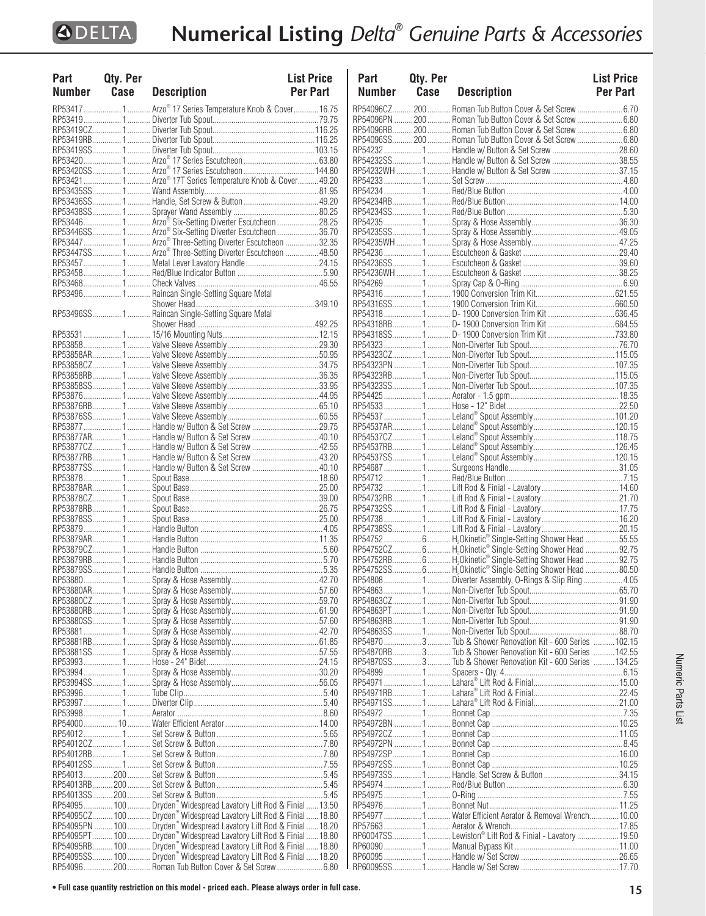# Numerical Listing *Delta® Genuine Parts & Accessories*

| Part Number | Qty. Per Case | Description | List Price Per Part |
|---|---|---|---|
| RP53417 | 1 | Arzo® 17 Series Temperature Knob & Cover | 16.75 |
| RP53419 | 1 | Diverter Tub Spout | 79.75 |
| RP53419CZ | 1 | Diverter Tub Spout | 116.25 |
| RP53419RB | 1 | Diverter Tub Spout | 116.25 |
| RP53419SS | 1 | Diverter Tub Spout | 103.15 |
| RP53420 | 1 | Arzo® 17 Series Escutcheon | 63.80 |
| RP53420SS | 1 | Arzo® 17 Series Escutcheon | 144.80 |
| RP53421 | 1 | Arzo® 17T Series Temperature Knob & Cover | 49.20 |
| RP53435SS | 1 | Wand Assembly | 81.95 |
| RP53436SS | 1 | Handle, Set Screw & Button | 49.20 |
| RP53438SS | 1 | Sprayer Wand Assembly | 80.25 |
| RP53446 | 1 | Arzo® Six-Setting Diverter Escutcheon | 28.25 |
| RP53446SS | 1 | Arzo® Six-Setting Diverter Escutcheon | 36.70 |
| RP53447 | 1 | Arzo® Three-Setting Diverter Escutcheon | 32.35 |
| RP53447SS | 1 | Arzo® Three-Setting Diverter Escutcheon | 48.50 |
| RP53457 | 1 | Metal Lever Lavatory Handle | 24.15 |
| RP53458 | 1 | Red/Blue Indicator Button | 5.90 |
| RP53468 | 1 | Check Valves | 46.55 |
| RP53496 | 1 | Raincan Single-Setting Square Metal Shower Head | 349.10 |
| RP53496SS | 1 | Raincan Single-Setting Square Metal Shower Head | 492.25 |
| RP53531 | 1 | 15/16 Mounting Nuts | 12.15 |
| RP53858 | 1 | Valve Sleeve Assembly | 29.30 |
| RP53858AR | 1 | Valve Sleeve Assembly | 50.95 |
| RP53858CZ | 1 | Valve Sleeve Assembly | 34.75 |
| RP53858RB | 1 | Valve Sleeve Assembly | 36.35 |
| RP53858SS | 1 | Valve Sleeve Assembly | 33.95 |
| RP53876 | 1 | Valve Sleeve Assembly | 44.95 |
| RP53876RB | 1 | Valve Sleeve Assembly | 65.10 |
| RP53876SS | 1 | Valve Sleeve Assembly | 60.55 |
| RP53877 | 1 | Handle w/ Button & Set Screw | 29.75 |
| RP53877AR | 1 | Handle w/ Button & Set Screw | 40.10 |
| RP53877CZ | 1 | Handle w/ Button & Set Screw | 42.55 |
| RP53877RB | 1 | Handle w/ Button & Set Screw | 43.20 |
| RP53877SS | 1 | Handle w/ Button & Set Screw | 40.10 |
| RP53878 | 1 | Spout Base | 18.60 |
| RP53878AR | 1 | Spout Base | 25.00 |
| RP53878CZ | 1 | Spout Base | 39.00 |
| RP53878RB | 1 | Spout Base | 26.75 |
| RP53878SS | 1 | Spout Base | 25.00 |
| RP53879 | 1 | Handle Button | 4.05 |
| RP53879AR | 1 | Handle Button | 11.35 |
| RP53879CZ | 1 | Handle Button | 5.60 |
| RP53879RB | 1 | Handle Button | 5.70 |
| RP53879SS | 1 | Handle Button | 5.35 |
| RP53880 | 1 | Spray & Hose Assembly | 42.70 |
| RP53880AR | 1 | Spray & Hose Assembly | 57.60 |
| RP53880CZ | 1 | Spray & Hose Assembly | 59.70 |
| RP53880RB | 1 | Spray & Hose Assembly | 61.90 |
| RP53880SS | 1 | Spray & Hose Assembly | 57.60 |
| RP53881 | 1 | Spray & Hose Assembly | 42.70 |
| RP53881RB | 1 | Spray & Hose Assembly | 61.85 |
| RP53881SS | 1 | Spray & Hose Assembly | 57.55 |
| RP53993 | 1 | Hose - 24" Bidet | 24.15 |
| RP53994 | 1 | Spray & Hose Assembly | 30.20 |
| RP53994SS | 1 | Spray & Hose Assembly | 56.05 |
| RP53996 | 1 | Tube Clip | 5.40 |
| RP53997 | 1 | Diverter Clip | 5.40 |
| RP53998 | 1 | Aerator | 8.60 |
| RP54000 | 10 | Water Efficient Aerator | 14.00 |
| RP54012 | 1 | Set Screw & Button | 5.65 |
| RP54012CZ | 1 | Set Screw & Button | 7.80 |
| RP54012RB | 1 | Set Screw & Button | 7.80 |
| RP54012SS | 1 | Set Screw & Button | 7.55 |
| RP54013 | 200 | Set Screw & Button | 5.45 |
| RP54013RB | 200 | Set Screw & Button | 5.45 |
| RP54013SS | 200 | Set Screw & Button | 5.45 |
| RP54095 | 100 | Dryden™ Widespread Lavatory Lift Rod & Finial | 13.50 |
| RP54095CZ | 100 | Dryden™ Widespread Lavatory Lift Rod & Finial | 18.80 |
| RP54095PN | 100 | Dryden™ Widespread Lavatory Lift Rod & Finial | 18.20 |
| RP54095PT | 100 | Dryden™ Widespread Lavatory Lift Rod & Finial | 18.80 |
| RP54095RB | 100 | Dryden™ Widespread Lavatory Lift Rod & Finial | 18.80 |
| RP54095SS | 100 | Dryden™ Widespread Lavatory Lift Rod & Finial | 18.20 |
| RP54096 | 200 | Roman Tub Button Cover & Set Screw | 6.80 |
| RP54096CZ | 200 | Roman Tub Button Cover & Set Screw | 6.70 |
| RP54096PN | 200 | Roman Tub Button Cover & Set Screw | 6.80 |
| RP54096RB | 200 | Roman Tub Button Cover & Set Screw | 6.80 |
| RP54096SS | 200 | Roman Tub Button Cover & Set Screw | 6.80 |
| RP54232 | 1 | Handle w/ Button & Set Screw | 28.60 |
| RP54232SS | 1 | Handle w/ Button & Set Screw | 38.55 |
| RP54232WH | 1 | Handle w/ Button & Set Screw | 37.15 |
| RP54233 | 1 | Set Screw | 4.80 |
| RP54234 | 1 | Red/Blue Button | 4.00 |
| RP54234RB | 1 | Red/Blue Button | 14.00 |
| RP54234SS | 1 | Red/Blue Button | 5.30 |
| RP54235 | 1 | Spray & Hose Assembly | 36.30 |
| RP54235SS | 1 | Spray & Hose Assembly | 49.05 |
| RP54235WH | 1 | Spray & Hose Assembly | 47.25 |
| RP54236 | 1 | Escutcheon & Gasket | 29.40 |
| RP54236SS | 1 | Escutcheon & Gasket | 39.60 |
| RP54236WH | 1 | Escutcheon & Gasket | 38.25 |
| RP54269 | 1 | Spray Cap & O-Ring | 6.90 |
| RP54316 | 1 | 1900 Conversion Trim Kit | 621.55 |
| RP54316SS | 1 | 1900 Conversion Trim Kit | 660.50 |
| RP54318 | 1 | D- 1900 Conversion Trim Kit | 636.45 |
| RP54318RB | 1 | D- 1900 Conversion Trim Kit | 684.55 |
| RP54318SS | 1 | D- 1900 Conversion Trim Kit | 733.80 |
| RP54323 | 1 | Non-Diverter Tub Spout | 76.70 |
| RP54323CZ | 1 | Non-Diverter Tub Spout | 115.05 |
| RP54323PN | 1 | Non-Diverter Tub Spout | 107.35 |
| RP54323RB | 1 | Non-Diverter Tub Spout | 115.05 |
| RP54323SS | 1 | Non-Diverter Tub Spout | 107.35 |
| RP54425 | 1 | Aerator - 1.5 gpm | 18.35 |
| RP54533 | 1 | Hose - 12" Bidet | 22.50 |
| RP54537 | 1 | Leland® Spout Assembly | 101.20 |
| RP54537AR | 1 | Leland® Spout Assembly | 120.15 |
| RP54537CZ | 1 | Leland® Spout Assembly | 118.75 |
| RP54537RB | 1 | Leland® Spout Assembly | 126.45 |
| RP54537SS | 1 | Leland® Spout Assembly | 120.15 |
| RP54687 | 1 | Surgeons Handle | 31.05 |
| RP54712 | 1 | Red/Blue Button | 7.15 |
| RP54732 | 1 | Lift Rod & Finial - Lavatory | 14.60 |
| RP54732RB | 1 | Lift Rod & Finial - Lavatory | 21.70 |
| RP54732SS | 1 | Lift Rod & Finial - Lavatory | 17.75 |
| RP54738 | 1 | Lift Rod & Finial - Lavatory | 16.20 |
| RP54738SS | 1 | Lift Rod & Finial - Lavatory | 20.15 |
| RP54752 | 6 | $H_2$Okinetic® Single-Setting Shower Head | 55.55 |
| RP54752CZ | 6 | $H_2$Okinetic® Single-Setting Shower Head | 92.75 |
| RP54752RB | 6 | $H_2$Okinetic® Single-Setting Shower Head | 92.75 |
| RP54752SS | 6 | $H_2$Okinetic® Single-Setting Shower Head | 80.50 |
| RP54808 | 1 | Diverter Assembly, O-Rings & Slip Ring | 4.05 |
| RP54863 | 1 | Non-Diverter Tub Spout | 65.70 |
| RP54863CZ | 1 | Non-Diverter Tub Spout | 91.90 |
| RP54863PT | 1 | Non-Diverter Tub Spout | 91.90 |
| RP54863RB | 1 | Non-Diverter Tub Spout | 91.90 |
| RP54863SS | 1 | Non-Diverter Tub Spout | 88.70 |
| RP54870 | 3 | Tub & Shower Renovation Kit - 600 Series | 102.15 |
| RP54870RB | 3 | Tub & Shower Renovation Kit - 600 Series | 142.55 |
| RP54870SS | 3 | Tub & Shower Renovation Kit - 600 Series | 134.25 |
| RP54899 | 1 | Spacers - Qty. 4 | 6.15 |
| RP54971 | 1 | Lahara® Lift Rod & Finial | 15.00 |
| RP54971RB | 1 | Lahara® Lift Rod & Finial | 22.45 |
| RP54971SS | 1 | Lahara® Lift Rod & Finial | 21.00 |
| RP54972 | 1 | Bonnet Cap | 7.35 |
| RP54972BN | 1 | Bonnet Cap | 10.25 |
| RP54972CZ | 1 | Bonnet Cap | 11.05 |
| RP54972PN | 1 | Bonnet Cap | 8.45 |
| RP54972SP | 1 | Bonnet Cap | 16.00 |
| RP54972SS | 1 | Bonnet Cap | 10.25 |
| RP54973SS | 1 | Handle, Set Screw & Button | 34.15 |
| RP54974 | 1 | Red/Blue Button | 6.30 |
| RP54975 | 1 | O-Ring | 7.55 |
| RP54976 | 1 | Bonnet Nut | 11.25 |
| RP54977 | 1 | Water Efficient Aerator & Removal Wrench | 10.00 |
| RP57663 | 1 | Aerator & Wrench | 17.85 |
| RP60047SS | 1 | Lewiston® Lift Rod & Finial - Lavatory | 19.50 |
| RP60090 | 1 | Manual Bypass Kit | 11.00 |
| RP60095 | 1 | Handle w/ Set Screw | 26.65 |
| RP60095SS | 1 | Handle w/ Set Screw | 17.70 |

**• Full case quantity restriction on this model - priced each. Please always order in full case.**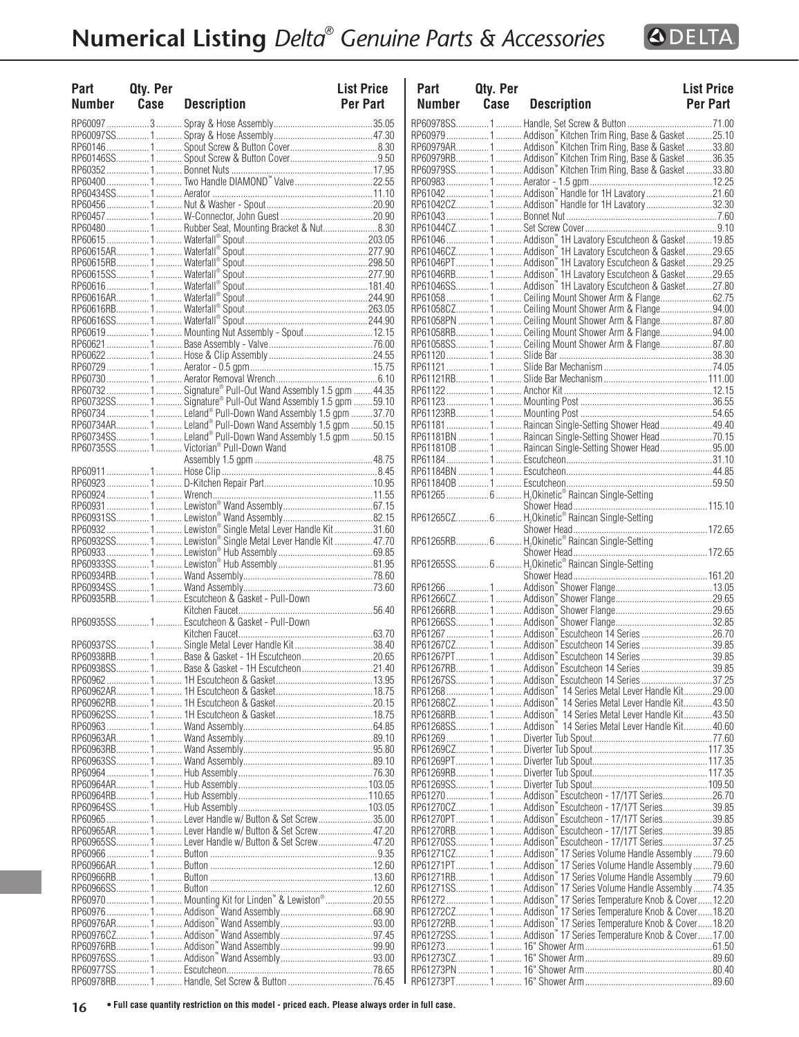# Numerical Listing *Delta® Genuine Parts & Accessories*

| Part Number | Qty. Per Case | Description | List Price Per Part |
|---|---|---|---|
| RP60097 | 3 | Spray & Hose Assembly | 35.05 |
| RP60097SS | 1 | Spray & Hose Assembly | 47.30 |
| RP60146 | 1 | Spout Screw & Button Cover | 8.30 |
| RP60146SS | 1 | Spout Screw & Button Cover | 9.50 |
| RP60352 | 1 | Bonnet Nuts | 17.95 |
| RP60400 | 1 | Two Handle DIAMOND™ Valve | 22.55 |
| RP60434SS | 1 | Aerator | 11.10 |
| RP60456 | 1 | Nut & Washer - Spout | 20.90 |
| RP60457 | 1 | W-Connector, John Guest | 20.90 |
| RP60480 | 1 | Rubber Seat, Mounting Bracket & Nut | 8.30 |
| RP60615 | 1 | Waterfall® Spout | 203.05 |
| RP60615AR | 1 | Waterfall® Spout | 277.90 |
| RP60615RB | 1 | Waterfall® Spout | 298.50 |
| RP60615SS | 1 | Waterfall® Spout | 277.90 |
| RP60616 | 1 | Waterfall® Spout | 181.40 |
| RP60616AR | 1 | Waterfall® Spout | 244.90 |
| RP60616RB | 1 | Waterfall® Spout | 263.05 |
| RP60616SS | 1 | Waterfall® Spout | 244.90 |
| RP60619 | 1 | Mounting Nut Assembly - Spout | 12.15 |
| RP60621 | 1 | Base Assembly - Valve | 76.00 |
| RP60622 | 1 | Hose & Clip Assembly | 24.55 |
| RP60729 | 1 | Aerator - 0.5 gpm | 15.75 |
| RP60730 | 1 | Aerator Removal Wrench | 6.10 |
| RP60732 | 1 | Signature® Pull-Out Wand Assembly 1.5 gpm | 44.35 |
| RP60732SS | 1 | Signature® Pull-Out Wand Assembly 1.5 gpm | 59.10 |
| RP60734 | 1 | Leland® Pull-Down Wand Assembly 1.5 gpm | 37.70 |
| RP60734AR | 1 | Leland® Pull-Down Wand Assembly 1.5 gpm | 50.15 |
| RP60734SS | 1 | Leland® Pull-Down Wand Assembly 1.5 gpm | 50.15 |
| RP60735SS | 1 | Victorian® Pull-Down Wand Assembly 1.5 gpm | 48.75 |
| RP60911 | 1 | Hose Clip | 8.45 |
| RP60923 | 1 | D-Kitchen Repair Part | 10.95 |
| RP60924 | 1 | Wrench | 11.55 |
| RP60931 | 1 | Lewiston® Wand Assembly | 67.15 |
| RP60931SS | 1 | Lewiston® Wand Assembly | 82.15 |
| RP60932 | 1 | Lewiston® Single Metal Lever Handle Kit | 31.60 |
| RP60932SS | 1 | Lewiston® Single Metal Lever Handle Kit | 47.70 |
| RP60933 | 1 | Lewiston® Hub Assembly | 69.85 |
| RP60933SS | 1 | Lewiston® Hub Assembly | 81.95 |
| RP60934RB | 1 | Wand Assembly | 78.60 |
| RP60934SS | 1 | Wand Assembly | 73.60 |
| RP60935RB | 1 | Escutcheon & Gasket - Pull-Down Kitchen Faucet | 56.40 |
| RP60935SS | 1 | Escutcheon & Gasket - Pull-Down Kitchen Faucet | 63.70 |
| RP60937SS | 1 | Single Metal Lever Handle Kit | 38.40 |
| RP60938RB | 1 | Base & Gasket - 1H Escutcheon | 20.65 |
| RP60938SS | 1 | Base & Gasket - 1H Escutcheon | 21.40 |
| RP60962 | 1 | 1H Escutcheon & Gasket | 13.95 |
| RP60962AR | 1 | 1H Escutcheon & Gasket | 18.75 |
| RP60962RB | 1 | 1H Escutcheon & Gasket | 20.15 |
| RP60962SS | 1 | 1H Escutcheon & Gasket | 18.75 |
| RP60963 | 1 | Wand Assembly | 64.85 |
| RP60963AR | 1 | Wand Assembly | 89.10 |
| RP60963RB | 1 | Wand Assembly | 95.80 |
| RP60963SS | 1 | Wand Assembly | 89.10 |
| RP60964 | 1 | Hub Assembly | 76.30 |
| RP60964AR | 1 | Hub Assembly | 103.05 |
| RP60964RB | 1 | Hub Assembly | 110.65 |
| RP60964SS | 1 | Hub Assembly | 103.05 |
| RP60965 | 1 | Lever Handle w/ Button & Set Screw | 35.00 |
| RP60965AR | 1 | Lever Handle w/ Button & Set Screw | 47.20 |
| RP60965SS | 1 | Lever Handle w/ Button & Set Screw | 47.20 |
| RP60966 | 1 | Button | 9.35 |
| RP60966AR | 1 | Button | 12.60 |
| RP60966RB | 1 | Button | 13.60 |
| RP60966SS | 1 | Button | 12.60 |
| RP60970 | 1 | Mounting Kit for Linden™ & Lewiston® | 20.55 |
| RP60976 | 1 | Addison™ Wand Assembly | 68.90 |
| RP60976AR | 1 | Addison™ Wand Assembly | 93.00 |
| RP60976CZ | 1 | Addison™ Wand Assembly | 97.45 |
| RP60976RB | 1 | Addison™ Wand Assembly | 99.90 |
| RP60976SS | 1 | Addison™ Wand Assembly | 93.00 |
| RP60977SS | 1 | Escutcheon | 78.65 |
| RP60978RB | 1 | Handle, Set Screw & Button | 76.45 |
| RP60978SS | 1 | Handle, Set Screw & Button | 71.00 |
| RP60979 | 1 | Addison™ Kitchen Trim Ring, Base & Gasket | 25.10 |
| RP60979AR | 1 | Addison™ Kitchen Trim Ring, Base & Gasket | 33.80 |
| RP60979RB | 1 | Addison™ Kitchen Trim Ring, Base & Gasket | 36.35 |
| RP60979SS | 1 | Addison™ Kitchen Trim Ring, Base & Gasket | 33.80 |
| RP60983 | 1 | Aerator - 1.5 gpm | 12.25 |
| RP61042 | 1 | Addison™ Handle for 1H Lavatory | 21.60 |
| RP61042CZ | 1 | Addison™ Handle for 1H Lavatory | 32.30 |
| RP61043 | 1 | Bonnet Nut | 7.60 |
| RP61044CZ | 1 | Set Screw Cover | 9.10 |
| RP61046 | 1 | Addison™ 1H Lavatory Escutcheon & Gasket | 19.85 |
| RP61046CZ | 1 | Addison™ 1H Lavatory Escutcheon & Gasket | 29.65 |
| RP61046PT | 1 | Addison™ 1H Lavatory Escutcheon & Gasket | 29.25 |
| RP61046RB | 1 | Addison™ 1H Lavatory Escutcheon & Gasket | 29.65 |
| RP61046SS | 1 | Addison™ 1H Lavatory Escutcheon & Gasket | 27.80 |
| RP61058 | 1 | Ceiling Mount Shower Arm & Flange | 62.75 |
| RP61058CZ | 1 | Ceiling Mount Shower Arm & Flange | 94.00 |
| RP61058PN | 1 | Ceiling Mount Shower Arm & Flange | 87.80 |
| RP61058RB | 1 | Ceiling Mount Shower Arm & Flange | 94.00 |
| RP61058SS | 1 | Ceiling Mount Shower Arm & Flange | 87.80 |
| RP61120 | 1 | Slide Bar | 38.30 |
| RP61121 | 1 | Slide Bar Mechanism | 74.05 |
| RP61121RB | 1 | Slide Bar Mechanism | 111.00 |
| RP61122 | 1 | Anchor Kit | 12.15 |
| RP61123 | 1 | Mounting Post | 36.55 |
| RP61123RB | 1 | Mounting Post | 54.65 |
| RP61181 | 1 | Raincan Single-Setting Shower Head | 49.40 |
| RP61181BN | 1 | Raincan Single-Setting Shower Head | 70.15 |
| RP61181OB | 1 | Raincan Single-Setting Shower Head | 95.00 |
| RP61184 | 1 | Escutcheon | 31.10 |
| RP61184BN | 1 | Escutcheon | 44.85 |
| RP61184OB | 1 | Escutcheon | 59.50 |
| RP61265 | 6 | $H_2$Okinetic® Raincan Single-Setting Shower Head | 115.10 |
| RP61265CZ | 6 | $H_2$Okinetic® Raincan Single-Setting Shower Head | 172.65 |
| RP61265RB | 6 | $H_2$Okinetic® Raincan Single-Setting Shower Head | 172.65 |
| RP61265SS | 6 | $H_2$Okinetic® Raincan Single-Setting Shower Head | 161.20 |
| RP61266 | 1 | Addison™ Shower Flange | 13.05 |
| RP61266CZ | 1 | Addison™ Shower Flange | 29.65 |
| RP61266RB | 1 | Addison™ Shower Flange | 29.65 |
| RP61266SS | 1 | Addison™ Shower Flange | 32.85 |
| RP61267 | 1 | Addison™ Escutcheon 14 Series | 26.70 |
| RP61267CZ | 1 | Addison™ Escutcheon 14 Series | 39.85 |
| RP61267PT | 1 | Addison™ Escutcheon 14 Series | 39.85 |
| RP61267RB | 1 | Addison™ Escutcheon 14 Series | 39.85 |
| RP61267SS | 1 | Addison™ Escutcheon 14 Series | 37.25 |
| RP61268 | 1 | Addison™ 14 Series Metal Lever Handle Kit | 29.00 |
| RP61268CZ | 1 | Addison™ 14 Series Metal Lever Handle Kit | 43.50 |
| RP61268RB | 1 | Addison™ 14 Series Metal Lever Handle Kit | 43.50 |
| RP61268SS | 1 | Addison™ 14 Series Metal Lever Handle Kit | 40.60 |
| RP61269 | 1 | Diverter Tub Spout | 77.60 |
| RP61269CZ | 1 | Diverter Tub Spout | 117.35 |
| RP61269PT | 1 | Diverter Tub Spout | 117.35 |
| RP61269RB | 1 | Diverter Tub Spout | 117.35 |
| RP61269SS | 1 | Diverter Tub Spout | 109.50 |
| RP61270 | 1 | Addison™ Escutcheon - 17/17T Series | 26.70 |
| RP61270CZ | 1 | Addison™ Escutcheon - 17/17T Series | 39.85 |
| RP61270PT | 1 | Addison™ Escutcheon - 17/17T Series | 39.85 |
| RP61270RB | 1 | Addison™ Escutcheon - 17/17T Series | 39.85 |
| RP61270SS | 1 | Addison™ Escutcheon - 17/17T Series | 37.25 |
| RP61271CZ | 1 | Addison™ 17 Series Volume Handle Assembly | 79.60 |
| RP61271PT | 1 | Addison™ 17 Series Volume Handle Assembly | 79.60 |
| RP61271RB | 1 | Addison™ 17 Series Volume Handle Assembly | 79.60 |
| RP61271SS | 1 | Addison™ 17 Series Volume Handle Assembly | 74.35 |
| RP61272 | 1 | Addison™ 17 Series Temperature Knob & Cover | 12.20 |
| RP61272CZ | 1 | Addison™ 17 Series Temperature Knob & Cover | 18.20 |
| RP61272RB | 1 | Addison™ 17 Series Temperature Knob & Cover | 18.20 |
| RP61272SS | 1 | Addison™ 17 Series Temperature Knob & Cover | 17.00 |
| RP61273 | 1 | 16" Shower Arm | 61.50 |
| RP61273CZ | 1 | 16" Shower Arm | 89.60 |
| RP61273PN | 1 | 16" Shower Arm | 80.40 |
| RP61273PT | 1 | 16" Shower Arm | 89.60 |

• Full case quantity restriction on this model - priced each. Please always order in full case.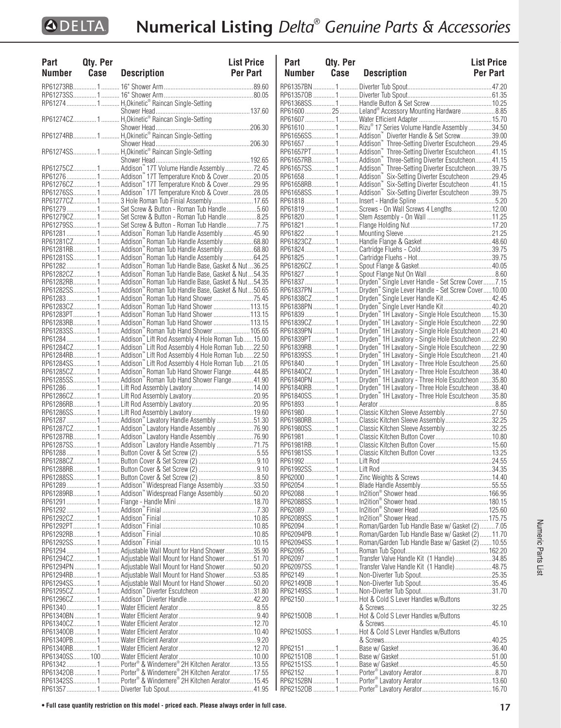# Numerical Listing *Delta® Genuine Parts & Accessories*

| Part Number | Qty. Per Case | Description | List Price Per Part |
|---|---|---|---|
| RP61273RB | 1 | 16" Shower Arm | 89.60 |
| RP61273SS | 1 | 16" Shower Arm | 80.05 |
| RP61274 | 1 | $H_2$Okinetic® Raincan Single-Setting Shower Head | 137.60 |
| RP61274CZ | 1 | $H_2$Okinetic® Raincan Single-Setting Shower Head | 206.30 |
| RP61274RB | 1 | $H_2$Okinetic® Raincan Single-Setting Shower Head | 206.30 |
| RP61274SS | 1 | $H_2$Okinetic® Raincan Single-Setting Shower Head | 192.65 |
| RP61275CZ | 1 | Addison™ 17T Volume Handle Assembly | 72.45 |
| RP61276 | 1 | Addison™ 17T Temperature Knob & Cover | 20.05 |
| RP61276CZ | 1 | Addison™ 17T Temperature Knob & Cover | 29.95 |
| RP61276SS | 1 | Addison™ 17T Temperature Knob & Cover | 28.05 |
| RP61277CZ | 1 | 3 Hole Roman Tub Finial Assembly | 17.65 |
| RP61279 | 1 | Set Screw & Button - Roman Tub Handle | 5.60 |
| RP61279CZ | 1 | Set Screw & Button - Roman Tub Handle | 8.25 |
| RP61279SS | 1 | Set Screw & Button - Roman Tub Handle | 7.75 |
| RP61281 | 1 | Addison™ Roman Tub Handle Assembly | 45.90 |
| RP61281CZ | 1 | Addison™ Roman Tub Handle Assembly | 68.80 |
| RP61281RB | 1 | Addison™ Roman Tub Handle Assembly | 68.80 |
| RP61281SS | 1 | Addison™ Roman Tub Handle Assembly | 64.25 |
| RP61282 | 1 | Addison™ Roman Tub Handle Base, Gasket & Nut | 36.25 |
| RP61282CZ | 1 | Addison™ Roman Tub Handle Base, Gasket & Nut | 54.35 |
| RP61282RB | 1 | Addison™ Roman Tub Handle Base, Gasket & Nut | 54.35 |
| RP61282SS | 1 | Addison™ Roman Tub Handle Base, Gasket & Nut | 50.65 |
| RP61283 | 1 | Addison™ Roman Tub Hand Shower | 75.45 |
| RP61283CZ | 1 | Addison™ Roman Tub Hand Shower | 113.15 |
| RP61283PT | 1 | Addison™ Roman Tub Hand Shower | 113.15 |
| RP61283RB | 1 | Addison™ Roman Tub Hand Shower | 113.15 |
| RP61283SS | 1 | Addison™ Roman Tub Hand Shower | 105.65 |
| RP61284 | 1 | Addison™ Lift Rod Assembly 4 Hole Roman Tub | 15.00 |
| RP61284CZ | 1 | Addison™ Lift Rod Assembly 4 Hole Roman Tub | 22.50 |
| RP61284RB | 1 | Addison™ Lift Rod Assembly 4 Hole Roman Tub | 22.50 |
| RP61284SS | 1 | Addison™ Lift Rod Assembly 4 Hole Roman Tub | 21.05 |
| RP61285CZ | 1 | Addison™ Roman Tub Hand Shower Flange | 44.85 |
| RP61285SS | 1 | Addison™ Roman Tub Hand Shower Flange | 41.90 |
| RP61286 | 1 | Lift Rod Assembly Lavatory | 14.00 |
| RP61286CZ | 1 | Lift Rod Assembly Lavatory | 20.95 |
| RP61286RB | 1 | Lift Rod Assembly Lavatory | 20.95 |
| RP61286SS | 1 | Lift Rod Assembly Lavatory | 19.60 |
| RP61287 | 1 | Addison™ Lavatory Handle Assembly | 51.30 |
| RP61287CZ | 1 | Addison™ Lavatory Handle Assembly | 76.90 |
| RP61287RB | 1 | Addison™ Lavatory Handle Assembly | 76.90 |
| RP61287SS | 1 | Addison™ Lavatory Handle Assembly | 71.75 |
| RP61288 | 1 | Button Cover & Set Screw (2) | 5.55 |
| RP61288CZ | 1 | Button Cover & Set Screw (2) | 9.10 |
| RP61288RB | 1 | Button Cover & Set Screw (2) | 9.10 |
| RP61288SS | 1 | Button Cover & Set Screw (2) | 8.50 |
| RP61289 | 1 | Addison™ Widespread Flange Assembly | 33.50 |
| RP61289RB | 1 | Addison™ Widespread Flange Assembly | 50.20 |
| RP61291 | 1 | Flange - Handle Mini | 18.70 |
| RP61292 | 1 | Addison™ Finial | 7.30 |
| RP61292CZ | 1 | Addison™ Finial | 10.85 |
| RP61292PT | 1 | Addison™ Finial | 10.85 |
| RP61292RB | 1 | Addison™ Finial | 10.85 |
| RP61292SS | 1 | Addison™ Finial | 10.15 |
| RP61294 | 1 | Adjustable Wall Mount for Hand Shower | 35.90 |
| RP61294CZ | 1 | Adjustable Wall Mount for Hand Shower | 51.70 |
| RP61294PN | 1 | Adjustable Wall Mount for Hand Shower | 50.20 |
| RP61294RB | 1 | Adjustable Wall Mount for Hand Shower | 53.85 |
| RP61294SS | 1 | Adjustable Wall Mount for Hand Shower | 50.20 |
| RP61295CZ | 1 | Addison™ Diverter Escutcheon | 31.80 |
| RP61296CZ | 1 | Addison™ Diverter Handle | 42.20 |
| RP61340 | 1 | Water Efficient Aerator | 8.55 |
| RP61340BN | 1 | Water Efficient Aerator | 9.40 |
| RP61340CZ | 1 | Water Efficient Aerator | 12.70 |
| RP61340OB | 1 | Water Efficient Aerator | 10.40 |
| RP61340PB | 1 | Water Efficient Aerator | 9.20 |
| RP61340RB | 1 | Water Efficient Aerator | 12.70 |
| RP61340SS | 100 | Water Efficient Aerator | 10.00 |
| RP61342 | 1 | Porter® & Windemere® 2H Kitchen Aerator | 13.55 |
| RP61342OB | 1 | Porter® & Windemere® 2H Kitchen Aerator | 17.55 |
| RP61342SS | 1 | Porter® & Windemere® 2H Kitchen Aerator | 15.45 |
| RP61357 | 1 | Diverter Tub Spout | 41.95 |
| RP61357BN | 1 | Diverter Tub Spout | 47.20 |
| RP61357OB | 1 | Diverter Tub Spout | 61.35 |
| RP61368SS | 1 | Handle Button & Set Screw | 10.25 |
| RP61600 | 25 | Leland® Accessory Mounting Hardware | 8.85 |
| RP61607 | 1 | Water Efficient Adapter | 15.70 |
| RP61610 | 1 | Rizu® 17 Series Volume Handle Assembly | 34.50 |
| RP61656SS | 1 | Addison™ Diverter Handle & Set Screw | 39.00 |
| RP61657 | 1 | Addison™ Three-Setting Diverter Escutcheon | 29.45 |
| RP61657PT | 1 | Addison™ Three-Setting Diverter Escutcheon | 41.15 |
| RP61657RB | 1 | Addison™ Three-Setting Diverter Escutcheon | 41.15 |
| RP61657SS | 1 | Addison™ Three-Setting Diverter Escutcheon | 39.75 |
| RP61658 | 1 | Addison™ Six-Setting Diverter Escutcheon | 29.45 |
| RP61658RB | 1 | Addison™ Six-Setting Diverter Escutcheon | 41.15 |
| RP61658SS | 1 | Addison™ Six-Setting Diverter Escutcheon | 39.75 |
| RP61818 | 1 | Insert - Handle Spline | 5.20 |
| RP61819 | 1 | Screws - On Wall Screws 4 Lengths | 12.00 |
| RP61820 | 1 | Stem Assembly - On Wall | 11.25 |
| RP61821 | 1 | Flange Holding Nut | 17.20 |
| RP61822 | 1 | Mounting Sleeve | 21.25 |
| RP61823CZ | 1 | Handle Flange & Gasket | 48.60 |
| RP61824 | 1 | Cartridge Fluehs - Cold | 39.75 |
| RP61825 | 1 | Cartridge Fluehs - Hot | 39.75 |
| RP61826CZ | 1 | Spout Flange & Gasket | 40.05 |
| RP61827 | 1 | Spout Flange Nut On Wall | 8.60 |
| RP61837 | 1 | Dryden™ Single Lever Handle - Set Screw Cover | 7.15 |
| RP61837PN | 1 | Dryden™ Single Lever Handle - Set Screw Cover | 10.00 |
| RP61838CZ | 1 | Dryden™ Single Lever Handle Kit | 42.45 |
| RP61838PN | 1 | Dryden™ Single Lever Handle Kit | 40.20 |
| RP61839 | 1 | Dryden™ 1H Lavatory - Single Hole Escutcheon | 15.30 |
| RP61839CZ | 1 | Dryden™ 1H Lavatory - Single Hole Escutcheon | 22.90 |
| RP61839PN | 1 | Dryden™ 1H Lavatory - Single Hole Escutcheon | 21.40 |
| RP61839PT | 1 | Dryden™ 1H Lavatory - Single Hole Escutcheon | 22.90 |
| RP61839RB | 1 | Dryden™ 1H Lavatory - Single Hole Escutcheon | 22.90 |
| RP61839SS | 1 | Dryden™ 1H Lavatory - Single Hole Escutcheon | 21.40 |
| RP61840 | 1 | Dryden™ 1H Lavatory - Three Hole Escutcheon | 25.60 |
| RP61840CZ | 1 | Dryden™ 1H Lavatory - Three Hole Escutcheon | 38.40 |
| RP61840PN | 1 | Dryden™ 1H Lavatory - Three Hole Escutcheon | 35.80 |
| RP61840RB | 1 | Dryden™ 1H Lavatory - Three Hole Escutcheon | 38.40 |
| RP61840SS | 1 | Dryden™ 1H Lavatory - Three Hole Escutcheon | 35.80 |
| RP61893 | 1 | Aerator | 8.85 |
| RP61980 | 1 | Classic Kitchen Sleeve Assembly | 27.50 |
| RP61980RB | 1 | Classic Kitchen Sleeve Assembly | 32.25 |
| RP61980SS | 1 | Classic Kitchen Sleeve Assembly | 32.25 |
| RP61981 | 1 | Classic Kitchen Button Cover | 10.80 |
| RP61981RB | 1 | Classic Kitchen Button Cover | 15.60 |
| RP61981SS | 1 | Classic Kitchen Button Cover | 13.25 |
| RP61992 | 1 | Lift Rod | 24.55 |
| RP61992SS | 1 | Lift Rod | 34.35 |
| RP62000 | 1 | Zinc Weights & Screws | 14.40 |
| RP62054 | 1 | Blade Handle Assembly | 55.55 |
| RP62088 | 1 | In2ition® Shower head | 166.95 |
| RP62088SS | 1 | In2ition® Shower head | 180.15 |
| RP62089 | 1 | In2ition® Shower Head | 125.60 |
| RP62089SS | 1 | In2ition® Shower Head | 175.75 |
| RP62094 | 1 | Roman/Garden Tub Handle Base w/ Gasket (2) | 7.05 |
| RP62094PB | 1 | Roman/Garden Tub Handle Base w/ Gasket (2) | 11.70 |
| RP62094SS | 1 | Roman/Garden Tub Handle Base w/ Gasket (2) | 10.55 |
| RP62095 | 1 | Roman Tub Spout | 162.20 |
| RP62097 | 1 | Transfer Valve Handle Kit (1 Handle) | 34.85 |
| RP62097SS | 1 | Transfer Valve Handle Kit (1 Handle) | 48.75 |
| RP62149 | 1 | Non-Diverter Tub Spout | 25.35 |
| RP62149OB | 1 | Non-Diverter Tub Spout | 35.45 |
| RP62149SS | 1 | Non-Diverter Tub Spout | 31.70 |
| RP62150 | 1 | Hot & Cold S Lever Handles w/Buttons & Screws | 32.25 |
| RP62150OB | 1 | Hot & Cold S Lever Handles w/Buttons & Screws | 45.10 |
| RP62150SS | 1 | Hot & Cold S Lever Handles w/Buttons & Screws | 40.25 |
| RP62151 | 1 | Base w/ Gasket | 36.40 |
| RP62151OB | 1 | Base w/ Gasket | 51.00 |
| RP62151SS | 1 | Base w/ Gasket | 45.50 |
| RP62152 | 1 | Porter® Lavatory Aerator | 8.70 |
| RP62152BN | 1 | Porter® Lavatory Aerator | 13.60 |
| RP62152OB | 1 | Porter® Lavatory Aerator | 16.70 |

• Full case quantity restriction on this model - priced each. Please always order in full case.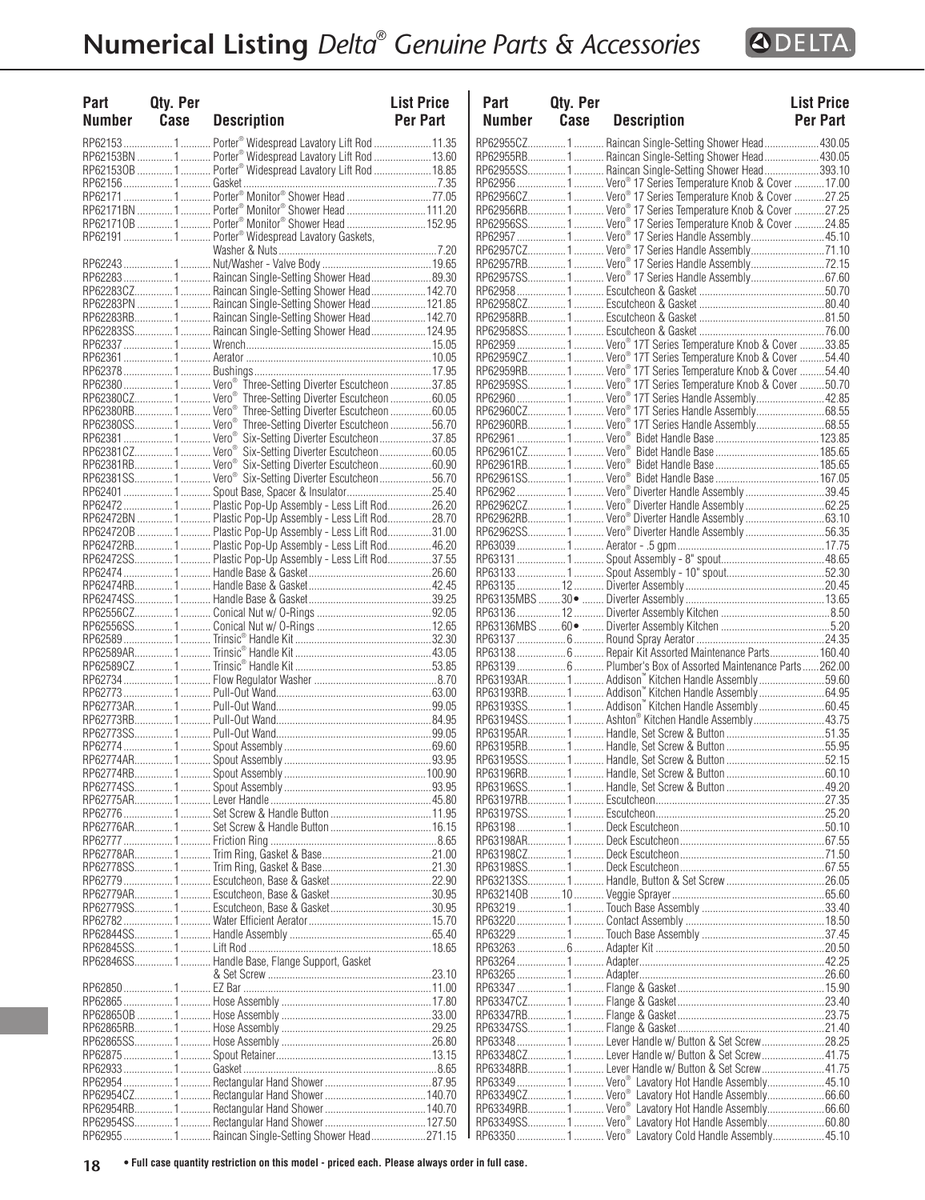# Numerical Listing *Delta® Genuine Parts & Accessories*

| Part Number | Qty. Per Case | Description | List Price Per Part |
|---|---|---|---|
| RP62153 | 1 | Porter® Widespread Lavatory Lift Rod | 11.35 |
| RP62153BN | 1 | Porter® Widespread Lavatory Lift Rod | 13.60 |
| RP62153OB | 1 | Porter® Widespread Lavatory Lift Rod | 18.85 |
| RP62156 | 1 | Gasket | 7.35 |
| RP62171 | 1 | Porter® Monitor® Shower Head | 77.05 |
| RP62171BN | 1 | Porter® Monitor® Shower Head | 111.20 |
| RP62171OB | 1 | Porter® Monitor® Shower Head | 152.95 |
| RP62191 | 1 | Porter® Widespread Lavatory Gaskets, Washer & Nuts | 7.20 |
| RP62243 | 1 | Nut/Washer - Valve Body | 19.65 |
| RP62283 | 1 | Raincan Single-Setting Shower Head | 89.30 |
| RP62283CZ | 1 | Raincan Single-Setting Shower Head | 142.70 |
| RP62283PN | 1 | Raincan Single-Setting Shower Head | 121.85 |
| RP62283RB | 1 | Raincan Single-Setting Shower Head | 142.70 |
| RP62283SS | 1 | Raincan Single-Setting Shower Head | 124.95 |
| RP62337 | 1 | Wrench | 15.05 |
| RP62361 | 1 | Aerator | 10.05 |
| RP62378 | 1 | Bushings | 17.95 |
| RP62380 | 1 | Vero® Three-Setting Diverter Escutcheon | 37.85 |
| RP62380CZ | 1 | Vero® Three-Setting Diverter Escutcheon | 60.05 |
| RP62380RB | 1 | Vero® Three-Setting Diverter Escutcheon | 60.05 |
| RP62380SS | 1 | Vero® Three-Setting Diverter Escutcheon | 56.70 |
| RP62381 | 1 | Vero® Six-Setting Diverter Escutcheon | 37.85 |
| RP62381CZ | 1 | Vero® Six-Setting Diverter Escutcheon | 60.05 |
| RP62381RB | 1 | Vero® Six-Setting Diverter Escutcheon | 60.90 |
| RP62381SS | 1 | Vero® Six-Setting Diverter Escutcheon | 56.70 |
| RP62401 | 1 | Spout Base, Spacer & Insulator | 25.40 |
| RP62472 | 1 | Plastic Pop-Up Assembly - Less Lift Rod | 26.20 |
| RP62472BN | 1 | Plastic Pop-Up Assembly - Less Lift Rod | 28.70 |
| RP62472OB | 1 | Plastic Pop-Up Assembly - Less Lift Rod | 31.00 |
| RP62472RB | 1 | Plastic Pop-Up Assembly - Less Lift Rod | 46.20 |
| RP62472SS | 1 | Plastic Pop-Up Assembly - Less Lift Rod | 37.55 |
| RP62474 | 1 | Handle Base & Gasket | 26.60 |
| RP62474RB | 1 | Handle Base & Gasket | 42.45 |
| RP62474SS | 1 | Handle Base & Gasket | 39.25 |
| RP62556CZ | 1 | Conical Nut w/ O-Rings | 92.05 |
| RP62556SS | 1 | Conical Nut w/ O-Rings | 12.65 |
| RP62589 | 1 | Trinsic® Handle Kit | 32.30 |
| RP62589AR | 1 | Trinsic® Handle Kit | 43.05 |
| RP62589CZ | 1 | Trinsic® Handle Kit | 53.85 |
| RP62734 | 1 | Flow Regulator Washer | 8.70 |
| RP62773 | 1 | Pull-Out Wand | 63.00 |
| RP62773AR | 1 | Pull-Out Wand | 99.05 |
| RP62773RB | 1 | Pull-Out Wand | 84.95 |
| RP62773SS | 1 | Pull-Out Wand | 99.05 |
| RP62774 | 1 | Spout Assembly | 69.60 |
| RP62774AR | 1 | Spout Assembly | 93.95 |
| RP62774RB | 1 | Spout Assembly | 100.90 |
| RP62774SS | 1 | Spout Assembly | 93.95 |
| RP62775AR | 1 | Lever Handle | 45.80 |
| RP62776 | 1 | Set Screw & Handle Button | 11.95 |
| RP62776AR | 1 | Set Screw & Handle Button | 16.15 |
| RP62777 | 1 | Friction Ring | 8.65 |
| RP62778AR | 1 | Trim Ring, Gasket & Base | 21.00 |
| RP62778SS | 1 | Trim Ring, Gasket & Base | 21.30 |
| RP62779 | 1 | Escutcheon, Base & Gasket | 22.90 |
| RP62779AR | 1 | Escutcheon, Base & Gasket | 30.95 |
| RP62779SS | 1 | Escutcheon, Base & Gasket | 30.95 |
| RP62782 | 1 | Water Efficient Aerator | 15.70 |
| RP62844SS | 1 | Handle Assembly | 65.40 |
| RP62845SS | 1 | Lift Rod | 18.65 |
| RP62846SS | 1 | Handle Base, Flange Support, Gasket & Set Screw | 23.10 |
| RP62850 | 1 | EZ Bar | 11.00 |
| RP62865 | 1 | Hose Assembly | 17.80 |
| RP62865OB | 1 | Hose Assembly | 33.00 |
| RP62865RB | 1 | Hose Assembly | 29.25 |
| RP62865SS | 1 | Hose Assembly | 26.80 |
| RP62875 | 1 | Spout Retainer | 13.15 |
| RP62933 | 1 | Gasket | 8.65 |
| RP62954 | 1 | Rectangular Hand Shower | 87.95 |
| RP62954CZ | 1 | Rectangular Hand Shower | 140.70 |
| RP62954RB | 1 | Rectangular Hand Shower | 140.70 |
| RP62954SS | 1 | Rectangular Hand Shower | 127.50 |
| RP62955 | 1 | Raincan Single-Setting Shower Head | 271.15 |
| RP62955CZ | 1 | Raincan Single-Setting Shower Head | 430.05 |
| RP62955RB | 1 | Raincan Single-Setting Shower Head | 430.05 |
| RP62955SS | 1 | Raincan Single-Setting Shower Head | 393.10 |
| RP62956 | 1 | Vero® 17 Series Temperature Knob & Cover | 17.00 |
| RP62956CZ | 1 | Vero® 17 Series Temperature Knob & Cover | 27.25 |
| RP62956RB | 1 | Vero® 17 Series Temperature Knob & Cover | 27.25 |
| RP62956SS | 1 | Vero® 17 Series Temperature Knob & Cover | 24.85 |
| RP62957 | 1 | Vero® 17 Series Handle Assembly | 45.10 |
| RP62957CZ | 1 | Vero® 17 Series Handle Assembly | 71.10 |
| RP62957RB | 1 | Vero® 17 Series Handle Assembly | 72.15 |
| RP62957SS | 1 | Vero® 17 Series Handle Assembly | 67.60 |
| RP62958 | 1 | Escutcheon & Gasket | 50.70 |
| RP62958CZ | 1 | Escutcheon & Gasket | 80.40 |
| RP62958RB | 1 | Escutcheon & Gasket | 81.50 |
| RP62958SS | 1 | Escutcheon & Gasket | 76.00 |
| RP62959 | 1 | Vero® 17T Series Temperature Knob & Cover | 33.85 |
| RP62959CZ | 1 | Vero® 17T Series Temperature Knob & Cover | 54.40 |
| RP62959RB | 1 | Vero® 17T Series Temperature Knob & Cover | 54.40 |
| RP62959SS | 1 | Vero® 17T Series Temperature Knob & Cover | 50.70 |
| RP62960 | 1 | Vero® 17T Series Handle Assembly | 42.85 |
| RP62960CZ | 1 | Vero® 17T Series Handle Assembly | 68.55 |
| RP62960RB | 1 | Vero® 17T Series Handle Assembly | 68.55 |
| RP62961 | 1 | Vero® Bidet Handle Base | 123.85 |
| RP62961CZ | 1 | Vero® Bidet Handle Base | 185.65 |
| RP62961RB | 1 | Vero® Bidet Handle Base | 185.65 |
| RP62961SS | 1 | Vero® Bidet Handle Base | 167.05 |
| RP62962 | 1 | Vero® Diverter Handle Assembly | 39.45 |
| RP62962CZ | 1 | Vero® Diverter Handle Assembly | 62.25 |
| RP62962RB | 1 | Vero® Diverter Handle Assembly | 63.10 |
| RP62962SS | 1 | Vero® Diverter Handle Assembly | 56.35 |
| RP63039 | 1 | Aerator - .5 gpm | 17.75 |
| RP63131 | 1 | Spout Assembly - 8" spout | 48.65 |
| RP63133 | 1 | Spout Assembly - 10" spout | 52.30 |
| RP63135 | 12 | Diverter Assembly | 20.45 |
| RP63135MBS | 30• | Diverter Assembly | 13.65 |
| RP63136 | 12 | Diverter Assembly Kitchen | 8.50 |
| RP63136MBS | 60• | Diverter Assembly Kitchen | 5.20 |
| RP63137 | 6 | Round Spray Aerator | 24.35 |
| RP63138 | 6 | Repair Kit Assorted Maintenance Parts | 160.40 |
| RP63139 | 6 | Plumber's Box of Assorted Maintenance Parts | 262.00 |
| RP63193AR | 1 | Addison™ Kitchen Handle Assembly | 59.60 |
| RP63193RB | 1 | Addison™ Kitchen Handle Assembly | 64.95 |
| RP63193SS | 1 | Addison™ Kitchen Handle Assembly | 60.45 |
| RP63194SS | 1 | Ashton® Kitchen Handle Assembly | 43.75 |
| RP63195AR | 1 | Handle, Set Screw & Button | 51.35 |
| RP63195RB | 1 | Handle, Set Screw & Button | 55.95 |
| RP63195SS | 1 | Handle, Set Screw & Button | 52.15 |
| RP63196RB | 1 | Handle, Set Screw & Button | 60.10 |
| RP63196SS | 1 | Handle, Set Screw & Button | 49.20 |
| RP63197RB | 1 | Escutcheon | 27.35 |
| RP63197SS | 1 | Escutcheon | 25.20 |
| RP63198 | 1 | Deck Escutcheon | 50.10 |
| RP63198AR | 1 | Deck Escutcheon | 67.55 |
| RP63198CZ | 1 | Deck Escutcheon | 71.50 |
| RP63198SS | 1 | Deck Escutcheon | 67.55 |
| RP63213SS | 1 | Handle, Button & Set Screw | 26.05 |
| RP63214OB | 10 | Veggie Sprayer | 65.60 |
| RP63219 | 1 | Touch Base Assembly | 33.40 |
| RP63220 | 1 | Contact Assembly | 18.50 |
| RP63229 | 1 | Touch Base Assembly | 37.45 |
| RP63263 | 6 | Adapter Kit | 20.50 |
| RP63264 | 1 | Adapter | 42.25 |
| RP63265 | 1 | Adapter | 26.60 |
| RP63347 | 1 | Flange & Gasket | 15.90 |
| RP63347CZ | 1 | Flange & Gasket | 23.40 |
| RP63347RB | 1 | Flange & Gasket | 23.75 |
| RP63347SS | 1 | Flange & Gasket | 21.40 |
| RP63348 | 1 | Lever Handle w/ Button & Set Screw | 28.25 |
| RP63348CZ | 1 | Lever Handle w/ Button & Set Screw | 41.75 |
| RP63348RB | 1 | Lever Handle w/ Button & Set Screw | 41.75 |
| RP63349 | 1 | Vero® Lavatory Hot Handle Assembly | 45.10 |
| RP63349CZ | 1 | Vero® Lavatory Hot Handle Assembly | 66.60 |
| RP63349RB | 1 | Vero® Lavatory Hot Handle Assembly | 66.60 |
| RP63349SS | 1 | Vero® Lavatory Hot Handle Assembly | 60.80 |
| RP63350 | 1 | Vero® Lavatory Cold Handle Assembly | 45.10 |

• Full case quantity restriction on this model - priced each. Please always order in full case.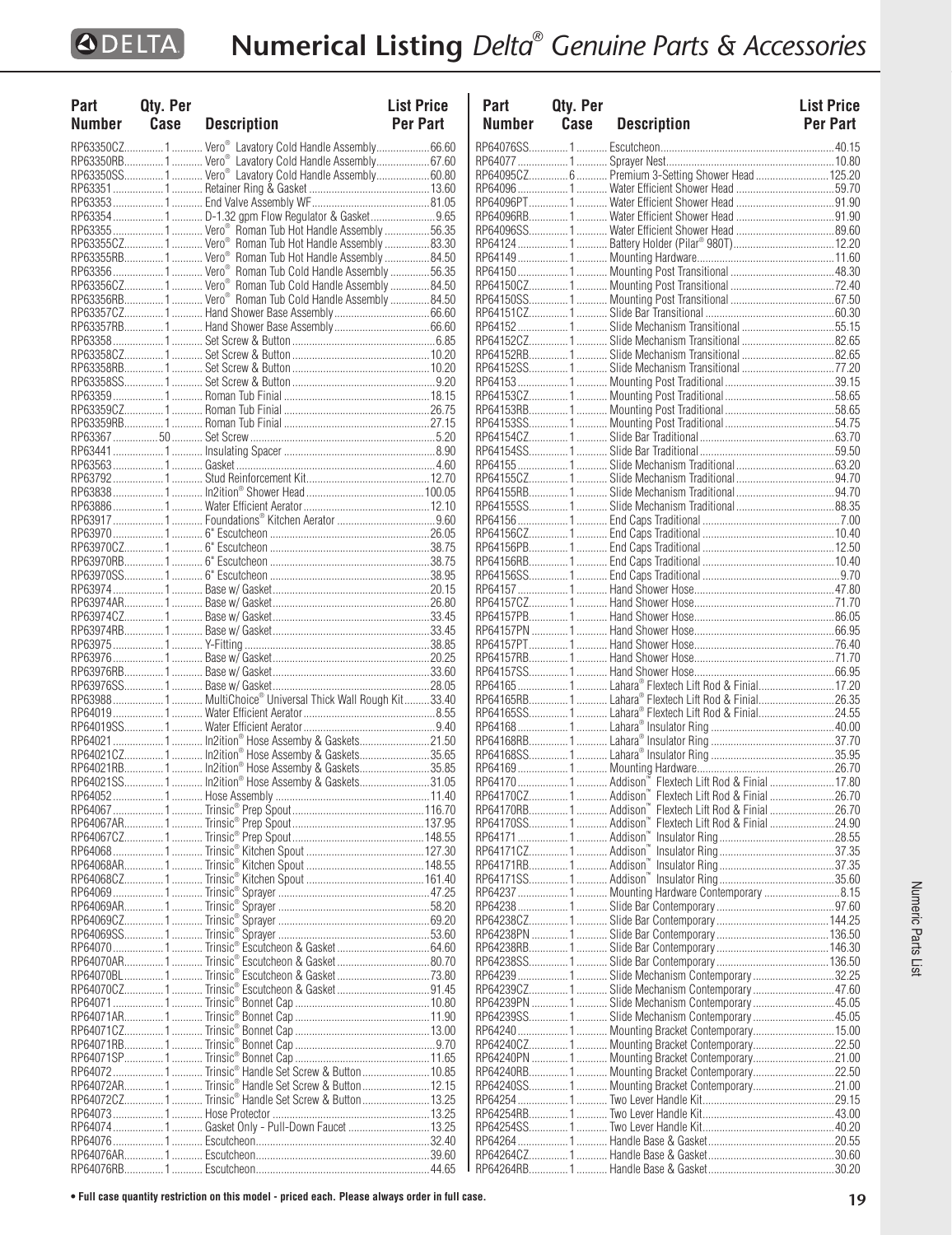# Numerical Listing *Delta® Genuine Parts & Accessories*

| Part Number | Qty. Per Case | Description | List Price Per Part |
|---|---|---|---|
| RP63350CZ | 1 | Vero® Lavatory Cold Handle Assembly | 66.60 |
| RP63350RB | 1 | Vero® Lavatory Cold Handle Assembly | 67.60 |
| RP63350SS | 1 | Vero® Lavatory Cold Handle Assembly | 60.80 |
| RP63351 | 1 | Retainer Ring & Gasket | 13.60 |
| RP63353 | 1 | End Valve Assembly WF | 81.05 |
| RP63354 | 1 | D-1.32 gpm Flow Regulator & Gasket | 9.65 |
| RP63355 | 1 | Vero® Roman Tub Hot Handle Assembly | 56.35 |
| RP63355CZ | 1 | Vero® Roman Tub Hot Handle Assembly | 83.30 |
| RP63355RB | 1 | Vero® Roman Tub Hot Handle Assembly | 84.50 |
| RP63356 | 1 | Vero® Roman Tub Cold Handle Assembly | 56.35 |
| RP63356CZ | 1 | Vero® Roman Tub Cold Handle Assembly | 84.50 |
| RP63356RB | 1 | Vero® Roman Tub Cold Handle Assembly | 84.50 |
| RP63357CZ | 1 | Hand Shower Base Assembly | 66.60 |
| RP63357RB | 1 | Hand Shower Base Assembly | 66.60 |
| RP63358 | 1 | Set Screw & Button | 6.85 |
| RP63358CZ | 1 | Set Screw & Button | 10.20 |
| RP63358RB | 1 | Set Screw & Button | 10.20 |
| RP63358SS | 1 | Set Screw & Button | 9.20 |
| RP63359 | 1 | Roman Tub Finial | 18.15 |
| RP63359CZ | 1 | Roman Tub Finial | 26.75 |
| RP63359RB | 1 | Roman Tub Finial | 27.15 |
| RP63367 | 50 | Set Screw | 5.20 |
| RP63441 | 1 | Insulating Spacer | 8.90 |
| RP63563 | 1 | Gasket | 4.60 |
| RP63792 | 1 | Stud Reinforcement Kit | 12.70 |
| RP63838 | 1 | In2ition® Shower Head | 100.05 |
| RP63886 | 1 | Water Efficient Aerator | 12.10 |
| RP63917 | 1 | Foundations® Kitchen Aerator | 9.60 |
| RP63970 | 1 | 6" Escutcheon | 26.05 |
| RP63970CZ | 1 | 6" Escutcheon | 38.75 |
| RP63970RB | 1 | 6" Escutcheon | 38.75 |
| RP63970SS | 1 | 6" Escutcheon | 38.95 |
| RP63974 | 1 | Base w/ Gasket | 20.15 |
| RP63974AR | 1 | Base w/ Gasket | 26.80 |
| RP63974CZ | 1 | Base w/ Gasket | 33.45 |
| RP63974RB | 1 | Base w/ Gasket | 33.45 |
| RP63975 | 1 | Y-Fitting | 38.85 |
| RP63976 | 1 | Base w/ Gasket | 20.25 |
| RP63976RB | 1 | Base w/ Gasket | 33.60 |
| RP63976SS | 1 | Base w/ Gasket | 28.05 |
| RP63988 | 1 | MultiChoice® Universal Thick Wall Rough Kit | 33.40 |
| RP64019 | 1 | Water Efficient Aerator | 8.55 |
| RP64019SS | 1 | Water Efficient Aerator | 9.40 |
| RP64021 | 1 | In2ition® Hose Assemby & Gaskets | 21.50 |
| RP64021CZ | 1 | In2ition® Hose Assemby & Gaskets | 35.65 |
| RP64021RB | 1 | In2ition® Hose Assemby & Gaskets | 35.85 |
| RP64021SS | 1 | In2ition® Hose Assemby & Gaskets | 31.05 |
| RP64052 | 1 | Hose Assembly | 11.40 |
| RP64067 | 1 | Trinsic® Prep Spout | 116.70 |
| RP64067AR | 1 | Trinsic® Prep Spout | 137.95 |
| RP64067CZ | 1 | Trinsic® Prep Spout | 148.55 |
| RP64068 | 1 | Trinsic® Kitchen Spout | 127.30 |
| RP64068AR | 1 | Trinsic® Kitchen Spout | 148.55 |
| RP64068CZ | 1 | Trinsic® Kitchen Spout | 161.40 |
| RP64069 | 1 | Trinsic® Sprayer | 47.25 |
| RP64069AR | 1 | Trinsic® Sprayer | 58.20 |
| RP64069CZ | 1 | Trinsic® Sprayer | 69.20 |
| RP64069SS | 1 | Trinsic® Sprayer | 53.60 |
| RP64070 | 1 | Trinsic® Escutcheon & Gasket | 64.60 |
| RP64070AR | 1 | Trinsic® Escutcheon & Gasket | 80.70 |
| RP64070BL | 1 | Trinsic® Escutcheon & Gasket | 73.80 |
| RP64070CZ | 1 | Trinsic® Escutcheon & Gasket | 91.45 |
| RP64071 | 1 | Trinsic® Bonnet Cap | 10.80 |
| RP64071AR | 1 | Trinsic® Bonnet Cap | 11.90 |
| RP64071CZ | 1 | Trinsic® Bonnet Cap | 13.00 |
| RP64071RB | 1 | Trinsic® Bonnet Cap | 9.70 |
| RP64071SP | 1 | Trinsic® Bonnet Cap | 11.65 |
| RP64072 | 1 | Trinsic® Handle Set Screw & Button | 10.85 |
| RP64072AR | 1 | Trinsic® Handle Set Screw & Button | 12.15 |
| RP64072CZ | 1 | Trinsic® Handle Set Screw & Button | 13.25 |
| RP64073 | 1 | Hose Protector | 13.25 |
| RP64074 | 1 | Gasket Only - Pull-Down Faucet | 13.25 |
| RP64076 | 1 | Escutcheon | 32.40 |
| RP64076AR | 1 | Escutcheon | 39.60 |
| RP64076RB | 1 | Escutcheon | 44.65 |
| RP64076SS | 1 | Escutcheon | 40.15 |
| RP64077 | 1 | Sprayer Nest | 10.80 |
| RP64095CZ | 6 | Premium 3-Setting Shower Head | 125.20 |
| RP64096 | 1 | Water Efficient Shower Head | 59.70 |
| RP64096PT | 1 | Water Efficient Shower Head | 91.90 |
| RP64096RB | 1 | Water Efficient Shower Head | 91.90 |
| RP64096SS | 1 | Water Efficient Shower Head | 89.60 |
| RP64124 | 1 | Battery Holder (Pilar® 980T) | 12.20 |
| RP64149 | 1 | Mounting Hardware | 11.60 |
| RP64150 | 1 | Mounting Post Transitional | 48.30 |
| RP64150CZ | 1 | Mounting Post Transitional | 72.40 |
| RP64150SS | 1 | Mounting Post Transitional | 67.50 |
| RP64151CZ | 1 | Slide Bar Transitional | 60.30 |
| RP64152 | 1 | Slide Mechanism Transitional | 55.15 |
| RP64152CZ | 1 | Slide Mechanism Transitional | 82.65 |
| RP64152RB | 1 | Slide Mechanism Transitional | 82.65 |
| RP64152SS | 1 | Slide Mechanism Transitional | 77.20 |
| RP64153 | 1 | Mounting Post Traditional | 39.15 |
| RP64153CZ | 1 | Mounting Post Traditional | 58.65 |
| RP64153RB | 1 | Mounting Post Traditional | 58.65 |
| RP64153SS | 1 | Mounting Post Traditional | 54.75 |
| RP64154CZ | 1 | Slide Bar Traditional | 63.70 |
| RP64154SS | 1 | Slide Bar Traditional | 59.50 |
| RP64155 | 1 | Slide Mechanism Traditional | 63.20 |
| RP64155CZ | 1 | Slide Mechanism Traditional | 94.70 |
| RP64155RB | 1 | Slide Mechanism Traditional | 94.70 |
| RP64155SS | 1 | Slide Mechanism Traditional | 88.35 |
| RP64156 | 1 | End Caps Traditional | 7.00 |
| RP64156CZ | 1 | End Caps Traditional | 10.40 |
| RP64156PB | 1 | End Caps Traditional | 12.50 |
| RP64156RB | 1 | End Caps Traditional | 10.40 |
| RP64156SS | 1 | End Caps Traditional | 9.70 |
| RP64157 | 1 | Hand Shower Hose | 47.80 |
| RP64157CZ | 1 | Hand Shower Hose | 71.70 |
| RP64157PB | 1 | Hand Shower Hose | 86.05 |
| RP64157PN | 1 | Hand Shower Hose | 66.95 |
| RP64157PT | 1 | Hand Shower Hose | 76.40 |
| RP64157RB | 1 | Hand Shower Hose | 71.70 |
| RP64157SS | 1 | Hand Shower Hose | 66.95 |
| RP64165 | 1 | Lahara® Flextech Lift Rod & Finial | 17.20 |
| RP64165RB | 1 | Lahara® Flextech Lift Rod & Finial | 26.35 |
| RP64165SS | 1 | Lahara® Flextech Lift Rod & Finial | 24.55 |
| RP64168 | 1 | Lahara® Insulator Ring | 40.00 |
| RP64168RB | 1 | Lahara® Insulator Ring | 37.70 |
| RP64168SS | 1 | Lahara® Insulator Ring | 35.95 |
| RP64169 | 1 | Mounting Hardware | 26.70 |
| RP64170 | 1 | Addison™ Flextech Lift Rod & Finial | 17.80 |
| RP64170CZ | 1 | Addison™ Flextech Lift Rod & Finial | 26.70 |
| RP64170RB | 1 | Addison™ Flextech Lift Rod & Finial | 26.70 |
| RP64170SS | 1 | Addison™ Flextech Lift Rod & Finial | 24.90 |
| RP64171 | 1 | Addison™ Insulator Ring | 28.55 |
| RP64171CZ | 1 | Addison™ Insulator Ring | 37.35 |
| RP64171RB | 1 | Addison™ Insulator Ring | 37.35 |
| RP64171SS | 1 | Addison™ Insulator Ring | 35.60 |
| RP64237 | 1 | Mounting Hardware Contemporary | 8.15 |
| RP64238 | 1 | Slide Bar Contemporary | 97.60 |
| RP64238CZ | 1 | Slide Bar Contemporary | 144.25 |
| RP64238PN | 1 | Slide Bar Contemporary | 136.50 |
| RP64238RB | 1 | Slide Bar Contemporary | 146.30 |
| RP64238SS | 1 | Slide Bar Contemporary | 136.50 |
| RP64239 | 1 | Slide Mechanism Contemporary | 32.25 |
| RP64239CZ | 1 | Slide Mechanism Contemporary | 47.60 |
| RP64239PN | 1 | Slide Mechanism Contemporary | 45.05 |
| RP64239SS | 1 | Slide Mechanism Contemporary | 45.05 |
| RP64240 | 1 | Mounting Bracket Contemporary | 15.00 |
| RP64240CZ | 1 | Mounting Bracket Contemporary | 22.50 |
| RP64240PN | 1 | Mounting Bracket Contemporary | 21.00 |
| RP64240RB | 1 | Mounting Bracket Contemporary | 22.50 |
| RP64240SS | 1 | Mounting Bracket Contemporary | 21.00 |
| RP64254 | 1 | Two Lever Handle Kit | 29.15 |
| RP64254RB | 1 | Two Lever Handle Kit | 43.00 |
| RP64254SS | 1 | Two Lever Handle Kit | 40.20 |
| RP64264 | 1 | Handle Base & Gasket | 20.55 |
| RP64264CZ | 1 | Handle Base & Gasket | 30.60 |
| RP64264RB | 1 | Handle Base & Gasket | 30.20 |

**• Full case quantity restriction on this model - priced each. Please always order in full case.**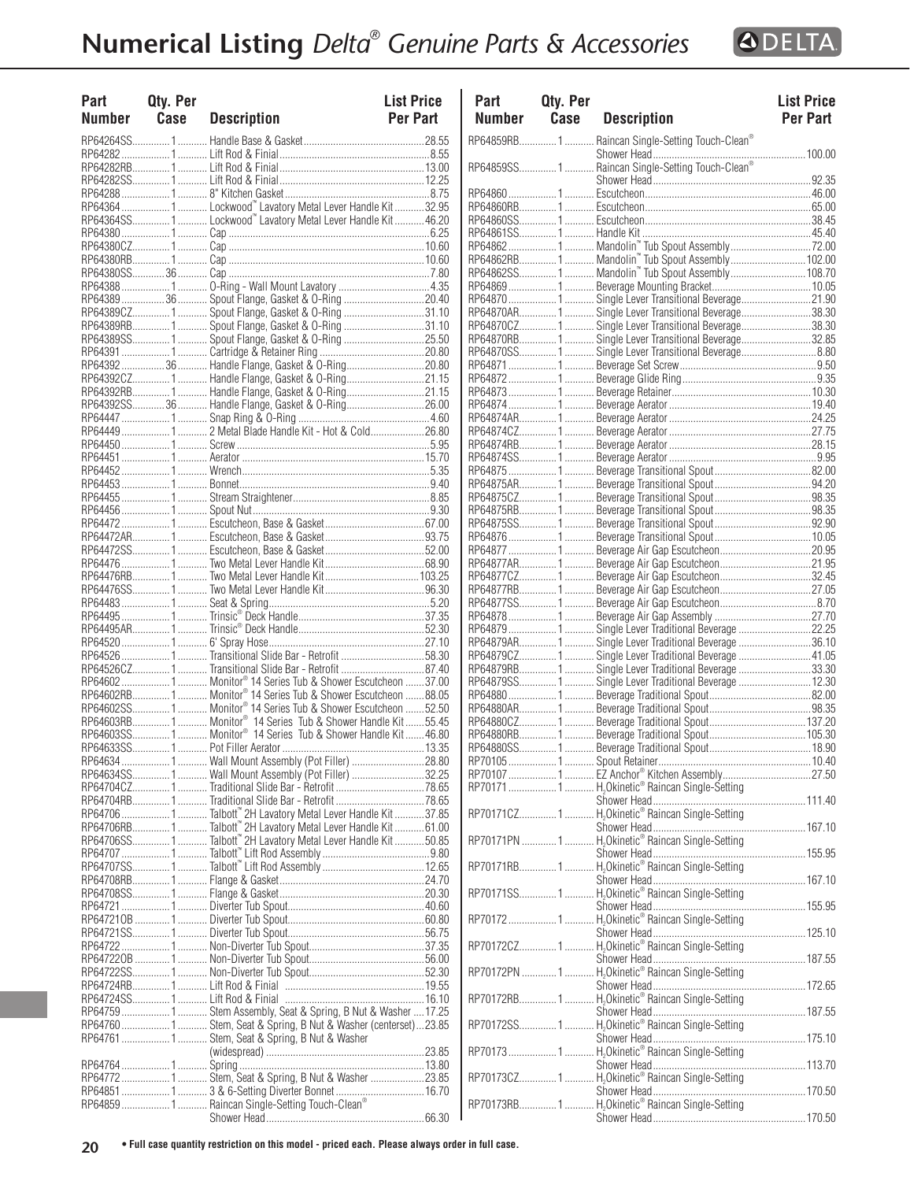# Numerical Listing *Delta® Genuine Parts & Accessories*

| Part Number | Qty. Per Case | Description | List Price Per Part |
|---|---|---|---|
| RP64264SS | 1 | Handle Base & Gasket | 28.55 |
| RP64282 | 1 | Lift Rod & Finial | 8.55 |
| RP64282RB | 1 | Lift Rod & Finial | 13.00 |
| RP64282SS | 1 | Lift Rod & Finial | 12.25 |
| RP64288 | 1 | 8" Kitchen Gasket | 8.75 |
| RP64364 | 1 | Lockwood™ Lavatory Metal Lever Handle Kit | 32.95 |
| RP64364SS | 1 | Lockwood™ Lavatory Metal Lever Handle Kit | 46.20 |
| RP64380 | 1 | Cap | 6.25 |
| RP64380CZ | 1 | Cap | 10.60 |
| RP64380RB | 1 | Cap | 10.60 |
| RP64380SS | 36 | Cap | 7.80 |
| RP64388 | 1 | O-Ring - Wall Mount Lavatory | 4.35 |
| RP64389 | 36 | Spout Flange, Gasket & O-Ring | 20.40 |
| RP64389CZ | 1 | Spout Flange, Gasket & O-Ring | 31.10 |
| RP64389RB | 1 | Spout Flange, Gasket & O-Ring | 31.10 |
| RP64389SS | 1 | Spout Flange, Gasket & O-Ring | 25.50 |
| RP64391 | 1 | Cartridge & Retainer Ring | 20.80 |
| RP64392 | 36 | Handle Flange, Gasket & O-Ring | 20.80 |
| RP64392CZ | 1 | Handle Flange, Gasket & O-Ring | 21.15 |
| RP64392RB | 1 | Handle Flange, Gasket & O-Ring | 21.15 |
| RP64392SS | 36 | Handle Flange, Gasket & O-Ring | 26.00 |
| RP64447 | 1 | Snap Ring & O-Ring | 4.60 |
| RP64449 | 1 | 2 Metal Blade Handle Kit - Hot & Cold | 26.80 |
| RP64450 | 1 | Screw | 5.95 |
| RP64451 | 1 | Aerator | 15.70 |
| RP64452 | 1 | Wrench | 5.35 |
| RP64453 | 1 | Bonnet | 9.40 |
| RP64455 | 1 | Stream Straightener | 8.85 |
| RP64456 | 1 | Spout Nut | 9.30 |
| RP64472 | 1 | Escutcheon, Base & Gasket | 67.00 |
| RP64472AR | 1 | Escutcheon, Base & Gasket | 93.75 |
| RP64472SS | 1 | Escutcheon, Base & Gasket | 52.00 |
| RP64476 | 1 | Two Metal Lever Handle Kit | 68.90 |
| RP64476RB | 1 | Two Metal Lever Handle Kit | 103.25 |
| RP64476SS | 1 | Two Metal Lever Handle Kit | 96.30 |
| RP64483 | 1 | Seat & Spring | 5.20 |
| RP64495 | 1 | Trinsic® Deck Handle | 37.35 |
| RP64495AR | 1 | Trinsic® Deck Handle | 52.30 |
| RP64520 | 1 | 6' Spray Hose | 27.10 |
| RP64526 | 1 | Transitional Slide Bar - Retrofit | 58.30 |
| RP64526CZ | 1 | Transitional Slide Bar - Retrofit | 87.40 |
| RP64602 | 1 | Monitor® 14 Series Tub & Shower Escutcheon | 37.00 |
| RP64602RB | 1 | Monitor® 14 Series Tub & Shower Escutcheon | 88.05 |
| RP64602SS | 1 | Monitor® 14 Series Tub & Shower Escutcheon | 52.50 |
| RP64603RB | 1 | Monitor® 14 Series Tub & Shower Handle Kit | 55.45 |
| RP64603SS | 1 | Monitor® 14 Series Tub & Shower Handle Kit | 46.80 |
| RP64633SS | 1 | Pot Filler Aerator | 13.35 |
| RP64634 | 1 | Wall Mount Assembly (Pot Filler) | 28.80 |
| RP64634SS | 1 | Wall Mount Assembly (Pot Filler) | 32.25 |
| RP64704CZ | 1 | Traditional Slide Bar - Retrofit | 78.65 |
| RP64704RB | 1 | Traditional Slide Bar - Retrofit | 78.65 |
| RP64706 | 1 | Talbott™ 2H Lavatory Metal Lever Handle Kit | 37.85 |
| RP64706RB | 1 | Talbott™ 2H Lavatory Metal Lever Handle Kit | 61.00 |
| RP64706SS | 1 | Talbott™ 2H Lavatory Metal Lever Handle Kit | 50.85 |
| RP64707 | 1 | Talbott™ Lift Rod Assembly | 9.80 |
| RP64707SS | 1 | Talbott™ Lift Rod Assembly | 12.65 |
| RP64708RB | 1 | Flange & Gasket | 24.70 |
| RP64708SS | 1 | Flange & Gasket | 20.30 |
| RP64721 | 1 | Diverter Tub Spout | 40.60 |
| RP64721OB | 1 | Diverter Tub Spout | 60.80 |
| RP64721SS | 1 | Diverter Tub Spout | 56.75 |
| RP64722 | 1 | Non-Diverter Tub Spout | 37.35 |
| RP64722OB | 1 | Non-Diverter Tub Spout | 56.00 |
| RP64722SS | 1 | Non-Diverter Tub Spout | 52.30 |
| RP64724RB | 1 | Lift Rod & Finial | 19.55 |
| RP64724SS | 1 | Lift Rod & Finial | 16.10 |
| RP64759 | 1 | Stem Assembly, Seat & Spring, B Nut & Washer | 17.25 |
| RP64760 | 1 | Stem, Seat & Spring, B Nut & Washer (centerset) | 23.85 |
| RP64761 | 1 | Stem, Seat & Spring, B Nut & Washer (widespread) | 23.85 |
| RP64764 | 1 | Spring | 13.80 |
| RP64772 | 1 | Stem, Seat & Spring, B Nut & Washer | 23.85 |
| RP64851 | 1 | 3 & 6-Setting Diverter Bonnet | 16.70 |
| RP64859 | 1 | Raincan Single-Setting Touch-Clean® Shower Head | 66.30 |
| RP64859RB | 1 | Raincan Single-Setting Touch-Clean® Shower Head | 100.00 |
| RP64859SS | 1 | Raincan Single-Setting Touch-Clean® Shower Head | 92.35 |
| RP64860 | 1 | Escutcheon | 46.00 |
| RP64860RB | 1 | Escutcheon | 65.00 |
| RP64860SS | 1 | Escutcheon | 38.45 |
| RP64861SS | 1 | Handle Kit | 45.40 |
| RP64862 | 1 | Mandolin™ Tub Spout Assembly | 72.00 |
| RP64862RB | 1 | Mandolin™ Tub Spout Assembly | 102.00 |
| RP64862SS | 1 | Mandolin™ Tub Spout Assembly | 108.70 |
| RP64869 | 1 | Beverage Mounting Bracket | 10.05 |
| RP64870 | 1 | Single Lever Transitional Beverage | 21.90 |
| RP64870AR | 1 | Single Lever Transitional Beverage | 38.30 |
| RP64870CZ | 1 | Single Lever Transitional Beverage | 38.30 |
| RP64870RB | 1 | Single Lever Transitional Beverage | 32.85 |
| RP64870SS | 1 | Single Lever Transitional Beverage | 8.80 |
| RP64871 | 1 | Beverage Set Screw | 9.50 |
| RP64872 | 1 | Beverage Glide Ring | 9.35 |
| RP64873 | 1 | Beverage Retainer | 10.30 |
| RP64874 | 1 | Beverage Aerator | 19.40 |
| RP64874AR | 1 | Beverage Aerator | 24.25 |
| RP64874CZ | 1 | Beverage Aerator | 27.75 |
| RP64874RB | 1 | Beverage Aerator | 28.15 |
| RP64874SS | 1 | Beverage Aerator | 9.95 |
| RP64875 | 1 | Beverage Transitional Spout | 82.00 |
| RP64875AR | 1 | Beverage Transitional Spout | 94.20 |
| RP64875CZ | 1 | Beverage Transitional Spout | 98.35 |
| RP64875RB | 1 | Beverage Transitional Spout | 98.35 |
| RP64875SS | 1 | Beverage Transitional Spout | 92.90 |
| RP64876 | 1 | Beverage Transitional Spout | 10.05 |
| RP64877 | 1 | Beverage Air Gap Escutcheon | 20.95 |
| RP64877AR | 1 | Beverage Air Gap Escutcheon | 21.95 |
| RP64877CZ | 1 | Beverage Air Gap Escutcheon | 32.45 |
| RP64877RB | 1 | Beverage Air Gap Escutcheon | 27.05 |
| RP64877SS | 1 | Beverage Air Gap Escutcheon | 8.70 |
| RP64878 | 1 | Beverage Air Gap Assembly | 27.70 |
| RP64879 | 1 | Single Lever Traditional Beverage | 22.25 |
| RP64879AR | 1 | Single Lever Traditional Beverage | 36.10 |
| RP64879CZ | 1 | Single Lever Traditional Beverage | 41.05 |
| RP64879RB | 1 | Single Lever Traditional Beverage | 33.30 |
| RP64879SS | 1 | Single Lever Traditional Beverage | 12.30 |
| RP64880 | 1 | Beverage Traditional Spout | 82.00 |
| RP64880AR | 1 | Beverage Traditional Spout | 98.35 |
| RP64880CZ | 1 | Beverage Traditional Spout | 137.20 |
| RP64880RB | 1 | Beverage Traditional Spout | 105.30 |
| RP64880SS | 1 | Beverage Traditional Spout | 18.90 |
| RP70105 | 1 | Spout Retainer | 10.40 |
| RP70107 | 1 | EZ Anchor® Kitchen Assembly | 27.50 |
| RP70171 | 1 | $H_2$Okinetic® Raincan Single-Setting Shower Head | 111.40 |
| RP70171CZ | 1 | $H_2$Okinetic® Raincan Single-Setting Shower Head | 167.10 |
| RP70171PN | 1 | $H_2$Okinetic® Raincan Single-Setting Shower Head | 155.95 |
| RP70171RB | 1 | $H_2$Okinetic® Raincan Single-Setting Shower Head | 167.10 |
| RP70171SS | 1 | $H_2$Okinetic® Raincan Single-Setting Shower Head | 155.95 |
| RP70172 | 1 | $H_2$Okinetic® Raincan Single-Setting Shower Head | 125.10 |
| RP70172CZ | 1 | $H_2$Okinetic® Raincan Single-Setting Shower Head | 187.55 |
| RP70172PN | 1 | $H_2$Okinetic® Raincan Single-Setting Shower Head | 172.65 |
| RP70172RB | 1 | $H_2$Okinetic® Raincan Single-Setting Shower Head | 187.55 |
| RP70172SS | 1 | $H_2$Okinetic® Raincan Single-Setting Shower Head | 175.10 |
| RP70173 | 1 | $H_2$Okinetic® Raincan Single-Setting Shower Head | 113.70 |
| RP70173CZ | 1 | $H_2$Okinetic® Raincan Single-Setting Shower Head | 170.50 |
| RP70173RB | 1 | $H_2$Okinetic® Raincan Single-Setting Shower Head | 170.50 |

• Full case quantity restriction on this model - priced each. Please always order in full case.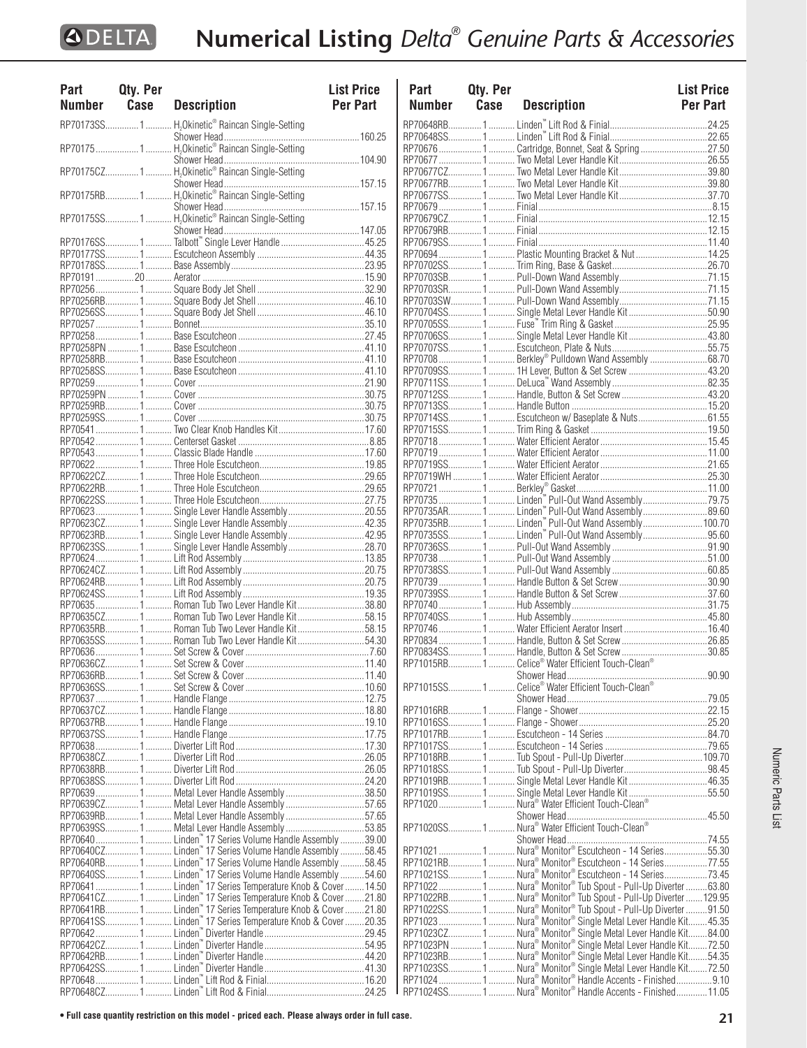# Numerical Listing *Delta® Genuine Parts & Accessories*

| Part Number | Qty. Per Case | Description | List Price Per Part |
|---|---|---|---|
| RP70173SS | 1 | $H_2$Okinetic® Raincan Single-Setting Shower Head | 160.25 |
| RP70175 | 1 | $H_2$Okinetic® Raincan Single-Setting Shower Head | 104.90 |
| RP70175CZ | 1 | $H_2$Okinetic® Raincan Single-Setting Shower Head | 157.15 |
| RP70175RB | 1 | $H_2$Okinetic® Raincan Single-Setting Shower Head | 157.15 |
| RP70175SS | 1 | $H_2$Okinetic® Raincan Single-Setting Shower Head | 147.05 |
| RP70176SS | 1 | Talbott™ Single Lever Handle | 45.25 |
| RP70177SS | 1 | Escutcheon Assembly | 44.35 |
| RP70178SS | 1 | Base Assembly | 23.95 |
| RP70191 | 20 | Aerator | 15.90 |
| RP70256 | 1 | Square Body Jet Shell | 32.90 |
| RP70256RB | 1 | Square Body Jet Shell | 46.10 |
| RP70256SS | 1 | Square Body Jet Shell | 46.10 |
| RP70257 | 1 | Bonnet | 35.10 |
| RP70258 | 1 | Base Escutcheon | 27.45 |
| RP70258PN | 1 | Base Escutcheon | 41.10 |
| RP70258RB | 1 | Base Escutcheon | 41.10 |
| RP70258SS | 1 | Base Escutcheon | 41.10 |
| RP70259 | 1 | Cover | 21.90 |
| RP70259PN | 1 | Cover | 30.75 |
| RP70259RB | 1 | Cover | 30.75 |
| RP70259SS | 1 | Cover | 30.75 |
| RP70541 | 1 | Two Clear Knob Handles Kit | 17.60 |
| RP70542 | 1 | Centerset Gasket | 8.85 |
| RP70543 | 1 | Classic Blade Handle | 17.60 |
| RP70622 | 1 | Three Hole Escutcheon | 19.85 |
| RP70622CZ | 1 | Three Hole Escutcheon | 29.65 |
| RP70622RB | 1 | Three Hole Escutcheon | 29.65 |
| RP70622SS | 1 | Three Hole Escutcheon | 27.75 |
| RP70623 | 1 | Single Lever Handle Assembly | 20.55 |
| RP70623CZ | 1 | Single Lever Handle Assembly | 42.35 |
| RP70623RB | 1 | Single Lever Handle Assembly | 42.95 |
| RP70623SS | 1 | Single Lever Handle Assembly | 28.70 |
| RP70624 | 1 | Lift Rod Assembly | 13.85 |
| RP70624CZ | 1 | Lift Rod Assembly | 20.75 |
| RP70624RB | 1 | Lift Rod Assembly | 20.75 |
| RP70624SS | 1 | Lift Rod Assembly | 19.35 |
| RP70635 | 1 | Roman Tub Two Lever Handle Kit | 38.80 |
| RP70635CZ | 1 | Roman Tub Two Lever Handle Kit | 58.15 |
| RP70635RB | 1 | Roman Tub Two Lever Handle Kit | 58.15 |
| RP70635SS | 1 | Roman Tub Two Lever Handle Kit | 54.30 |
| RP70636 | 1 | Set Screw & Cover | 7.60 |
| RP70636CZ | 1 | Set Screw & Cover | 11.40 |
| RP70636RB | 1 | Set Screw & Cover | 11.40 |
| RP70636SS | 1 | Set Screw & Cover | 10.60 |
| RP70637 | 1 | Handle Flange | 12.75 |
| RP70637CZ | 1 | Handle Flange | 18.80 |
| RP70637RB | 1 | Handle Flange | 19.10 |
| RP70637SS | 1 | Handle Flange | 17.75 |
| RP70638 | 1 | Diverter Lift Rod | 17.30 |
| RP70638CZ | 1 | Diverter Lift Rod | 26.05 |
| RP70638RB | 1 | Diverter Lift Rod | 26.05 |
| RP70638SS | 1 | Diverter Lift Rod | 24.20 |
| RP70639 | 1 | Metal Lever Handle Assembly | 38.50 |
| RP70639CZ | 1 | Metal Lever Handle Assembly | 57.65 |
| RP70639RB | 1 | Metal Lever Handle Assembly | 57.65 |
| RP70639SS | 1 | Metal Lever Handle Assembly | 53.85 |
| RP70640 | 1 | Linden™ 17 Series Volume Handle Assembly | 39.00 |
| RP70640CZ | 1 | Linden™ 17 Series Volume Handle Assembly | 58.45 |
| RP70640RB | 1 | Linden™ 17 Series Volume Handle Assembly | 58.45 |
| RP70640SS | 1 | Linden™ 17 Series Volume Handle Assembly | 54.60 |
| RP70641 | 1 | Linden™ 17 Series Temperature Knob & Cover | 14.50 |
| RP70641CZ | 1 | Linden™ 17 Series Temperature Knob & Cover | 21.80 |
| RP70641RB | 1 | Linden™ 17 Series Temperature Knob & Cover | 21.80 |
| RP70641SS | 1 | Linden™ 17 Series Temperature Knob & Cover | 20.35 |
| RP70642 | 1 | Linden™ Diverter Handle | 29.45 |
| RP70642CZ | 1 | Linden™ Diverter Handle | 54.95 |
| RP70642RB | 1 | Linden™ Diverter Handle | 44.20 |
| RP70642SS | 1 | Linden™ Diverter Handle | 41.30 |
| RP70648 | 1 | Linden™ Lift Rod & Finial | 16.20 |
| RP70648CZ | 1 | Linden™ Lift Rod & Finial | 24.25 |
| RP70648RB | 1 | Linden™ Lift Rod & Finial | 24.25 |
| RP70648SS | 1 | Linden™ Lift Rod & Finial | 22.65 |
| RP70676 | 1 | Cartridge, Bonnet, Seat & Spring | 27.50 |
| RP70677 | 1 | Two Metal Lever Handle Kit | 26.55 |
| RP70677CZ | 1 | Two Metal Lever Handle Kit | 39.80 |
| RP70677RB | 1 | Two Metal Lever Handle Kit | 39.80 |
| RP70677SS | 1 | Two Metal Lever Handle Kit | 37.70 |
| RP70679 | 1 | Finial | 8.15 |
| RP70679CZ | 1 | Finial | 12.15 |
| RP70679RB | 1 | Finial | 12.15 |
| RP70679SS | 1 | Finial | 11.40 |
| RP70694 | 1 | Plastic Mounting Bracket & Nut | 14.25 |
| RP70702SS | 1 | Trim Ring, Base & Gasket | 26.70 |
| RP70703SB | 1 | Pull-Down Wand Assembly | 71.15 |
| RP70703SR | 1 | Pull-Down Wand Assembly | 71.15 |
| RP70703SW | 1 | Pull-Down Wand Assembly | 71.15 |
| RP70704SS | 1 | Single Metal Lever Handle Kit | 50.90 |
| RP70705SS | 1 | Fuse™ Trim Ring & Gasket | 25.95 |
| RP70706SS | 1 | Single Metal Lever Handle Kit | 43.80 |
| RP70707SS | 1 | Escutcheon, Plate & Nuts | 55.75 |
| RP70708 | 1 | Berkley® Pulldown Wand Assembly | 68.70 |
| RP70709SS | 1 | 1H Lever, Button & Set Screw | 43.20 |
| RP70711SS | 1 | DeLuca™ Wand Assembly | 82.35 |
| RP70712SS | 1 | Handle, Button & Set Screw | 43.20 |
| RP70713SS | 1 | Handle Button | 15.20 |
| RP70714SS | 1 | Escutcheon w/ Baseplate & Nuts | 61.55 |
| RP70715SS | 1 | Trim Ring & Gasket | 19.50 |
| RP70718 | 1 | Water Efficient Aerator | 15.45 |
| RP70719 | 1 | Water Efficient Aerator | 11.00 |
| RP70719SS | 1 | Water Efficient Aerator | 21.65 |
| RP70719WH | 1 | Water Efficient Aerator | 25.30 |
| RP70721 | 1 | Berkley® Gasket | 11.00 |
| RP70735 | 1 | Linden™ Pull-Out Wand Assembly | 79.75 |
| RP70735AR | 1 | Linden™ Pull-Out Wand Assembly | 89.60 |
| RP70735RB | 1 | Linden™ Pull-Out Wand Assembly | 100.70 |
| RP70735SS | 1 | Linden™ Pull-Out Wand Assembly | 95.60 |
| RP70736SS | 1 | Pull-Out Wand Assembly | 91.90 |
| RP70738 | 1 | Pull-Out Wand Assembly | 51.00 |
| RP70738SS | 1 | Pull-Out Wand Assembly | 60.85 |
| RP70739 | 1 | Handle Button & Set Screw | 30.90 |
| RP70739SS | 1 | Handle Button & Set Screw | 37.60 |
| RP70740 | 1 | Hub Assembly | 31.75 |
| RP70740SS | 1 | Hub Assembly | 45.80 |
| RP70746 | 1 | Water Efficient Aerator Insert | 16.40 |
| RP70834 | 1 | Handle, Button & Set Screw | 26.85 |
| RP70834SS | 1 | Handle, Button & Set Screw | 30.85 |
| RP71015RB | 1 | Celice® Water Efficient Touch-Clean® Shower Head | 90.90 |
| RP71015SS | 1 | Celice® Water Efficient Touch-Clean® Shower Head | 79.05 |
| RP71016RB | 1 | Flange - Shower | 22.15 |
| RP71016SS | 1 | Flange - Shower | 25.20 |
| RP71017RB | 1 | Escutcheon - 14 Series | 84.70 |
| RP71017SS | 1 | Escutcheon - 14 Series | 79.65 |
| RP71018RB | 1 | Tub Spout - Pull-Up Diverter | 109.70 |
| RP71018SS | 1 | Tub Spout - Pull-Up Diverter | 98.45 |
| RP71019RB | 1 | Single Metal Lever Handle Kit | 46.35 |
| RP71019SS | 1 | Single Metal Lever Handle Kit | 55.50 |
| RP71020 | 1 | Nura® Water Efficient Touch-Clean® Shower Head | 45.50 |
| RP71020SS | 1 | Nura® Water Efficient Touch-Clean® Shower Head | 74.55 |
| RP71021 | 1 | Nura® Monitor® Escutcheon - 14 Series | 55.30 |
| RP71021RB | 1 | Nura® Monitor® Escutcheon - 14 Series | 77.55 |
| RP71021SS | 1 | Nura® Monitor® Escutcheon - 14 Series | 73.45 |
| RP71022 | 1 | Nura® Monitor® Tub Spout - Pull-Up Diverter | 63.80 |
| RP71022RB | 1 | Nura® Monitor® Tub Spout - Pull-Up Diverter | 129.95 |
| RP71022SS | 1 | Nura® Monitor® Tub Spout - Pull-Up Diverter | 91.50 |
| RP71023 | 1 | Nura® Monitor® Single Metal Lever Handle Kit | 45.35 |
| RP71023CZ | 1 | Nura® Monitor® Single Metal Lever Handle Kit | 84.00 |
| RP71023PN | 1 | Nura® Monitor® Single Metal Lever Handle Kit | 72.50 |
| RP71023RB | 1 | Nura® Monitor® Single Metal Lever Handle Kit | 54.35 |
| RP71023SS | 1 | Nura® Monitor® Single Metal Lever Handle Kit | 72.50 |
| RP71024 | 1 | Nura® Monitor® Handle Accents - Finished | 9.10 |
| RP71024SS | 1 | Nura® Monitor® Handle Accents - Finished | 11.05 |

**• Full case quantity restriction on this model - priced each. Please always order in full case.**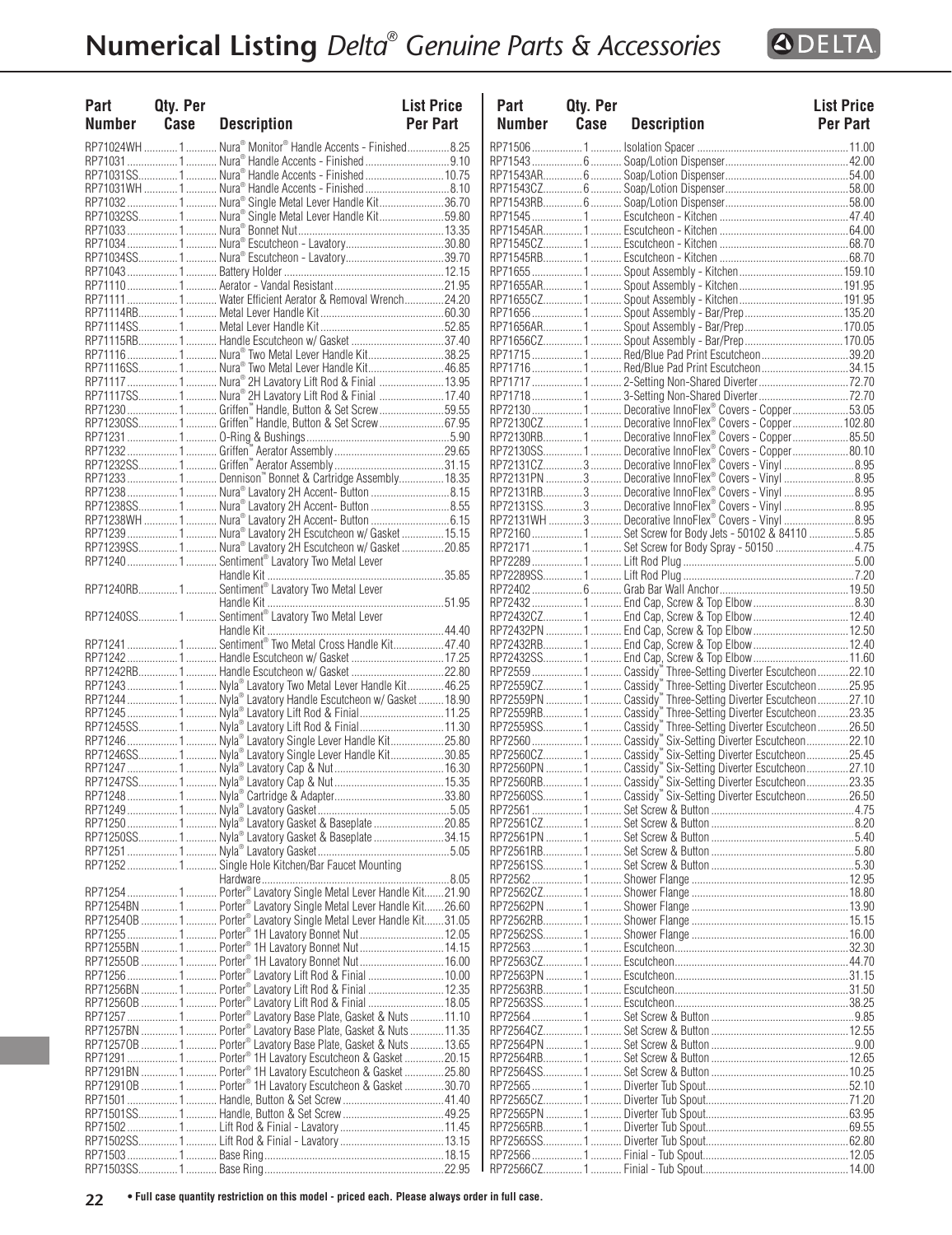# Numerical Listing *Delta® Genuine Parts & Accessories*

| Part Number | Qty. Per Case | Description | List Price Per Part |
|---|---|---|---|
| RP71024WH | 1 | Nura® Monitor® Handle Accents - Finished | 8.25 |
| RP71031 | 1 | Nura® Handle Accents - Finished | 9.10 |
| RP71031SS | 1 | Nura® Handle Accents - Finished | 10.75 |
| RP71031WH | 1 | Nura® Handle Accents - Finished | 8.10 |
| RP71032 | 1 | Nura® Single Metal Lever Handle Kit | 36.70 |
| RP71032SS | 1 | Nura® Single Metal Lever Handle Kit | 59.80 |
| RP71033 | 1 | Nura® Bonnet Nut | 13.35 |
| RP71034 | 1 | Nura® Escutcheon - Lavatory | 30.80 |
| RP71034SS | 1 | Nura® Escutcheon - Lavatory | 39.70 |
| RP71043 | 1 | Battery Holder | 12.15 |
| RP71110 | 1 | Aerator - Vandal Resistant | 21.95 |
| RP71111 | 1 | Water Efficient Aerator & Removal Wrench | 24.20 |
| RP71114RB | 1 | Metal Lever Handle Kit | 60.30 |
| RP71114SS | 1 | Metal Lever Handle Kit | 52.85 |
| RP71115RB | 1 | Handle Escutcheon w/ Gasket | 37.40 |
| RP71116 | 1 | Nura® Two Metal Lever Handle Kit | 38.25 |
| RP71116SS | 1 | Nura® Two Metal Lever Handle Kit | 46.85 |
| RP71117 | 1 | Nura® 2H Lavatory Lift Rod & Finial | 13.95 |
| RP71117SS | 1 | Nura® 2H Lavatory Lift Rod & Finial | 17.40 |
| RP71230 | 1 | Griffen™ Handle, Button & Set Screw | 59.55 |
| RP71230SS | 1 | Griffen™ Handle, Button & Set Screw | 67.95 |
| RP71231 | 1 | O-Ring & Bushings | 5.90 |
| RP71232 | 1 | Griffen™ Aerator Assembly | 29.65 |
| RP71232SS | 1 | Griffen™ Aerator Assembly | 31.15 |
| RP71233 | 1 | Dennison™ Bonnet & Cartridge Assembly | 18.35 |
| RP71238 | 1 | Nura® Lavatory 2H Accent- Button | 8.15 |
| RP71238SS | 1 | Nura® Lavatory 2H Accent- Button | 8.55 |
| RP71238WH | 1 | Nura® Lavatory 2H Accent- Button | 6.15 |
| RP71239 | 1 | Nura® Lavatory 2H Escutcheon w/ Gasket | 15.15 |
| RP71239SS | 1 | Nura® Lavatory 2H Escutcheon w/ Gasket | 20.85 |
| RP71240 | 1 | Sentiment® Lavatory Two Metal Lever Handle Kit | 35.85 |
| RP71240RB | 1 | Sentiment® Lavatory Two Metal Lever Handle Kit | 51.95 |
| RP71240SS | 1 | Sentiment® Lavatory Two Metal Lever Handle Kit | 44.40 |
| RP71241 | 1 | Sentiment® Two Metal Cross Handle Kit | 47.40 |
| RP71242 | 1 | Handle Escutcheon w/ Gasket | 17.25 |
| RP71242RB | 1 | Handle Escutcheon w/ Gasket | 22.80 |
| RP71243 | 1 | Nyla® Lavatory Two Metal Lever Handle Kit | 46.25 |
| RP71244 | 1 | Nyla® Lavatory Handle Escutcheon w/ Gasket | 18.90 |
| RP71245 | 1 | Nyla® Lavatory Lift Rod & Finial | 11.25 |
| RP71245SS | 1 | Nyla® Lavatory Lift Rod & Finial | 11.30 |
| RP71246 | 1 | Nyla® Lavatory Single Lever Handle Kit | 25.80 |
| RP71246SS | 1 | Nyla® Lavatory Single Lever Handle Kit | 30.85 |
| RP71247 | 1 | Nyla® Lavatory Cap & Nut | 16.30 |
| RP71247SS | 1 | Nyla® Lavatory Cap & Nut | 15.35 |
| RP71248 | 1 | Nyla® Cartridge & Adapter | 33.80 |
| RP71249 | 1 | Nyla® Lavatory Gasket | 5.05 |
| RP71250 | 1 | Nyla® Lavatory Gasket & Baseplate | 20.85 |
| RP71250SS | 1 | Nyla® Lavatory Gasket & Baseplate | 34.15 |
| RP71251 | 1 | Nyla® Lavatory Gasket | 5.05 |
| RP71252 | 1 | Single Hole Kitchen/Bar Faucet Mounting Hardware | 8.05 |
| RP71254 | 1 | Porter® Lavatory Single Metal Lever Handle Kit | 21.90 |
| RP71254BN | 1 | Porter® Lavatory Single Metal Lever Handle Kit | 26.60 |
| RP71254OB | 1 | Porter® Lavatory Single Metal Lever Handle Kit | 31.05 |
| RP71255 | 1 | Porter® 1H Lavatory Bonnet Nut | 12.05 |
| RP71255BN | 1 | Porter® 1H Lavatory Bonnet Nut | 14.15 |
| RP71255OB | 1 | Porter® 1H Lavatory Bonnet Nut | 16.00 |
| RP71256 | 1 | Porter® Lavatory Lift Rod & Finial | 10.00 |
| RP71256BN | 1 | Porter® Lavatory Lift Rod & Finial | 12.35 |
| RP71256OB | 1 | Porter® Lavatory Lift Rod & Finial | 18.05 |
| RP71257 | 1 | Porter® Lavatory Base Plate, Gasket & Nuts | 11.10 |
| RP71257BN | 1 | Porter® Lavatory Base Plate, Gasket & Nuts | 11.35 |
| RP71257OB | 1 | Porter® Lavatory Base Plate, Gasket & Nuts | 13.65 |
| RP71291 | 1 | Porter® 1H Lavatory Escutcheon & Gasket | 20.15 |
| RP71291BN | 1 | Porter® 1H Lavatory Escutcheon & Gasket | 25.80 |
| RP71291OB | 1 | Porter® 1H Lavatory Escutcheon & Gasket | 30.70 |
| RP71501 | 1 | Handle, Button & Set Screw | 41.40 |
| RP71501SS | 1 | Handle, Button & Set Screw | 49.25 |
| RP71502 | 1 | Lift Rod & Finial - Lavatory | 11.45 |
| RP71502SS | 1 | Lift Rod & Finial - Lavatory | 13.15 |
| RP71503 | 1 | Base Ring | 18.15 |
| RP71503SS | 1 | Base Ring | 22.95 |
| RP71506 | 1 | Isolation Spacer | 11.00 |
| RP71543 | 6 | Soap/Lotion Dispenser | 42.00 |
| RP71543AR | 6 | Soap/Lotion Dispenser | 54.00 |
| RP71543CZ | 6 | Soap/Lotion Dispenser | 58.00 |
| RP71543RB | 6 | Soap/Lotion Dispenser | 58.00 |
| RP71545 | 1 | Escutcheon - Kitchen | 47.40 |
| RP71545AR | 1 | Escutcheon - Kitchen | 64.00 |
| RP71545CZ | 1 | Escutcheon - Kitchen | 68.70 |
| RP71545RB | 1 | Escutcheon - Kitchen | 68.70 |
| RP71655 | 1 | Spout Assembly - Kitchen | 159.10 |
| RP71655AR | 1 | Spout Assembly - Kitchen | 191.95 |
| RP71655CZ | 1 | Spout Assembly - Kitchen | 191.95 |
| RP71656 | 1 | Spout Assembly - Bar/Prep | 135.20 |
| RP71656AR | 1 | Spout Assembly - Bar/Prep | 170.05 |
| RP71656CZ | 1 | Spout Assembly - Bar/Prep | 170.05 |
| RP71715 | 1 | Red/Blue Pad Print Escutcheon | 39.20 |
| RP71716 | 1 | Red/Blue Pad Print Escutcheon | 34.15 |
| RP71717 | 1 | 2-Setting Non-Shared Diverter | 72.70 |
| RP71718 | 1 | 3-Setting Non-Shared Diverter | 72.70 |
| RP72130 | 1 | Decorative InnoFlex® Covers - Copper | 53.05 |
| RP72130CZ | 1 | Decorative InnoFlex® Covers - Copper | 102.80 |
| RP72130RB | 1 | Decorative InnoFlex® Covers - Copper | 85.50 |
| RP72130SS | 1 | Decorative InnoFlex® Covers - Copper | 80.10 |
| RP72131CZ | 3 | Decorative InnoFlex® Covers - Vinyl | 8.95 |
| RP72131PN | 3 | Decorative InnoFlex® Covers - Vinyl | 8.95 |
| RP72131RB | 3 | Decorative InnoFlex® Covers - Vinyl | 8.95 |
| RP72131SS | 3 | Decorative InnoFlex® Covers - Vinyl | 8.95 |
| RP72131WH | 3 | Decorative InnoFlex® Covers - Vinyl | 8.95 |
| RP72160 | 1 | Set Screw for Body Jets - 50102 & 84110 | 5.85 |
| RP72171 | 1 | Set Screw for Body Spray - 50150 | 4.75 |
| RP72289 | 1 | Lift Rod Plug | 5.00 |
| RP72289SS | 1 | Lift Rod Plug | 7.20 |
| RP72402 | 6 | Grab Bar Wall Anchor | 19.50 |
| RP72432 | 1 | End Cap, Screw & Top Elbow | 8.30 |
| RP72432CZ | 1 | End Cap, Screw & Top Elbow | 12.40 |
| RP72432PN | 1 | End Cap, Screw & Top Elbow | 12.50 |
| RP72432RB | 1 | End Cap, Screw & Top Elbow | 12.40 |
| RP72432SS | 1 | End Cap, Screw & Top Elbow | 11.60 |
| RP72559 | 1 | Cassidy™ Three-Setting Diverter Escutcheon | 22.10 |
| RP72559CZ | 1 | Cassidy™ Three-Setting Diverter Escutcheon | 25.95 |
| RP72559PN | 1 | Cassidy™ Three-Setting Diverter Escutcheon | 27.10 |
| RP72559RB | 1 | Cassidy™ Three-Setting Diverter Escutcheon | 23.35 |
| RP72559SS | 1 | Cassidy™ Three-Setting Diverter Escutcheon | 26.50 |
| RP72560 | 1 | Cassidy™ Six-Setting Diverter Escutcheon | 22.10 |
| RP72560CZ | 1 | Cassidy™ Six-Setting Diverter Escutcheon | 25.45 |
| RP72560PN | 1 | Cassidy™ Six-Setting Diverter Escutcheon | 27.10 |
| RP72560RB | 1 | Cassidy™ Six-Setting Diverter Escutcheon | 23.35 |
| RP72560SS | 1 | Cassidy™ Six-Setting Diverter Escutcheon | 26.50 |
| RP72561 | 1 | Set Screw & Button | 4.75 |
| RP72561CZ | 1 | Set Screw & Button | 8.20 |
| RP72561PN | 1 | Set Screw & Button | 5.40 |
| RP72561RB | 1 | Set Screw & Button | 5.80 |
| RP72561SS | 1 | Set Screw & Button | 5.30 |
| RP72562 | 1 | Shower Flange | 12.95 |
| RP72562CZ | 1 | Shower Flange | 18.80 |
| RP72562PN | 1 | Shower Flange | 13.90 |
| RP72562RB | 1 | Shower Flange | 15.15 |
| RP72562SS | 1 | Shower Flange | 16.00 |
| RP72563 | 1 | Escutcheon | 32.30 |
| RP72563CZ | 1 | Escutcheon | 44.70 |
| RP72563PN | 1 | Escutcheon | 31.15 |
| RP72563RB | 1 | Escutcheon | 31.50 |
| RP72563SS | 1 | Escutcheon | 38.25 |
| RP72564 | 1 | Set Screw & Button | 9.85 |
| RP72564CZ | 1 | Set Screw & Button | 12.55 |
| RP72564PN | 1 | Set Screw & Button | 9.00 |
| RP72564RB | 1 | Set Screw & Button | 12.65 |
| RP72564SS | 1 | Set Screw & Button | 10.25 |
| RP72565 | 1 | Diverter Tub Spout | 52.10 |
| RP72565CZ | 1 | Diverter Tub Spout | 71.20 |
| RP72565PN | 1 | Diverter Tub Spout | 63.95 |
| RP72565RB | 1 | Diverter Tub Spout | 69.55 |
| RP72565SS | 1 | Diverter Tub Spout | 62.80 |
| RP72566 | 1 | Finial - Tub Spout | 12.05 |
| RP72566CZ | 1 | Finial - Tub Spout | 14.00 |

**• Full case quantity restriction on this model - priced each. Please always order in full case.**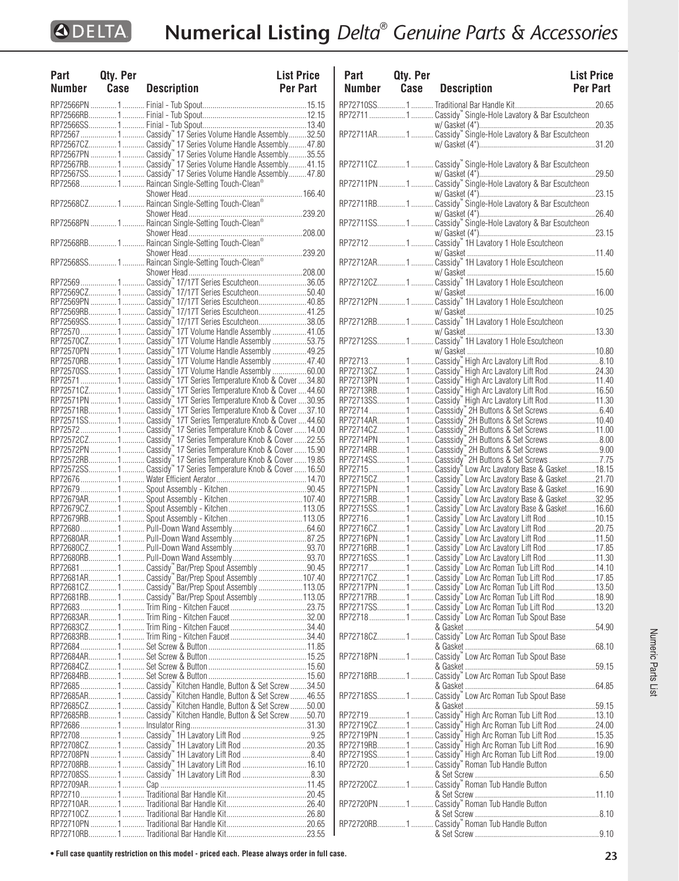# Numerical Listing *Delta® Genuine Parts & Accessories*

| Part Number | Qty. Per Case | Description | List Price Per Part |
|---|---|---|---|
| RP72566PN | 1 | Finial - Tub Spout | 15.15 |
| RP72566RB | 1 | Finial - Tub Spout | 12.15 |
| RP72566SS | 1 | Finial - Tub Spout | 13.40 |
| RP72567 | 1 | Cassidy™ 17 Series Volume Handle Assembly | 32.50 |
| RP72567CZ | 1 | Cassidy™ 17 Series Volume Handle Assembly | 47.80 |
| RP72567PN | 1 | Cassidy™ 17 Series Volume Handle Assembly | 35.55 |
| RP72567RB | 1 | Cassidy™ 17 Series Volume Handle Assembly | 41.15 |
| RP72567SS | 1 | Cassidy™ 17 Series Volume Handle Assembly | 47.80 |
| RP72568 | 1 | Raincan Single-Setting Touch-Clean® Shower Head | 166.40 |
| RP72568CZ | 1 | Raincan Single-Setting Touch-Clean® Shower Head | 239.20 |
| RP72568PN | 1 | Raincan Single-Setting Touch-Clean® Shower Head | 208.00 |
| RP72568RB | 1 | Raincan Single-Setting Touch-Clean® Shower Head | 239.20 |
| RP72568SS | 1 | Raincan Single-Setting Touch-Clean® Shower Head | 208.00 |
| RP72569 | 1 | Cassidy™ 17/17T Series Escutcheon | 36.05 |
| RP72569CZ | 1 | Cassidy™ 17/17T Series Escutcheon | 50.40 |
| RP72569PN | 1 | Cassidy™ 17/17T Series Escutcheon | 40.85 |
| RP72569RB | 1 | Cassidy™ 17/17T Series Escutcheon | 41.25 |
| RP72569SS | 1 | Cassidy™ 17/17T Series Escutcheon | 38.05 |
| RP72570 | 1 | Cassidy™ 17T Volume Handle Assembly | 41.05 |
| RP72570CZ | 1 | Cassidy™ 17T Volume Handle Assembly | 53.75 |
| RP72570PN | 1 | Cassidy™ 17T Volume Handle Assembly | 49.25 |
| RP72570RB | 1 | Cassidy™ 17T Volume Handle Assembly | 47.40 |
| RP72570SS | 1 | Cassidy™ 17T Volume Handle Assembly | 60.00 |
| RP72571 | 1 | Cassidy™ 17T Series Temperature Knob & Cover | 34.80 |
| RP72571CZ | 1 | Cassidy™ 17T Series Temperature Knob & Cover | 44.60 |
| RP72571PN | 1 | Cassidy™ 17T Series Temperature Knob & Cover | 30.95 |
| RP72571RB | 1 | Cassidy™ 17T Series Temperature Knob & Cover | 37.10 |
| RP72571SS | 1 | Cassidy™ 17T Series Temperature Knob & Cover | 44.60 |
| RP72572 | 1 | Cassidy™ 17 Series Temperature Knob & Cover | 14.00 |
| RP72572CZ | 1 | Cassidy™ 17 Series Temperature Knob & Cover | 22.55 |
| RP72572PN | 1 | Cassidy™ 17 Series Temperature Knob & Cover | 15.90 |
| RP72572RB | 1 | Cassidy™ 17 Series Temperature Knob & Cover | 19.85 |
| RP72572SS | 1 | Cassidy™ 17 Series Temperature Knob & Cover | 16.50 |
| RP72676 | 1 | Water Efficient Aerator | 14.70 |
| RP72679 | 1 | Spout Assembly - Kitchen | 90.45 |
| RP72679AR | 1 | Spout Assembly - Kitchen | 107.40 |
| RP72679CZ | 1 | Spout Assembly - Kitchen | 113.05 |
| RP72679RB | 1 | Spout Assembly - Kitchen | 113.05 |
| RP72680 | 1 | Pull-Down Wand Assembly | 64.60 |
| RP72680AR | 1 | Pull-Down Wand Assembly | 87.25 |
| RP72680CZ | 1 | Pull-Down Wand Assembly | 93.70 |
| RP72680RB | 1 | Pull-Down Wand Assembly | 93.70 |
| RP72681 | 1 | Cassidy™ Bar/Prep Spout Assembly | 90.45 |
| RP72681AR | 1 | Cassidy™ Bar/Prep Spout Assembly | 107.40 |
| RP72681CZ | 1 | Cassidy™ Bar/Prep Spout Assembly | 113.05 |
| RP72681RB | 1 | Cassidy™ Bar/Prep Spout Assembly | 113.05 |
| RP72683 | 1 | Trim Ring - Kitchen Faucet | 23.75 |
| RP72683AR | 1 | Trim Ring - Kitchen Faucet | 32.00 |
| RP72683CZ | 1 | Trim Ring - Kitchen Faucet | 34.40 |
| RP72683RB | 1 | Trim Ring - Kitchen Faucet | 34.40 |
| RP72684 | 1 | Set Screw & Button | 11.85 |
| RP72684AR | 1 | Set Screw & Button | 15.25 |
| RP72684CZ | 1 | Set Screw & Button | 15.60 |
| RP72684RB | 1 | Set Screw & Button | 15.60 |
| RP72685 | 1 | Cassidy™ Kitchen Handle, Button & Set Screw | 34.50 |
| RP72685AR | 1 | Cassidy™ Kitchen Handle, Button & Set Screw | 46.55 |
| RP72685CZ | 1 | Cassidy™ Kitchen Handle, Button & Set Screw | 50.00 |
| RP72685RB | 1 | Cassidy™ Kitchen Handle, Button & Set Screw | 50.70 |
| RP72686 | 1 | Insulator Ring | 31.30 |
| RP72708 | 1 | Cassidy™ 1H Lavatory Lift Rod | 9.25 |
| RP72708CZ | 1 | Cassidy™ 1H Lavatory Lift Rod | 20.35 |
| RP72708PN | 1 | Cassidy™ 1H Lavatory Lift Rod | 8.40 |
| RP72708RB | 1 | Cassidy™ 1H Lavatory Lift Rod | 16.10 |
| RP72708SS | 1 | Cassidy™ 1H Lavatory Lift Rod | 8.30 |
| RP72709AR | 1 | Cap | 11.45 |
| RP72710 | 1 | Traditional Bar Handle Kit | 20.45 |
| RP72710AR | 1 | Traditional Bar Handle Kit | 26.40 |
| RP72710CZ | 1 | Traditional Bar Handle Kit | 26.80 |
| RP72710PN | 1 | Traditional Bar Handle Kit | 20.65 |
| RP72710RB | 1 | Traditional Bar Handle Kit | 23.55 |
| RP72710SS | 1 | Traditional Bar Handle Kit | 20.65 |
| RP72711 | 1 | Cassidy™ Single-Hole Lavatory & Bar Escutcheon w/ Gasket (4") | 20.35 |
| RP72711AR | 1 | Cassidy™ Single-Hole Lavatory & Bar Escutcheon w/ Gasket (4") | 31.20 |
| RP72711CZ | 1 | Cassidy™ Single-Hole Lavatory & Bar Escutcheon w/ Gasket (4") | 29.50 |
| RP72711PN | 1 | Cassidy™ Single-Hole Lavatory & Bar Escutcheon w/ Gasket (4") | 23.15 |
| RP72711RB | 1 | Cassidy™ Single-Hole Lavatory & Bar Escutcheon w/ Gasket (4") | 26.40 |
| RP72711SS | 1 | Cassidy™ Single-Hole Lavatory & Bar Escutcheon w/ Gasket (4") | 23.15 |
| RP72712 | 1 | Cassidy™ 1H Lavatory 1 Hole Escutcheon w/ Gasket | 11.40 |
| RP72712AR | 1 | Cassidy™ 1H Lavatory 1 Hole Escutcheon w/ Gasket | 15.60 |
| RP72712CZ | 1 | Cassidy™ 1H Lavatory 1 Hole Escutcheon w/ Gasket | 16.00 |
| RP72712PN | 1 | Cassidy™ 1H Lavatory 1 Hole Escutcheon w/ Gasket | 10.25 |
| RP72712RB | 1 | Cassidy™ 1H Lavatory 1 Hole Escutcheon w/ Gasket | 13.30 |
| RP72712SS | 1 | Cassidy™ 1H Lavatory 1 Hole Escutcheon w/ Gasket | 10.80 |
| RP72713 | 1 | Cassidy™ High Arc Lavatory Lift Rod | 8.10 |
| RP72713CZ | 1 | Cassidy™ High Arc Lavatory Lift Rod | 24.30 |
| RP72713PN | 1 | Cassidy™ High Arc Lavatory Lift Rod | 11.40 |
| RP72713RB | 1 | Cassidy™ High Arc Lavatory Lift Rod | 16.50 |
| RP72713SS | 1 | Cassidy™ High Arc Lavatory Lift Rod | 11.30 |
| RP72714 | 1 | Casssidy™ 2H Buttons & Set Screws | 6.40 |
| RP72714AR | 1 | Casssidy™ 2H Buttons & Set Screws | 10.40 |
| RP72714CZ | 1 | Casssidy™ 2H Buttons & Set Screws | 11.00 |
| RP72714PN | 1 | Casssidy™ 2H Buttons & Set Screws | 8.00 |
| RP72714RB | 1 | Casssidy™ 2H Buttons & Set Screws | 9.00 |
| RP72714SS | 1 | Casssidy™ 2H Buttons & Set Screws | 7.75 |
| RP72715 | 1 | Cassidy™ Low Arc Lavatory Base & Gasket | 18.15 |
| RP72715CZ | 1 | Cassidy™ Low Arc Lavatory Base & Gasket | 21.70 |
| RP72715PN | 1 | Cassidy™ Low Arc Lavatory Base & Gasket | 16.90 |
| RP72715RB | 1 | Cassidy™ Low Arc Lavatory Base & Gasket | 32.95 |
| RP72715SS | 1 | Cassidy™ Low Arc Lavatory Base & Gasket | 16.60 |
| RP72716 | 1 | Cassidy™ Low Arc Lavatory Lift Rod | 10.15 |
| RP72716CZ | 1 | Cassidy™ Low Arc Lavatory Lift Rod | 20.75 |
| RP72716PN | 1 | Cassidy™ Low Arc Lavatory Lift Rod | 11.50 |
| RP72716RB | 1 | Cassidy™ Low Arc Lavatory Lift Rod | 17.85 |
| RP72716SS | 1 | Cassidy™ Low Arc Lavatory Lift Rod | 11.30 |
| RP72717 | 1 | Cassidy™ Low Arc Roman Tub Lift Rod | 14.10 |
| RP72717CZ | 1 | Cassidy™ Low Arc Roman Tub Lift Rod | 17.85 |
| RP72717PN | 1 | Cassidy™ Low Arc Roman Tub Lift Rod | 13.50 |
| RP72717RB | 1 | Cassidy™ Low Arc Roman Tub Lift Rod | 18.90 |
| RP72717SS | 1 | Cassidy™ Low Arc Roman Tub Lift Rod | 13.20 |
| RP72718 | 1 | Cassidy™ Low Arc Roman Tub Spout Base & Gasket | 54.90 |
| RP72718CZ | 1 | Cassidy™ Low Arc Roman Tub Spout Base & Gasket | 68.10 |
| RP72718PN | 1 | Cassidy™ Low Arc Roman Tub Spout Base & Gasket | 59.15 |
| RP72718RB | 1 | Cassidy™ Low Arc Roman Tub Spout Base & Gasket | 64.85 |
| RP72718SS | 1 | Cassidy™ Low Arc Roman Tub Spout Base & Gasket | 59.15 |
| RP72719 | 1 | Cassidy™ High Arc Roman Tub Lift Rod | 13.10 |
| RP72719CZ | 1 | Cassidy™ High Arc Roman Tub Lift Rod | 24.00 |
| RP72719PN | 1 | Cassidy™ High Arc Roman Tub Lift Rod | 15.35 |
| RP72719RB | 1 | Cassidy™ High Arc Roman Tub Lift Rod | 16.90 |
| RP72719SS | 1 | Cassidy™ High Arc Roman Tub Lift Rod | 19.00 |
| RP72720 | 1 | Cassidy™ Roman Tub Handle Button & Set Screw | 6.50 |
| RP72720CZ | 1 | Cassidy™ Roman Tub Handle Button & Set Screw | 11.10 |
| RP72720PN | 1 | Cassidy™ Roman Tub Handle Button & Set Screw | 8.10 |
| RP72720RB | 1 | Cassidy™ Roman Tub Handle Button & Set Screw | 9.10 |

• Full case quantity restriction on this model - priced each. Please always order in full case.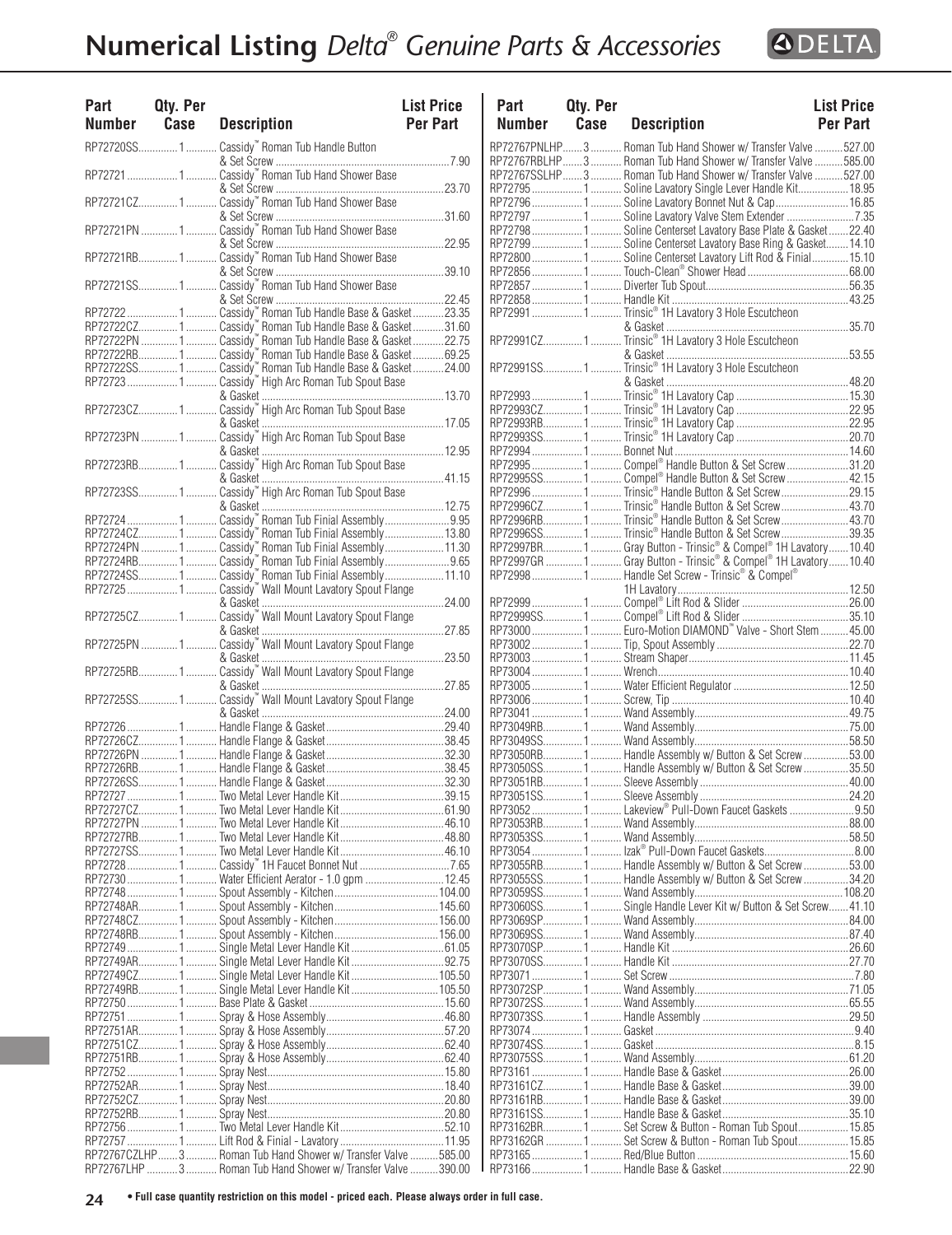# Numerical Listing *Delta® Genuine Parts & Accessories*

| Part Number | Qty. Per Case | Description | List Price Per Part |
|---|---|---|---|
| RP72720SS | 1 | Cassidy™ Roman Tub Handle Button & Set Screw | 7.90 |
| RP72721 | 1 | Cassidy™ Roman Tub Hand Shower Base & Set Screw | 23.70 |
| RP72721CZ | 1 | Cassidy™ Roman Tub Hand Shower Base & Set Screw | 31.60 |
| RP72721PN | 1 | Cassidy™ Roman Tub Hand Shower Base & Set Screw | 22.95 |
| RP72721RB | 1 | Cassidy™ Roman Tub Hand Shower Base & Set Screw | 39.10 |
| RP72721SS | 1 | Cassidy™ Roman Tub Hand Shower Base & Set Screw | 22.45 |
| RP72722 | 1 | Cassidy™ Roman Tub Handle Base & Gasket | 23.35 |
| RP72722CZ | 1 | Cassidy™ Roman Tub Handle Base & Gasket | 31.60 |
| RP72722PN | 1 | Cassidy™ Roman Tub Handle Base & Gasket | 22.75 |
| RP72722RB | 1 | Cassidy™ Roman Tub Handle Base & Gasket | 69.25 |
| RP72722SS | 1 | Cassidy™ Roman Tub Handle Base & Gasket | 24.00 |
| RP72723 | 1 | Cassidy™ High Arc Roman Tub Spout Base & Gasket | 13.70 |
| RP72723CZ | 1 | Cassidy™ High Arc Roman Tub Spout Base & Gasket | 17.05 |
| RP72723PN | 1 | Cassidy™ High Arc Roman Tub Spout Base & Gasket | 12.95 |
| RP72723RB | 1 | Cassidy™ High Arc Roman Tub Spout Base & Gasket | 41.15 |
| RP72723SS | 1 | Cassidy™ High Arc Roman Tub Spout Base & Gasket | 12.75 |
| RP72724 | 1 | Cassidy™ Roman Tub Finial Assembly | 9.95 |
| RP72724CZ | 1 | Cassidy™ Roman Tub Finial Assembly | 13.80 |
| RP72724PN | 1 | Cassidy™ Roman Tub Finial Assembly | 11.30 |
| RP72724RB | 1 | Cassidy™ Roman Tub Finial Assembly | 9.65 |
| RP72724SS | 1 | Cassidy™ Roman Tub Finial Assembly | 11.10 |
| RP72725 | 1 | Cassidy™ Wall Mount Lavatory Spout Flange & Gasket | 24.00 |
| RP72725CZ | 1 | Cassidy™ Wall Mount Lavatory Spout Flange & Gasket | 27.85 |
| RP72725PN | 1 | Cassidy™ Wall Mount Lavatory Spout Flange & Gasket | 23.50 |
| RP72725RB | 1 | Cassidy™ Wall Mount Lavatory Spout Flange & Gasket | 27.85 |
| RP72725SS | 1 | Cassidy™ Wall Mount Lavatory Spout Flange & Gasket | 24.00 |
| RP72726 | 1 | Handle Flange & Gasket | 29.40 |
| RP72726CZ | 1 | Handle Flange & Gasket | 38.45 |
| RP72726PN | 1 | Handle Flange & Gasket | 32.30 |
| RP72726RB | 1 | Handle Flange & Gasket | 38.45 |
| RP72726SS | 1 | Handle Flange & Gasket | 32.30 |
| RP72727 | 1 | Two Metal Lever Handle Kit | 39.15 |
| RP72727CZ | 1 | Two Metal Lever Handle Kit | 61.90 |
| RP72727PN | 1 | Two Metal Lever Handle Kit | 46.10 |
| RP72727RB | 1 | Two Metal Lever Handle Kit | 48.80 |
| RP72727SS | 1 | Two Metal Lever Handle Kit | 46.10 |
| RP72728 | 1 | Cassidy™ 1H Faucet Bonnet Nut | 7.65 |
| RP72730 | 1 | Water Efficient Aerator - 1.0 gpm | 12.45 |
| RP72748 | 1 | Spout Assembly - Kitchen | 104.00 |
| RP72748AR | 1 | Spout Assembly - Kitchen | 145.60 |
| RP72748CZ | 1 | Spout Assembly - Kitchen | 156.00 |
| RP72748RB | 1 | Spout Assembly - Kitchen | 156.00 |
| RP72749 | 1 | Single Metal Lever Handle Kit | 61.05 |
| RP72749AR | 1 | Single Metal Lever Handle Kit | 92.75 |
| RP72749CZ | 1 | Single Metal Lever Handle Kit | 105.50 |
| RP72749RB | 1 | Single Metal Lever Handle Kit | 105.50 |
| RP72750 | 1 | Base Plate & Gasket | 15.60 |
| RP72751 | 1 | Spray & Hose Assembly | 46.80 |
| RP72751AR | 1 | Spray & Hose Assembly | 57.20 |
| RP72751CZ | 1 | Spray & Hose Assembly | 62.40 |
| RP72751RB | 1 | Spray & Hose Assembly | 62.40 |
| RP72752 | 1 | Spray Nest | 15.80 |
| RP72752AR | 1 | Spray Nest | 18.40 |
| RP72752CZ | 1 | Spray Nest | 20.80 |
| RP72752RB | 1 | Spray Nest | 20.80 |
| RP72756 | 1 | Two Metal Lever Handle Kit | 52.10 |
| RP72757 | 1 | Lift Rod & Finial - Lavatory | 11.95 |
| RP72767CZLHP | 3 | Roman Tub Hand Shower w/ Transfer Valve | 585.00 |
| RP72767LHP | 3 | Roman Tub Hand Shower w/ Transfer Valve | 390.00 |
| RP72767PNLHP | 3 | Roman Tub Hand Shower w/ Transfer Valve | 527.00 |
| RP72767RBLHP | 3 | Roman Tub Hand Shower w/ Transfer Valve | 585.00 |
| RP72767SSLHP | 3 | Roman Tub Hand Shower w/ Transfer Valve | 527.00 |
| RP72795 | 1 | Soline Lavatory Single Lever Handle Kit | 18.95 |
| RP72796 | 1 | Soline Lavatory Bonnet Nut & Cap | 16.85 |
| RP72797 | 1 | Soline Lavatory Valve Stem Extender | 7.35 |
| RP72798 | 1 | Soline Centerset Lavatory Base Plate & Gasket | 22.40 |
| RP72799 | 1 | Soline Centerset Lavatory Base Ring & Gasket | 14.10 |
| RP72800 | 1 | Soline Centerset Lavatory Lift Rod & Finial | 15.10 |
| RP72856 | 1 | Touch-Clean® Shower Head | 68.00 |
| RP72857 | 1 | Diverter Tub Spout | 56.35 |
| RP72858 | 1 | Handle Kit | 43.25 |
| RP72991 | 1 | Trinsic® 1H Lavatory 3 Hole Escutcheon & Gasket | 35.70 |
| RP72991CZ | 1 | Trinsic® 1H Lavatory 3 Hole Escutcheon & Gasket | 53.55 |
| RP72991SS | 1 | Trinsic® 1H Lavatory 3 Hole Escutcheon & Gasket | 48.20 |
| RP72993 | 1 | Trinsic® 1H Lavatory Cap | 15.30 |
| RP72993CZ | 1 | Trinsic® 1H Lavatory Cap | 22.95 |
| RP72993RB | 1 | Trinsic® 1H Lavatory Cap | 22.95 |
| RP72993SS | 1 | Trinsic® 1H Lavatory Cap | 20.70 |
| RP72994 | 1 | Bonnet Nut | 14.60 |
| RP72995 | 1 | Compel® Handle Button & Set Screw | 31.20 |
| RP72995SS | 1 | Compel® Handle Button & Set Screw | 42.15 |
| RP72996 | 1 | Trinsic® Handle Button & Set Screw | 29.15 |
| RP72996CZ | 1 | Trinsic® Handle Button & Set Screw | 43.70 |
| RP72996RB | 1 | Trinsic® Handle Button & Set Screw | 43.70 |
| RP72996SS | 1 | Trinsic® Handle Button & Set Screw | 39.35 |
| RP72997BR | 1 | Gray Button - Trinsic® & Compel® 1H Lavatory | 10.40 |
| RP72997GR | 1 | Gray Button - Trinsic® & Compel® 1H Lavatory | 10.40 |
| RP72998 | 1 | Handle Set Screw - Trinsic® & Compel® 1H Lavatory | 12.50 |
| RP72999 | 1 | Compel® Lift Rod & Slider | 26.00 |
| RP72999SS | 1 | Compel® Lift Rod & Slider | 35.10 |
| RP73000 | 1 | Euro-Motion DIAMOND™ Valve - Short Stem | 45.00 |
| RP73002 | 1 | Tip, Spout Assembly | 22.70 |
| RP73003 | 1 | Stream Shaper | 11.45 |
| RP73004 | 1 | Wrench | 10.40 |
| RP73005 | 1 | Water Efficient Regulator | 12.50 |
| RP73006 | 1 | Screw, Tip | 10.40 |
| RP73041 | 1 | Wand Assembly | 49.75 |
| RP73049RB | 1 | Wand Assembly | 75.00 |
| RP73049SS | 1 | Wand Assembly | 58.50 |
| RP73050RB | 1 | Handle Assembly w/ Button & Set Screw | 53.00 |
| RP73050SS | 1 | Handle Assembly w/ Button & Set Screw | 35.50 |
| RP73051RB | 1 | Sleeve Assembly | 40.00 |
| RP73051SS | 1 | Sleeve Assembly | 24.20 |
| RP73052 | 1 | Lakeview® Pull-Down Faucet Gaskets | 9.50 |
| RP73053RB | 1 | Wand Assembly | 88.00 |
| RP73053SS | 1 | Wand Assembly | 58.50 |
| RP73054 | 1 | Izak® Pull-Down Faucet Gaskets | 8.00 |
| RP73055RB | 1 | Handle Assembly w/ Button & Set Screw | 53.00 |
| RP73055SS | 1 | Handle Assembly w/ Button & Set Screw | 34.20 |
| RP73059SS | 1 | Wand Assembly | 108.20 |
| RP73060SS | 1 | Single Handle Lever Kit w/ Button & Set Screw | 41.10 |
| RP73069SP | 1 | Wand Assembly | 84.00 |
| RP73069SS | 1 | Wand Assembly | 87.40 |
| RP73070SP | 1 | Handle Kit | 26.60 |
| RP73070SS | 1 | Handle Kit | 27.70 |
| RP73071 | 1 | Set Screw | 7.80 |
| RP73072SP | 1 | Wand Assembly | 71.05 |
| RP73072SS | 1 | Wand Assembly | 65.55 |
| RP73073SS | 1 | Handle Assembly | 29.50 |
| RP73074 | 1 | Gasket | 9.40 |
| RP73074SS | 1 | Gasket | 8.15 |
| RP73075SS | 1 | Wand Assembly | 61.20 |
| RP73161 | 1 | Handle Base & Gasket | 26.00 |
| RP73161CZ | 1 | Handle Base & Gasket | 39.00 |
| RP73161RB | 1 | Handle Base & Gasket | 39.00 |
| RP73161SS | 1 | Handle Base & Gasket | 35.10 |
| RP73162BR | 1 | Set Screw & Button - Roman Tub Spout | 15.85 |
| RP73162GR | 1 | Set Screw & Button - Roman Tub Spout | 15.85 |
| RP73165 | 1 | Red/Blue Button | 15.60 |
| RP73166 | 1 | Handle Base & Gasket | 22.90 |

• Full case quantity restriction on this model - priced each. Please always order in full case.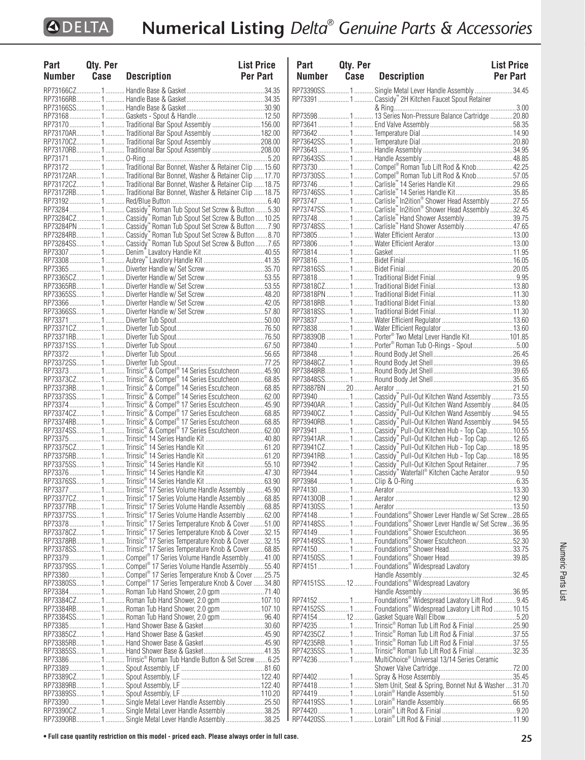# Numerical Listing *Delta® Genuine Parts & Accessories*

| Part Number | Qty. Per Case | Description | List Price Per Part |
|---|---|---|---|
| RP73166CZ | 1 | Handle Base & Gasket | 34.35 |
| RP73166RB | 1 | Handle Base & Gasket | 34.35 |
| RP73166SS | 1 | Handle Base & Gasket | 30.90 |
| RP73168 | 1 | Gaskets - Spout & Handle | 12.50 |
| RP73170 | 1 | Traditional Bar Spout Assembly | 156.00 |
| RP73170AR | 1 | Traditional Bar Spout Assembly | 182.00 |
| RP73170CZ | 1 | Traditional Bar Spout Assembly | 208.00 |
| RP73170RB | 1 | Traditional Bar Spout Assembly | 208.00 |
| RP73171 | 1 | O-Ring | 5.20 |
| RP73172 | 1 | Traditional Bar Bonnet, Washer & Retainer Clip | 15.60 |
| RP73172AR | 1 | Traditional Bar Bonnet, Washer & Retainer Clip | 17.70 |
| RP73172CZ | 1 | Traditional Bar Bonnet, Washer & Retainer Clip | 18.75 |
| RP73172RB | 1 | Traditional Bar Bonnet, Washer & Retainer Clip | 18.75 |
| RP73192 | 1 | Red/Blue Button | 6.40 |
| RP73284 | 1 | Cassidy™ Roman Tub Spout Set Screw & Button | 5.30 |
| RP73284CZ | 1 | Cassidy™ Roman Tub Spout Set Screw & Button | 10.25 |
| RP73284PN | 1 | Cassidy™ Roman Tub Spout Set Screw & Button | 7.90 |
| RP73284RB | 1 | Cassidy™ Roman Tub Spout Set Screw & Button | 8.70 |
| RP73284SS | 1 | Cassidy™ Roman Tub Spout Set Screw & Button | 7.65 |
| RP73307 | 1 | Denim™ Lavatory Handle Kit | 40.55 |
| RP73308 | 1 | Aubrey™ Lavatory Handle Kit | 41.35 |
| RP73365 | 1 | Diverter Handle w/ Set Screw | 35.70 |
| RP73365CZ | 1 | Diverter Handle w/ Set Screw | 53.55 |
| RP73365RB | 1 | Diverter Handle w/ Set Screw | 53.55 |
| RP73365SS | 1 | Diverter Handle w/ Set Screw | 48.20 |
| RP73366 | 1 | Diverter Handle w/ Set Screw | 42.05 |
| RP73366SS | 1 | Diverter Handle w/ Set Screw | 57.80 |
| RP73371 | 1 | Diverter Tub Spout | 50.00 |
| RP73371CZ | 1 | Diverter Tub Spout | 76.50 |
| RP73371RB | 1 | Diverter Tub Spout | 76.50 |
| RP73371SS | 1 | Diverter Tub Spout | 67.50 |
| RP73372 | 1 | Diverter Tub Spout | 56.65 |
| RP73372SS | 1 | Diverter Tub Spout | 77.25 |
| RP73373 | 1 | Trinsic® & Compel® 14 Series Escutcheon | 45.90 |
| RP73373CZ | 1 | Trinsic® & Compel® 14 Series Escutcheon | 68.85 |
| RP73373RB | 1 | Trinsic® & Compel® 14 Series Escutcheon | 68.85 |
| RP73373SS | 1 | Trinsic® & Compel® 14 Series Escutcheon | 62.00 |
| RP73374 | 1 | Trinsic® & Compel® 17 Series Escutcheon | 45.90 |
| RP73374CZ | 1 | Trinsic® & Compel® 17 Series Escutcheon | 68.85 |
| RP73374RB | 1 | Trinsic® & Compel® 17 Series Escutcheon | 68.85 |
| RP73374SS | 1 | Trinsic® & Compel® 17 Series Escutcheon | 62.00 |
| RP73375 | 1 | Trinsic® 14 Series Handle Kit | 40.80 |
| RP73375CZ | 1 | Trinsic® 14 Series Handle Kit | 61.20 |
| RP73375RB | 1 | Trinsic® 14 Series Handle Kit | 61.20 |
| RP73375SS | 1 | Trinsic® 14 Series Handle Kit | 55.10 |
| RP73376 | 1 | Trinsic® 14 Series Handle Kit | 47.30 |
| RP73376SS | 1 | Trinsic® 14 Series Handle Kit | 63.90 |
| RP73377 | 1 | Trinsic® 17 Series Volume Handle Assembly | 45.90 |
| RP73377CZ | 1 | Trinsic® 17 Series Volume Handle Assembly | 68.85 |
| RP73377RB | 1 | Trinsic® 17 Series Volume Handle Assembly | 68.85 |
| RP73377SS | 1 | Trinsic® 17 Series Volume Handle Assembly | 62.00 |
| RP73378 | 1 | Trinsic® 17 Series Temperature Knob & Cover | 51.00 |
| RP73378CZ | 1 | Trinsic® 17 Series Temperature Knob & Cover | 32.15 |
| RP73378RB | 1 | Trinsic® 17 Series Temperature Knob & Cover | 32.15 |
| RP73378SS | 1 | Trinsic® 17 Series Temperature Knob & Cover | 68.85 |
| RP73379 | 1 | Compel® 17 Series Volume Handle Assembly | 41.00 |
| RP73379SS | 1 | Compel® 17 Series Volume Handle Assembly | 55.40 |
| RP73380 | 1 | Compel® 17 Series Temperature Knob & Cover | 25.75 |
| RP73380SS | 1 | Compel® 17 Series Temperature Knob & Cover | 34.80 |
| RP73384 | 1 | Roman Tub Hand Shower, 2.0 gpm | 71.40 |
| RP73384CZ | 1 | Roman Tub Hand Shower, 2.0 gpm | 107.10 |
| RP73384RB | 1 | Roman Tub Hand Shower, 2.0 gpm | 107.10 |
| RP73384SS | 1 | Roman Tub Hand Shower, 2.0 gpm | 96.40 |
| RP73385 | 1 | Hand Shower Base & Gasket | 30.60 |
| RP73385CZ | 1 | Hand Shower Base & Gasket | 45.90 |
| RP73385RB | 1 | Hand Shower Base & Gasket | 45.90 |
| RP73385SS | 1 | Hand Shower Base & Gasket | 41.35 |
| RP73386 | 1 | Trinsic® Roman Tub Handle Button & Set Screw | 6.25 |
| RP73389 | 1 | Spout Assembly, LF | 81.60 |
| RP73389CZ | 1 | Spout Assembly, LF | 122.40 |
| RP73389RB | 1 | Spout Assembly, LF | 122.40 |
| RP73389SS | 1 | Spout Assembly, LF | 110.20 |
| RP73390 | 1 | Single Metal Lever Handle Assembly | 25.50 |
| RP73390CZ | 1 | Single Metal Lever Handle Assembly | 38.25 |
| RP73390RB | 1 | Single Metal Lever Handle Assembly | 38.25 |
| RP73390SS | 1 | Single Metal Lever Handle Assembly | 34.45 |
| RP73391 | 1 | Cassidy™ 2H Kitchen Faucet Spout Retainer & Ring | 3.00 |
| RP73598 | 1 | 13 Series Non-Pressure Balance Cartridge | 20.80 |
| RP73641 | 1 | End Valve Assembly | 58.35 |
| RP73642 | 1 | Temperature Dial | 14.90 |
| RP73642SS | 1 | Temperature Dial | 20.80 |
| RP73643 | 1 | Handle Assembly | 34.95 |
| RP73643SS | 1 | Handle Assembly | 48.85 |
| RP73730 | 1 | Compel® Roman Tub Lift Rod & Knob | 42.25 |
| RP73730SS | 1 | Compel® Roman Tub Lift Rod & Knob | 57.05 |
| RP73746 | 1 | Carlisle™ 14 Series Handle Kit | 29.65 |
| RP73746SS | 1 | Carlisle™ 14 Series Handle Kit | 35.85 |
| RP73747 | 1 | Carlisle™ In2ition® Shower Head Assembly | 27.55 |
| RP73747SS | 1 | Carlisle™ In2ition® Shower Head Assembly | 32.45 |
| RP73748 | 1 | Carlisle™ Hand Shower Assembly | 39.75 |
| RP73748SS | 1 | Carlisle™ Hand Shower Assembly | 47.65 |
| RP73805 | 1 | Water Efficient Aerator | 13.00 |
| RP73806 | 1 | Water Efficient Aerator | 13.00 |
| RP73814 | 1 | Gasket | 11.95 |
| RP73816 | 1 | Bidet Finial | 16.05 |
| RP73816SS | 1 | Bidet Finial | 20.05 |
| RP73818 | 1 | Traditional Bidet Finial | 9.95 |
| RP73818CZ | 1 | Traditional Bidet Finial | 13.80 |
| RP73818PN | 1 | Traditional Bidet Finial | 11.30 |
| RP73818RB | 1 | Traditional Bidet Finial | 13.80 |
| RP73818SS | 1 | Traditional Bidet Finial | 11.30 |
| RP73837 | 1 | Water Efficient Regulator | 13.60 |
| RP73838 | 1 | Water Efficient Regulator | 13.60 |
| RP73839OB | 1 | Porter® Two Metal Lever Handle Kit | 101.85 |
| RP73840 | 1 | Porter® Roman Tub O-Rings - Spout | 5.00 |
| RP73848 | 1 | Round Body Jet Shell | 26.45 |
| RP73848CZ | 1 | Round Body Jet Shell | 39.65 |
| RP73848RB | 1 | Round Body Jet Shell | 39.65 |
| RP73848SS | 1 | Round Body Jet Shell | 35.65 |
| RP73887BN | 20 | Aerator | 21.50 |
| RP73940 | 1 | Cassidy™ Pull-Out Kitchen Wand Assembly | 73.55 |
| RP73940AR | 1 | Cassidy™ Pull-Out Kitchen Wand Assembly | 84.05 |
| RP73940CZ | 1 | Cassidy™ Pull-Out Kitchen Wand Assembly | 94.55 |
| RP73940RB | 1 | Cassidy™ Pull-Out Kitchen Wand Assembly | 94.55 |
| RP73941 | 1 | Cassidy™ Pull-Out Kitchen Hub - Top Cap | 10.55 |
| RP73941AR | 1 | Cassidy™ Pull-Out Kitchen Hub - Top Cap | 12.65 |
| RP73941CZ | 1 | Cassidy™ Pull-Out Kitchen Hub - Top Cap | 18.95 |
| RP73941RB | 1 | Cassidy™ Pull-Out Kitchen Hub - Top Cap | 18.95 |
| RP73942 | 1 | Cassidy™ Pull-Out Kitchen Spout Retainer | 7.95 |
| RP73944 | 1 | Cassidy™ Waterfall® Kitchen Cache Aerator | 9.50 |
| RP73984 | 1 | Clip & O-Ring | 6.35 |
| RP74130 | 1 | Aerator | 13.30 |
| RP74130OB | 1 | Aerator | 12.90 |
| RP74130SS | 1 | Aerator | 13.50 |
| RP74148 | 1 | Foundations® Shower Lever Handle w/ Set Screw | 28.65 |
| RP74148SS | 1 | Foundations® Shower Lever Handle w/ Set Screw | 36.95 |
| RP74149 | 1 | Foundations® Shower Escutcheon | 36.95 |
| RP74149SS | 1 | Foundations® Shower Escutcheon | 52.30 |
| RP74150 | 1 | Foundations® Shower Head | 33.75 |
| RP74150SS | 1 | Foundations® Shower Head | 39.85 |
| RP74151 | 1 | Foundations® Widespread Lavatory Handle Assembly | 32.45 |
| RP74151SS | 12 | Foundations® Widespread Lavatory Handle Assembly | 36.95 |
| RP74152 | 1 | Foundations® Widespread Lavatory Lift Rod | 9.45 |
| RP74152SS | 1 | Foundations® Widespread Lavatory Lift Rod | 10.15 |
| RP74154 | 12 | Gasket Square Wall Elbow | 5.20 |
| RP74235 | 1 | Trinsic® Roman Tub Lift Rod & Finial | 25.90 |
| RP74235CZ | 1 | Trinsic® Roman Tub Lift Rod & Finial | 37.55 |
| RP74235RB | 1 | Trinsic® Roman Tub Lift Rod & Finial | 37.55 |
| RP74235SS | 1 | Trinsic® Roman Tub Lift Rod & Finial | 32.35 |
| RP74236 | 1 | MultiChoice® Universal 13/14 Series Ceramic Shower Valve Cartridge | 72.00 |
| RP74402 | 1 | Spray & Hose Assembly | 35.45 |
| RP74418 | 1 | Stem Unit, Seat & Spring, Bonnet Nut & Washer | 31.70 |
| RP74419 | 1 | Lorain® Handle Assembly | 51.50 |
| RP74419SS | 1 | Lorain® Handle Assembly | 66.95 |
| RP74420 | 1 | Lorain® Lift Rod & Finial | 9.20 |
| RP74420SS | 1 | Lorain® Lift Rod & Finial | 11.90 |

**• Full case quantity restriction on this model - priced each. Please always order in full case.**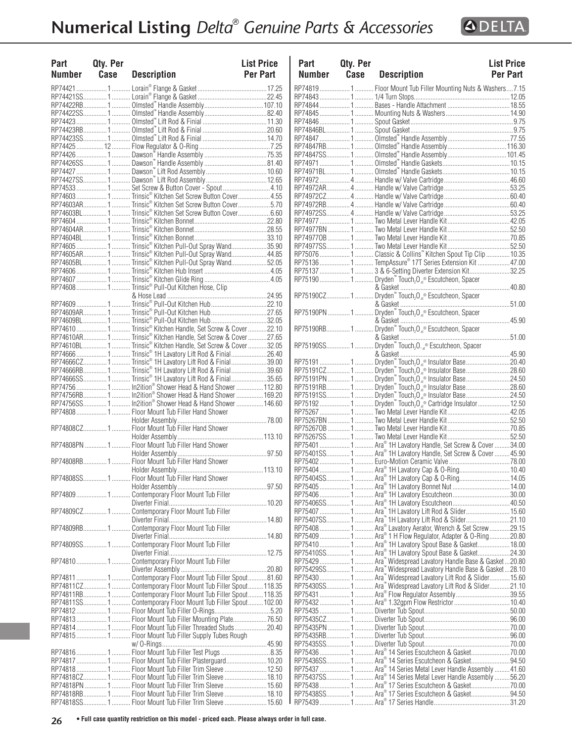# Numerical Listing *Delta® Genuine Parts & Accessories*

| Part Number | Qty. Per Case | Description | List Price Per Part |
|---|---|---|---|
| RP74421 | 1 | Lorain® Flange & Gasket | 17.25 |
| RP74421SS | 1 | Lorain® Flange & Gasket | 22.45 |
| RP74422RB | 1 | Olmsted™ Handle Assembly | 107.10 |
| RP74422SS | 1 | Olmsted™ Handle Assembly | 82.40 |
| RP74423 | 1 | Olmsted™ Lift Rod & Finial | 11.30 |
| RP74423RB | 1 | Olmsted™ Lift Rod & Finial | 20.60 |
| RP74423SS | 1 | Olmsted™ Lift Rod & Finial | 14.70 |
| RP74425 | 12 | Flow Regulator & O-Ring | 7.25 |
| RP74426 | 1 | Dawson™ Handle Assembly | 75.35 |
| RP74426SS | 1 | Dawson™ Handle Assembly | 81.40 |
| RP74427 | 1 | Dawson™ Lift Rod Assembly | 10.60 |
| RP74427SS | 1 | Dawson™ Lift Rod Assembly | 12.65 |
| RP74533 | 1 | Set Screw & Button Cover - Spout | 4.10 |
| RP74603 | 1 | Trinsic® Kitchen Set Screw Button Cover | 4.55 |
| RP74603AR | 1 | Trinsic® Kitchen Set Screw Button Cover | 5.70 |
| RP74603BL | 1 | Trinsic® Kitchen Set Screw Button Cover | 6.60 |
| RP74604 | 1 | Trinsic® Kitchen Bonnet | 22.80 |
| RP74604AR | 1 | Trinsic® Kitchen Bonnet | 28.55 |
| RP74604BL | 1 | Trinsic® Kitchen Bonnet | 33.10 |
| RP74605 | 1 | Trinsic® Kitchen Pull-Out Spray Wand | 35.90 |
| RP74605AR | 1 | Trinsic® Kitchen Pull-Out Spray Wand | 44.85 |
| RP74605BL | 1 | Trinsic® Kitchen Pull-Out Spray Wand | 52.05 |
| RP74606 | 1 | Trinsic® Kitchen Hub Insert | 4.05 |
| RP74607 | 1 | Trinsic® Kitchen Glide Ring | 4.05 |
| RP74608 | 1 | Trinsic® Pull-Out Kitchen Hose, Clip & Hose Lead | 24.95 |
| RP74609 | 1 | Trinsic® Pull-Out Kitchen Hub | 22.10 |
| RP74609AR | 1 | Trinsic® Pull-Out Kitchen Hub | 27.65 |
| RP74609BL | 1 | Trinsic® Pull-Out Kitchen Hub | 32.05 |
| RP74610 | 1 | Trinsic® Kitchen Handle, Set Screw & Cover | 22.10 |
| RP74610AR | 1 | Trinsic® Kitchen Handle, Set Screw & Cover | 27.65 |
| RP74610BL | 1 | Trinsic® Kitchen Handle, Set Screw & Cover | 32.05 |
| RP74666 | 1 | Trinsic® 1H Lavatory Lift Rod & Finial | 26.40 |
| RP74666CZ | 1 | Trinsic® 1H Lavatory Lift Rod & Finial | 39.00 |
| RP74666RB | 1 | Trinsic® 1H Lavatory Lift Rod & Finial | 39.60 |
| RP74666SS | 1 | Trinsic® 1H Lavatory Lift Rod & Finial | 35.65 |
| RP74756 | 1 | In2ition® Shower Head & Hand Shower | 112.80 |
| RP74756RB | 1 | In2ition® Shower Head & Hand Shower | 169.20 |
| RP74756SS | 1 | In2ition® Shower Head & Hand Shower | 146.60 |
| RP74808 | 1 | Floor Mount Tub Filler Hand Shower Holder Assembly | 78.00 |
| RP74808CZ | 1 | Floor Mount Tub Filler Hand Shower Holder Assembly | 113.10 |
| RP74808PN | 1 | Floor Mount Tub Filler Hand Shower Holder Assembly | 97.50 |
| RP74808RB | 1 | Floor Mount Tub Filler Hand Shower Holder Assembly | 113.10 |
| RP74808SS | 1 | Floor Mount Tub Filler Hand Shower Holder Assembly | 97.50 |
| RP74809 | 1 | Contemporary Floor Mount Tub Filler Diverter Finial | 10.20 |
| RP74809CZ | 1 | Contemporary Floor Mount Tub Filler Diverter Finial | 14.80 |
| RP74809RB | 1 | Contemporary Floor Mount Tub Filler Diverter Finial | 14.80 |
| RP74809SS | 1 | Contemporary Floor Mount Tub Filler Diverter Finial | 12.75 |
| RP74810 | 1 | Contemporary Floor Mount Tub Filler Diverter Assembly | 20.80 |
| RP74811 | 1 | Contemporary Floor Mount Tub Filler Spout | 81.60 |
| RP74811CZ | 1 | Contemporary Floor Mount Tub Filler Spout | 118.35 |
| RP74811RB | 1 | Contemporary Floor Mount Tub Filler Spout | 118.35 |
| RP74811SS | 1 | Contemporary Floor Mount Tub Filler Spout | 102.00 |
| RP74812 | 1 | Floor Mount Tub Filler O-Rings | 5.20 |
| RP74813 | 1 | Floor Mount Tub Filler Mounting Plate | 76.50 |
| RP74814 | 1 | Floor Mount Tub Filler Threaded Studs | 20.40 |
| RP74815 | 1 | Floor Mount Tub Filler Supply Tubes Rough w/ O-Rings | 45.90 |
| RP74816 | 1 | Floor Mount Tub Filler Test Plugs | 8.35 |
| RP74817 | 1 | Floor Mount Tub Filler Plasterguard | 10.20 |
| RP74818 | 1 | Floor Mount Tub Filler Trim Sleeve | 12.50 |
| RP74818CZ | 1 | Floor Mount Tub Filler Trim Sleeve | 18.10 |
| RP74818PN | 1 | Floor Mount Tub Filler Trim Sleeve | 15.60 |
| RP74818RB | 1 | Floor Mount Tub Filler Trim Sleeve | 18.10 |
| RP74818SS | 1 | Floor Mount Tub Filler Trim Sleeve | 15.60 |
| RP74819 | 1 | Floor Mount Tub Filler Mounting Nuts & Washers | 7.15 |
| RP74843 | 1 | 1/4 Turn Stops | 12.05 |
| RP74844 | 1 | Bases - Handle Attachment | 18.55 |
| RP74845 | 1 | Mounting Nuts & Washers | 14.90 |
| RP74846 | 1 | Spout Gasket | 9.75 |
| RP74846BL | 1 | Spout Gasket | 9.75 |
| RP74847 | 1 | Olmsted™ Handle Assembly | 77.55 |
| RP74847RB | 1 | Olmsted™ Handle Assembly | 116.30 |
| RP74847SS | 1 | Olmsted™ Handle Assembly | 101.45 |
| RP74971 | 1 | Olmsted™ Handle Gaskets | 10.15 |
| RP74971BL | 1 | Olmsted™ Handle Gaskets | 10.15 |
| RP74972 | 4 | Handle w/ Valve Cartridge | 46.60 |
| RP74972AR | 4 | Handle w/ Valve Cartridge | 53.25 |
| RP74972CZ | 4 | Handle w/ Valve Cartridge | 60.40 |
| RP74972RB | 4 | Handle w/ Valve Cartridge | 60.40 |
| RP74972SS | 4 | Handle w/ Valve Cartridge | 53.25 |
| RP74977 | 1 | Two Metal Lever Handle Kit | 42.05 |
| RP74977BN | 1 | Two Metal Lever Handle Kit | 52.50 |
| RP74977OB | 1 | Two Metal Lever Handle Kit | 70.85 |
| RP74977SS | 1 | Two Metal Lever Handle Kit | 52.50 |
| RP75076 | 1 | Classic & Collins™ Kitchen Spout Tip Clip | 10.35 |
| RP75136 | 1 | TempAssure® 17T Series Extension Kit | 47.00 |
| RP75137 | 1 | 3 & 6-Setting Diverter Extension Kit | 32.25 |
| RP75190 | 1 | Dryden™ Touch₂O.xt® Escutcheon, Spacer & Gasket | 40.80 |
| RP75190CZ | 1 | Dryden™ Touch₂O.xt® Escutcheon, Spacer & Gasket | 51.00 |
| RP75190PN | 1 | Dryden™ Touch₂O.xt® Escutcheon, Spacer & Gasket | 45.90 |
| RP75190RB | 1 | Dryden™ Touch₂O.xt® Escutcheon, Spacer & Gasket | 51.00 |
| RP75190SS | 1 | Dryden™ Touch₂O.xt® Escutcheon, Spacer & Gasket | 45.90 |
| RP75191 | 1 | Dryden™ Touch₂O.xt® Insulator Base | 20.40 |
| RP75191CZ | 1 | Dryden™ Touch₂O.xt® Insulator Base | 28.60 |
| RP75191PN | 1 | Dryden™ Touch₂O.xt® Insulator Base | 24.50 |
| RP75191RB | 1 | Dryden™ Touch₂O.xt® Insulator Base | 28.60 |
| RP75191SS | 1 | Dryden™ Touch₂O.xt® Insulator Base | 24.50 |
| RP75192 | 1 | Dryden™ Touch₂O.xt® Cartridge Insulator | 12.50 |
| RP75267 | 1 | Two Metal Lever Handle Kit | 42.05 |
| RP75267BN | 1 | Two Metal Lever Handle Kit | 52.50 |
| RP75267OB | 1 | Two Metal Lever Handle Kit | 70.85 |
| RP75267SS | 1 | Two Metal Lever Handle Kit | 52.50 |
| RP75401 | 1 | Ara® 1H Lavatory Handle, Set Screw & Cover | 34.00 |
| RP75401SS | 1 | Ara® 1H Lavatory Handle, Set Screw & Cover | 45.90 |
| RP75402 | 1 | Euro-Motion Ceramic Valve | 78.00 |
| RP75404 | 1 | Ara® 1H Lavatory Cap & O-Ring | 10.40 |
| RP75404SS | 1 | Ara® 1H Lavatory Cap & O-Ring | 14.05 |
| RP75405 | 1 | Ara® 1H Lavatory Bonnet Nut | 14.00 |
| RP75406 | 1 | Ara® 1H Lavatory Escutcheon | 30.00 |
| RP75406SS | 1 | Ara® 1H Lavatory Escutcheon | 40.50 |
| RP75407 | 1 | Ara™ 1H Lavatory Lift Rod & Slider | 15.60 |
| RP75407SS | 1 | Ara™ 1H Lavatory Lift Rod & Slider | 21.10 |
| RP75408 | 1 | Ara® Lavatory Aerator, Wrench & Set Screw | 29.15 |
| RP75409 | 1 | Ara® 1 H Flow Regulator, Adapter & O-Ring | 20.80 |
| RP75410 | 1 | Ara® 1H Lavatory Spout Base & Gasket | 18.00 |
| RP75410SS | 1 | Ara® 1H Lavatory Spout Base & Gasket | 24.30 |
| RP75429 | 1 | Ara™ Widespread Lavatory Handle Base & Gasket | 20.80 |
| RP75429SS | 1 | Ara™ Widespread Lavatory Handle Base & Gasket | 28.10 |
| RP75430 | 1 | Ara™ Widespread Lavatory Lift Rod & Slider | 15.60 |
| RP75430SS | 1 | Ara™ Widespread Lavatory Lift Rod & Slider | 21.10 |
| RP75431 | 1 | Ara® Flow Regulator Assembly | 39.55 |
| RP75432 | 1 | Ara® 1.32gpm Flow Restrictor | 10.40 |
| RP75435 | 1 | Diverter Tub Spout | 50.00 |
| RP75435CZ | 1 | Diverter Tub Spout | 96.00 |
| RP75435PN | 1 | Diverter Tub Spout | 70.00 |
| RP75435RB | 1 | Diverter Tub Spout | 96.00 |
| RP75435SS | 1 | Diverter Tub Spout | 70.00 |
| RP75436 | 1 | Ara® 14 Series Escutcheon & Gasket | 70.00 |
| RP75436SS | 1 | Ara® 14 Series Escutcheon & Gasket | 94.50 |
| RP75437 | 1 | Ara® 14 Series Metal Lever Handle Assembly | 41.60 |
| RP75437SS | 1 | Ara® 14 Series Metal Lever Handle Assembly | 56.20 |
| RP75438 | 1 | Ara® 17 Series Escutcheon & Gasket | 70.00 |
| RP75438SS | 1 | Ara® 17 Series Escutcheon & Gasket | 94.50 |
| RP75439 | 1 | Ara® 17 Series Handle | 31.20 |

• Full case quantity restriction on this model - priced each. Please always order in full case.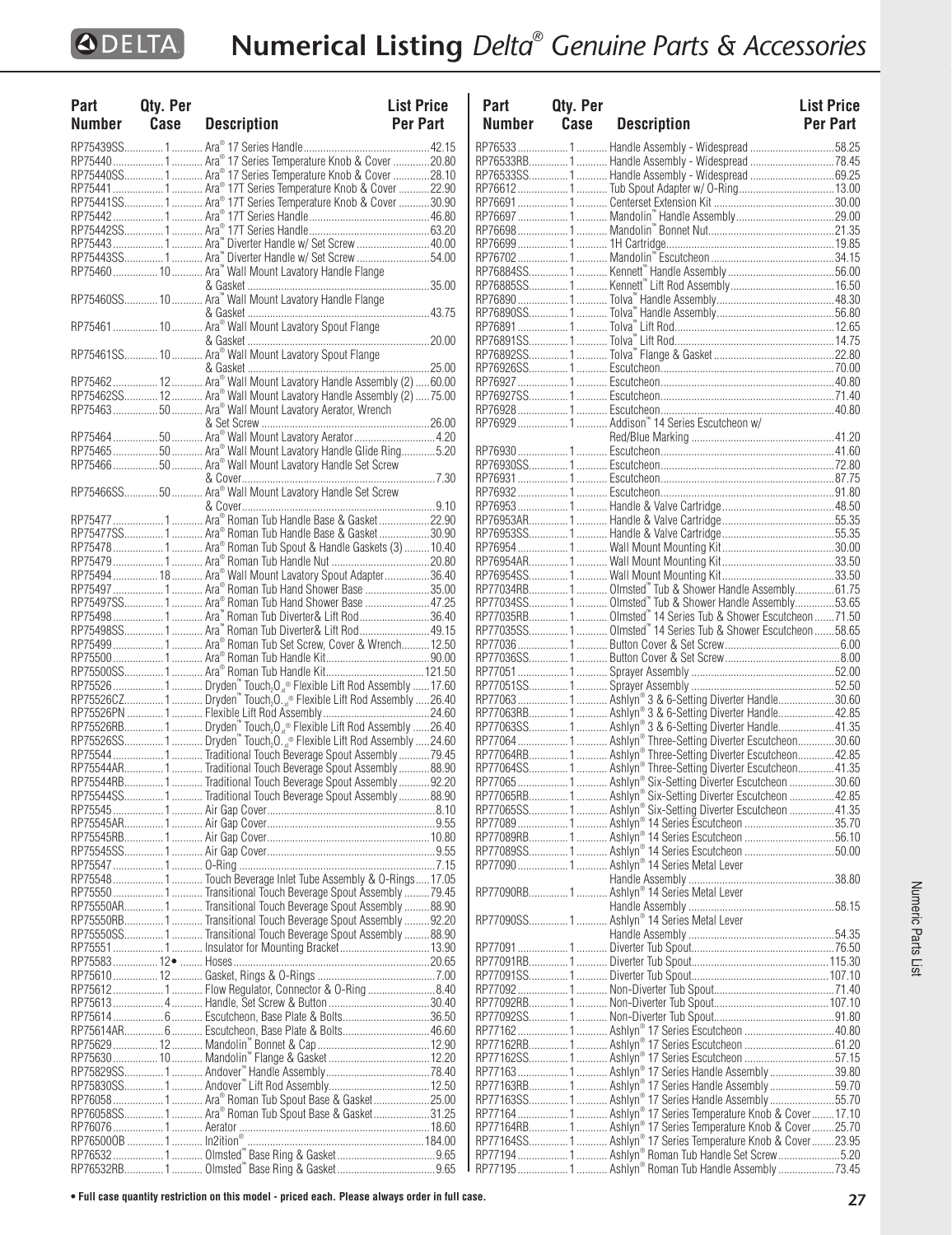# Numerical Listing *Delta® Genuine Parts & Accessories*

| Part Number | Qty. Per Case | Description | List Price Per Part |
|---|---|---|---|
| RP75439SS | 1 | Ara® 17 Series Handle | 42.15 |
| RP75440 | 1 | Ara® 17 Series Temperature Knob & Cover | 20.80 |
| RP75440SS | 1 | Ara® 17 Series Temperature Knob & Cover | 28.10 |
| RP75441 | 1 | Ara® 17T Series Temperature Knob & Cover | 22.90 |
| RP75441SS | 1 | Ara® 17T Series Temperature Knob & Cover | 30.90 |
| RP75442 | 1 | Ara® 17T Series Handle | 46.80 |
| RP75442SS | 1 | Ara® 17T Series Handle | 63.20 |
| RP75443 | 1 | Ara™ Diverter Handle w/ Set Screw | 40.00 |
| RP75443SS | 1 | Ara™ Diverter Handle w/ Set Screw | 54.00 |
| RP75460 | 10 | Ara™ Wall Mount Lavatory Handle Flange & Gasket | 35.00 |
| RP75460SS | 10 | Ara™ Wall Mount Lavatory Handle Flange & Gasket | 43.75 |
| RP75461 | 10 | Ara® Wall Mount Lavatory Spout Flange & Gasket | 20.00 |
| RP75461SS | 10 | Ara® Wall Mount Lavatory Spout Flange & Gasket | 25.00 |
| RP75462 | 12 | Ara® Wall Mount Lavatory Handle Assembly (2) | 60.00 |
| RP75462SS | 12 | Ara® Wall Mount Lavatory Handle Assembly (2) | 75.00 |
| RP75463 | 50 | Ara® Wall Mount Lavatory Aerator, Wrench & Set Screw | 26.00 |
| RP75464 | 50 | Ara® Wall Mount Lavatory Aerator | 4.20 |
| RP75465 | 50 | Ara® Wall Mount Lavatory Handle Glide Ring | 5.20 |
| RP75466 | 50 | Ara® Wall Mount Lavatory Handle Set Screw & Cover | 7.30 |
| RP75466SS | 50 | Ara® Wall Mount Lavatory Handle Set Screw & Cover | 9.10 |
| RP75477 | 1 | Ara® Roman Tub Handle Base & Gasket | 22.90 |
| RP75477SS | 1 | Ara® Roman Tub Handle Base & Gasket | 30.90 |
| RP75478 | 1 | Ara® Roman Tub Spout & Handle Gaskets (3) | 10.40 |
| RP75479 | 1 | Ara® Roman Tub Handle Nut | 20.80 |
| RP75494 | 18 | Ara® Wall Mount Lavatory Spout Adapter | 36.40 |
| RP75497 | 1 | Ara® Roman Tub Hand Shower Base | 35.00 |
| RP75497SS | 1 | Ara® Roman Tub Hand Shower Base | 47.25 |
| RP75498 | 1 | Ara™ Roman Tub Diverter& Lift Rod | 36.40 |
| RP75498SS | 1 | Ara™ Roman Tub Diverter& Lift Rod | 49.15 |
| RP75499 | 1 | Ara® Roman Tub Set Screw, Cover & Wrench | 12.50 |
| RP75500 | 1 | Ara® Roman Tub Handle Kit | 90.00 |
| RP75500SS | 1 | Ara® Roman Tub Handle Kit | 121.50 |
| RP75526 | 1 | Dryden™ Touch$_2$O$_{xt}$® Flexible Lift Rod Assembly | 17.60 |
| RP75526CZ | 1 | Dryden™ Touch$_2$O$_{xt}$® Flexible Lift Rod Assembly | 26.40 |
| RP75526PN | 1 | Flexible Lift Rod Assembly | 24.60 |
| RP75526RB | 1 | Dryden™ Touch$_2$O$_{xt}$® Flexible Lift Rod Assembly | 26.40 |
| RP75526SS | 1 | Dryden™ Touch$_2$O$_{xt}$® Flexible Lift Rod Assembly | 24.60 |
| RP75544 | 1 | Traditional Touch Beverage Spout Assembly | 79.45 |
| RP75544AR | 1 | Traditional Touch Beverage Spout Assembly | 88.90 |
| RP75544RB | 1 | Traditional Touch Beverage Spout Assembly | 92.20 |
| RP75544SS | 1 | Traditional Touch Beverage Spout Assembly | 88.90 |
| RP75545 | 1 | Air Gap Cover | 8.10 |
| RP75545AR | 1 | Air Gap Cover | 9.55 |
| RP75545RB | 1 | Air Gap Cover | 10.80 |
| RP75545SS | 1 | Air Gap Cover | 9.55 |
| RP75547 | 1 | O-Ring | 7.15 |
| RP75548 | 1 | Touch Beverage Inlet Tube Assembly & O-Rings | 17.05 |
| RP75550 | 1 | Transitional Touch Beverage Spout Assembly | 79.45 |
| RP75550AR | 1 | Transitional Touch Beverage Spout Assembly | 88.90 |
| RP75550RB | 1 | Transitional Touch Beverage Spout Assembly | 92.20 |
| RP75550SS | 1 | Transitional Touch Beverage Spout Assembly | 88.90 |
| RP75551 | 1 | Insulator for Mounting Bracket | 13.90 |
| RP75583 | 12• | Hoses | 20.65 |
| RP75610 | 12 | Gasket, Rings & O-Rings | 7.00 |
| RP75612 | 1 | Flow Regulator, Connector & O-Ring | 8.40 |
| RP75613 | 4 | Handle, Set Screw & Button | 30.40 |
| RP75614 | 6 | Escutcheon, Base Plate & Bolts | 36.50 |
| RP75614AR | 6 | Escutcheon, Base Plate & Bolts | 46.60 |
| RP75629 | 12 | Mandolin™ Bonnet & Cap | 12.90 |
| RP75630 | 10 | Mandolin™ Flange & Gasket | 12.20 |
| RP75829SS | 1 | Andover™ Handle Assembly | 78.40 |
| RP75830SS | 1 | Andover™ Lift Rod Assembly | 12.50 |
| RP76058 | 1 | Ara® Roman Tub Spout Base & Gasket | 25.00 |
| RP76058SS | 1 | Ara® Roman Tub Spout Base & Gasket | 31.25 |
| RP76076 | 1 | Aerator | 18.60 |
| RP76500OB | 1 | In2ition® | 184.00 |
| RP76532 | 1 | Olmsted™ Base Ring & Gasket | 9.65 |
| RP76532RB | 1 | Olmsted™ Base Ring & Gasket | 9.65 |
| RP76533 | 1 | Handle Assembly - Widespread | 58.25 |
| RP76533RB | 1 | Handle Assembly - Widespread | 78.45 |
| RP76533SS | 1 | Handle Assembly - Widespread | 69.25 |
| RP76612 | 1 | Tub Spout Adapter w/ O-Ring | 13.00 |
| RP76691 | 1 | Centerset Extension Kit | 30.00 |
| RP76697 | 1 | Mandolin™ Handle Assembly | 29.00 |
| RP76698 | 1 | Mandolin™ Bonnet Nut | 21.35 |
| RP76699 | 1 | 1H Cartridge | 19.85 |
| RP76702 | 1 | Mandolin™ Escutcheon | 34.15 |
| RP76884SS | 1 | Kennett™ Handle Assembly | 56.00 |
| RP76885SS | 1 | Kennett™ Lift Rod Assembly | 16.50 |
| RP76890 | 1 | Tolva™ Handle Assembly | 48.30 |
| RP76890SS | 1 | Tolva™ Handle Assembly | 56.80 |
| RP76891 | 1 | Tolva™ Lift Rod | 12.65 |
| RP76891SS | 1 | Tolva™ Lift Rod | 14.75 |
| RP76892SS | 1 | Tolva™ Flange & Gasket | 22.80 |
| RP76926SS | 1 | Escutcheon | 70.00 |
| RP76927 | 1 | Escutcheon | 40.80 |
| RP76927SS | 1 | Escutcheon | 71.40 |
| RP76928 | 1 | Escutcheon | 40.80 |
| RP76929 | 1 | Addison™ 14 Series Escutcheon w/ Red/Blue Marking | 41.20 |
| RP76930 | 1 | Escutcheon | 41.60 |
| RP76930SS | 1 | Escutcheon | 72.80 |
| RP76931 | 1 | Escutcheon | 87.75 |
| RP76932 | 1 | Escutcheon | 91.80 |
| RP76953 | 1 | Handle & Valve Cartridge | 48.50 |
| RP76953AR | 1 | Handle & Valve Cartridge | 55.35 |
| RP76953SS | 1 | Handle & Valve Cartridge | 55.35 |
| RP76954 | 1 | Wall Mount Mounting Kit | 30.00 |
| RP76954AR | 1 | Wall Mount Mounting Kit | 33.50 |
| RP76954SS | 1 | Wall Mount Mounting Kit | 33.50 |
| RP77034RB | 1 | Olmsted™ Tub & Shower Handle Assembly | 61.75 |
| RP77034SS | 1 | Olmsted™ Tub & Shower Handle Assembly | 53.65 |
| RP77035RB | 1 | Olmsted™ 14 Series Tub & Shower Escutcheon | 71.50 |
| RP77035SS | 1 | Olmsted™ 14 Series Tub & Shower Escutcheon | 58.65 |
| RP77036 | 1 | Button Cover & Set Screw | 6.00 |
| RP77036SS | 1 | Button Cover & Set Screw | 8.00 |
| RP77051 | 1 | Sprayer Assembly | 52.00 |
| RP77051SS | 1 | Sprayer Assembly | 52.50 |
| RP77063 | 1 | Ashlyn® 3 & 6-Setting Diverter Handle | 30.60 |
| RP77063RB | 1 | Ashlyn® 3 & 6-Setting Diverter Handle | 42.85 |
| RP77063SS | 1 | Ashlyn® 3 & 6-Setting Diverter Handle | 41.35 |
| RP77064 | 1 | Ashlyn® Three-Setting Diverter Escutcheon | 30.60 |
| RP77064RB | 1 | Ashlyn® Three-Setting Diverter Escutcheon | 42.85 |
| RP77064SS | 1 | Ashlyn® Three-Setting Diverter Escutcheon | 41.35 |
| RP77065 | 1 | Ashlyn® Six-Setting Diverter Escutcheon | 30.60 |
| RP77065RB | 1 | Ashlyn® Six-Setting Diverter Escutcheon | 42.85 |
| RP77065SS | 1 | Ashlyn® Six-Setting Diverter Escutcheon | 41.35 |
| RP77089 | 1 | Ashlyn® 14 Series Escutcheon | 35.70 |
| RP77089RB | 1 | Ashlyn® 14 Series Escutcheon | 56.10 |
| RP77089SS | 1 | Ashlyn® 14 Series Escutcheon | 50.00 |
| RP77090 | 1 | Ashlyn® 14 Series Metal Lever Handle Assembly | 38.80 |
| RP77090RB | 1 | Ashlyn® 14 Series Metal Lever Handle Assembly | 58.15 |
| RP77090SS | 1 | Ashlyn® 14 Series Metal Lever Handle Assembly | 54.35 |
| RP77091 | 1 | Diverter Tub Spout | 76.50 |
| RP77091RB | 1 | Diverter Tub Spout | 115.30 |
| RP77091SS | 1 | Diverter Tub Spout | 107.10 |
| RP77092 | 1 | Non-Diverter Tub Spout | 71.40 |
| RP77092RB | 1 | Non-Diverter Tub Spout | 107.10 |
| RP77092SS | 1 | Non-Diverter Tub Spout | 91.80 |
| RP77162 | 1 | Ashlyn® 17 Series Escutcheon | 40.80 |
| RP77162RB | 1 | Ashlyn® 17 Series Escutcheon | 61.20 |
| RP77162SS | 1 | Ashlyn® 17 Series Escutcheon | 57.15 |
| RP77163 | 1 | Ashlyn® 17 Series Handle Assembly | 39.80 |
| RP77163RB | 1 | Ashlyn® 17 Series Handle Assembly | 59.70 |
| RP77163SS | 1 | Ashlyn® 17 Series Handle Assembly | 55.70 |
| RP77164 | 1 | Ashlyn® 17 Series Temperature Knob & Cover | 17.10 |
| RP77164RB | 1 | Ashlyn® 17 Series Temperature Knob & Cover | 25.70 |
| RP77164SS | 1 | Ashlyn® 17 Series Temperature Knob & Cover | 23.95 |
| RP77194 | 1 | Ashlyn® Roman Tub Handle Set Screw | 5.20 |
| RP77195 | 1 | Ashlyn® Roman Tub Handle Assembly | 73.45 |

**• Full case quantity restriction on this model - priced each. Please always order in full case.**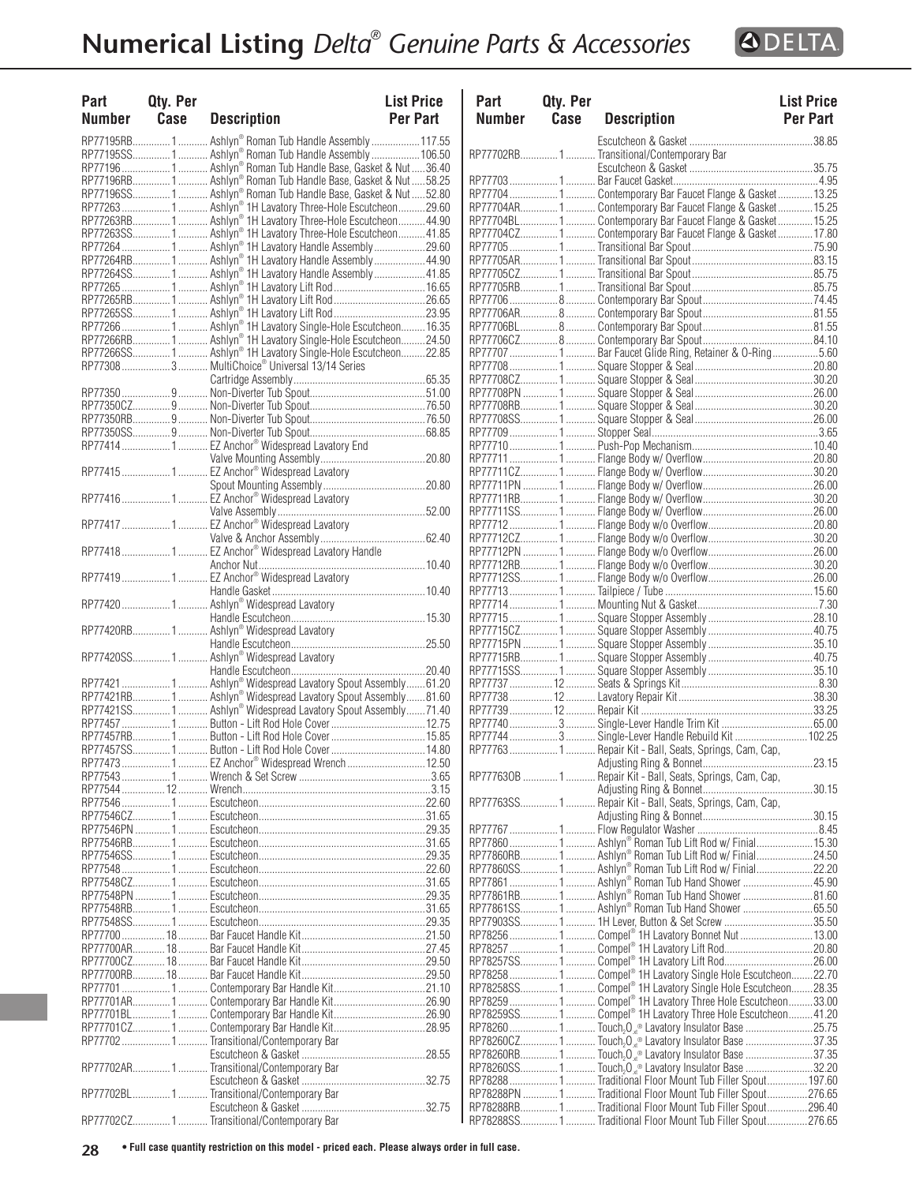# Numerical Listing *Delta® Genuine Parts & Accessories*

| Part Number | Qty. Per Case | Description | List Price Per Part |
|---|---|---|---|
| RP77195RB | 1 | Ashlyn® Roman Tub Handle Assembly | 117.55 |
| RP77195SS | 1 | Ashlyn® Roman Tub Handle Assembly | 106.50 |
| RP77196 | 1 | Ashlyn® Roman Tub Handle Base, Gasket & Nut | 36.40 |
| RP77196RB | 1 | Ashlyn® Roman Tub Handle Base, Gasket & Nut | 58.25 |
| RP77196SS | 1 | Ashlyn® Roman Tub Handle Base, Gasket & Nut | 52.80 |
| RP77263 | 1 | Ashlyn® 1H Lavatory Three-Hole Escutcheon | 29.60 |
| RP77263RB | 1 | Ashlyn® 1H Lavatory Three-Hole Escutcheon | 44.90 |
| RP77263SS | 1 | Ashlyn® 1H Lavatory Three-Hole Escutcheon | 41.85 |
| RP77264 | 1 | Ashlyn® 1H Lavatory Handle Assembly | 29.60 |
| RP77264RB | 1 | Ashlyn® 1H Lavatory Handle Assembly | 44.90 |
| RP77264SS | 1 | Ashlyn® 1H Lavatory Handle Assembly | 41.85 |
| RP77265 | 1 | Ashlyn® 1H Lavatory Lift Rod | 16.65 |
| RP77265RB | 1 | Ashlyn® 1H Lavatory Lift Rod | 26.65 |
| RP77265SS | 1 | Ashlyn® 1H Lavatory Lift Rod | 23.95 |
| RP77266 | 1 | Ashlyn® 1H Lavatory Single-Hole Escutcheon | 16.35 |
| RP77266RB | 1 | Ashlyn® 1H Lavatory Single-Hole Escutcheon | 24.50 |
| RP77266SS | 1 | Ashlyn® 1H Lavatory Single-Hole Escutcheon | 22.85 |
| RP77308 | 3 | MultiChoice® Universal 13/14 Series Cartridge Assembly | 65.35 |
| RP77350 | 9 | Non-Diverter Tub Spout | 51.00 |
| RP77350CZ | 9 | Non-Diverter Tub Spout | 76.50 |
| RP77350RB | 9 | Non-Diverter Tub Spout | 76.50 |
| RP77350SS | 9 | Non-Diverter Tub Spout | 68.85 |
| RP77414 | 1 | EZ Anchor® Widespread Lavatory End Valve Mounting Assembly | 20.80 |
| RP77415 | 1 | EZ Anchor® Widespread Lavatory Spout Mounting Assembly | 20.80 |
| RP77416 | 1 | EZ Anchor® Widespread Lavatory Valve Assembly | 52.00 |
| RP77417 | 1 | EZ Anchor® Widespread Lavatory Valve & Anchor Assembly | 62.40 |
| RP77418 | 1 | EZ Anchor® Widespread Lavatory Handle Anchor Nut | 10.40 |
| RP77419 | 1 | EZ Anchor® Widespread Lavatory Handle Gasket | 10.40 |
| RP77420 | 1 | Ashlyn® Widespread Lavatory Handle Escutcheon | 15.30 |
| RP77420RB | 1 | Ashlyn® Widespread Lavatory Handle Escutcheon | 25.50 |
| RP77420SS | 1 | Ashlyn® Widespread Lavatory Handle Escutcheon | 20.40 |
| RP77421 | 1 | Ashlyn® Widespread Lavatory Spout Assembly | 61.20 |
| RP77421RB | 1 | Ashlyn® Widespread Lavatory Spout Assembly | 81.60 |
| RP77421SS | 1 | Ashlyn® Widespread Lavatory Spout Assembly | 71.40 |
| RP77457 | 1 | Button - Lift Rod Hole Cover | 12.75 |
| RP77457RB | 1 | Button - Lift Rod Hole Cover | 15.85 |
| RP77457SS | 1 | Button - Lift Rod Hole Cover | 14.80 |
| RP77473 | 1 | EZ Anchor® Widespread Wrench | 12.50 |
| RP77543 | 1 | Wrench & Set Screw | 3.65 |
| RP77544 | 12 | Wrench | 3.15 |
| RP77546 | 1 | Escutcheon | 22.60 |
| RP77546CZ | 1 | Escutcheon | 31.65 |
| RP77546PN | 1 | Escutcheon | 29.35 |
| RP77546RB | 1 | Escutcheon | 31.65 |
| RP77546SS | 1 | Escutcheon | 29.35 |
| RP77548 | 1 | Escutcheon | 22.60 |
| RP77548CZ | 1 | Escutcheon | 31.65 |
| RP77548PN | 1 | Escutcheon | 29.35 |
| RP77548RB | 1 | Escutcheon | 31.65 |
| RP77548SS | 1 | Escutcheon | 29.35 |
| RP77700 | 18 | Bar Faucet Handle Kit | 21.50 |
| RP77700AR | 18 | Bar Faucet Handle Kit | 27.45 |
| RP77700CZ | 18 | Bar Faucet Handle Kit | 29.50 |
| RP77700RB | 18 | Bar Faucet Handle Kit | 29.50 |
| RP77701 | 1 | Contemporary Bar Handle Kit | 21.10 |
| RP77701AR | 1 | Contemporary Bar Handle Kit | 26.90 |
| RP77701BL | 1 | Contemporary Bar Handle Kit | 26.90 |
| RP77701CZ | 1 | Contemporary Bar Handle Kit | 28.95 |
| RP77702 | 1 | Transitional/Contemporary Bar Escutcheon & Gasket | 28.55 |
| RP77702AR | 1 | Transitional/Contemporary Bar Escutcheon & Gasket | 32.75 |
| RP77702BL | 1 | Transitional/Contemporary Bar Escutcheon & Gasket | 32.75 |
| RP77702CZ | 1 | Transitional/Contemporary Bar Escutcheon & Gasket | 38.85 |
| RP77702RB | 1 | Transitional/Contemporary Bar Escutcheon & Gasket | 35.75 |
| RP77703 | 1 | Bar Faucet Gasket | 4.95 |
| RP77704 | 1 | Contemporary Bar Faucet Flange & Gasket | 13.25 |
| RP77704AR | 1 | Contemporary Bar Faucet Flange & Gasket | 15.25 |
| RP77704BL | 1 | Contemporary Bar Faucet Flange & Gasket | 15.25 |
| RP77704CZ | 1 | Contemporary Bar Faucet Flange & Gasket | 17.80 |
| RP77705 | 1 | Transitional Bar Spout | 75.90 |
| RP77705AR | 1 | Transitional Bar Spout | 83.15 |
| RP77705CZ | 1 | Transitional Bar Spout | 85.75 |
| RP77705RB | 1 | Transitional Bar Spout | 85.75 |
| RP77706 | 8 | Contemporary Bar Spout | 74.45 |
| RP77706AR | 8 | Contemporary Bar Spout | 81.55 |
| RP77706BL | 8 | Contemporary Bar Spout | 81.55 |
| RP77706CZ | 8 | Contemporary Bar Spout | 84.10 |
| RP77707 | 1 | Bar Faucet Glide Ring, Retainer & O-Ring | 5.60 |
| RP77708 | 1 | Square Stopper & Seal | 20.80 |
| RP77708CZ | 1 | Square Stopper & Seal | 30.20 |
| RP77708PN | 1 | Square Stopper & Seal | 26.00 |
| RP77708RB | 1 | Square Stopper & Seal | 30.20 |
| RP77708SS | 1 | Square Stopper & Seal | 26.00 |
| RP77709 | 1 | Stopper Seal | 3.65 |
| RP77710 | 1 | Push-Pop Mechanism | 10.40 |
| RP77711 | 1 | Flange Body w/ Overflow | 20.80 |
| RP77711CZ | 1 | Flange Body w/ Overflow | 30.20 |
| RP77711PN | 1 | Flange Body w/ Overflow | 26.00 |
| RP77711RB | 1 | Flange Body w/ Overflow | 30.20 |
| RP77711SS | 1 | Flange Body w/ Overflow | 26.00 |
| RP77712 | 1 | Flange Body w/o Overflow | 20.80 |
| RP77712CZ | 1 | Flange Body w/o Overflow | 30.20 |
| RP77712PN | 1 | Flange Body w/o Overflow | 26.00 |
| RP77712RB | 1 | Flange Body w/o Overflow | 30.20 |
| RP77712SS | 1 | Flange Body w/o Overflow | 26.00 |
| RP77713 | 1 | Tailpiece / Tube | 15.60 |
| RP77714 | 1 | Mounting Nut & Gasket | 7.30 |
| RP77715 | 1 | Square Stopper Assembly | 28.10 |
| RP77715CZ | 1 | Square Stopper Assembly | 40.75 |
| RP77715PN | 1 | Square Stopper Assembly | 35.10 |
| RP77715RB | 1 | Square Stopper Assembly | 40.75 |
| RP77715SS | 1 | Square Stopper Assembly | 35.10 |
| RP77737 | 12 | Seats & Springs Kit | 8.30 |
| RP77738 | 12 | Lavatory Repair Kit | 38.30 |
| RP77739 | 12 | Repair Kit | 33.25 |
| RP77740 | 3 | Single-Lever Handle Trim Kit | 65.00 |
| RP77744 | 3 | Single-Lever Handle Rebuild Kit | 102.25 |
| RP77763 | 1 | Repair Kit - Ball, Seats, Springs, Cam, Cap, Adjusting Ring & Bonnet | 23.15 |
| RP77763OB | 1 | Repair Kit - Ball, Seats, Springs, Cam, Cap, Adjusting Ring & Bonnet | 30.15 |
| RP77763SS | 1 | Repair Kit - Ball, Seats, Springs, Cam, Cap, Adjusting Ring & Bonnet | 30.15 |
| RP77767 | 1 | Flow Regulator Washer | 8.45 |
| RP77860 | 1 | Ashlyn® Roman Tub Lift Rod w/ Finial | 15.30 |
| RP77860RB | 1 | Ashlyn® Roman Tub Lift Rod w/ Finial | 24.50 |
| RP77860SS | 1 | Ashlyn® Roman Tub Lift Rod w/ Finial | 22.20 |
| RP77861 | 1 | Ashlyn® Roman Tub Hand Shower | 45.90 |
| RP77861RB | 1 | Ashlyn® Roman Tub Hand Shower | 81.60 |
| RP77861SS | 1 | Ashlyn® Roman Tub Hand Shower | 65.50 |
| RP77903SS | 1 | 1H Lever, Button & Set Screw | 35.50 |
| RP78256 | 1 | Compel® 1H Lavatory Bonnet Nut | 13.00 |
| RP78257 | 1 | Compel® 1H Lavatory Lift Rod | 20.80 |
| RP78257SS | 1 | Compel® 1H Lavatory Lift Rod | 26.00 |
| RP78258 | 1 | Compel® 1H Lavatory Single Hole Escutcheon | 22.70 |
| RP78258SS | 1 | Compel® 1H Lavatory Single Hole Escutcheon | 28.35 |
| RP78259 | 1 | Compel® 1H Lavatory Three Hole Escutcheon | 33.00 |
| RP78259SS | 1 | Compel® 1H Lavatory Three Hole Escutcheon | 41.20 |
| RP78260 | 1 | Touch$_2$O$_{.xt}$® Lavatory Insulator Base | 25.75 |
| RP78260CZ | 1 | Touch$_2$O$_{.xt}$® Lavatory Insulator Base | 37.35 |
| RP78260RB | 1 | Touch$_2$O$_{.xt}$® Lavatory Insulator Base | 37.35 |
| RP78260SS | 1 | Touch$_2$O$_{.xt}$® Lavatory Insulator Base | 32.20 |
| RP78288 | 1 | Traditional Floor Mount Tub Filler Spout | 197.60 |
| RP78288PN | 1 | Traditional Floor Mount Tub Filler Spout | 276.65 |
| RP78288RB | 1 | Traditional Floor Mount Tub Filler Spout | 296.40 |
| RP78288SS | 1 | Traditional Floor Mount Tub Filler Spout | 276.65 |

• Full case quantity restriction on this model - priced each. Please always order in full case.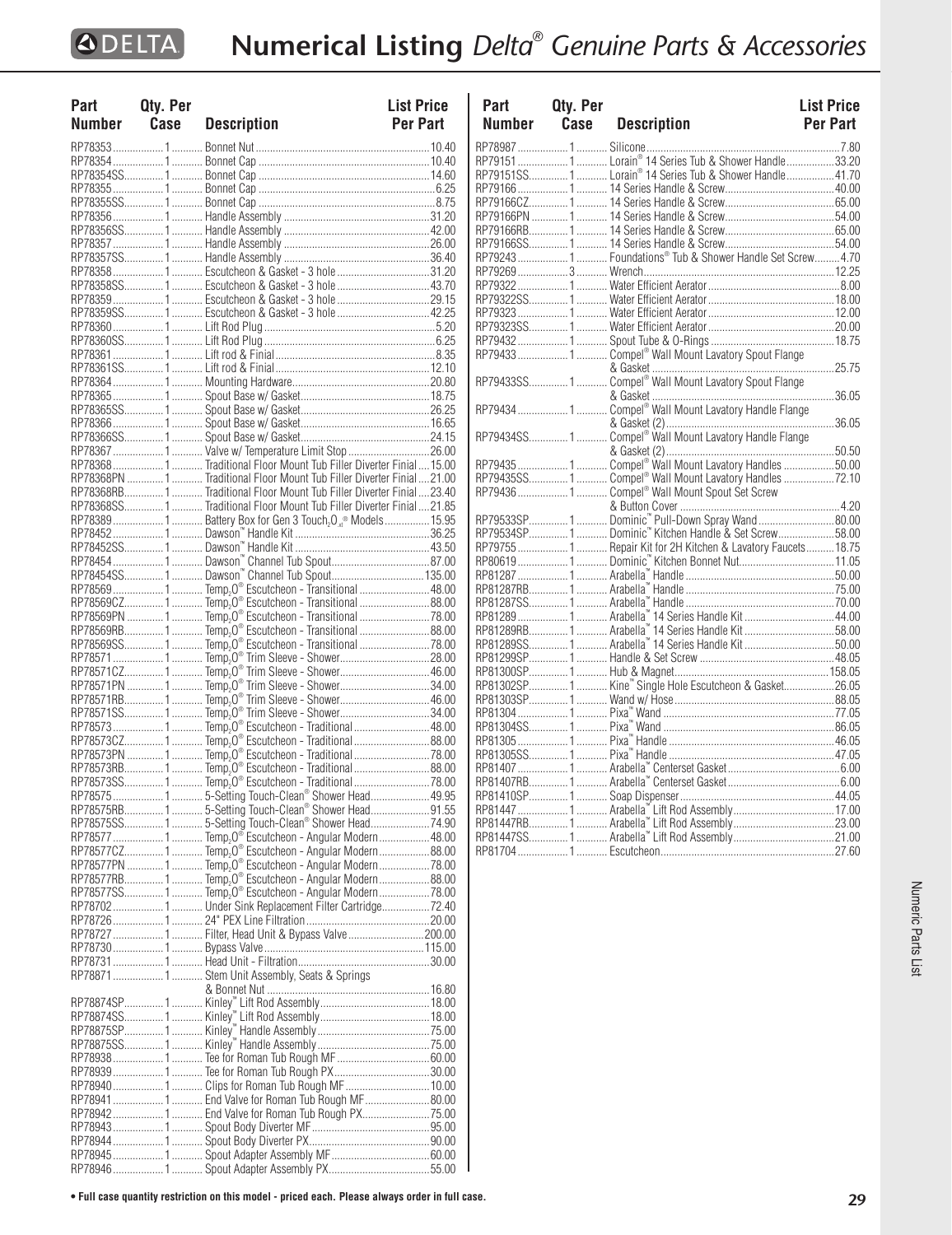# Numerical Listing *Delta® Genuine Parts & Accessories*

| Part Number | Qty. Per Case | Description | List Price Per Part |
|---|---|---|---|
| RP78353 | 1 | Bonnet Nut | 10.40 |
| RP78354 | 1 | Bonnet Cap | 10.40 |
| RP78354SS | 1 | Bonnet Cap | 14.60 |
| RP78355 | 1 | Bonnet Cap | 6.25 |
| RP78355SS | 1 | Bonnet Cap | 8.75 |
| RP78356 | 1 | Handle Assembly | 31.20 |
| RP78356SS | 1 | Handle Assembly | 42.00 |
| RP78357 | 1 | Handle Assembly | 26.00 |
| RP78357SS | 1 | Handle Assembly | 36.40 |
| RP78358 | 1 | Escutcheon & Gasket - 3 hole | 31.20 |
| RP78358SS | 1 | Escutcheon & Gasket - 3 hole | 43.70 |
| RP78359 | 1 | Escutcheon & Gasket - 3 hole | 29.15 |
| RP78359SS | 1 | Escutcheon & Gasket - 3 hole | 42.25 |
| RP78360 | 1 | Lift Rod Plug | 5.20 |
| RP78360SS | 1 | Lift Rod Plug | 6.25 |
| RP78361 | 1 | Lift rod & Finial | 8.35 |
| RP78361SS | 1 | Lift rod & Finial | 12.10 |
| RP78364 | 1 | Mounting Hardware | 20.80 |
| RP78365 | 1 | Spout Base w/ Gasket | 18.75 |
| RP78365SS | 1 | Spout Base w/ Gasket | 26.25 |
| RP78366 | 1 | Spout Base w/ Gasket | 16.65 |
| RP78366SS | 1 | Spout Base w/ Gasket | 24.15 |
| RP78367 | 1 | Valve w/ Temperature Limit Stop | 26.00 |
| RP78368 | 1 | Traditional Floor Mount Tub Filler Diverter Finial | 15.00 |
| RP78368PN | 1 | Traditional Floor Mount Tub Filler Diverter Finial | 21.00 |
| RP78368RB | 1 | Traditional Floor Mount Tub Filler Diverter Finial | 23.40 |
| RP78368SS | 1 | Traditional Floor Mount Tub Filler Diverter Finial | 21.85 |
| RP78389 | 1 | Battery Box for Gen 3 Touch$_2$O$_{xt}$® Models | 15.95 |
| RP78452 | 1 | Dawson™ Handle Kit | 36.25 |
| RP78452SS | 1 | Dawson™ Handle Kit | 43.50 |
| RP78454 | 1 | Dawson™ Channel Tub Spout | 87.00 |
| RP78454SS | 1 | Dawson™ Channel Tub Spout | 135.00 |
| RP78569 | 1 | Temp$_2$O® Escutcheon - Transitional | 48.00 |
| RP78569CZ | 1 | Temp$_2$O® Escutcheon - Transitional | 88.00 |
| RP78569PN | 1 | Temp$_2$O® Escutcheon - Transitional | 78.00 |
| RP78569RB | 1 | Temp$_2$O® Escutcheon - Transitional | 88.00 |
| RP78569SS | 1 | Temp$_2$O® Escutcheon - Transitional | 78.00 |
| RP78571 | 1 | Temp$_2$O® Trim Sleeve - Shower | 28.00 |
| RP78571CZ | 1 | Temp$_2$O® Trim Sleeve - Shower | 46.00 |
| RP78571PN | 1 | Temp$_2$O® Trim Sleeve - Shower | 34.00 |
| RP78571RB | 1 | Temp$_2$O® Trim Sleeve - Shower | 46.00 |
| RP78571SS | 1 | Temp$_2$O® Trim Sleeve - Shower | 34.00 |
| RP78573 | 1 | Temp$_2$O® Escutcheon - Traditional | 48.00 |
| RP78573CZ | 1 | Temp$_2$O® Escutcheon - Traditional | 88.00 |
| RP78573PN | 1 | Temp$_2$O® Escutcheon - Traditional | 78.00 |
| RP78573RB | 1 | Temp$_2$O® Escutcheon - Traditional | 88.00 |
| RP78573SS | 1 | Temp$_2$O® Escutcheon - Traditional | 78.00 |
| RP78575 | 1 | 5-Setting Touch-Clean® Shower Head | 49.95 |
| RP78575RB | 1 | 5-Setting Touch-Clean® Shower Head | 91.55 |
| RP78575SS | 1 | 5-Setting Touch-Clean® Shower Head | 74.90 |
| RP78577 | 1 | Temp$_2$O® Escutcheon - Angular Modern | 48.00 |
| RP78577CZ | 1 | Temp$_2$O® Escutcheon - Angular Modern | 88.00 |
| RP78577PN | 1 | Temp$_2$O® Escutcheon - Angular Modern | 78.00 |
| RP78577RB | 1 | Temp$_2$O® Escutcheon - Angular Modern | 88.00 |
| RP78577SS | 1 | Temp$_2$O® Escutcheon - Angular Modern | 78.00 |
| RP78702 | 1 | Under Sink Replacement Filter Cartridge | 72.40 |
| RP78726 | 1 | 24" PEX Line Filtration | 20.00 |
| RP78727 | 1 | Filter, Head Unit & Bypass Valve | 200.00 |
| RP78730 | 1 | Bypass Valve | 115.00 |
| RP78731 | 1 | Head Unit - Filtration | 30.00 |
| RP78871 | 1 | Stem Unit Assembly, Seats & Springs & Bonnet Nut | 16.80 |
| RP78874SP | 1 | Kinley™ Lift Rod Assembly | 18.00 |
| RP78874SS | 1 | Kinley™ Lift Rod Assembly | 18.00 |
| RP78875SP | 1 | Kinley™ Handle Assembly | 75.00 |
| RP78875SS | 1 | Kinley™ Handle Assembly | 75.00 |
| RP78938 | 1 | Tee for Roman Tub Rough MF | 60.00 |
| RP78939 | 1 | Tee for Roman Tub Rough PX | 30.00 |
| RP78940 | 1 | Clips for Roman Tub Rough MF | 10.00 |
| RP78941 | 1 | End Valve for Roman Tub Rough MF | 80.00 |
| RP78942 | 1 | End Valve for Roman Tub Rough PX | 75.00 |
| RP78943 | 1 | Spout Body Diverter MF | 95.00 |
| RP78944 | 1 | Spout Body Diverter PX | 90.00 |
| RP78945 | 1 | Spout Adapter Assembly MF | 60.00 |
| RP78946 | 1 | Spout Adapter Assembly PX | 55.00 |
| RP78987 | 1 | Silicone | 7.80 |
| RP79151 | 1 | Lorain® 14 Series Tub & Shower Handle | 33.20 |
| RP79151SS | 1 | Lorain® 14 Series Tub & Shower Handle | 41.70 |
| RP79166 | 1 | 14 Series Handle & Screw | 40.00 |
| RP79166CZ | 1 | 14 Series Handle & Screw | 65.00 |
| RP79166PN | 1 | 14 Series Handle & Screw | 54.00 |
| RP79166RB | 1 | 14 Series Handle & Screw | 65.00 |
| RP79166SS | 1 | 14 Series Handle & Screw | 54.00 |
| RP79243 | 1 | Foundations® Tub & Shower Handle Set Screw | 4.70 |
| RP79269 | 3 | Wrench | 12.25 |
| RP79322 | 1 | Water Efficient Aerator | 8.00 |
| RP79322SS | 1 | Water Efficient Aerator | 18.00 |
| RP79323 | 1 | Water Efficient Aerator | 12.00 |
| RP79323SS | 1 | Water Efficient Aerator | 20.00 |
| RP79432 | 1 | Spout Tube & O-Rings | 18.75 |
| RP79433 | 1 | Compel® Wall Mount Lavatory Spout Flange & Gasket | 25.75 |
| RP79433SS | 1 | Compel® Wall Mount Lavatory Spout Flange & Gasket | 36.05 |
| RP79434 | 1 | Compel® Wall Mount Lavatory Handle Flange & Gasket (2) | 36.05 |
| RP79434SS | 1 | Compel® Wall Mount Lavatory Handle Flange & Gasket (2) | 50.50 |
| RP79435 | 1 | Compel® Wall Mount Lavatory Handles | 50.00 |
| RP79435SS | 1 | Compel® Wall Mount Lavatory Handles | 72.10 |
| RP79436 | 1 | Compel® Wall Mount Spout Set Screw & Button Cover | 4.20 |
| RP79533SP | 1 | Dominic™ Pull-Down Spray Wand | 80.00 |
| RP79534SP | 1 | Dominic™ Kitchen Handle & Set Screw | 58.00 |
| RP79755 | 1 | Repair Kit for 2H Kitchen & Lavatory Faucets | 18.75 |
| RP80619 | 1 | Dominic™ Kitchen Bonnet Nut | 11.05 |
| RP81287 | 1 | Arabella™ Handle | 50.00 |
| RP81287RB | 1 | Arabella™ Handle | 75.00 |
| RP81287SS | 1 | Arabella™ Handle | 70.00 |
| RP81289 | 1 | Arabella™ 14 Series Handle Kit | 44.00 |
| RP81289RB | 1 | Arabella™ 14 Series Handle Kit | 58.00 |
| RP81289SS | 1 | Arabella™ 14 Series Handle Kit | 50.00 |
| RP81299SP | 1 | Handle & Set Screw | 48.05 |
| RP81300SP | 1 | Hub & Magnet | 158.05 |
| RP81302SP | 1 | Kine™ Single Hole Escutcheon & Gasket | 26.05 |
| RP81303SP | 1 | Wand w/ Hose | 88.05 |
| RP81304 | 1 | Pixa™ Wand | 77.05 |
| RP81304SS | 1 | Pixa™ Wand | 86.05 |
| RP81305 | 1 | Pixa™ Handle | 46.05 |
| RP81305SS | 1 | Pixa™ Handle | 47.05 |
| RP81407 | 1 | Arabella™ Centerset Gasket | 6.00 |
| RP81407RB | 1 | Arabella™ Centerset Gasket | 6.00 |
| RP81410SP | 1 | Soap Dispenser | 44.05 |
| RP81447 | 1 | Arabella™ Lift Rod Assembly | 17.00 |
| RP81447RB | 1 | Arabella™ Lift Rod Assembly | 23.00 |
| RP81447SS | 1 | Arabella™ Lift Rod Assembly | 21.00 |
| RP81704 | 1 | Escutcheon | 27.60 |

• Full case quantity restriction on this model - priced each. Please always order in full case.